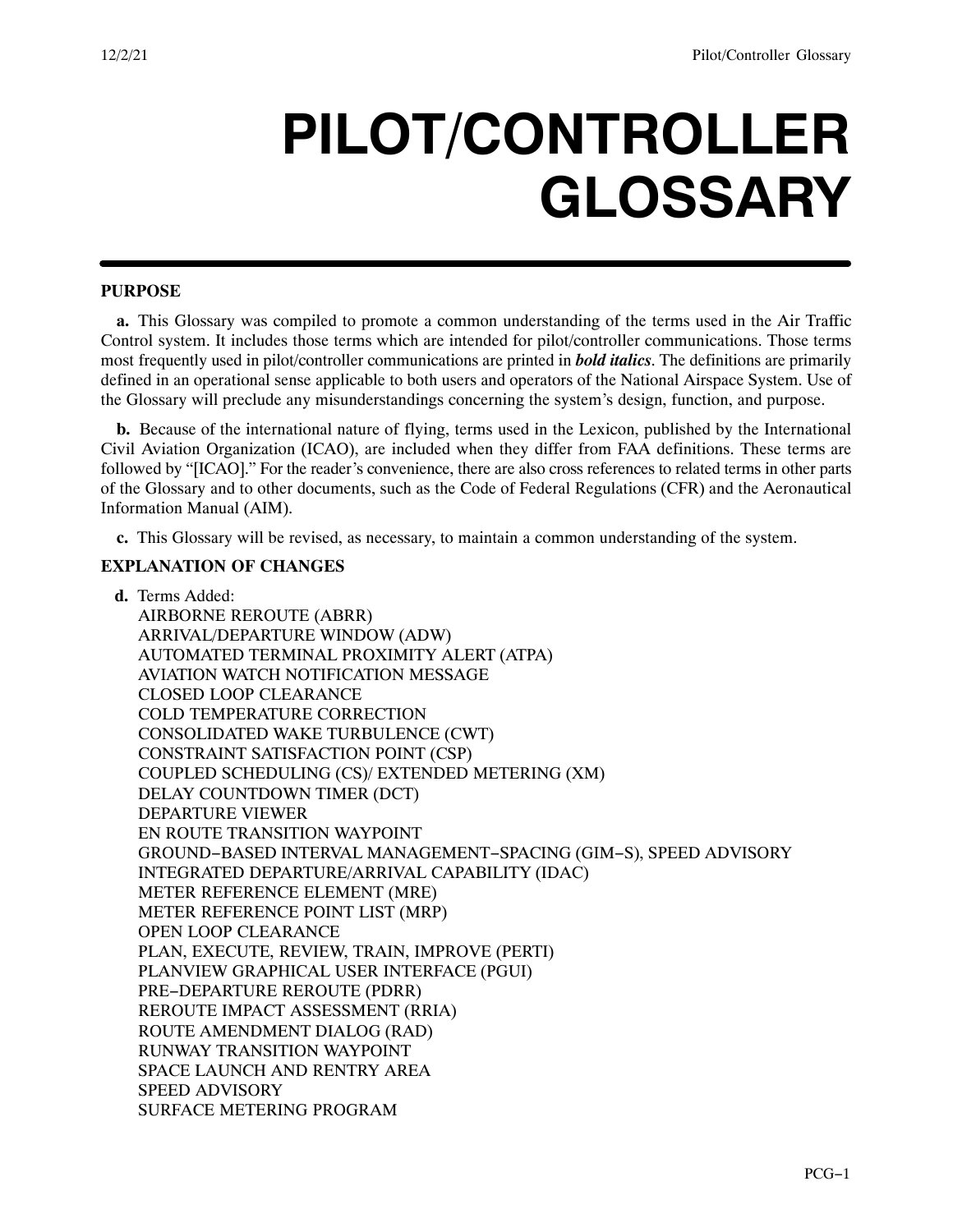# PILOT/CONTROLLER GLOSSARY

## PURPOSE

**a.** This Glossary was compiled to promote a common understanding of the terms used in the Air Traffic Control system. It includes those terms which are intended for pilot/controller communications. Those terms most frequently used in pilot/controller communications are printed in ***bold italics***. The definitions are primarily defined in an operational sense applicable to both users and operators of the National Airspace System. Use of the Glossary will preclude any misunderstandings concerning the system's design, function, and purpose.

**b.** Because of the international nature of flying, terms used in the Lexicon, published by the International Civil Aviation Organization (ICAO), are included when they differ from FAA definitions. These terms are followed by "[ICAO]." For the reader's convenience, there are also cross references to related terms in other parts of the Glossary and to other documents, such as the Code of Federal Regulations (CFR) and the Aeronautical Information Manual (AIM).

**c.** This Glossary will be revised, as necessary, to maintain a common understanding of the system.

## EXPLANATION OF CHANGES

**d.** Terms Added:

AIRBORNE REROUTE (ABRR)
ARRIVAL/DEPARTURE WINDOW (ADW)
AUTOMATED TERMINAL PROXIMITY ALERT (ATPA)
AVIATION WATCH NOTIFICATION MESSAGE
CLOSED LOOP CLEARANCE
COLD TEMPERATURE CORRECTION
CONSOLIDATED WAKE TURBULENCE (CWT)
CONSTRAINT SATISFACTION POINT (CSP)
COUPLED SCHEDULING (CS)/ EXTENDED METERING (XM)
DELAY COUNTDOWN TIMER (DCT)
DEPARTURE VIEWER
EN ROUTE TRANSITION WAYPOINT
GROUND−BASED INTERVAL MANAGEMENT−SPACING (GIM−S), SPEED ADVISORY
INTEGRATED DEPARTURE/ARRIVAL CAPABILITY (IDAC)
METER REFERENCE ELEMENT (MRE)
METER REFERENCE POINT LIST (MRP)
OPEN LOOP CLEARANCE
PLAN, EXECUTE, REVIEW, TRAIN, IMPROVE (PERTI)
PLANVIEW GRAPHICAL USER INTERFACE (PGUI)
PRE−DEPARTURE REROUTE (PDRR)
REROUTE IMPACT ASSESSMENT (RRIA)
ROUTE AMENDMENT DIALOG (RAD)
RUNWAY TRANSITION WAYPOINT
SPACE LAUNCH AND RENTRY AREA
SPEED ADVISORY
SURFACE METERING PROGRAM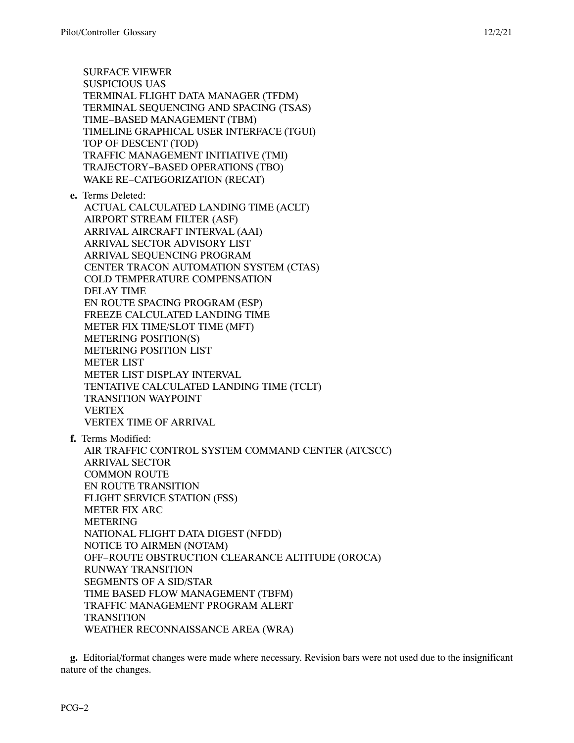SURFACE VIEWER
SUSPICIOUS UAS
TERMINAL FLIGHT DATA MANAGER (TFDM)
TERMINAL SEQUENCING AND SPACING (TSAS)
TIME−BASED MANAGEMENT (TBM)
TIMELINE GRAPHICAL USER INTERFACE (TGUI)
TOP OF DESCENT (TOD)
TRAFFIC MANAGEMENT INITIATIVE (TMI)
TRAJECTORY−BASED OPERATIONS (TBO)
WAKE RE−CATEGORIZATION (RECAT)

**e.** Terms Deleted:
ACTUAL CALCULATED LANDING TIME (ACLT)
AIRPORT STREAM FILTER (ASF)
ARRIVAL AIRCRAFT INTERVAL (AAI)
ARRIVAL SECTOR ADVISORY LIST
ARRIVAL SEQUENCING PROGRAM
CENTER TRACON AUTOMATION SYSTEM (CTAS)
COLD TEMPERATURE COMPENSATION
DELAY TIME
EN ROUTE SPACING PROGRAM (ESP)
FREEZE CALCULATED LANDING TIME
METER FIX TIME/SLOT TIME (MFT)
METERING POSITION(S)
METERING POSITION LIST
METER LIST
METER LIST DISPLAY INTERVAL
TENTATIVE CALCULATED LANDING TIME (TCLT)
TRANSITION WAYPOINT
VERTEX
VERTEX TIME OF ARRIVAL

**f.** Terms Modified:
AIR TRAFFIC CONTROL SYSTEM COMMAND CENTER (ATCSCC)
ARRIVAL SECTOR
COMMON ROUTE
EN ROUTE TRANSITION
FLIGHT SERVICE STATION (FSS)
METER FIX ARC
METERING
NATIONAL FLIGHT DATA DIGEST (NFDD)
NOTICE TO AIRMEN (NOTAM)
OFF−ROUTE OBSTRUCTION CLEARANCE ALTITUDE (OROCA)
RUNWAY TRANSITION
SEGMENTS OF A SID/STAR
TIME BASED FLOW MANAGEMENT (TBFM)
TRAFFIC MANAGEMENT PROGRAM ALERT
TRANSITION
WEATHER RECONNAISSANCE AREA (WRA)

**g.** Editorial/format changes were made where necessary. Revision bars were not used due to the insignificant nature of the changes.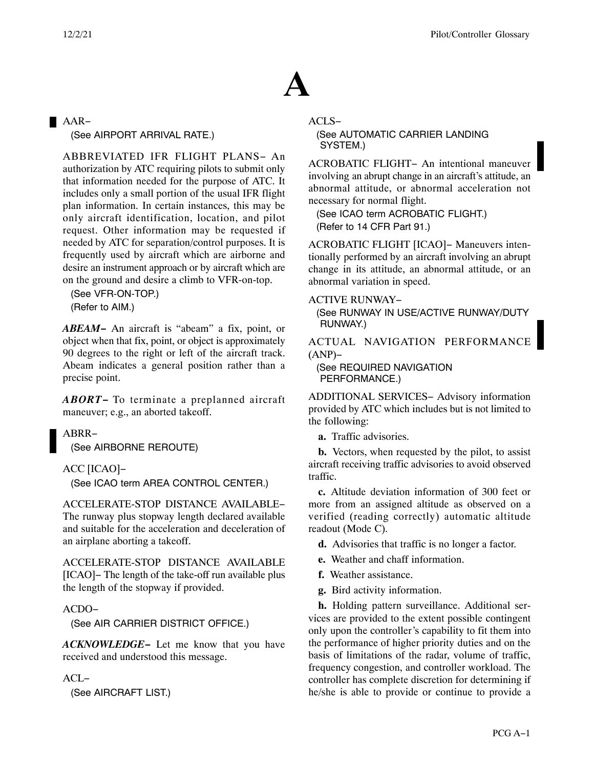# A

AAR−

(See AIRPORT ARRIVAL RATE.)

ABBREVIATED IFR FLIGHT PLANS− An authorization by ATC requiring pilots to submit only that information needed for the purpose of ATC. It includes only a small portion of the usual IFR flight plan information. In certain instances, this may be only aircraft identification, location, and pilot request. Other information may be requested if needed by ATC for separation/control purposes. It is frequently used by aircraft which are airborne and desire an instrument approach or by aircraft which are on the ground and desire a climb to VFR-on-top.

(See VFR-ON-TOP.)
(Refer to AIM.)

***ABEAM−*** An aircraft is "abeam" a fix, point, or object when that fix, point, or object is approximately 90 degrees to the right or left of the aircraft track. Abeam indicates a general position rather than a precise point.

***ABORT−*** To terminate a preplanned aircraft maneuver; e.g., an aborted takeoff.

ABRR−

(See AIRBORNE REROUTE)

ACC [ICAO]−

(See ICAO term AREA CONTROL CENTER.)

ACCELERATE-STOP DISTANCE AVAILABLE− The runway plus stopway length declared available and suitable for the acceleration and deceleration of an airplane aborting a takeoff.

ACCELERATE-STOP DISTANCE AVAILABLE [ICAO]− The length of the take-off run available plus the length of the stopway if provided.

ACDO−

(See AIR CARRIER DISTRICT OFFICE.)

***ACKNOWLEDGE−*** Let me know that you have received and understood this message.

ACL−

(See AIRCRAFT LIST.)

ACLS−

(See AUTOMATIC CARRIER LANDING SYSTEM.)

ACROBATIC FLIGHT− An intentional maneuver involving an abrupt change in an aircraft's attitude, an abnormal attitude, or abnormal acceleration not necessary for normal flight.

(See ICAO term ACROBATIC FLIGHT.)
(Refer to 14 CFR Part 91.)

ACROBATIC FLIGHT [ICAO]− Maneuvers intentionally performed by an aircraft involving an abrupt change in its attitude, an abnormal attitude, or an abnormal variation in speed.

ACTIVE RUNWAY−

(See RUNWAY IN USE/ACTIVE RUNWAY/DUTY RUNWAY.)

ACTUAL NAVIGATION PERFORMANCE (ANP)−

(See REQUIRED NAVIGATION PERFORMANCE.)

ADDITIONAL SERVICES− Advisory information provided by ATC which includes but is not limited to the following:

**a.** Traffic advisories.

**b.** Vectors, when requested by the pilot, to assist aircraft receiving traffic advisories to avoid observed traffic.

**c.** Altitude deviation information of 300 feet or more from an assigned altitude as observed on a verified (reading correctly) automatic altitude readout (Mode C).

**d.** Advisories that traffic is no longer a factor.

**e.** Weather and chaff information.

**f.** Weather assistance.

**g.** Bird activity information.

**h.** Holding pattern surveillance. Additional services are provided to the extent possible contingent only upon the controller's capability to fit them into the performance of higher priority duties and on the basis of limitations of the radar, volume of traffic, frequency congestion, and controller workload. The controller has complete discretion for determining if he/she is able to provide or continue to provide a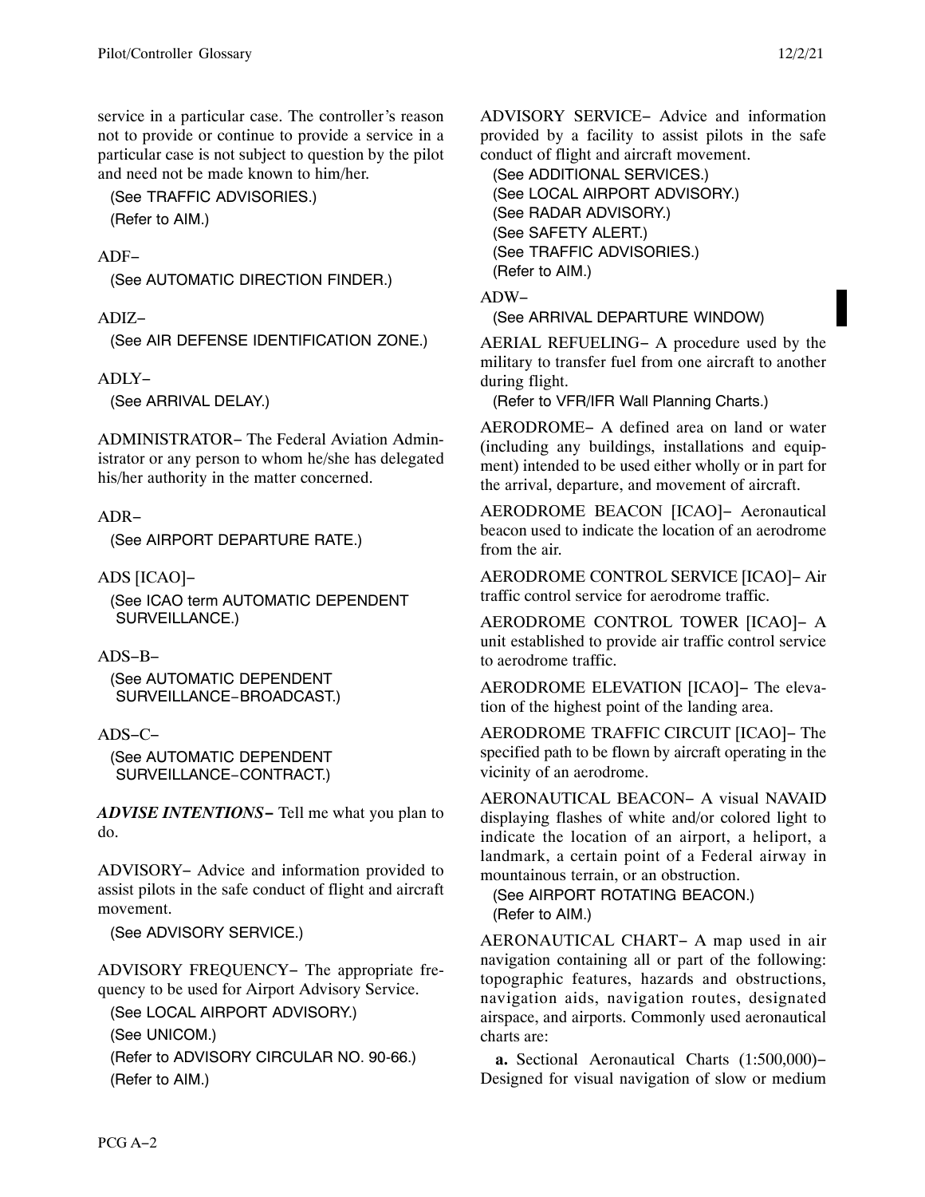service in a particular case. The controller's reason not to provide or continue to provide a service in a particular case is not subject to question by the pilot and need not be made known to him/her.

(See TRAFFIC ADVISORIES.)
(Refer to AIM.)

ADF−
(See AUTOMATIC DIRECTION FINDER.)

ADIZ−
(See AIR DEFENSE IDENTIFICATION ZONE.)

ADLY−
(See ARRIVAL DELAY.)

ADMINISTRATOR− The Federal Aviation Administrator or any person to whom he/she has delegated his/her authority in the matter concerned.

ADR−
(See AIRPORT DEPARTURE RATE.)

ADS [ICAO]−
(See ICAO term AUTOMATIC DEPENDENT SURVEILLANCE.)

ADS−B−
(See AUTOMATIC DEPENDENT SURVEILLANCE−BROADCAST.)

ADS−C−
(See AUTOMATIC DEPENDENT SURVEILLANCE−CONTRACT.)

***ADVISE INTENTIONS***− Tell me what you plan to do.

ADVISORY− Advice and information provided to assist pilots in the safe conduct of flight and aircraft movement.

(See ADVISORY SERVICE.)

ADVISORY FREQUENCY− The appropriate frequency to be used for Airport Advisory Service.

(See LOCAL AIRPORT ADVISORY.)
(See UNICOM.)
(Refer to ADVISORY CIRCULAR NO. 90-66.)
(Refer to AIM.)

ADVISORY SERVICE− Advice and information provided by a facility to assist pilots in the safe conduct of flight and aircraft movement.

(See ADDITIONAL SERVICES.)
(See LOCAL AIRPORT ADVISORY.)
(See RADAR ADVISORY.)
(See SAFETY ALERT.)
(See TRAFFIC ADVISORIES.)
(Refer to AIM.)

ADW−
(See ARRIVAL DEPARTURE WINDOW)

AERIAL REFUELING− A procedure used by the military to transfer fuel from one aircraft to another during flight.

(Refer to VFR/IFR Wall Planning Charts.)

AERODROME− A defined area on land or water (including any buildings, installations and equipment) intended to be used either wholly or in part for the arrival, departure, and movement of aircraft.

AERODROME BEACON [ICAO]− Aeronautical beacon used to indicate the location of an aerodrome from the air.

AERODROME CONTROL SERVICE [ICAO]− Air traffic control service for aerodrome traffic.

AERODROME CONTROL TOWER [ICAO]− A unit established to provide air traffic control service to aerodrome traffic.

AERODROME ELEVATION [ICAO]− The elevation of the highest point of the landing area.

AERODROME TRAFFIC CIRCUIT [ICAO]− The specified path to be flown by aircraft operating in the vicinity of an aerodrome.

AERONAUTICAL BEACON− A visual NAVAID displaying flashes of white and/or colored light to indicate the location of an airport, a heliport, a landmark, a certain point of a Federal airway in mountainous terrain, or an obstruction.

(See AIRPORT ROTATING BEACON.)
(Refer to AIM.)

AERONAUTICAL CHART− A map used in air navigation containing all or part of the following: topographic features, hazards and obstructions, navigation aids, navigation routes, designated airspace, and airports. Commonly used aeronautical charts are:

**a.** Sectional Aeronautical Charts (1:500,000)− Designed for visual navigation of slow or medium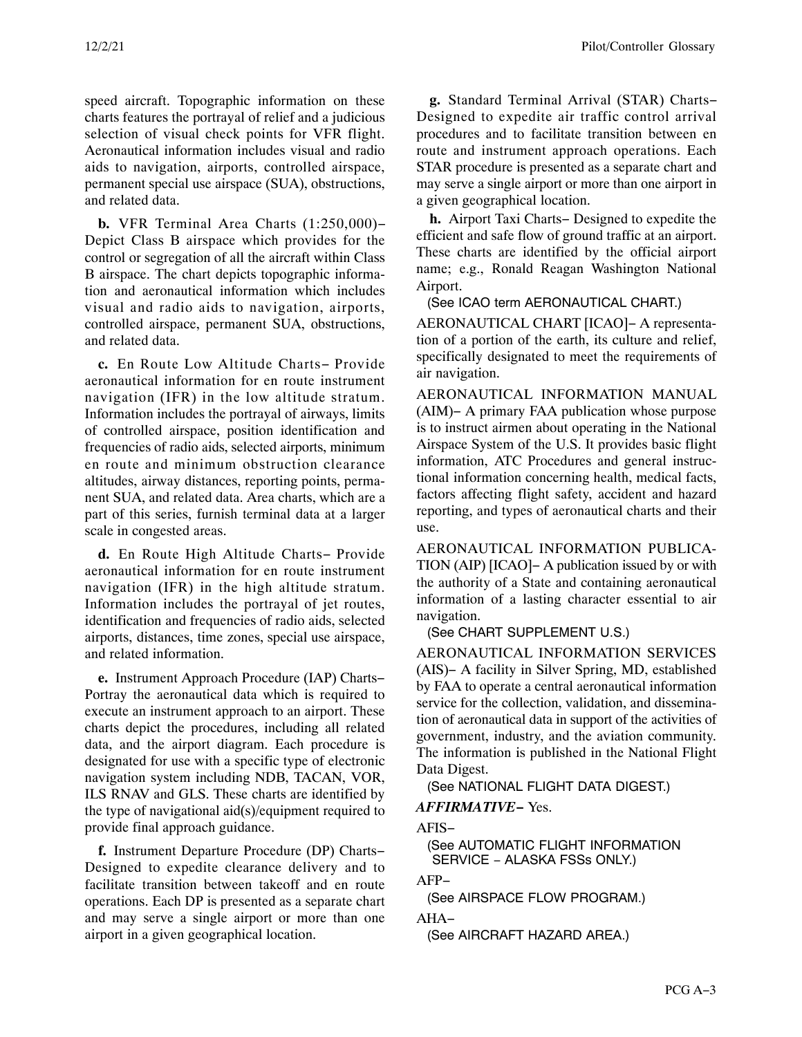speed aircraft. Topographic information on these charts features the portrayal of relief and a judicious selection of visual check points for VFR flight. Aeronautical information includes visual and radio aids to navigation, airports, controlled airspace, permanent special use airspace (SUA), obstructions, and related data.

**b.** VFR Terminal Area Charts (1:250,000)− Depict Class B airspace which provides for the control or segregation of all the aircraft within Class B airspace. The chart depicts topographic information and aeronautical information which includes visual and radio aids to navigation, airports, controlled airspace, permanent SUA, obstructions, and related data.

**c.** En Route Low Altitude Charts− Provide aeronautical information for en route instrument navigation (IFR) in the low altitude stratum. Information includes the portrayal of airways, limits of controlled airspace, position identification and frequencies of radio aids, selected airports, minimum en route and minimum obstruction clearance altitudes, airway distances, reporting points, permanent SUA, and related data. Area charts, which are a part of this series, furnish terminal data at a larger scale in congested areas.

**d.** En Route High Altitude Charts− Provide aeronautical information for en route instrument navigation (IFR) in the high altitude stratum. Information includes the portrayal of jet routes, identification and frequencies of radio aids, selected airports, distances, time zones, special use airspace, and related information.

**e.** Instrument Approach Procedure (IAP) Charts− Portray the aeronautical data which is required to execute an instrument approach to an airport. These charts depict the procedures, including all related data, and the airport diagram. Each procedure is designated for use with a specific type of electronic navigation system including NDB, TACAN, VOR, ILS RNAV and GLS. These charts are identified by the type of navigational aid(s)/equipment required to provide final approach guidance.

**f.** Instrument Departure Procedure (DP) Charts− Designed to expedite clearance delivery and to facilitate transition between takeoff and en route operations. Each DP is presented as a separate chart and may serve a single airport or more than one airport in a given geographical location.

**g.** Standard Terminal Arrival (STAR) Charts− Designed to expedite air traffic control arrival procedures and to facilitate transition between en route and instrument approach operations. Each STAR procedure is presented as a separate chart and may serve a single airport or more than one airport in a given geographical location.

**h.** Airport Taxi Charts− Designed to expedite the efficient and safe flow of ground traffic at an airport. These charts are identified by the official airport name; e.g., Ronald Reagan Washington National Airport.

(See ICAO term AERONAUTICAL CHART.)

AERONAUTICAL CHART [ICAO]− A representation of a portion of the earth, its culture and relief, specifically designated to meet the requirements of air navigation.

AERONAUTICAL INFORMATION MANUAL (AIM)− A primary FAA publication whose purpose is to instruct airmen about operating in the National Airspace System of the U.S. It provides basic flight information, ATC Procedures and general instructional information concerning health, medical facts, factors affecting flight safety, accident and hazard reporting, and types of aeronautical charts and their use.

AERONAUTICAL INFORMATION PUBLICATION (AIP) [ICAO]− A publication issued by or with the authority of a State and containing aeronautical information of a lasting character essential to air navigation.

(See CHART SUPPLEMENT U.S.)

AERONAUTICAL INFORMATION SERVICES (AIS)− A facility in Silver Spring, MD, established by FAA to operate a central aeronautical information service for the collection, validation, and dissemination of aeronautical data in support of the activities of government, industry, and the aviation community. The information is published in the National Flight Data Digest.

(See NATIONAL FLIGHT DATA DIGEST.)

***AFFIRMATIVE***− Yes.

AFIS−

(See AUTOMATIC FLIGHT INFORMATION SERVICE − ALASKA FSSs ONLY.)

AFP−

(See AIRSPACE FLOW PROGRAM.)

AHA−

(See AIRCRAFT HAZARD AREA.)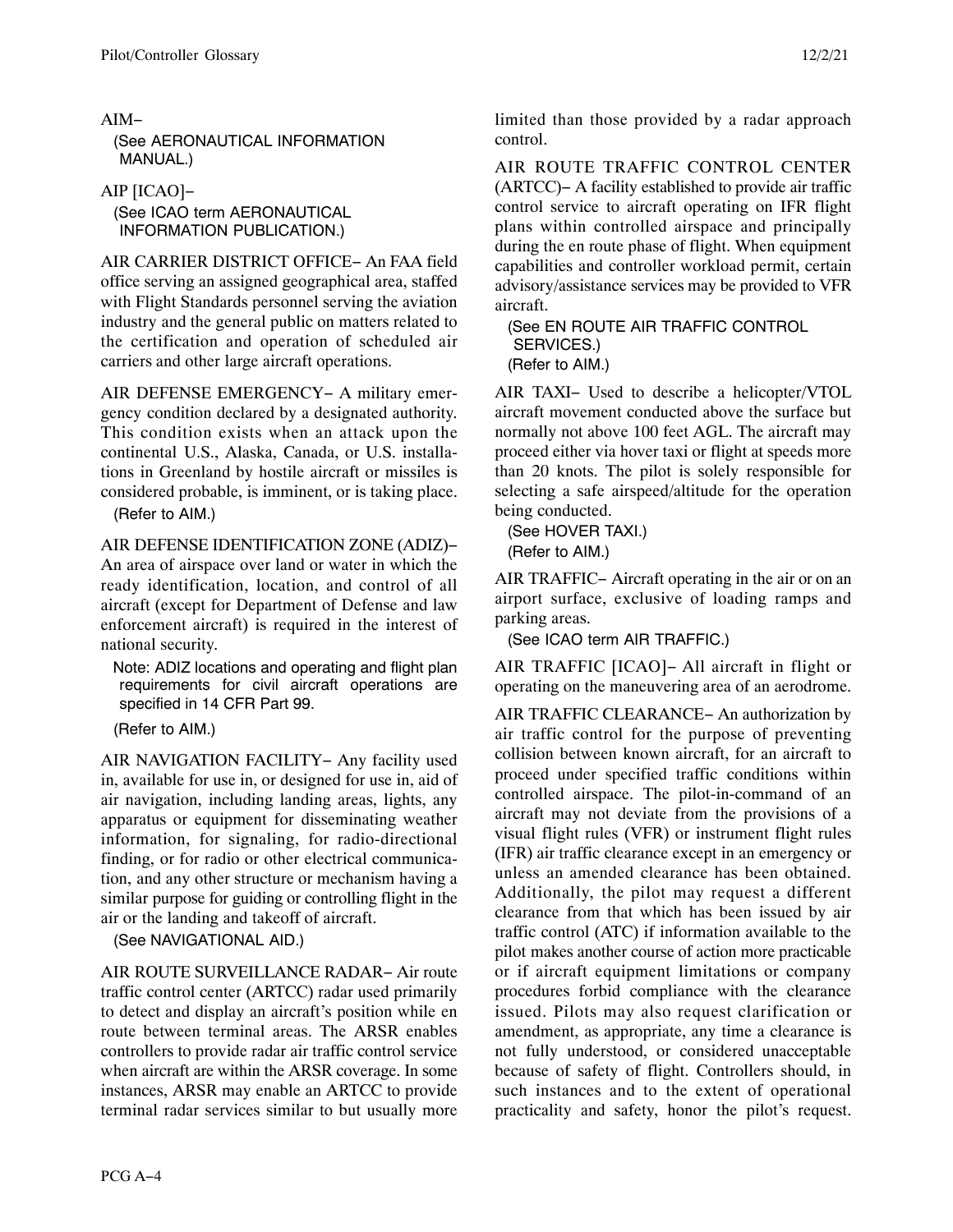AIM−

(See AERONAUTICAL INFORMATION MANUAL.)

AIP [ICAO]−

(See ICAO term AERONAUTICAL INFORMATION PUBLICATION.)

AIR CARRIER DISTRICT OFFICE− An FAA field office serving an assigned geographical area, staffed with Flight Standards personnel serving the aviation industry and the general public on matters related to the certification and operation of scheduled air carriers and other large aircraft operations.

AIR DEFENSE EMERGENCY− A military emergency condition declared by a designated authority. This condition exists when an attack upon the continental U.S., Alaska, Canada, or U.S. installations in Greenland by hostile aircraft or missiles is considered probable, is imminent, or is taking place.

(Refer to AIM.)

AIR DEFENSE IDENTIFICATION ZONE (ADIZ)− An area of airspace over land or water in which the ready identification, location, and control of all aircraft (except for Department of Defense and law enforcement aircraft) is required in the interest of national security.

Note: ADIZ locations and operating and flight plan requirements for civil aircraft operations are specified in 14 CFR Part 99.

(Refer to AIM.)

AIR NAVIGATION FACILITY− Any facility used in, available for use in, or designed for use in, aid of air navigation, including landing areas, lights, any apparatus or equipment for disseminating weather information, for signaling, for radio-directional finding, or for radio or other electrical communication, and any other structure or mechanism having a similar purpose for guiding or controlling flight in the air or the landing and takeoff of aircraft.

(See NAVIGATIONAL AID.)

AIR ROUTE SURVEILLANCE RADAR− Air route traffic control center (ARTCC) radar used primarily to detect and display an aircraft's position while en route between terminal areas. The ARSR enables controllers to provide radar air traffic control service when aircraft are within the ARSR coverage. In some instances, ARSR may enable an ARTCC to provide terminal radar services similar to but usually more limited than those provided by a radar approach control.

AIR ROUTE TRAFFIC CONTROL CENTER (ARTCC)− A facility established to provide air traffic control service to aircraft operating on IFR flight plans within controlled airspace and principally during the en route phase of flight. When equipment capabilities and controller workload permit, certain advisory/assistance services may be provided to VFR aircraft.

(See EN ROUTE AIR TRAFFIC CONTROL SERVICES.)
(Refer to AIM.)

AIR TAXI− Used to describe a helicopter/VTOL aircraft movement conducted above the surface but normally not above 100 feet AGL. The aircraft may proceed either via hover taxi or flight at speeds more than 20 knots. The pilot is solely responsible for selecting a safe airspeed/altitude for the operation being conducted.

(See HOVER TAXI.)
(Refer to AIM.)

AIR TRAFFIC− Aircraft operating in the air or on an airport surface, exclusive of loading ramps and parking areas.

(See ICAO term AIR TRAFFIC.)

AIR TRAFFIC [ICAO]− All aircraft in flight or operating on the maneuvering area of an aerodrome.

AIR TRAFFIC CLEARANCE− An authorization by air traffic control for the purpose of preventing collision between known aircraft, for an aircraft to proceed under specified traffic conditions within controlled airspace. The pilot-in-command of an aircraft may not deviate from the provisions of a visual flight rules (VFR) or instrument flight rules (IFR) air traffic clearance except in an emergency or unless an amended clearance has been obtained. Additionally, the pilot may request a different clearance from that which has been issued by air traffic control (ATC) if information available to the pilot makes another course of action more practicable or if aircraft equipment limitations or company procedures forbid compliance with the clearance issued. Pilots may also request clarification or amendment, as appropriate, any time a clearance is not fully understood, or considered unacceptable because of safety of flight. Controllers should, in such instances and to the extent of operational practicality and safety, honor the pilot's request.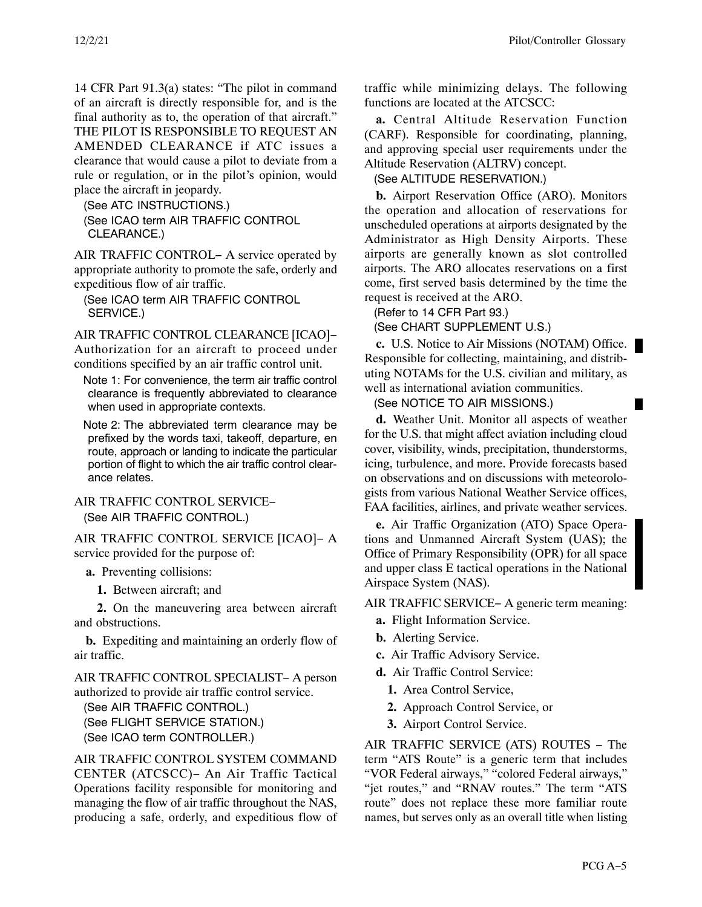14 CFR Part 91.3(a) states: "The pilot in command of an aircraft is directly responsible for, and is the final authority as to, the operation of that aircraft." THE PILOT IS RESPONSIBLE TO REQUEST AN AMENDED CLEARANCE if ATC issues a clearance that would cause a pilot to deviate from a rule or regulation, or in the pilot's opinion, would place the aircraft in jeopardy.

(See ATC INSTRUCTIONS.)
(See ICAO term AIR TRAFFIC CONTROL CLEARANCE.)

AIR TRAFFIC CONTROL− A service operated by appropriate authority to promote the safe, orderly and expeditious flow of air traffic.

(See ICAO term AIR TRAFFIC CONTROL SERVICE.)

AIR TRAFFIC CONTROL CLEARANCE [ICAO]− Authorization for an aircraft to proceed under conditions specified by an air traffic control unit.

Note 1: For convenience, the term air traffic control clearance is frequently abbreviated to clearance when used in appropriate contexts.

Note 2: The abbreviated term clearance may be prefixed by the words taxi, takeoff, departure, en route, approach or landing to indicate the particular portion of flight to which the air traffic control clearance relates.

AIR TRAFFIC CONTROL SERVICE−
(See AIR TRAFFIC CONTROL.)

AIR TRAFFIC CONTROL SERVICE [ICAO]− A service provided for the purpose of:

**a.** Preventing collisions:

**1.** Between aircraft; and

**2.** On the maneuvering area between aircraft and obstructions.

**b.** Expediting and maintaining an orderly flow of air traffic.

AIR TRAFFIC CONTROL SPECIALIST− A person authorized to provide air traffic control service.

(See AIR TRAFFIC CONTROL.)
(See FLIGHT SERVICE STATION.)
(See ICAO term CONTROLLER.)

AIR TRAFFIC CONTROL SYSTEM COMMAND CENTER (ATCSCC)− An Air Traffic Tactical Operations facility responsible for monitoring and managing the flow of air traffic throughout the NAS, producing a safe, orderly, and expeditious flow of traffic while minimizing delays. The following functions are located at the ATCSCC:

**a.** Central Altitude Reservation Function (CARF). Responsible for coordinating, planning, and approving special user requirements under the Altitude Reservation (ALTRV) concept.

(See ALTITUDE RESERVATION.)

**b.** Airport Reservation Office (ARO). Monitors the operation and allocation of reservations for unscheduled operations at airports designated by the Administrator as High Density Airports. These airports are generally known as slot controlled airports. The ARO allocates reservations on a first come, first served basis determined by the time the request is received at the ARO.

(Refer to 14 CFR Part 93.)
(See CHART SUPPLEMENT U.S.)

**c.** U.S. Notice to Air Missions (NOTAM) Office. Responsible for collecting, maintaining, and distributing NOTAMs for the U.S. civilian and military, as well as international aviation communities.

(See NOTICE TO AIR MISSIONS.)

**d.** Weather Unit. Monitor all aspects of weather for the U.S. that might affect aviation including cloud cover, visibility, winds, precipitation, thunderstorms, icing, turbulence, and more. Provide forecasts based on observations and on discussions with meteorologists from various National Weather Service offices, FAA facilities, airlines, and private weather services.

**e.** Air Traffic Organization (ATO) Space Operations and Unmanned Aircraft System (UAS); the Office of Primary Responsibility (OPR) for all space and upper class E tactical operations in the National Airspace System (NAS).

AIR TRAFFIC SERVICE− A generic term meaning:

**a.** Flight Information Service.

**b.** Alerting Service.

**c.** Air Traffic Advisory Service.

**d.** Air Traffic Control Service:

**1.** Area Control Service,

**2.** Approach Control Service, or

**3.** Airport Control Service.

AIR TRAFFIC SERVICE (ATS) ROUTES − The term "ATS Route" is a generic term that includes "VOR Federal airways," "colored Federal airways," "jet routes," and "RNAV routes." The term "ATS route" does not replace these more familiar route names, but serves only as an overall title when listing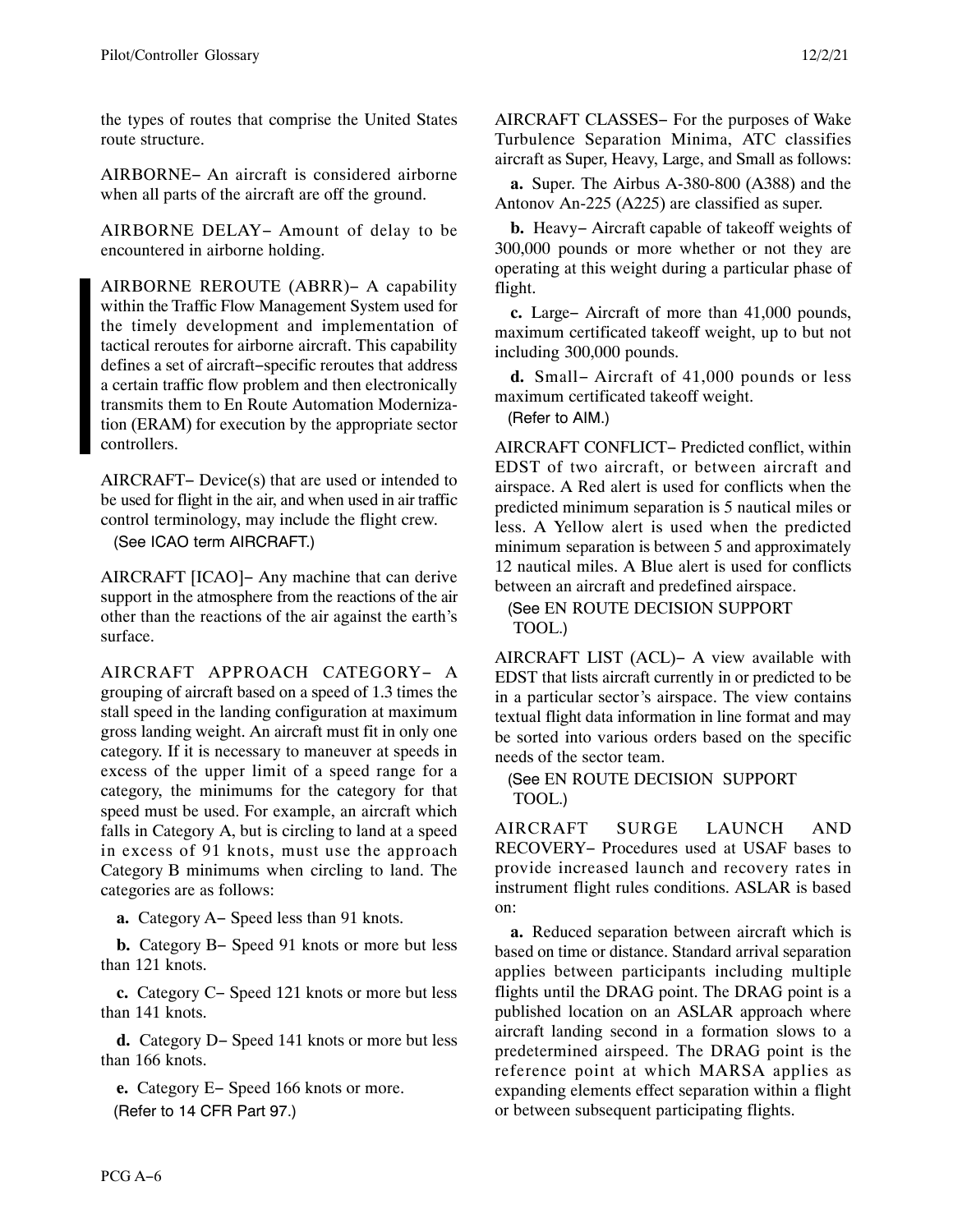the types of routes that comprise the United States route structure.

AIRBORNE− An aircraft is considered airborne when all parts of the aircraft are off the ground.

AIRBORNE DELAY− Amount of delay to be encountered in airborne holding.

AIRBORNE REROUTE (ABRR)− A capability within the Traffic Flow Management System used for the timely development and implementation of tactical reroutes for airborne aircraft. This capability defines a set of aircraft−specific reroutes that address a certain traffic flow problem and then electronically transmits them to En Route Automation Modernization (ERAM) for execution by the appropriate sector controllers.

AIRCRAFT− Device(s) that are used or intended to be used for flight in the air, and when used in air traffic control terminology, may include the flight crew.

(See ICAO term AIRCRAFT.)

AIRCRAFT [ICAO]− Any machine that can derive support in the atmosphere from the reactions of the air other than the reactions of the air against the earth's surface.

AIRCRAFT APPROACH CATEGORY− A grouping of aircraft based on a speed of 1.3 times the stall speed in the landing configuration at maximum gross landing weight. An aircraft must fit in only one category. If it is necessary to maneuver at speeds in excess of the upper limit of a speed range for a category, the minimums for the category for that speed must be used. For example, an aircraft which falls in Category A, but is circling to land at a speed in excess of 91 knots, must use the approach Category B minimums when circling to land. The categories are as follows:

**a.** Category A− Speed less than 91 knots.

**b.** Category B− Speed 91 knots or more but less than 121 knots.

**c.** Category C− Speed 121 knots or more but less than 141 knots.

**d.** Category D− Speed 141 knots or more but less than 166 knots.

**e.** Category E− Speed 166 knots or more.

(Refer to 14 CFR Part 97.)

AIRCRAFT CLASSES− For the purposes of Wake Turbulence Separation Minima, ATC classifies aircraft as Super, Heavy, Large, and Small as follows:

**a.** Super. The Airbus A-380-800 (A388) and the Antonov An-225 (A225) are classified as super.

**b.** Heavy− Aircraft capable of takeoff weights of 300,000 pounds or more whether or not they are operating at this weight during a particular phase of flight.

**c.** Large− Aircraft of more than 41,000 pounds, maximum certificated takeoff weight, up to but not including 300,000 pounds.

**d.** Small− Aircraft of 41,000 pounds or less maximum certificated takeoff weight.

(Refer to AIM.)

AIRCRAFT CONFLICT− Predicted conflict, within EDST of two aircraft, or between aircraft and airspace. A Red alert is used for conflicts when the predicted minimum separation is 5 nautical miles or less. A Yellow alert is used when the predicted minimum separation is between 5 and approximately 12 nautical miles. A Blue alert is used for conflicts between an aircraft and predefined airspace.

(See EN ROUTE DECISION SUPPORT TOOL.)

AIRCRAFT LIST (ACL)− A view available with EDST that lists aircraft currently in or predicted to be in a particular sector's airspace. The view contains textual flight data information in line format and may be sorted into various orders based on the specific needs of the sector team.

(See EN ROUTE DECISION SUPPORT TOOL.)

AIRCRAFT SURGE LAUNCH AND RECOVERY− Procedures used at USAF bases to provide increased launch and recovery rates in instrument flight rules conditions. ASLAR is based on:

**a.** Reduced separation between aircraft which is based on time or distance. Standard arrival separation applies between participants including multiple flights until the DRAG point. The DRAG point is a published location on an ASLAR approach where aircraft landing second in a formation slows to a predetermined airspeed. The DRAG point is the reference point at which MARSA applies as expanding elements effect separation within a flight or between subsequent participating flights.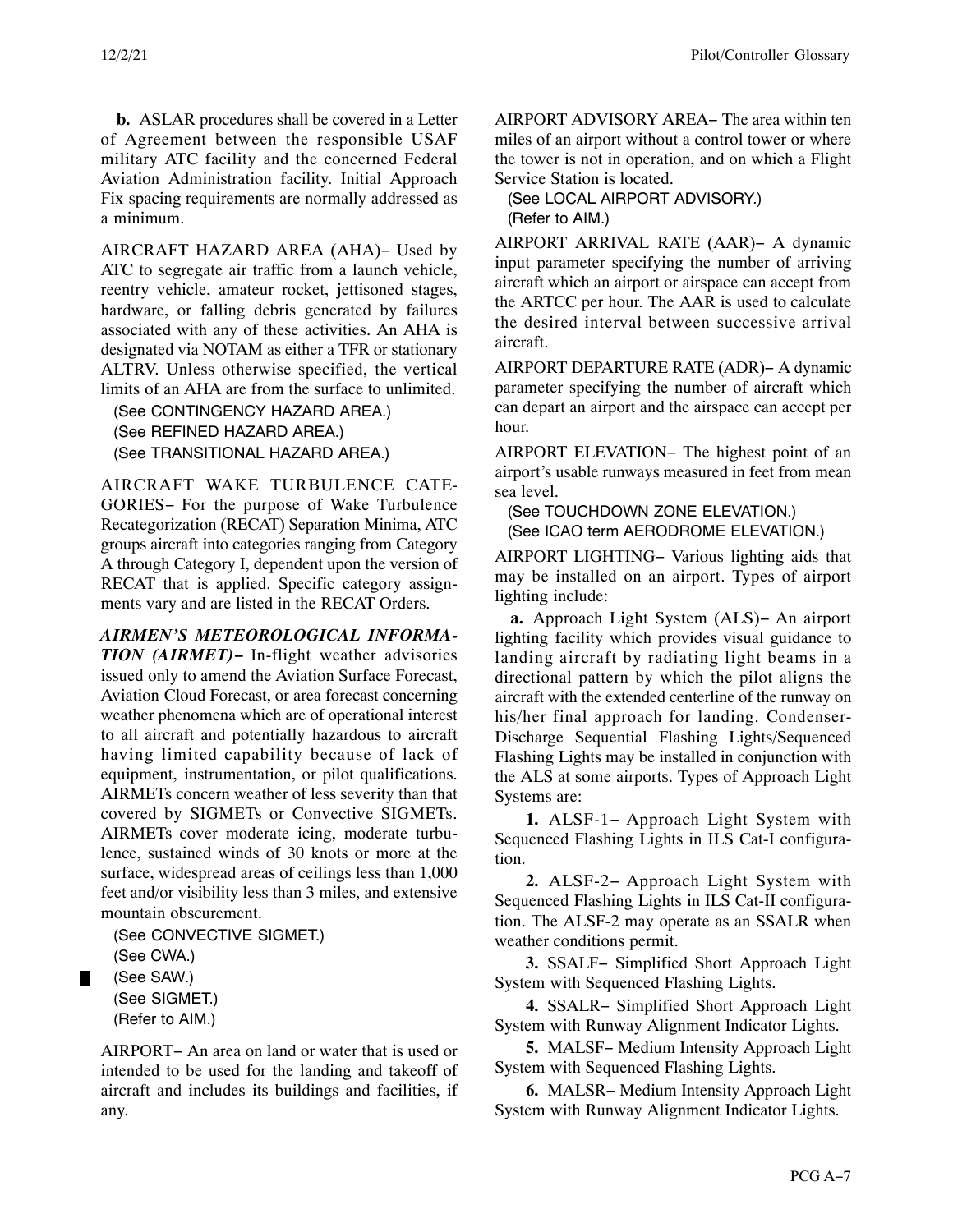**b.** ASLAR procedures shall be covered in a Letter of Agreement between the responsible USAF military ATC facility and the concerned Federal Aviation Administration facility. Initial Approach Fix spacing requirements are normally addressed as a minimum.

AIRCRAFT HAZARD AREA (AHA)− Used by ATC to segregate air traffic from a launch vehicle, reentry vehicle, amateur rocket, jettisoned stages, hardware, or falling debris generated by failures associated with any of these activities. An AHA is designated via NOTAM as either a TFR or stationary ALTRV. Unless otherwise specified, the vertical limits of an AHA are from the surface to unlimited.

(See CONTINGENCY HAZARD AREA.)
(See REFINED HAZARD AREA.)
(See TRANSITIONAL HAZARD AREA.)

AIRCRAFT WAKE TURBULENCE CATEGORIES− For the purpose of Wake Turbulence Recategorization (RECAT) Separation Minima, ATC groups aircraft into categories ranging from Category A through Category I, dependent upon the version of RECAT that is applied. Specific category assignments vary and are listed in the RECAT Orders.

***AIRMEN'S METEOROLOGICAL INFORMATION (AIRMET)−*** In-flight weather advisories issued only to amend the Aviation Surface Forecast, Aviation Cloud Forecast, or area forecast concerning weather phenomena which are of operational interest to all aircraft and potentially hazardous to aircraft having limited capability because of lack of equipment, instrumentation, or pilot qualifications. AIRMETs concern weather of less severity than that covered by SIGMETs or Convective SIGMETs. AIRMETs cover moderate icing, moderate turbulence, sustained winds of 30 knots or more at the surface, widespread areas of ceilings less than 1,000 feet and/or visibility less than 3 miles, and extensive mountain obscurement.

(See CONVECTIVE SIGMET.)
(See CWA.)
(See SAW.)
(See SIGMET.)
(Refer to AIM.)

AIRPORT− An area on land or water that is used or intended to be used for the landing and takeoff of aircraft and includes its buildings and facilities, if any.

AIRPORT ADVISORY AREA− The area within ten miles of an airport without a control tower or where the tower is not in operation, and on which a Flight Service Station is located.

(See LOCAL AIRPORT ADVISORY.)
(Refer to AIM.)

AIRPORT ARRIVAL RATE (AAR)− A dynamic input parameter specifying the number of arriving aircraft which an airport or airspace can accept from the ARTCC per hour. The AAR is used to calculate the desired interval between successive arrival aircraft.

AIRPORT DEPARTURE RATE (ADR)− A dynamic parameter specifying the number of aircraft which can depart an airport and the airspace can accept per hour.

AIRPORT ELEVATION− The highest point of an airport's usable runways measured in feet from mean sea level.

(See TOUCHDOWN ZONE ELEVATION.)
(See ICAO term AERODROME ELEVATION.)

AIRPORT LIGHTING− Various lighting aids that may be installed on an airport. Types of airport lighting include:

**a.** Approach Light System (ALS)− An airport lighting facility which provides visual guidance to landing aircraft by radiating light beams in a directional pattern by which the pilot aligns the aircraft with the extended centerline of the runway on his/her final approach for landing. Condenser-Discharge Sequential Flashing Lights/Sequenced Flashing Lights may be installed in conjunction with the ALS at some airports. Types of Approach Light Systems are:

**1.** ALSF-1− Approach Light System with Sequenced Flashing Lights in ILS Cat-I configuration.

**2.** ALSF-2− Approach Light System with Sequenced Flashing Lights in ILS Cat-II configuration. The ALSF-2 may operate as an SSALR when weather conditions permit.

**3.** SSALF− Simplified Short Approach Light System with Sequenced Flashing Lights.

**4.** SSALR− Simplified Short Approach Light System with Runway Alignment Indicator Lights.

**5.** MALSF− Medium Intensity Approach Light System with Sequenced Flashing Lights.

**6.** MALSR− Medium Intensity Approach Light System with Runway Alignment Indicator Lights.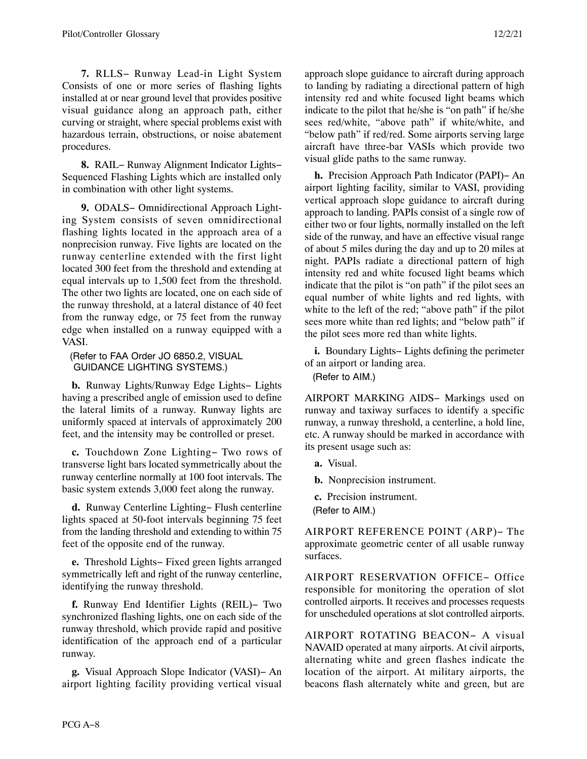**7.** RLLS− Runway Lead-in Light System Consists of one or more series of flashing lights installed at or near ground level that provides positive visual guidance along an approach path, either curving or straight, where special problems exist with hazardous terrain, obstructions, or noise abatement procedures.

**8.** RAIL− Runway Alignment Indicator Lights− Sequenced Flashing Lights which are installed only in combination with other light systems.

**9.** ODALS− Omnidirectional Approach Lighting System consists of seven omnidirectional flashing lights located in the approach area of a nonprecision runway. Five lights are located on the runway centerline extended with the first light located 300 feet from the threshold and extending at equal intervals up to 1,500 feet from the threshold. The other two lights are located, one on each side of the runway threshold, at a lateral distance of 40 feet from the runway edge, or 75 feet from the runway edge when installed on a runway equipped with a VASI.

(Refer to FAA Order JO 6850.2, VISUAL GUIDANCE LIGHTING SYSTEMS.)

**b.** Runway Lights/Runway Edge Lights− Lights having a prescribed angle of emission used to define the lateral limits of a runway. Runway lights are uniformly spaced at intervals of approximately 200 feet, and the intensity may be controlled or preset.

**c.** Touchdown Zone Lighting− Two rows of transverse light bars located symmetrically about the runway centerline normally at 100 foot intervals. The basic system extends 3,000 feet along the runway.

**d.** Runway Centerline Lighting− Flush centerline lights spaced at 50-foot intervals beginning 75 feet from the landing threshold and extending to within 75 feet of the opposite end of the runway.

**e.** Threshold Lights− Fixed green lights arranged symmetrically left and right of the runway centerline, identifying the runway threshold.

**f.** Runway End Identifier Lights (REIL)− Two synchronized flashing lights, one on each side of the runway threshold, which provide rapid and positive identification of the approach end of a particular runway.

**g.** Visual Approach Slope Indicator (VASI)− An airport lighting facility providing vertical visual approach slope guidance to aircraft during approach to landing by radiating a directional pattern of high intensity red and white focused light beams which indicate to the pilot that he/she is "on path" if he/she sees red/white, "above path" if white/white, and "below path" if red/red. Some airports serving large aircraft have three-bar VASIs which provide two visual glide paths to the same runway.

**h.** Precision Approach Path Indicator (PAPI)− An airport lighting facility, similar to VASI, providing vertical approach slope guidance to aircraft during approach to landing. PAPIs consist of a single row of either two or four lights, normally installed on the left side of the runway, and have an effective visual range of about 5 miles during the day and up to 20 miles at night. PAPIs radiate a directional pattern of high intensity red and white focused light beams which indicate that the pilot is "on path" if the pilot sees an equal number of white lights and red lights, with white to the left of the red; "above path" if the pilot sees more white than red lights; and "below path" if the pilot sees more red than white lights.

**i.** Boundary Lights− Lights defining the perimeter of an airport or landing area.

(Refer to AIM.)

AIRPORT MARKING AIDS− Markings used on runway and taxiway surfaces to identify a specific runway, a runway threshold, a centerline, a hold line, etc. A runway should be marked in accordance with its present usage such as:

**a.** Visual.

**b.** Nonprecision instrument.

**c.** Precision instrument.

(Refer to AIM.)

AIRPORT REFERENCE POINT (ARP)− The approximate geometric center of all usable runway surfaces.

AIRPORT RESERVATION OFFICE− Office responsible for monitoring the operation of slot controlled airports. It receives and processes requests for unscheduled operations at slot controlled airports.

AIRPORT ROTATING BEACON− A visual NAVAID operated at many airports. At civil airports, alternating white and green flashes indicate the location of the airport. At military airports, the beacons flash alternately white and green, but are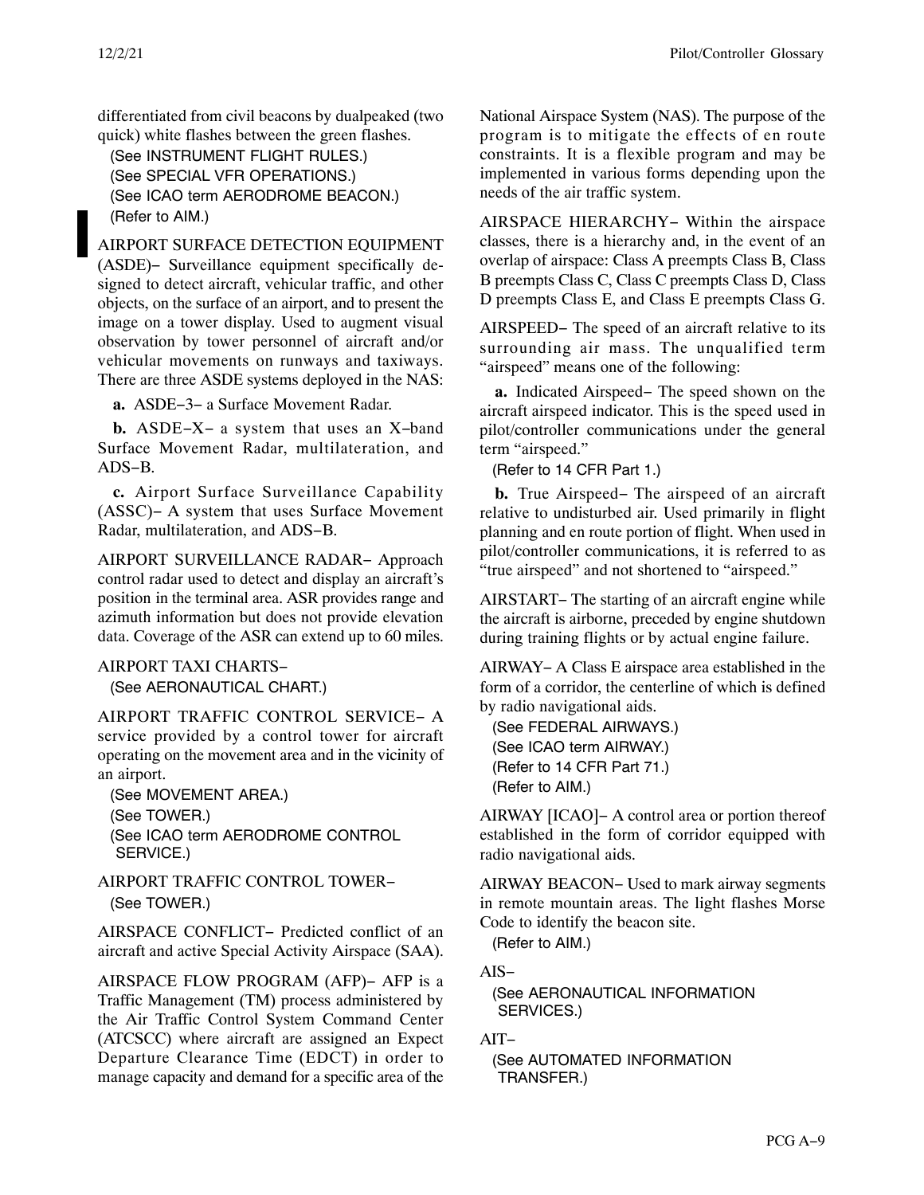differentiated from civil beacons by dualpeaked (two quick) white flashes between the green flashes.

(See INSTRUMENT FLIGHT RULES.)
(See SPECIAL VFR OPERATIONS.)
(See ICAO term AERODROME BEACON.)
(Refer to AIM.)

AIRPORT SURFACE DETECTION EQUIPMENT (ASDE)− Surveillance equipment specifically designed to detect aircraft, vehicular traffic, and other objects, on the surface of an airport, and to present the image on a tower display. Used to augment visual observation by tower personnel of aircraft and/or vehicular movements on runways and taxiways. There are three ASDE systems deployed in the NAS:

**a.** ASDE−3− a Surface Movement Radar.

**b.** ASDE−X− a system that uses an X−band Surface Movement Radar, multilateration, and ADS−B.

**c.** Airport Surface Surveillance Capability (ASSC)− A system that uses Surface Movement Radar, multilateration, and ADS−B.

AIRPORT SURVEILLANCE RADAR− Approach control radar used to detect and display an aircraft's position in the terminal area. ASR provides range and azimuth information but does not provide elevation data. Coverage of the ASR can extend up to 60 miles.

AIRPORT TAXI CHARTS−
(See AERONAUTICAL CHART.)

AIRPORT TRAFFIC CONTROL SERVICE− A service provided by a control tower for aircraft operating on the movement area and in the vicinity of an airport.

(See MOVEMENT AREA.)
(See TOWER.)
(See ICAO term AERODROME CONTROL SERVICE.)

AIRPORT TRAFFIC CONTROL TOWER−
(See TOWER.)

AIRSPACE CONFLICT− Predicted conflict of an aircraft and active Special Activity Airspace (SAA).

AIRSPACE FLOW PROGRAM (AFP)− AFP is a Traffic Management (TM) process administered by the Air Traffic Control System Command Center (ATCSCC) where aircraft are assigned an Expect Departure Clearance Time (EDCT) in order to manage capacity and demand for a specific area of the National Airspace System (NAS). The purpose of the program is to mitigate the effects of en route constraints. It is a flexible program and may be implemented in various forms depending upon the needs of the air traffic system.

AIRSPACE HIERARCHY− Within the airspace classes, there is a hierarchy and, in the event of an overlap of airspace: Class A preempts Class B, Class B preempts Class C, Class C preempts Class D, Class D preempts Class E, and Class E preempts Class G.

AIRSPEED− The speed of an aircraft relative to its surrounding air mass. The unqualified term "airspeed" means one of the following:

**a.** Indicated Airspeed− The speed shown on the aircraft airspeed indicator. This is the speed used in pilot/controller communications under the general term "airspeed."

(Refer to 14 CFR Part 1.)

**b.** True Airspeed− The airspeed of an aircraft relative to undisturbed air. Used primarily in flight planning and en route portion of flight. When used in pilot/controller communications, it is referred to as "true airspeed" and not shortened to "airspeed."

AIRSTART− The starting of an aircraft engine while the aircraft is airborne, preceded by engine shutdown during training flights or by actual engine failure.

AIRWAY− A Class E airspace area established in the form of a corridor, the centerline of which is defined by radio navigational aids.

(See FEDERAL AIRWAYS.)
(See ICAO term AIRWAY.)
(Refer to 14 CFR Part 71.)
(Refer to AIM.)

AIRWAY [ICAO]− A control area or portion thereof established in the form of corridor equipped with radio navigational aids.

AIRWAY BEACON− Used to mark airway segments in remote mountain areas. The light flashes Morse Code to identify the beacon site.

(Refer to AIM.)

AIS−
(See AERONAUTICAL INFORMATION SERVICES.)

AIT−
(See AUTOMATED INFORMATION TRANSFER.)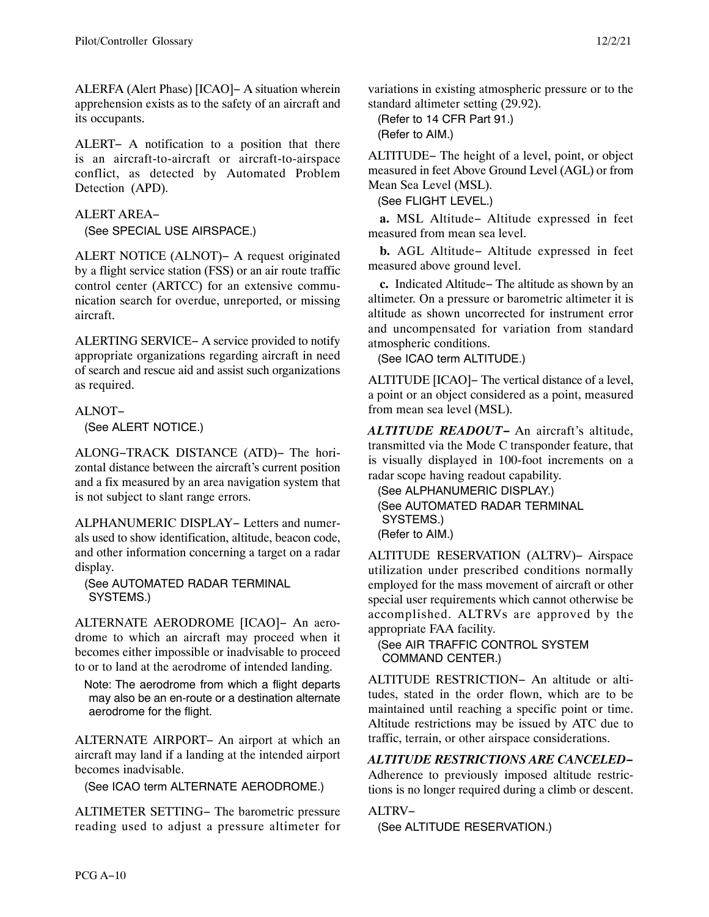ALERFA (Alert Phase) [ICAO]− A situation wherein apprehension exists as to the safety of an aircraft and its occupants.

ALERT− A notification to a position that there is an aircraft-to-aircraft or aircraft-to-airspace conflict, as detected by Automated Problem Detection (APD).

ALERT AREA−
(See SPECIAL USE AIRSPACE.)

ALERT NOTICE (ALNOT)− A request originated by a flight service station (FSS) or an air route traffic control center (ARTCC) for an extensive communication search for overdue, unreported, or missing aircraft.

ALERTING SERVICE− A service provided to notify appropriate organizations regarding aircraft in need of search and rescue aid and assist such organizations as required.

ALNOT−
(See ALERT NOTICE.)

ALONG−TRACK DISTANCE (ATD)− The horizontal distance between the aircraft's current position and a fix measured by an area navigation system that is not subject to slant range errors.

ALPHANUMERIC DISPLAY− Letters and numerals used to show identification, altitude, beacon code, and other information concerning a target on a radar display.
(See AUTOMATED RADAR TERMINAL SYSTEMS.)

ALTERNATE AERODROME [ICAO]− An aerodrome to which an aircraft may proceed when it becomes either impossible or inadvisable to proceed to or to land at the aerodrome of intended landing.

Note: The aerodrome from which a flight departs may also be an en-route or a destination alternate aerodrome for the flight.

ALTERNATE AIRPORT− An airport at which an aircraft may land if a landing at the intended airport becomes inadvisable.
(See ICAO term ALTERNATE AERODROME.)

ALTIMETER SETTING− The barometric pressure reading used to adjust a pressure altimeter for variations in existing atmospheric pressure or to the standard altimeter setting (29.92).
(Refer to 14 CFR Part 91.)
(Refer to AIM.)

ALTITUDE− The height of a level, point, or object measured in feet Above Ground Level (AGL) or from Mean Sea Level (MSL).
(See FLIGHT LEVEL.)

**a.** MSL Altitude− Altitude expressed in feet measured from mean sea level.

**b.** AGL Altitude− Altitude expressed in feet measured above ground level.

**c.** Indicated Altitude− The altitude as shown by an altimeter. On a pressure or barometric altimeter it is altitude as shown uncorrected for instrument error and uncompensated for variation from standard atmospheric conditions.
(See ICAO term ALTITUDE.)

ALTITUDE [ICAO]− The vertical distance of a level, a point or an object considered as a point, measured from mean sea level (MSL).

***ALTITUDE READOUT−*** An aircraft's altitude, transmitted via the Mode C transponder feature, that is visually displayed in 100-foot increments on a radar scope having readout capability.
(See ALPHANUMERIC DISPLAY.)
(See AUTOMATED RADAR TERMINAL SYSTEMS.)
(Refer to AIM.)

ALTITUDE RESERVATION (ALTRV)− Airspace utilization under prescribed conditions normally employed for the mass movement of aircraft or other special user requirements which cannot otherwise be accomplished. ALTRVs are approved by the appropriate FAA facility.
(See AIR TRAFFIC CONTROL SYSTEM COMMAND CENTER.)

ALTITUDE RESTRICTION− An altitude or altitudes, stated in the order flown, which are to be maintained until reaching a specific point or time. Altitude restrictions may be issued by ATC due to traffic, terrain, or other airspace considerations.

***ALTITUDE RESTRICTIONS ARE CANCELED−*** Adherence to previously imposed altitude restrictions is no longer required during a climb or descent.

ALTRV−
(See ALTITUDE RESERVATION.)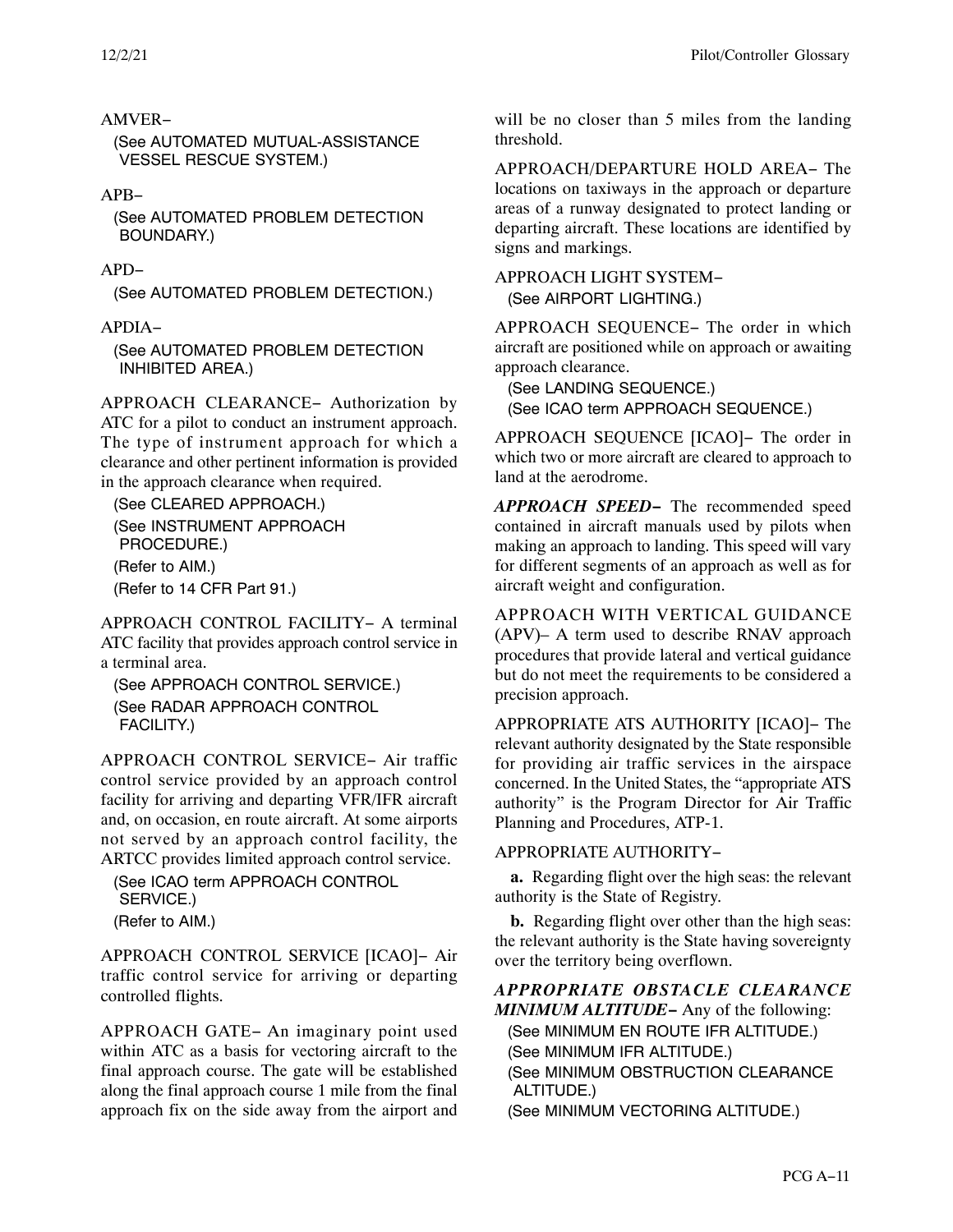AMVER−

(See AUTOMATED MUTUAL-ASSISTANCE VESSEL RESCUE SYSTEM.)

APB−

(See AUTOMATED PROBLEM DETECTION BOUNDARY.)

APD−

(See AUTOMATED PROBLEM DETECTION.)

APDIA−

(See AUTOMATED PROBLEM DETECTION INHIBITED AREA.)

APPROACH CLEARANCE− Authorization by ATC for a pilot to conduct an instrument approach. The type of instrument approach for which a clearance and other pertinent information is provided in the approach clearance when required.

(See CLEARED APPROACH.)
(See INSTRUMENT APPROACH PROCEDURE.)
(Refer to AIM.)
(Refer to 14 CFR Part 91.)

APPROACH CONTROL FACILITY− A terminal ATC facility that provides approach control service in a terminal area.

(See APPROACH CONTROL SERVICE.)
(See RADAR APPROACH CONTROL FACILITY.)

APPROACH CONTROL SERVICE− Air traffic control service provided by an approach control facility for arriving and departing VFR/IFR aircraft and, on occasion, en route aircraft. At some airports not served by an approach control facility, the ARTCC provides limited approach control service.

(See ICAO term APPROACH CONTROL SERVICE.)
(Refer to AIM.)

APPROACH CONTROL SERVICE [ICAO]− Air traffic control service for arriving or departing controlled flights.

APPROACH GATE− An imaginary point used within ATC as a basis for vectoring aircraft to the final approach course. The gate will be established along the final approach course 1 mile from the final approach fix on the side away from the airport and will be no closer than 5 miles from the landing threshold.

APPROACH/DEPARTURE HOLD AREA− The locations on taxiways in the approach or departure areas of a runway designated to protect landing or departing aircraft. These locations are identified by signs and markings.

APPROACH LIGHT SYSTEM−

(See AIRPORT LIGHTING.)

APPROACH SEQUENCE− The order in which aircraft are positioned while on approach or awaiting approach clearance.

(See LANDING SEQUENCE.)
(See ICAO term APPROACH SEQUENCE.)

APPROACH SEQUENCE [ICAO]− The order in which two or more aircraft are cleared to approach to land at the aerodrome.

***APPROACH SPEED−*** The recommended speed contained in aircraft manuals used by pilots when making an approach to landing. This speed will vary for different segments of an approach as well as for aircraft weight and configuration.

APPROACH WITH VERTICAL GUIDANCE (APV)– A term used to describe RNAV approach procedures that provide lateral and vertical guidance but do not meet the requirements to be considered a precision approach.

APPROPRIATE ATS AUTHORITY [ICAO]− The relevant authority designated by the State responsible for providing air traffic services in the airspace concerned. In the United States, the "appropriate ATS authority" is the Program Director for Air Traffic Planning and Procedures, ATP-1.

APPROPRIATE AUTHORITY−

**a.** Regarding flight over the high seas: the relevant authority is the State of Registry.

**b.** Regarding flight over other than the high seas: the relevant authority is the State having sovereignty over the territory being overflown.

***APPROPRIATE OBSTACLE CLEARANCE MINIMUM ALTITUDE−*** Any of the following:

(See MINIMUM EN ROUTE IFR ALTITUDE.)
(See MINIMUM IFR ALTITUDE.)
(See MINIMUM OBSTRUCTION CLEARANCE ALTITUDE.)
(See MINIMUM VECTORING ALTITUDE.)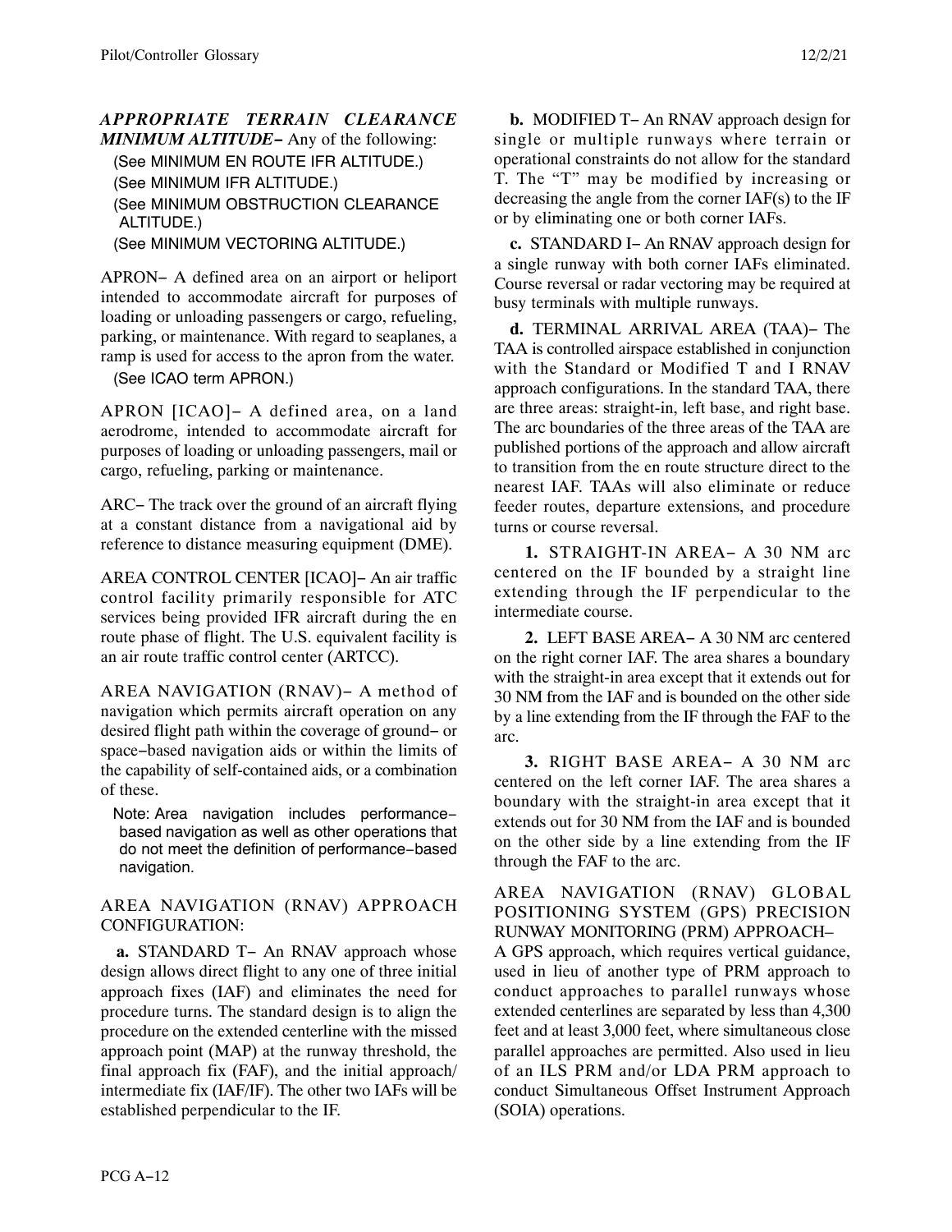***APPROPRIATE TERRAIN CLEARANCE MINIMUM ALTITUDE−*** Any of the following:

(See MINIMUM EN ROUTE IFR ALTITUDE.)
(See MINIMUM IFR ALTITUDE.)
(See MINIMUM OBSTRUCTION CLEARANCE ALTITUDE.)
(See MINIMUM VECTORING ALTITUDE.)

APRON− A defined area on an airport or heliport intended to accommodate aircraft for purposes of loading or unloading passengers or cargo, refueling, parking, or maintenance. With regard to seaplanes, a ramp is used for access to the apron from the water.

(See ICAO term APRON.)

APRON [ICAO]− A defined area, on a land aerodrome, intended to accommodate aircraft for purposes of loading or unloading passengers, mail or cargo, refueling, parking or maintenance.

ARC− The track over the ground of an aircraft flying at a constant distance from a navigational aid by reference to distance measuring equipment (DME).

AREA CONTROL CENTER [ICAO]− An air traffic control facility primarily responsible for ATC services being provided IFR aircraft during the en route phase of flight. The U.S. equivalent facility is an air route traffic control center (ARTCC).

AREA NAVIGATION (RNAV)− A method of navigation which permits aircraft operation on any desired flight path within the coverage of ground− or space−based navigation aids or within the limits of the capability of self-contained aids, or a combination of these.

Note: Area navigation includes performance−based navigation as well as other operations that do not meet the definition of performance−based navigation.

AREA NAVIGATION (RNAV) APPROACH CONFIGURATION:

**a.** STANDARD T− An RNAV approach whose design allows direct flight to any one of three initial approach fixes (IAF) and eliminates the need for procedure turns. The standard design is to align the procedure on the extended centerline with the missed approach point (MAP) at the runway threshold, the final approach fix (FAF), and the initial approach/intermediate fix (IAF/IF). The other two IAFs will be established perpendicular to the IF.

**b.** MODIFIED T− An RNAV approach design for single or multiple runways where terrain or operational constraints do not allow for the standard T. The "T" may be modified by increasing or decreasing the angle from the corner IAF(s) to the IF or by eliminating one or both corner IAFs.

**c.** STANDARD I− An RNAV approach design for a single runway with both corner IAFs eliminated. Course reversal or radar vectoring may be required at busy terminals with multiple runways.

**d.** TERMINAL ARRIVAL AREA (TAA)− The TAA is controlled airspace established in conjunction with the Standard or Modified T and I RNAV approach configurations. In the standard TAA, there are three areas: straight-in, left base, and right base. The arc boundaries of the three areas of the TAA are published portions of the approach and allow aircraft to transition from the en route structure direct to the nearest IAF. TAAs will also eliminate or reduce feeder routes, departure extensions, and procedure turns or course reversal.

**1.** STRAIGHT-IN AREA− A 30 NM arc centered on the IF bounded by a straight line extending through the IF perpendicular to the intermediate course.

**2.** LEFT BASE AREA− A 30 NM arc centered on the right corner IAF. The area shares a boundary with the straight-in area except that it extends out for 30 NM from the IAF and is bounded on the other side by a line extending from the IF through the FAF to the arc.

**3.** RIGHT BASE AREA− A 30 NM arc centered on the left corner IAF. The area shares a boundary with the straight-in area except that it extends out for 30 NM from the IAF and is bounded on the other side by a line extending from the IF through the FAF to the arc.

AREA NAVIGATION (RNAV) GLOBAL POSITIONING SYSTEM (GPS) PRECISION RUNWAY MONITORING (PRM) APPROACH−
A GPS approach, which requires vertical guidance, used in lieu of another type of PRM approach to conduct approaches to parallel runways whose extended centerlines are separated by less than 4,300 feet and at least 3,000 feet, where simultaneous close parallel approaches are permitted. Also used in lieu of an ILS PRM and/or LDA PRM approach to conduct Simultaneous Offset Instrument Approach (SOIA) operations.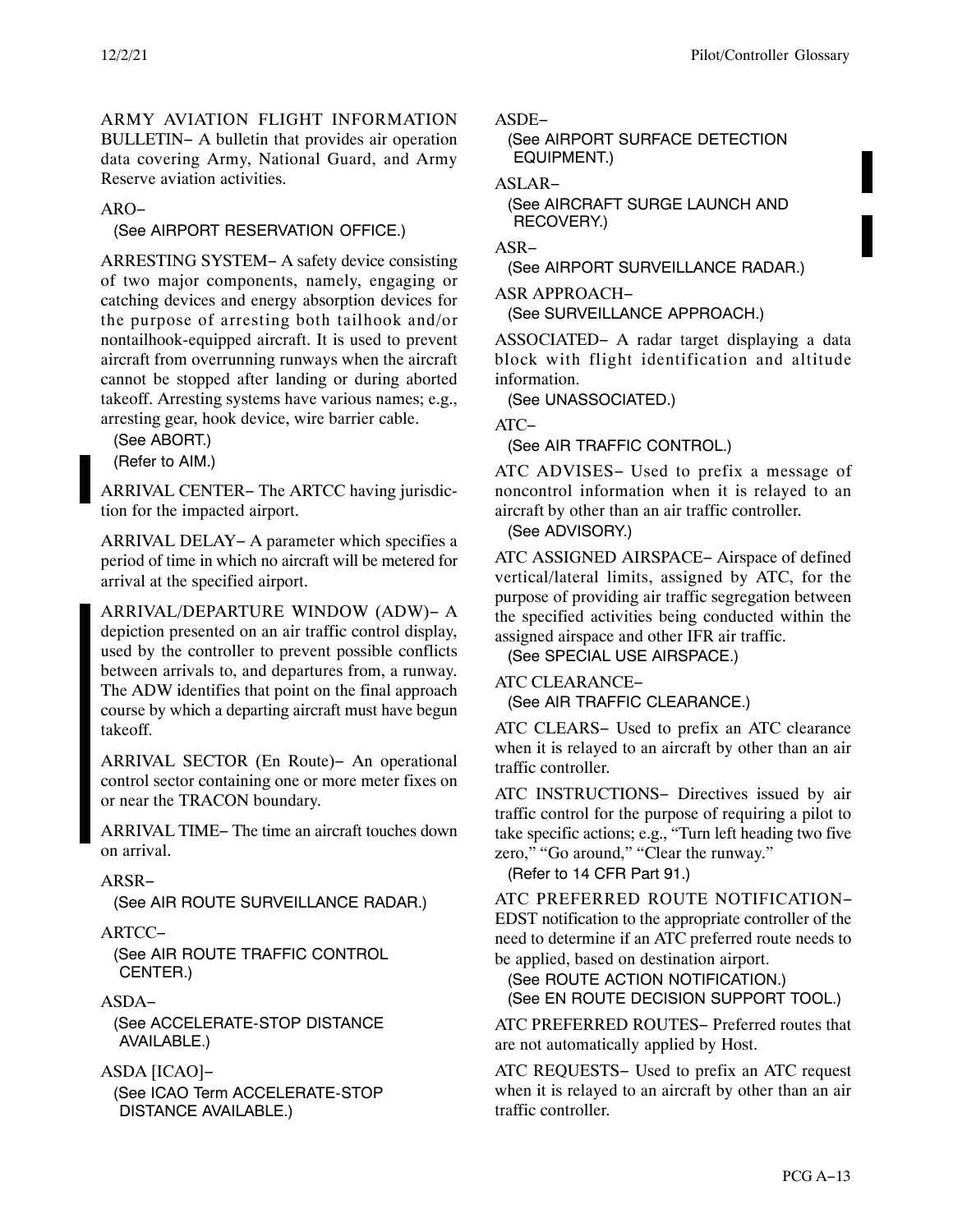ARMY AVIATION FLIGHT INFORMATION BULLETIN− A bulletin that provides air operation data covering Army, National Guard, and Army Reserve aviation activities.

ARO−

(See AIRPORT RESERVATION OFFICE.)

ARRESTING SYSTEM− A safety device consisting of two major components, namely, engaging or catching devices and energy absorption devices for the purpose of arresting both tailhook and/or nontailhook-equipped aircraft. It is used to prevent aircraft from overrunning runways when the aircraft cannot be stopped after landing or during aborted takeoff. Arresting systems have various names; e.g., arresting gear, hook device, wire barrier cable.

(See ABORT.)
(Refer to AIM.)

ARRIVAL CENTER− The ARTCC having jurisdiction for the impacted airport.

ARRIVAL DELAY− A parameter which specifies a period of time in which no aircraft will be metered for arrival at the specified airport.

ARRIVAL/DEPARTURE WINDOW (ADW)− A depiction presented on an air traffic control display, used by the controller to prevent possible conflicts between arrivals to, and departures from, a runway. The ADW identifies that point on the final approach course by which a departing aircraft must have begun takeoff.

ARRIVAL SECTOR (En Route)− An operational control sector containing one or more meter fixes on or near the TRACON boundary.

ARRIVAL TIME− The time an aircraft touches down on arrival.

ARSR−

(See AIR ROUTE SURVEILLANCE RADAR.)

ARTCC−

(See AIR ROUTE TRAFFIC CONTROL CENTER.)

ASDA−

(See ACCELERATE-STOP DISTANCE AVAILABLE.)

ASDA [ICAO]−

(See ICAO Term ACCELERATE-STOP DISTANCE AVAILABLE.)

ASDE−

(See AIRPORT SURFACE DETECTION EQUIPMENT.)

ASLAR−

(See AIRCRAFT SURGE LAUNCH AND RECOVERY.)

ASR−

(See AIRPORT SURVEILLANCE RADAR.)

ASR APPROACH−

(See SURVEILLANCE APPROACH.)

ASSOCIATED− A radar target displaying a data block with flight identification and altitude information.

(See UNASSOCIATED.)

ATC−

(See AIR TRAFFIC CONTROL.)

ATC ADVISES− Used to prefix a message of noncontrol information when it is relayed to an aircraft by other than an air traffic controller.

(See ADVISORY.)

ATC ASSIGNED AIRSPACE− Airspace of defined vertical/lateral limits, assigned by ATC, for the purpose of providing air traffic segregation between the specified activities being conducted within the assigned airspace and other IFR air traffic.

(See SPECIAL USE AIRSPACE.)

ATC CLEARANCE−

(See AIR TRAFFIC CLEARANCE.)

ATC CLEARS− Used to prefix an ATC clearance when it is relayed to an aircraft by other than an air traffic controller.

ATC INSTRUCTIONS− Directives issued by air traffic control for the purpose of requiring a pilot to take specific actions; e.g., "Turn left heading two five zero," "Go around," "Clear the runway."

(Refer to 14 CFR Part 91.)

ATC PREFERRED ROUTE NOTIFICATION− EDST notification to the appropriate controller of the need to determine if an ATC preferred route needs to be applied, based on destination airport.

(See ROUTE ACTION NOTIFICATION.)
(See EN ROUTE DECISION SUPPORT TOOL.)

ATC PREFERRED ROUTES− Preferred routes that are not automatically applied by Host.

ATC REQUESTS− Used to prefix an ATC request when it is relayed to an aircraft by other than an air traffic controller.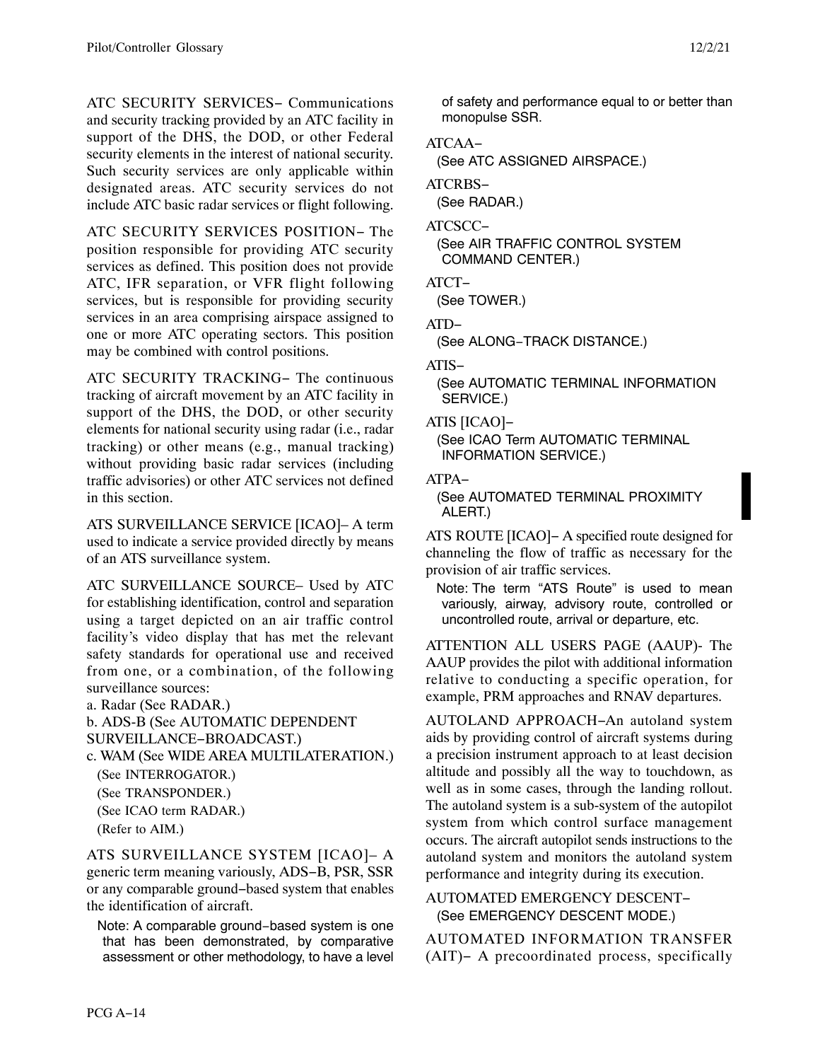ATC SECURITY SERVICES− Communications and security tracking provided by an ATC facility in support of the DHS, the DOD, or other Federal security elements in the interest of national security. Such security services are only applicable within designated areas. ATC security services do not include ATC basic radar services or flight following.

ATC SECURITY SERVICES POSITION− The position responsible for providing ATC security services as defined. This position does not provide ATC, IFR separation, or VFR flight following services, but is responsible for providing security services in an area comprising airspace assigned to one or more ATC operating sectors. This position may be combined with control positions.

ATC SECURITY TRACKING− The continuous tracking of aircraft movement by an ATC facility in support of the DHS, the DOD, or other security elements for national security using radar (i.e., radar tracking) or other means (e.g., manual tracking) without providing basic radar services (including traffic advisories) or other ATC services not defined in this section.

ATS SURVEILLANCE SERVICE [ICAO]– A term used to indicate a service provided directly by means of an ATS surveillance system.

ATC SURVEILLANCE SOURCE– Used by ATC for establishing identification, control and separation using a target depicted on an air traffic control facility's video display that has met the relevant safety standards for operational use and received from one, or a combination, of the following surveillance sources:

a. Radar (See RADAR.)

b. ADS-B (See AUTOMATIC DEPENDENT SURVEILLANCE−BROADCAST.)

c. WAM (See WIDE AREA MULTILATERATION.)

(See INTERROGATOR.)
(See TRANSPONDER.)
(See ICAO term RADAR.)
(Refer to AIM.)

ATS SURVEILLANCE SYSTEM [ICAO]– A generic term meaning variously, ADS−B, PSR, SSR or any comparable ground−based system that enables the identification of aircraft.

Note: A comparable ground−based system is one that has been demonstrated, by comparative assessment or other methodology, to have a level of safety and performance equal to or better than monopulse SSR.

ATCAA−
(See ATC ASSIGNED AIRSPACE.)

ATCRBS−
(See RADAR.)

ATCSCC−
(See AIR TRAFFIC CONTROL SYSTEM COMMAND CENTER.)

ATCT−
(See TOWER.)

ATD−
(See ALONG−TRACK DISTANCE.)

ATIS−
(See AUTOMATIC TERMINAL INFORMATION SERVICE.)

ATIS [ICAO]−
(See ICAO Term AUTOMATIC TERMINAL INFORMATION SERVICE.)

ATPA−
(See AUTOMATED TERMINAL PROXIMITY ALERT.)

ATS ROUTE [ICAO]− A specified route designed for channeling the flow of traffic as necessary for the provision of air traffic services.

Note: The term "ATS Route" is used to mean variously, airway, advisory route, controlled or uncontrolled route, arrival or departure, etc.

ATTENTION ALL USERS PAGE (AAUP)- The AAUP provides the pilot with additional information relative to conducting a specific operation, for example, PRM approaches and RNAV departures.

AUTOLAND APPROACH−An autoland system aids by providing control of aircraft systems during a precision instrument approach to at least decision altitude and possibly all the way to touchdown, as well as in some cases, through the landing rollout. The autoland system is a sub-system of the autopilot system from which control surface management occurs. The aircraft autopilot sends instructions to the autoland system and monitors the autoland system performance and integrity during its execution.

AUTOMATED EMERGENCY DESCENT−
(See EMERGENCY DESCENT MODE.)

AUTOMATED INFORMATION TRANSFER (AIT)− A precoordinated process, specifically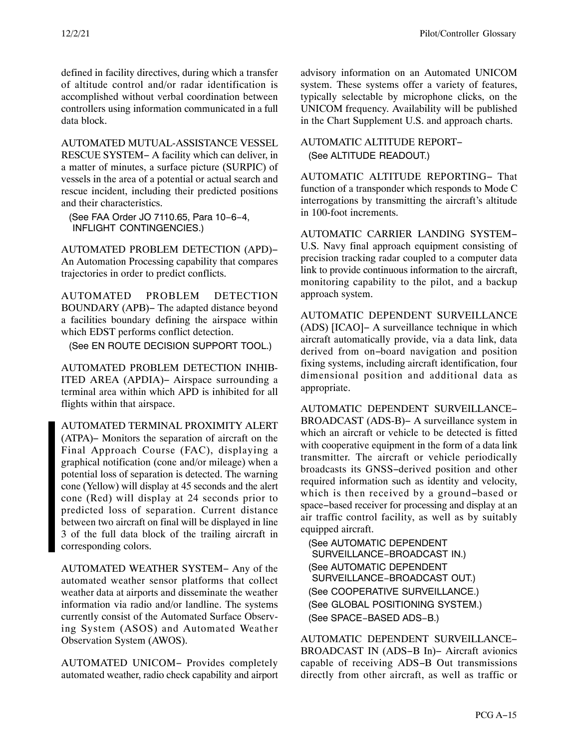defined in facility directives, during which a transfer of altitude control and/or radar identification is accomplished without verbal coordination between controllers using information communicated in a full data block.

AUTOMATED MUTUAL-ASSISTANCE VESSEL RESCUE SYSTEM− A facility which can deliver, in a matter of minutes, a surface picture (SURPIC) of vessels in the area of a potential or actual search and rescue incident, including their predicted positions and their characteristics.

(See FAA Order JO 7110.65, Para 10−6−4, INFLIGHT CONTINGENCIES.)

AUTOMATED PROBLEM DETECTION (APD)− An Automation Processing capability that compares trajectories in order to predict conflicts.

AUTOMATED PROBLEM DETECTION BOUNDARY (APB)− The adapted distance beyond a facilities boundary defining the airspace within which EDST performs conflict detection.

(See EN ROUTE DECISION SUPPORT TOOL.)

AUTOMATED PROBLEM DETECTION INHIBITED AREA (APDIA)− Airspace surrounding a terminal area within which APD is inhibited for all flights within that airspace.

AUTOMATED TERMINAL PROXIMITY ALERT (ATPA)− Monitors the separation of aircraft on the Final Approach Course (FAC), displaying a graphical notification (cone and/or mileage) when a potential loss of separation is detected. The warning cone (Yellow) will display at 45 seconds and the alert cone (Red) will display at 24 seconds prior to predicted loss of separation. Current distance between two aircraft on final will be displayed in line 3 of the full data block of the trailing aircraft in corresponding colors.

AUTOMATED WEATHER SYSTEM− Any of the automated weather sensor platforms that collect weather data at airports and disseminate the weather information via radio and/or landline. The systems currently consist of the Automated Surface Observing System (ASOS) and Automated Weather Observation System (AWOS).

AUTOMATED UNICOM− Provides completely automated weather, radio check capability and airport advisory information on an Automated UNICOM system. These systems offer a variety of features, typically selectable by microphone clicks, on the UNICOM frequency. Availability will be published in the Chart Supplement U.S. and approach charts.

AUTOMATIC ALTITUDE REPORT−

(See ALTITUDE READOUT.)

AUTOMATIC ALTITUDE REPORTING− That function of a transponder which responds to Mode C interrogations by transmitting the aircraft's altitude in 100-foot increments.

AUTOMATIC CARRIER LANDING SYSTEM− U.S. Navy final approach equipment consisting of precision tracking radar coupled to a computer data link to provide continuous information to the aircraft, monitoring capability to the pilot, and a backup approach system.

AUTOMATIC DEPENDENT SURVEILLANCE (ADS) [ICAO]− A surveillance technique in which aircraft automatically provide, via a data link, data derived from on−board navigation and position fixing systems, including aircraft identification, four dimensional position and additional data as appropriate.

AUTOMATIC DEPENDENT SURVEILLANCE−BROADCAST (ADS-B)− A surveillance system in which an aircraft or vehicle to be detected is fitted with cooperative equipment in the form of a data link transmitter. The aircraft or vehicle periodically broadcasts its GNSS−derived position and other required information such as identity and velocity, which is then received by a ground−based or space−based receiver for processing and display at an air traffic control facility, as well as by suitably equipped aircraft.

(See AUTOMATIC DEPENDENT SURVEILLANCE−BROADCAST IN.)
(See AUTOMATIC DEPENDENT SURVEILLANCE−BROADCAST OUT.)
(See COOPERATIVE SURVEILLANCE.)
(See GLOBAL POSITIONING SYSTEM.)
(See SPACE−BASED ADS−B.)

AUTOMATIC DEPENDENT SURVEILLANCE−BROADCAST IN (ADS−B In)− Aircraft avionics capable of receiving ADS−B Out transmissions directly from other aircraft, as well as traffic or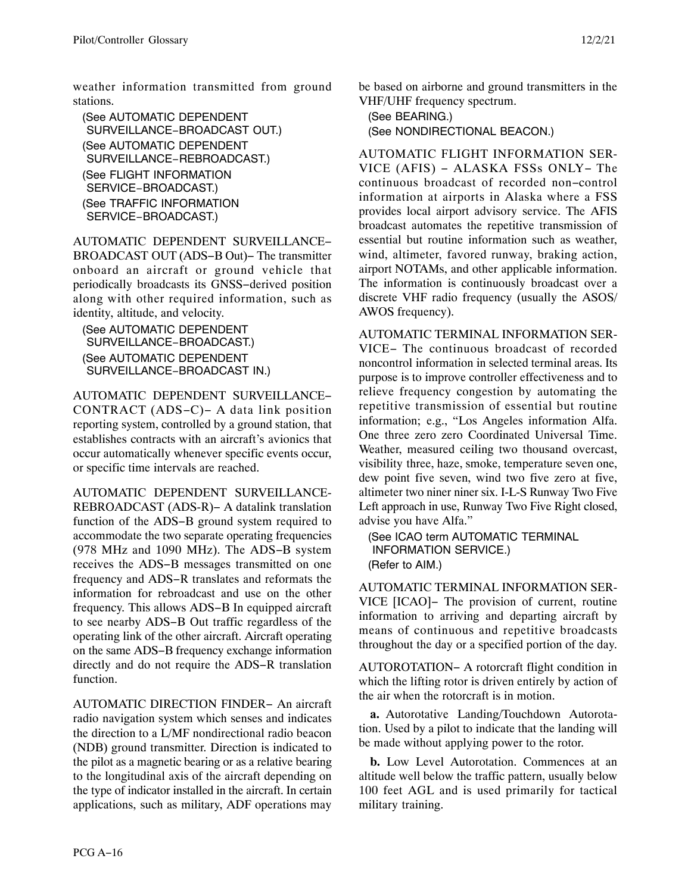weather information transmitted from ground stations.

(See AUTOMATIC DEPENDENT SURVEILLANCE−BROADCAST OUT.)
(See AUTOMATIC DEPENDENT SURVEILLANCE−REBROADCAST.)
(See FLIGHT INFORMATION SERVICE−BROADCAST.)
(See TRAFFIC INFORMATION SERVICE−BROADCAST.)

AUTOMATIC DEPENDENT SURVEILLANCE− BROADCAST OUT (ADS−B Out)− The transmitter onboard an aircraft or ground vehicle that periodically broadcasts its GNSS−derived position along with other required information, such as identity, altitude, and velocity.

(See AUTOMATIC DEPENDENT SURVEILLANCE−BROADCAST.)
(See AUTOMATIC DEPENDENT SURVEILLANCE−BROADCAST IN.)

AUTOMATIC DEPENDENT SURVEILLANCE− CONTRACT (ADS−C)− A data link position reporting system, controlled by a ground station, that establishes contracts with an aircraft's avionics that occur automatically whenever specific events occur, or specific time intervals are reached.

AUTOMATIC DEPENDENT SURVEILLANCE-REBROADCAST (ADS-R)− A datalink translation function of the ADS−B ground system required to accommodate the two separate operating frequencies (978 MHz and 1090 MHz). The ADS−B system receives the ADS−B messages transmitted on one frequency and ADS−R translates and reformats the information for rebroadcast and use on the other frequency. This allows ADS−B In equipped aircraft to see nearby ADS−B Out traffic regardless of the operating link of the other aircraft. Aircraft operating on the same ADS−B frequency exchange information directly and do not require the ADS−R translation function.

AUTOMATIC DIRECTION FINDER− An aircraft radio navigation system which senses and indicates the direction to a L/MF nondirectional radio beacon (NDB) ground transmitter. Direction is indicated to the pilot as a magnetic bearing or as a relative bearing to the longitudinal axis of the aircraft depending on the type of indicator installed in the aircraft. In certain applications, such as military, ADF operations may be based on airborne and ground transmitters in the VHF/UHF frequency spectrum.

(See BEARING.)
(See NONDIRECTIONAL BEACON.)

AUTOMATIC FLIGHT INFORMATION SERVICE (AFIS) − ALASKA FSSs ONLY− The continuous broadcast of recorded non−control information at airports in Alaska where a FSS provides local airport advisory service. The AFIS broadcast automates the repetitive transmission of essential but routine information such as weather, wind, altimeter, favored runway, braking action, airport NOTAMs, and other applicable information. The information is continuously broadcast over a discrete VHF radio frequency (usually the ASOS/AWOS frequency).

AUTOMATIC TERMINAL INFORMATION SERVICE− The continuous broadcast of recorded noncontrol information in selected terminal areas. Its purpose is to improve controller effectiveness and to relieve frequency congestion by automating the repetitive transmission of essential but routine information; e.g., "Los Angeles information Alfa. One three zero zero Coordinated Universal Time. Weather, measured ceiling two thousand overcast, visibility three, haze, smoke, temperature seven one, dew point five seven, wind two five zero at five, altimeter two niner niner six. I-L-S Runway Two Five Left approach in use, Runway Two Five Right closed, advise you have Alfa."

(See ICAO term AUTOMATIC TERMINAL INFORMATION SERVICE.)
(Refer to AIM.)

AUTOMATIC TERMINAL INFORMATION SERVICE [ICAO]− The provision of current, routine information to arriving and departing aircraft by means of continuous and repetitive broadcasts throughout the day or a specified portion of the day.

AUTOROTATION− A rotorcraft flight condition in which the lifting rotor is driven entirely by action of the air when the rotorcraft is in motion.

**a.** Autorotative Landing/Touchdown Autorotation. Used by a pilot to indicate that the landing will be made without applying power to the rotor.

**b.** Low Level Autorotation. Commences at an altitude well below the traffic pattern, usually below 100 feet AGL and is used primarily for tactical military training.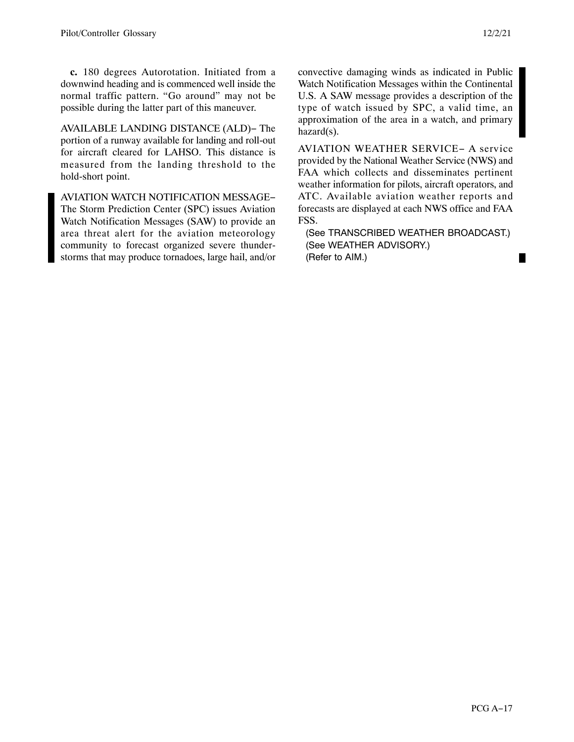**c.** 180 degrees Autorotation. Initiated from a downwind heading and is commenced well inside the normal traffic pattern. "Go around" may not be possible during the latter part of this maneuver.

AVAILABLE LANDING DISTANCE (ALD)− The portion of a runway available for landing and roll-out for aircraft cleared for LAHSO. This distance is measured from the landing threshold to the hold-short point.

AVIATION WATCH NOTIFICATION MESSAGE− The Storm Prediction Center (SPC) issues Aviation Watch Notification Messages (SAW) to provide an area threat alert for the aviation meteorology community to forecast organized severe thunderstorms that may produce tornadoes, large hail, and/or convective damaging winds as indicated in Public Watch Notification Messages within the Continental U.S. A SAW message provides a description of the type of watch issued by SPC, a valid time, an approximation of the area in a watch, and primary hazard(s).

AVIATION WEATHER SERVICE− A service provided by the National Weather Service (NWS) and FAA which collects and disseminates pertinent weather information for pilots, aircraft operators, and ATC. Available aviation weather reports and forecasts are displayed at each NWS office and FAA FSS.

(See TRANSCRIBED WEATHER BROADCAST.)
(See WEATHER ADVISORY.)
(Refer to AIM.)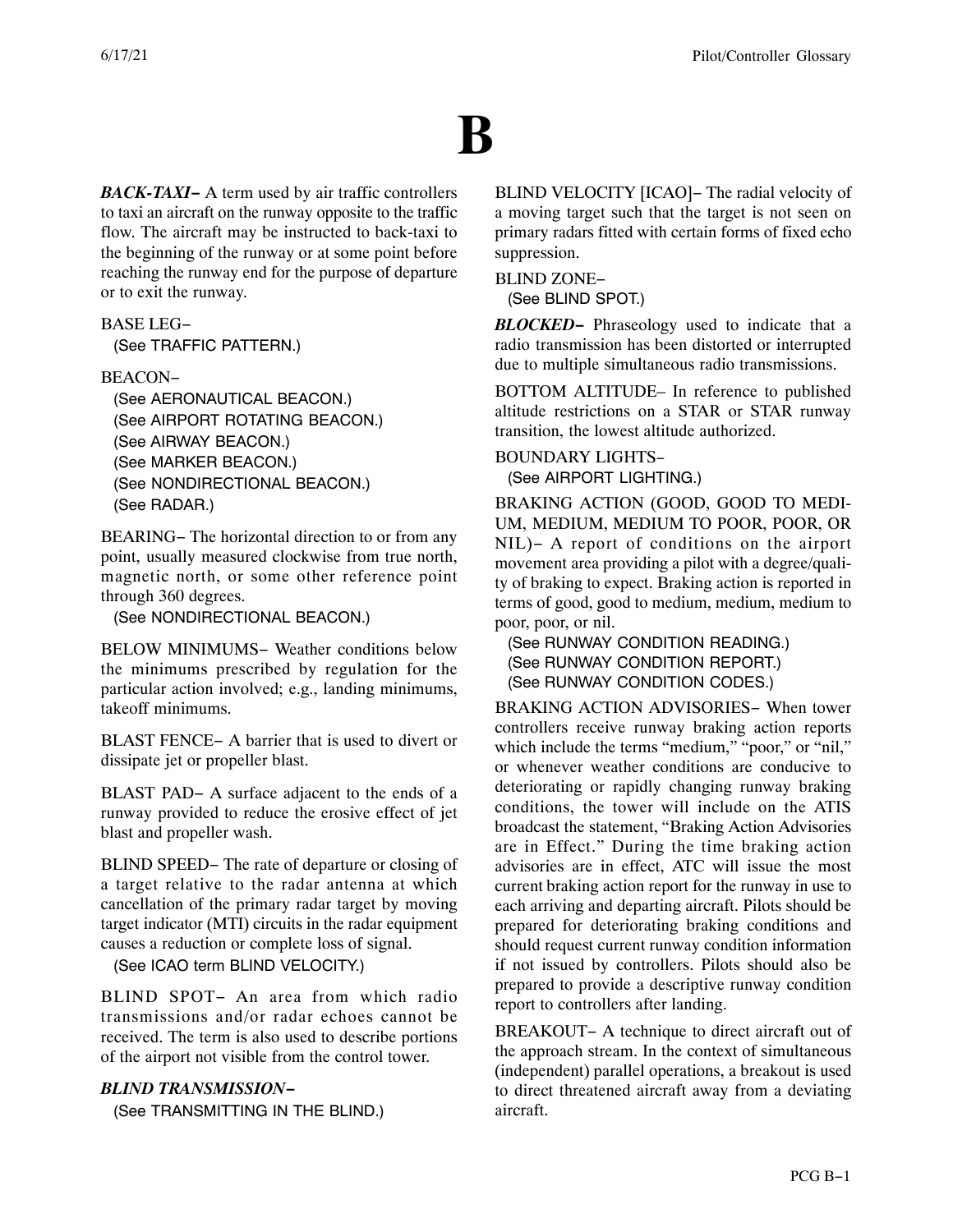# B

***BACK-TAXI−*** A term used by air traffic controllers to taxi an aircraft on the runway opposite to the traffic flow. The aircraft may be instructed to back-taxi to the beginning of the runway or at some point before reaching the runway end for the purpose of departure or to exit the runway.

BASE LEG−
(See TRAFFIC PATTERN.)

BEACON−
(See AERONAUTICAL BEACON.)
(See AIRPORT ROTATING BEACON.)
(See AIRWAY BEACON.)
(See MARKER BEACON.)
(See NONDIRECTIONAL BEACON.)
(See RADAR.)

BEARING− The horizontal direction to or from any point, usually measured clockwise from true north, magnetic north, or some other reference point through 360 degrees.
(See NONDIRECTIONAL BEACON.)

BELOW MINIMUMS− Weather conditions below the minimums prescribed by regulation for the particular action involved; e.g., landing minimums, takeoff minimums.

BLAST FENCE− A barrier that is used to divert or dissipate jet or propeller blast.

BLAST PAD− A surface adjacent to the ends of a runway provided to reduce the erosive effect of jet blast and propeller wash.

BLIND SPEED− The rate of departure or closing of a target relative to the radar antenna at which cancellation of the primary radar target by moving target indicator (MTI) circuits in the radar equipment causes a reduction or complete loss of signal.
(See ICAO term BLIND VELOCITY.)

BLIND SPOT− An area from which radio transmissions and/or radar echoes cannot be received. The term is also used to describe portions of the airport not visible from the control tower.

***BLIND TRANSMISSION−***
(See TRANSMITTING IN THE BLIND.)

BLIND VELOCITY [ICAO]− The radial velocity of a moving target such that the target is not seen on primary radars fitted with certain forms of fixed echo suppression.

BLIND ZONE−
(See BLIND SPOT.)

***BLOCKED−*** Phraseology used to indicate that a radio transmission has been distorted or interrupted due to multiple simultaneous radio transmissions.

BOTTOM ALTITUDE– In reference to published altitude restrictions on a STAR or STAR runway transition, the lowest altitude authorized.

BOUNDARY LIGHTS−
(See AIRPORT LIGHTING.)

BRAKING ACTION (GOOD, GOOD TO MEDIUM, MEDIUM, MEDIUM TO POOR, POOR, OR NIL)− A report of conditions on the airport movement area providing a pilot with a degree/quality of braking to expect. Braking action is reported in terms of good, good to medium, medium, medium to poor, poor, or nil.
(See RUNWAY CONDITION READING.)
(See RUNWAY CONDITION REPORT.)
(See RUNWAY CONDITION CODES.)

BRAKING ACTION ADVISORIES− When tower controllers receive runway braking action reports which include the terms "medium," "poor," or "nil," or whenever weather conditions are conducive to deteriorating or rapidly changing runway braking conditions, the tower will include on the ATIS broadcast the statement, "Braking Action Advisories are in Effect." During the time braking action advisories are in effect, ATC will issue the most current braking action report for the runway in use to each arriving and departing aircraft. Pilots should be prepared for deteriorating braking conditions and should request current runway condition information if not issued by controllers. Pilots should also be prepared to provide a descriptive runway condition report to controllers after landing.

BREAKOUT− A technique to direct aircraft out of the approach stream. In the context of simultaneous (independent) parallel operations, a breakout is used to direct threatened aircraft away from a deviating aircraft.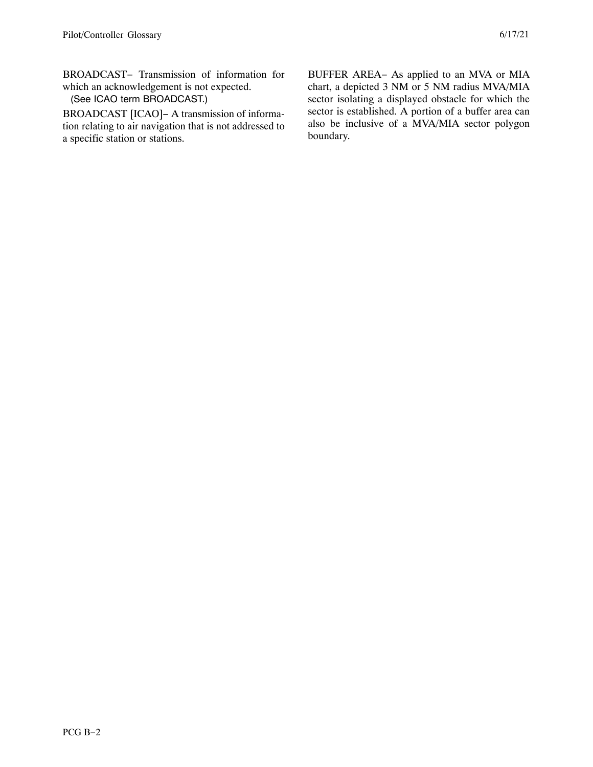BROADCAST− Transmission of information for which an acknowledgement is not expected.

(See ICAO term BROADCAST.)

BROADCAST [ICAO]− A transmission of information relating to air navigation that is not addressed to a specific station or stations.

BUFFER AREA− As applied to an MVA or MIA chart, a depicted 3 NM or 5 NM radius MVA/MIA sector isolating a displayed obstacle for which the sector is established. A portion of a buffer area can also be inclusive of a MVA/MIA sector polygon boundary.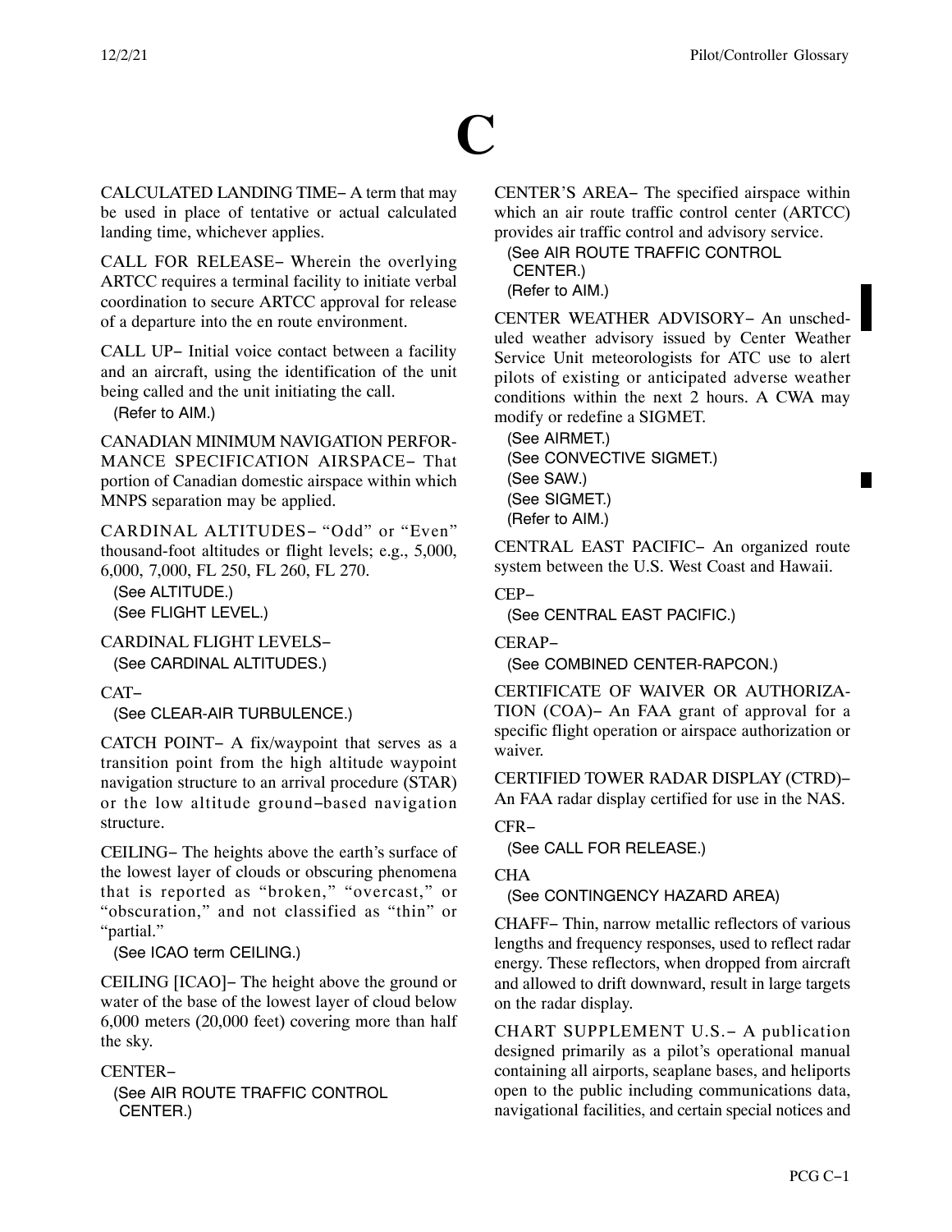# C

CALCULATED LANDING TIME− A term that may be used in place of tentative or actual calculated landing time, whichever applies.

CALL FOR RELEASE− Wherein the overlying ARTCC requires a terminal facility to initiate verbal coordination to secure ARTCC approval for release of a departure into the en route environment.

CALL UP− Initial voice contact between a facility and an aircraft, using the identification of the unit being called and the unit initiating the call.
(Refer to AIM.)

CANADIAN MINIMUM NAVIGATION PERFORMANCE SPECIFICATION AIRSPACE− That portion of Canadian domestic airspace within which MNPS separation may be applied.

CARDINAL ALTITUDES− "Odd" or "Even" thousand-foot altitudes or flight levels; e.g., 5,000, 6,000, 7,000, FL 250, FL 260, FL 270.
(See ALTITUDE.)
(See FLIGHT LEVEL.)

CARDINAL FLIGHT LEVELS−
(See CARDINAL ALTITUDES.)

CAT−
(See CLEAR-AIR TURBULENCE.)

CATCH POINT− A fix/waypoint that serves as a transition point from the high altitude waypoint navigation structure to an arrival procedure (STAR) or the low altitude ground−based navigation structure.

CEILING− The heights above the earth's surface of the lowest layer of clouds or obscuring phenomena that is reported as "broken," "overcast," or "obscuration," and not classified as "thin" or "partial."
(See ICAO term CEILING.)

CEILING [ICAO]− The height above the ground or water of the base of the lowest layer of cloud below 6,000 meters (20,000 feet) covering more than half the sky.

CENTER−
(See AIR ROUTE TRAFFIC CONTROL CENTER.)

CENTER'S AREA− The specified airspace within which an air route traffic control center (ARTCC) provides air traffic control and advisory service.
(See AIR ROUTE TRAFFIC CONTROL CENTER.)
(Refer to AIM.)

CENTER WEATHER ADVISORY− An unscheduled weather advisory issued by Center Weather Service Unit meteorologists for ATC use to alert pilots of existing or anticipated adverse weather conditions within the next 2 hours. A CWA may modify or redefine a SIGMET.
(See AIRMET.)
(See CONVECTIVE SIGMET.)
(See SAW.)
(See SIGMET.)
(Refer to AIM.)

CENTRAL EAST PACIFIC− An organized route system between the U.S. West Coast and Hawaii.

CEP−
(See CENTRAL EAST PACIFIC.)

CERAP−
(See COMBINED CENTER-RAPCON.)

CERTIFICATE OF WAIVER OR AUTHORIZATION (COA)− An FAA grant of approval for a specific flight operation or airspace authorization or waiver.

CERTIFIED TOWER RADAR DISPLAY (CTRD)− An FAA radar display certified for use in the NAS.

CFR−
(See CALL FOR RELEASE.)

CHA
(See CONTINGENCY HAZARD AREA)

CHAFF− Thin, narrow metallic reflectors of various lengths and frequency responses, used to reflect radar energy. These reflectors, when dropped from aircraft and allowed to drift downward, result in large targets on the radar display.

CHART SUPPLEMENT U.S.− A publication designed primarily as a pilot's operational manual containing all airports, seaplane bases, and heliports open to the public including communications data, navigational facilities, and certain special notices and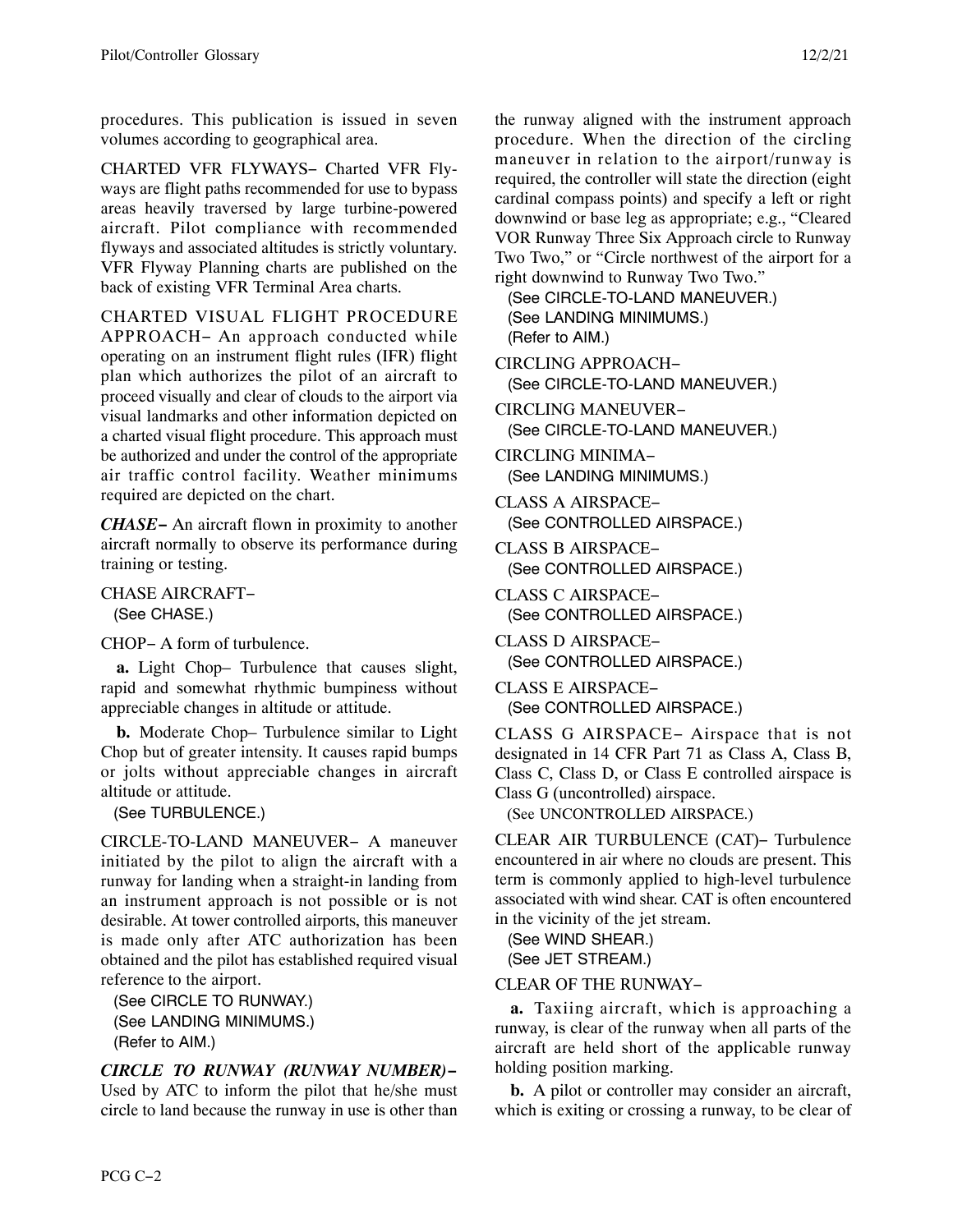procedures. This publication is issued in seven volumes according to geographical area.

CHARTED VFR FLYWAYS− Charted VFR Flyways are flight paths recommended for use to bypass areas heavily traversed by large turbine-powered aircraft. Pilot compliance with recommended flyways and associated altitudes is strictly voluntary. VFR Flyway Planning charts are published on the back of existing VFR Terminal Area charts.

CHARTED VISUAL FLIGHT PROCEDURE APPROACH− An approach conducted while operating on an instrument flight rules (IFR) flight plan which authorizes the pilot of an aircraft to proceed visually and clear of clouds to the airport via visual landmarks and other information depicted on a charted visual flight procedure. This approach must be authorized and under the control of the appropriate air traffic control facility. Weather minimums required are depicted on the chart.

***CHASE−*** An aircraft flown in proximity to another aircraft normally to observe its performance during training or testing.

CHASE AIRCRAFT−
(See CHASE.)

CHOP− A form of turbulence.

**a.** Light Chop– Turbulence that causes slight, rapid and somewhat rhythmic bumpiness without appreciable changes in altitude or attitude.

**b.** Moderate Chop– Turbulence similar to Light Chop but of greater intensity. It causes rapid bumps or jolts without appreciable changes in aircraft altitude or attitude.
(See TURBULENCE.)

CIRCLE-TO-LAND MANEUVER− A maneuver initiated by the pilot to align the aircraft with a runway for landing when a straight-in landing from an instrument approach is not possible or is not desirable. At tower controlled airports, this maneuver is made only after ATC authorization has been obtained and the pilot has established required visual reference to the airport.
(See CIRCLE TO RUNWAY.)
(See LANDING MINIMUMS.)
(Refer to AIM.)

***CIRCLE TO RUNWAY (RUNWAY NUMBER)−*** Used by ATC to inform the pilot that he/she must circle to land because the runway in use is other than the runway aligned with the instrument approach procedure. When the direction of the circling maneuver in relation to the airport/runway is required, the controller will state the direction (eight cardinal compass points) and specify a left or right downwind or base leg as appropriate; e.g., "Cleared VOR Runway Three Six Approach circle to Runway Two Two," or "Circle northwest of the airport for a right downwind to Runway Two Two."
(See CIRCLE-TO-LAND MANEUVER.)
(See LANDING MINIMUMS.)
(Refer to AIM.)

CIRCLING APPROACH−
(See CIRCLE-TO-LAND MANEUVER.)

CIRCLING MANEUVER−
(See CIRCLE-TO-LAND MANEUVER.)

CIRCLING MINIMA−
(See LANDING MINIMUMS.)

CLASS A AIRSPACE−
(See CONTROLLED AIRSPACE.)

CLASS B AIRSPACE−
(See CONTROLLED AIRSPACE.)

CLASS C AIRSPACE−
(See CONTROLLED AIRSPACE.)

CLASS D AIRSPACE−
(See CONTROLLED AIRSPACE.)

CLASS E AIRSPACE−
(See CONTROLLED AIRSPACE.)

CLASS G AIRSPACE− Airspace that is not designated in 14 CFR Part 71 as Class A, Class B, Class C, Class D, or Class E controlled airspace is Class G (uncontrolled) airspace.
(See UNCONTROLLED AIRSPACE.)

CLEAR AIR TURBULENCE (CAT)− Turbulence encountered in air where no clouds are present. This term is commonly applied to high-level turbulence associated with wind shear. CAT is often encountered in the vicinity of the jet stream.
(See WIND SHEAR.)
(See JET STREAM.)

CLEAR OF THE RUNWAY−

**a.** Taxiing aircraft, which is approaching a runway, is clear of the runway when all parts of the aircraft are held short of the applicable runway holding position marking.

**b.** A pilot or controller may consider an aircraft, which is exiting or crossing a runway, to be clear of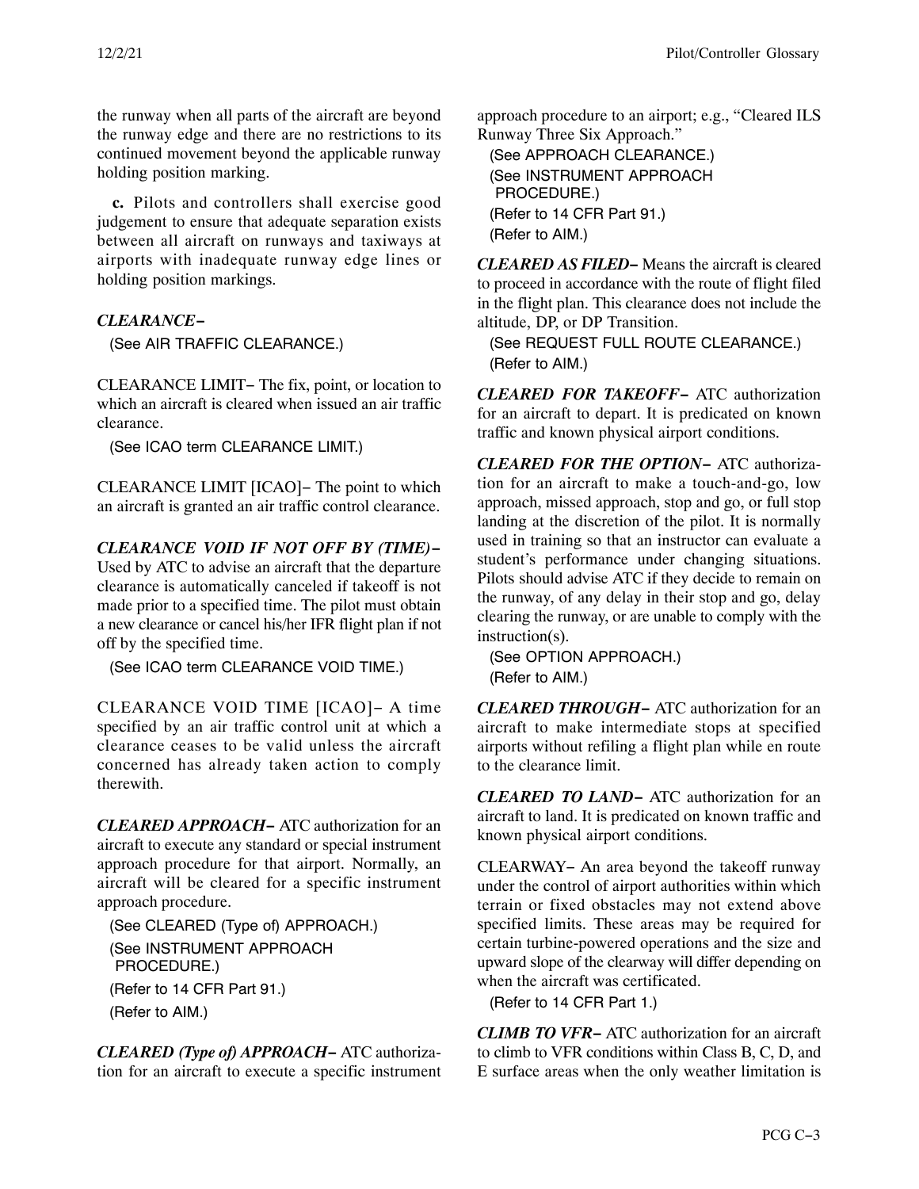the runway when all parts of the aircraft are beyond the runway edge and there are no restrictions to its continued movement beyond the applicable runway holding position marking.

**c.** Pilots and controllers shall exercise good judgement to ensure that adequate separation exists between all aircraft on runways and taxiways at airports with inadequate runway edge lines or holding position markings.

***CLEARANCE−***

(See AIR TRAFFIC CLEARANCE.)

CLEARANCE LIMIT− The fix, point, or location to which an aircraft is cleared when issued an air traffic clearance.

(See ICAO term CLEARANCE LIMIT.)

CLEARANCE LIMIT [ICAO]− The point to which an aircraft is granted an air traffic control clearance.

***CLEARANCE VOID IF NOT OFF BY (TIME)−*** Used by ATC to advise an aircraft that the departure clearance is automatically canceled if takeoff is not made prior to a specified time. The pilot must obtain a new clearance or cancel his/her IFR flight plan if not off by the specified time.

(See ICAO term CLEARANCE VOID TIME.)

CLEARANCE VOID TIME [ICAO]− A time specified by an air traffic control unit at which a clearance ceases to be valid unless the aircraft concerned has already taken action to comply therewith.

***CLEARED APPROACH−*** ATC authorization for an aircraft to execute any standard or special instrument approach procedure for that airport. Normally, an aircraft will be cleared for a specific instrument approach procedure.

(See CLEARED (Type of) APPROACH.)
(See INSTRUMENT APPROACH PROCEDURE.)
(Refer to 14 CFR Part 91.)
(Refer to AIM.)

***CLEARED (Type of) APPROACH−*** ATC authorization for an aircraft to execute a specific instrument approach procedure to an airport; e.g., "Cleared ILS Runway Three Six Approach."

(See APPROACH CLEARANCE.)
(See INSTRUMENT APPROACH PROCEDURE.)
(Refer to 14 CFR Part 91.)
(Refer to AIM.)

***CLEARED AS FILED−*** Means the aircraft is cleared to proceed in accordance with the route of flight filed in the flight plan. This clearance does not include the altitude, DP, or DP Transition.

(See REQUEST FULL ROUTE CLEARANCE.)
(Refer to AIM.)

***CLEARED FOR TAKEOFF−*** ATC authorization for an aircraft to depart. It is predicated on known traffic and known physical airport conditions.

***CLEARED FOR THE OPTION−*** ATC authorization for an aircraft to make a touch-and-go, low approach, missed approach, stop and go, or full stop landing at the discretion of the pilot. It is normally used in training so that an instructor can evaluate a student's performance under changing situations. Pilots should advise ATC if they decide to remain on the runway, of any delay in their stop and go, delay clearing the runway, or are unable to comply with the instruction(s).

(See OPTION APPROACH.)
(Refer to AIM.)

***CLEARED THROUGH−*** ATC authorization for an aircraft to make intermediate stops at specified airports without refiling a flight plan while en route to the clearance limit.

***CLEARED TO LAND−*** ATC authorization for an aircraft to land. It is predicated on known traffic and known physical airport conditions.

CLEARWAY− An area beyond the takeoff runway under the control of airport authorities within which terrain or fixed obstacles may not extend above specified limits. These areas may be required for certain turbine-powered operations and the size and upward slope of the clearway will differ depending on when the aircraft was certificated.

(Refer to 14 CFR Part 1.)

***CLIMB TO VFR−*** ATC authorization for an aircraft to climb to VFR conditions within Class B, C, D, and E surface areas when the only weather limitation is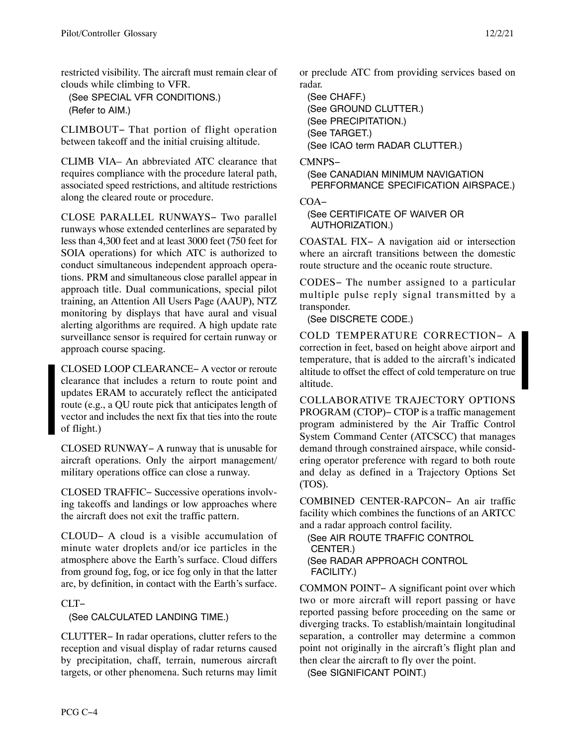restricted visibility. The aircraft must remain clear of clouds while climbing to VFR.

(See SPECIAL VFR CONDITIONS.)
(Refer to AIM.)

CLIMBOUT− That portion of flight operation between takeoff and the initial cruising altitude.

CLIMB VIA– An abbreviated ATC clearance that requires compliance with the procedure lateral path, associated speed restrictions, and altitude restrictions along the cleared route or procedure.

CLOSE PARALLEL RUNWAYS− Two parallel runways whose extended centerlines are separated by less than 4,300 feet and at least 3000 feet (750 feet for SOIA operations) for which ATC is authorized to conduct simultaneous independent approach operations. PRM and simultaneous close parallel appear in approach title. Dual communications, special pilot training, an Attention All Users Page (AAUP), NTZ monitoring by displays that have aural and visual alerting algorithms are required. A high update rate surveillance sensor is required for certain runway or approach course spacing.

CLOSED LOOP CLEARANCE− A vector or reroute clearance that includes a return to route point and updates ERAM to accurately reflect the anticipated route (e.g., a QU route pick that anticipates length of vector and includes the next fix that ties into the route of flight.)

CLOSED RUNWAY− A runway that is unusable for aircraft operations. Only the airport management/military operations office can close a runway.

CLOSED TRAFFIC− Successive operations involving takeoffs and landings or low approaches where the aircraft does not exit the traffic pattern.

CLOUD− A cloud is a visible accumulation of minute water droplets and/or ice particles in the atmosphere above the Earth's surface. Cloud differs from ground fog, fog, or ice fog only in that the latter are, by definition, in contact with the Earth's surface.

CLT−

(See CALCULATED LANDING TIME.)

CLUTTER− In radar operations, clutter refers to the reception and visual display of radar returns caused by precipitation, chaff, terrain, numerous aircraft targets, or other phenomena. Such returns may limit or preclude ATC from providing services based on radar.

(See CHAFF.)
(See GROUND CLUTTER.)
(See PRECIPITATION.)
(See TARGET.)
(See ICAO term RADAR CLUTTER.)

CMNPS−

(See CANADIAN MINIMUM NAVIGATION PERFORMANCE SPECIFICATION AIRSPACE.)

COA−

(See CERTIFICATE OF WAIVER OR AUTHORIZATION.)

COASTAL FIX− A navigation aid or intersection where an aircraft transitions between the domestic route structure and the oceanic route structure.

CODES− The number assigned to a particular multiple pulse reply signal transmitted by a transponder.

(See DISCRETE CODE.)

COLD TEMPERATURE CORRECTION− A correction in feet, based on height above airport and temperature, that is added to the aircraft's indicated altitude to offset the effect of cold temperature on true altitude.

COLLABORATIVE TRAJECTORY OPTIONS PROGRAM (CTOP)− CTOP is a traffic management program administered by the Air Traffic Control System Command Center (ATCSCC) that manages demand through constrained airspace, while considering operator preference with regard to both route and delay as defined in a Trajectory Options Set (TOS).

COMBINED CENTER-RAPCON− An air traffic facility which combines the functions of an ARTCC and a radar approach control facility.

(See AIR ROUTE TRAFFIC CONTROL CENTER.)
(See RADAR APPROACH CONTROL FACILITY.)

COMMON POINT− A significant point over which two or more aircraft will report passing or have reported passing before proceeding on the same or diverging tracks. To establish/maintain longitudinal separation, a controller may determine a common point not originally in the aircraft's flight plan and then clear the aircraft to fly over the point.

(See SIGNIFICANT POINT.)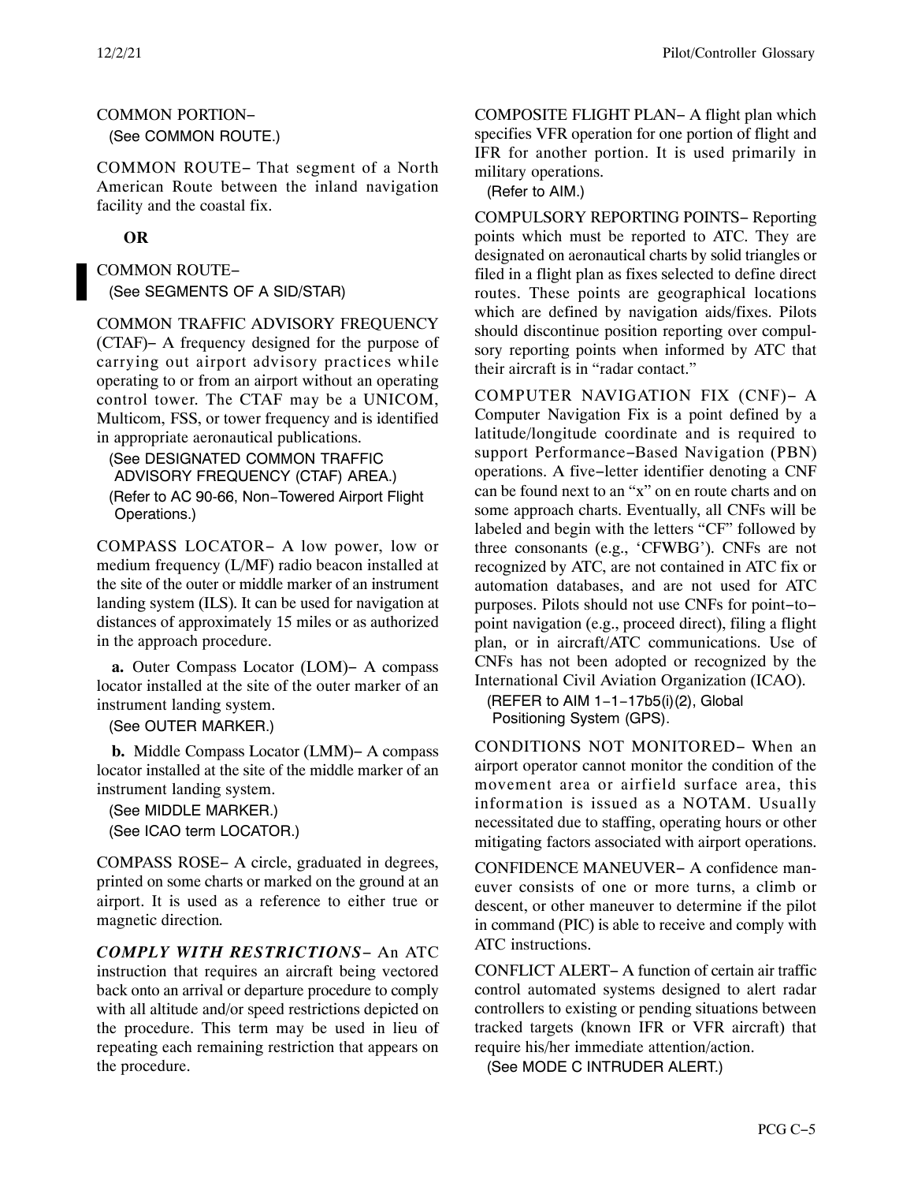COMMON PORTION−
(See COMMON ROUTE.)

COMMON ROUTE− That segment of a North American Route between the inland navigation facility and the coastal fix.

**OR**

COMMON ROUTE−
(See SEGMENTS OF A SID/STAR)

COMMON TRAFFIC ADVISORY FREQUENCY (CTAF)− A frequency designed for the purpose of carrying out airport advisory practices while operating to or from an airport without an operating control tower. The CTAF may be a UNICOM, Multicom, FSS, or tower frequency and is identified in appropriate aeronautical publications.
(See DESIGNATED COMMON TRAFFIC ADVISORY FREQUENCY (CTAF) AREA.)
(Refer to AC 90-66, Non−Towered Airport Flight Operations.)

COMPASS LOCATOR− A low power, low or medium frequency (L/MF) radio beacon installed at the site of the outer or middle marker of an instrument landing system (ILS). It can be used for navigation at distances of approximately 15 miles or as authorized in the approach procedure.

**a.** Outer Compass Locator (LOM)− A compass locator installed at the site of the outer marker of an instrument landing system.
(See OUTER MARKER.)

**b.** Middle Compass Locator (LMM)− A compass locator installed at the site of the middle marker of an instrument landing system.
(See MIDDLE MARKER.)
(See ICAO term LOCATOR.)

COMPASS ROSE− A circle, graduated in degrees, printed on some charts or marked on the ground at an airport. It is used as a reference to either true or magnetic direction.

***COMPLY WITH RESTRICTIONS***− An ATC instruction that requires an aircraft being vectored back onto an arrival or departure procedure to comply with all altitude and/or speed restrictions depicted on the procedure. This term may be used in lieu of repeating each remaining restriction that appears on the procedure.

COMPOSITE FLIGHT PLAN− A flight plan which specifies VFR operation for one portion of flight and IFR for another portion. It is used primarily in military operations.
(Refer to AIM.)

COMPULSORY REPORTING POINTS− Reporting points which must be reported to ATC. They are designated on aeronautical charts by solid triangles or filed in a flight plan as fixes selected to define direct routes. These points are geographical locations which are defined by navigation aids/fixes. Pilots should discontinue position reporting over compulsory reporting points when informed by ATC that their aircraft is in "radar contact."

COMPUTER NAVIGATION FIX (CNF)− A Computer Navigation Fix is a point defined by a latitude/longitude coordinate and is required to support Performance−Based Navigation (PBN) operations. A five−letter identifier denoting a CNF can be found next to an "x" on en route charts and on some approach charts. Eventually, all CNFs will be labeled and begin with the letters "CF" followed by three consonants (e.g., 'CFWBG'). CNFs are not recognized by ATC, are not contained in ATC fix or automation databases, and are not used for ATC purposes. Pilots should not use CNFs for point−to−point navigation (e.g., proceed direct), filing a flight plan, or in aircraft/ATC communications. Use of CNFs has not been adopted or recognized by the International Civil Aviation Organization (ICAO).
(REFER to AIM 1−1−17b5(i)(2), Global Positioning System (GPS).

CONDITIONS NOT MONITORED− When an airport operator cannot monitor the condition of the movement area or airfield surface area, this information is issued as a NOTAM. Usually necessitated due to staffing, operating hours or other mitigating factors associated with airport operations.

CONFIDENCE MANEUVER− A confidence maneuver consists of one or more turns, a climb or descent, or other maneuver to determine if the pilot in command (PIC) is able to receive and comply with ATC instructions.

CONFLICT ALERT− A function of certain air traffic control automated systems designed to alert radar controllers to existing or pending situations between tracked targets (known IFR or VFR aircraft) that require his/her immediate attention/action.
(See MODE C INTRUDER ALERT.)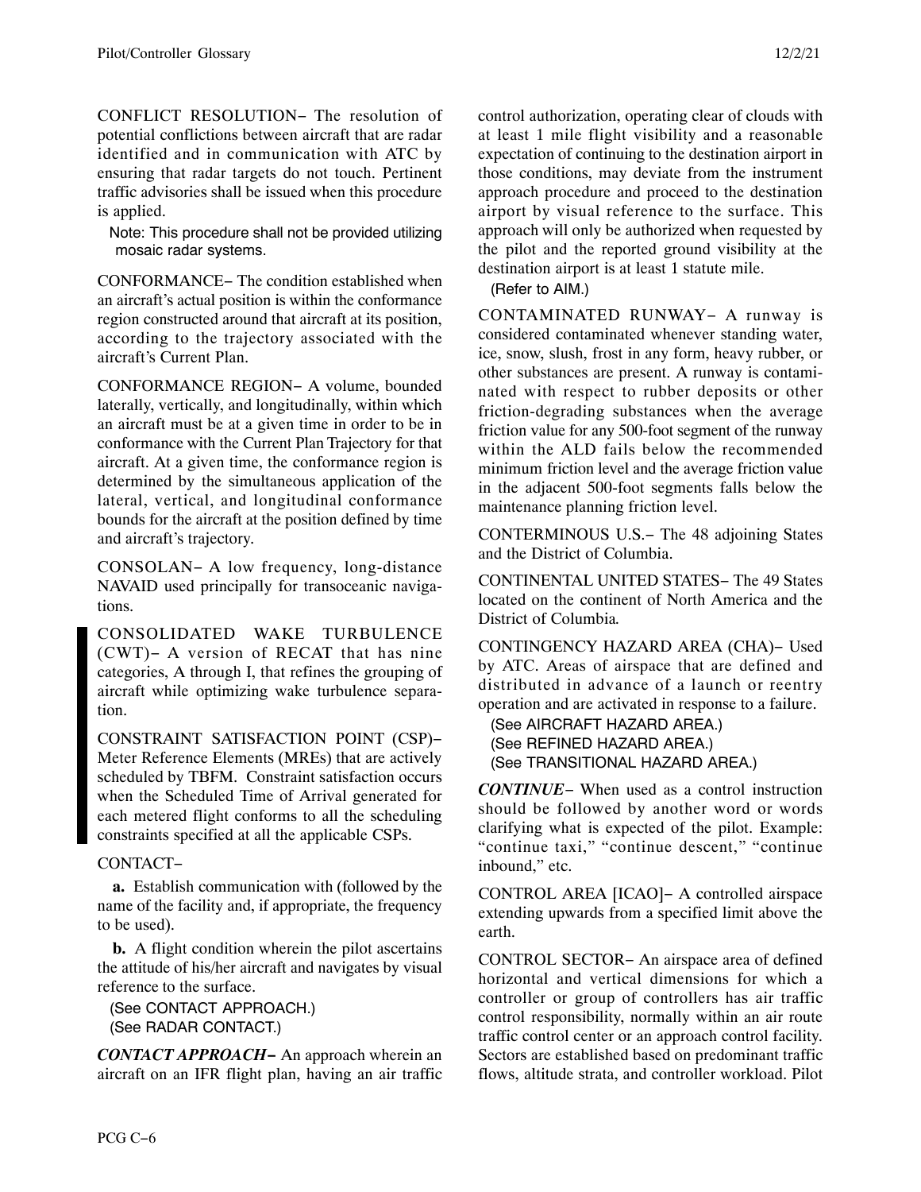CONFLICT RESOLUTION− The resolution of potential conflictions between aircraft that are radar identified and in communication with ATC by ensuring that radar targets do not touch. Pertinent traffic advisories shall be issued when this procedure is applied.

Note: This procedure shall not be provided utilizing mosaic radar systems.

CONFORMANCE− The condition established when an aircraft's actual position is within the conformance region constructed around that aircraft at its position, according to the trajectory associated with the aircraft's Current Plan.

CONFORMANCE REGION− A volume, bounded laterally, vertically, and longitudinally, within which an aircraft must be at a given time in order to be in conformance with the Current Plan Trajectory for that aircraft. At a given time, the conformance region is determined by the simultaneous application of the lateral, vertical, and longitudinal conformance bounds for the aircraft at the position defined by time and aircraft's trajectory.

CONSOLAN− A low frequency, long-distance NAVAID used principally for transoceanic navigations.

CONSOLIDATED WAKE TURBULENCE (CWT)− A version of RECAT that has nine categories, A through I, that refines the grouping of aircraft while optimizing wake turbulence separation.

CONSTRAINT SATISFACTION POINT (CSP)− Meter Reference Elements (MREs) that are actively scheduled by TBFM. Constraint satisfaction occurs when the Scheduled Time of Arrival generated for each metered flight conforms to all the scheduling constraints specified at all the applicable CSPs.

CONTACT−

**a.** Establish communication with (followed by the name of the facility and, if appropriate, the frequency to be used).

**b.** A flight condition wherein the pilot ascertains the attitude of his/her aircraft and navigates by visual reference to the surface.

(See CONTACT APPROACH.)
(See RADAR CONTACT.)

***CONTACT APPROACH−*** An approach wherein an aircraft on an IFR flight plan, having an air traffic control authorization, operating clear of clouds with at least 1 mile flight visibility and a reasonable expectation of continuing to the destination airport in those conditions, may deviate from the instrument approach procedure and proceed to the destination airport by visual reference to the surface. This approach will only be authorized when requested by the pilot and the reported ground visibility at the destination airport is at least 1 statute mile.

(Refer to AIM.)

CONTAMINATED RUNWAY− A runway is considered contaminated whenever standing water, ice, snow, slush, frost in any form, heavy rubber, or other substances are present. A runway is contaminated with respect to rubber deposits or other friction-degrading substances when the average friction value for any 500-foot segment of the runway within the ALD fails below the recommended minimum friction level and the average friction value in the adjacent 500-foot segments falls below the maintenance planning friction level.

CONTERMINOUS U.S.− The 48 adjoining States and the District of Columbia.

CONTINENTAL UNITED STATES− The 49 States located on the continent of North America and the District of Columbia.

CONTINGENCY HAZARD AREA (CHA)− Used by ATC. Areas of airspace that are defined and distributed in advance of a launch or reentry operation and are activated in response to a failure.

(See AIRCRAFT HAZARD AREA.)
(See REFINED HAZARD AREA.)
(See TRANSITIONAL HAZARD AREA.)

***CONTINUE−*** When used as a control instruction should be followed by another word or words clarifying what is expected of the pilot. Example: "continue taxi," "continue descent," "continue inbound," etc.

CONTROL AREA [ICAO]− A controlled airspace extending upwards from a specified limit above the earth.

CONTROL SECTOR− An airspace area of defined horizontal and vertical dimensions for which a controller or group of controllers has air traffic control responsibility, normally within an air route traffic control center or an approach control facility. Sectors are established based on predominant traffic flows, altitude strata, and controller workload. Pilot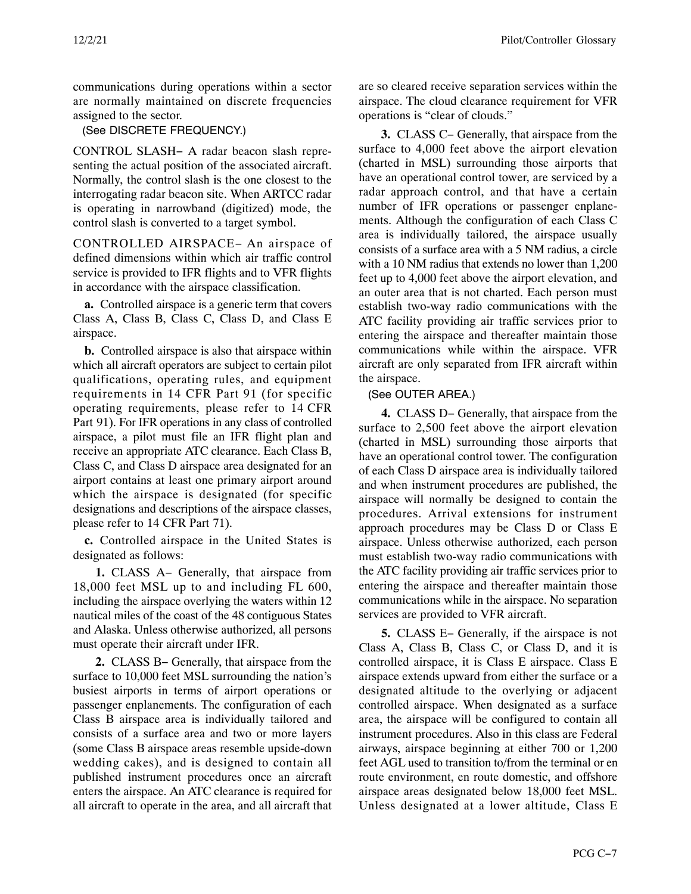communications during operations within a sector are normally maintained on discrete frequencies assigned to the sector.

(See DISCRETE FREQUENCY.)

CONTROL SLASH− A radar beacon slash representing the actual position of the associated aircraft. Normally, the control slash is the one closest to the interrogating radar beacon site. When ARTCC radar is operating in narrowband (digitized) mode, the control slash is converted to a target symbol.

CONTROLLED AIRSPACE− An airspace of defined dimensions within which air traffic control service is provided to IFR flights and to VFR flights in accordance with the airspace classification.

**a.** Controlled airspace is a generic term that covers Class A, Class B, Class C, Class D, and Class E airspace.

**b.** Controlled airspace is also that airspace within which all aircraft operators are subject to certain pilot qualifications, operating rules, and equipment requirements in 14 CFR Part 91 (for specific operating requirements, please refer to 14 CFR Part 91). For IFR operations in any class of controlled airspace, a pilot must file an IFR flight plan and receive an appropriate ATC clearance. Each Class B, Class C, and Class D airspace area designated for an airport contains at least one primary airport around which the airspace is designated (for specific designations and descriptions of the airspace classes, please refer to 14 CFR Part 71).

**c.** Controlled airspace in the United States is designated as follows:

**1.** CLASS A− Generally, that airspace from 18,000 feet MSL up to and including FL 600, including the airspace overlying the waters within 12 nautical miles of the coast of the 48 contiguous States and Alaska. Unless otherwise authorized, all persons must operate their aircraft under IFR.

**2.** CLASS B− Generally, that airspace from the surface to 10,000 feet MSL surrounding the nation's busiest airports in terms of airport operations or passenger enplanements. The configuration of each Class B airspace area is individually tailored and consists of a surface area and two or more layers (some Class B airspace areas resemble upside-down wedding cakes), and is designed to contain all published instrument procedures once an aircraft enters the airspace. An ATC clearance is required for all aircraft to operate in the area, and all aircraft that are so cleared receive separation services within the airspace. The cloud clearance requirement for VFR operations is "clear of clouds."

**3.** CLASS C− Generally, that airspace from the surface to 4,000 feet above the airport elevation (charted in MSL) surrounding those airports that have an operational control tower, are serviced by a radar approach control, and that have a certain number of IFR operations or passenger enplanements. Although the configuration of each Class C area is individually tailored, the airspace usually consists of a surface area with a 5 NM radius, a circle with a 10 NM radius that extends no lower than 1,200 feet up to 4,000 feet above the airport elevation, and an outer area that is not charted. Each person must establish two-way radio communications with the ATC facility providing air traffic services prior to entering the airspace and thereafter maintain those communications while within the airspace. VFR aircraft are only separated from IFR aircraft within the airspace.

(See OUTER AREA.)

**4.** CLASS D− Generally, that airspace from the surface to 2,500 feet above the airport elevation (charted in MSL) surrounding those airports that have an operational control tower. The configuration of each Class D airspace area is individually tailored and when instrument procedures are published, the airspace will normally be designed to contain the procedures. Arrival extensions for instrument approach procedures may be Class D or Class E airspace. Unless otherwise authorized, each person must establish two-way radio communications with the ATC facility providing air traffic services prior to entering the airspace and thereafter maintain those communications while in the airspace. No separation services are provided to VFR aircraft.

**5.** CLASS E− Generally, if the airspace is not Class A, Class B, Class C, or Class D, and it is controlled airspace, it is Class E airspace. Class E airspace extends upward from either the surface or a designated altitude to the overlying or adjacent controlled airspace. When designated as a surface area, the airspace will be configured to contain all instrument procedures. Also in this class are Federal airways, airspace beginning at either 700 or 1,200 feet AGL used to transition to/from the terminal or en route environment, en route domestic, and offshore airspace areas designated below 18,000 feet MSL. Unless designated at a lower altitude, Class E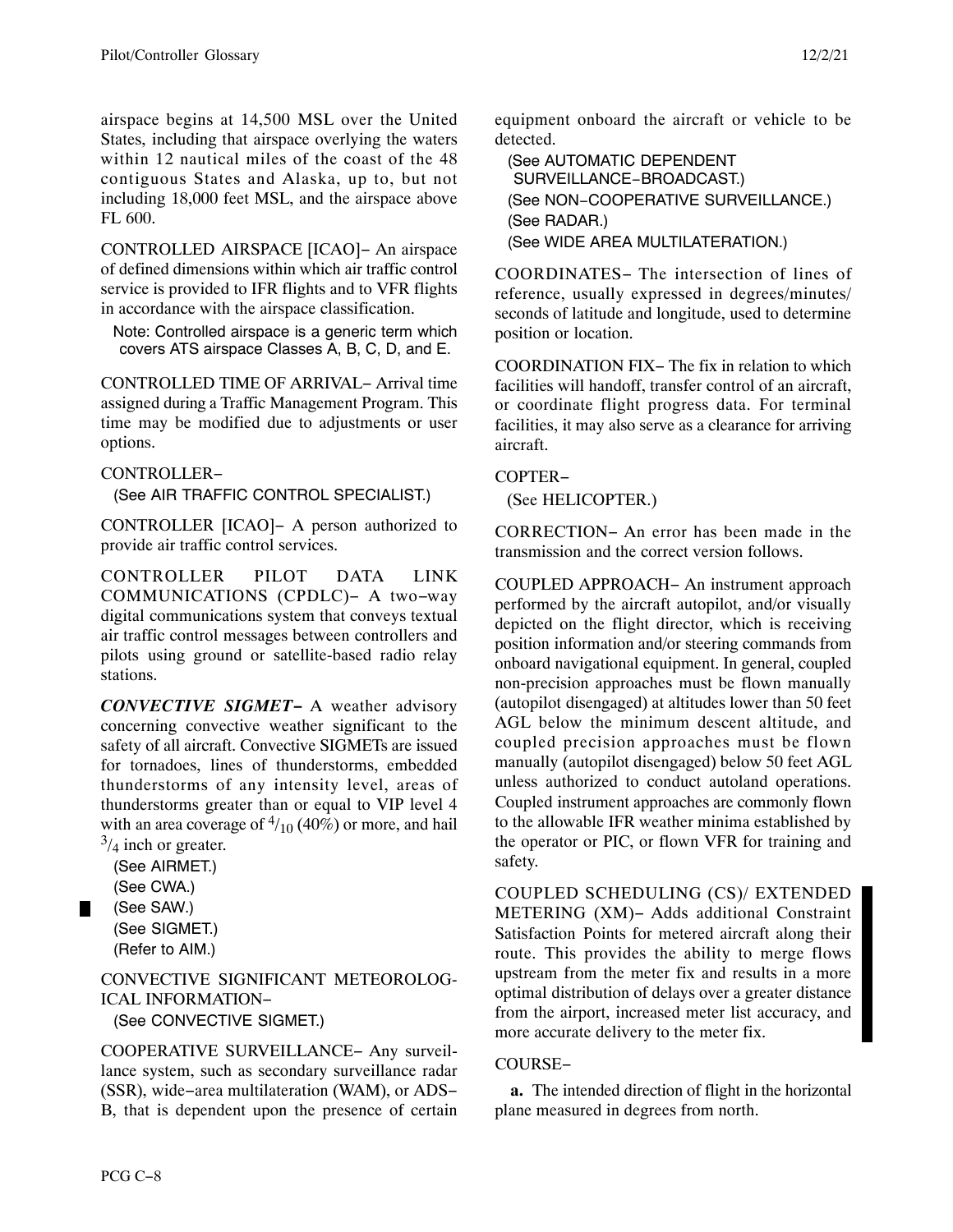airspace begins at 14,500 MSL over the United States, including that airspace overlying the waters within 12 nautical miles of the coast of the 48 contiguous States and Alaska, up to, but not including 18,000 feet MSL, and the airspace above FL 600.

CONTROLLED AIRSPACE [ICAO]− An airspace of defined dimensions within which air traffic control service is provided to IFR flights and to VFR flights in accordance with the airspace classification.

Note: Controlled airspace is a generic term which covers ATS airspace Classes A, B, C, D, and E.

CONTROLLED TIME OF ARRIVAL− Arrival time assigned during a Traffic Management Program. This time may be modified due to adjustments or user options.

CONTROLLER−
(See AIR TRAFFIC CONTROL SPECIALIST.)

CONTROLLER [ICAO]− A person authorized to provide air traffic control services.

CONTROLLER PILOT DATA LINK COMMUNICATIONS (CPDLC)− A two−way digital communications system that conveys textual air traffic control messages between controllers and pilots using ground or satellite-based radio relay stations.

***CONVECTIVE SIGMET−*** A weather advisory concerning convective weather significant to the safety of all aircraft. Convective SIGMETs are issued for tornadoes, lines of thunderstorms, embedded thunderstorms of any intensity level, areas of thunderstorms greater than or equal to VIP level 4 with an area coverage of $^4/_{10}$ (40%) or more, and hail $^3/_4$ inch or greater.
(See AIRMET.)
(See CWA.)
(See SAW.)
(See SIGMET.)
(Refer to AIM.)

CONVECTIVE SIGNIFICANT METEOROLOGICAL INFORMATION−
(See CONVECTIVE SIGMET.)

COOPERATIVE SURVEILLANCE− Any surveillance system, such as secondary surveillance radar (SSR), wide−area multilateration (WAM), or ADS−B, that is dependent upon the presence of certain equipment onboard the aircraft or vehicle to be detected.
(See AUTOMATIC DEPENDENT SURVEILLANCE−BROADCAST.)
(See NON−COOPERATIVE SURVEILLANCE.)
(See RADAR.)
(See WIDE AREA MULTILATERATION.)

COORDINATES− The intersection of lines of reference, usually expressed in degrees/minutes/seconds of latitude and longitude, used to determine position or location.

COORDINATION FIX− The fix in relation to which facilities will handoff, transfer control of an aircraft, or coordinate flight progress data. For terminal facilities, it may also serve as a clearance for arriving aircraft.

COPTER−
(See HELICOPTER.)

CORRECTION− An error has been made in the transmission and the correct version follows.

COUPLED APPROACH− An instrument approach performed by the aircraft autopilot, and/or visually depicted on the flight director, which is receiving position information and/or steering commands from onboard navigational equipment. In general, coupled non-precision approaches must be flown manually (autopilot disengaged) at altitudes lower than 50 feet AGL below the minimum descent altitude, and coupled precision approaches must be flown manually (autopilot disengaged) below 50 feet AGL unless authorized to conduct autoland operations. Coupled instrument approaches are commonly flown to the allowable IFR weather minima established by the operator or PIC, or flown VFR for training and safety.

COUPLED SCHEDULING (CS)/ EXTENDED METERING (XM)− Adds additional Constraint Satisfaction Points for metered aircraft along their route. This provides the ability to merge flows upstream from the meter fix and results in a more optimal distribution of delays over a greater distance from the airport, increased meter list accuracy, and more accurate delivery to the meter fix.

COURSE−

**a.** The intended direction of flight in the horizontal plane measured in degrees from north.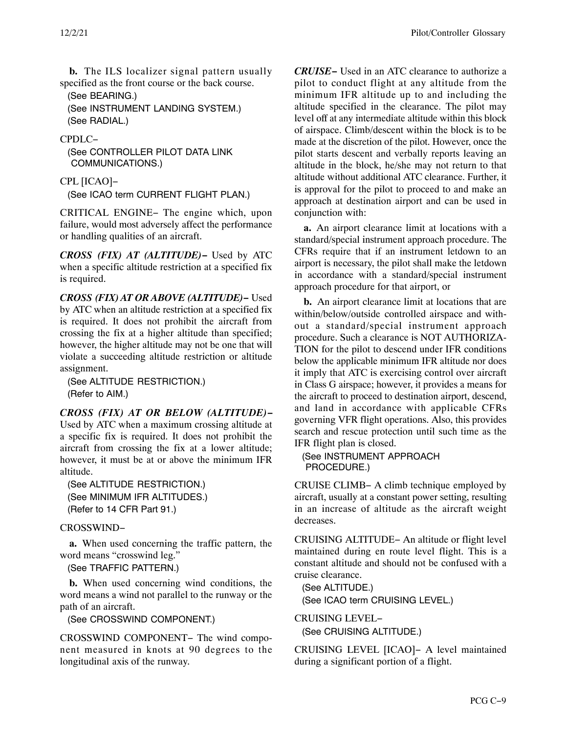**b.** The ILS localizer signal pattern usually specified as the front course or the back course.

(See BEARING.)
(See INSTRUMENT LANDING SYSTEM.)
(See RADIAL.)

CPDLC−
(See CONTROLLER PILOT DATA LINK COMMUNICATIONS.)

CPL [ICAO]−
(See ICAO term CURRENT FLIGHT PLAN.)

CRITICAL ENGINE− The engine which, upon failure, would most adversely affect the performance or handling qualities of an aircraft.

***CROSS (FIX) AT (ALTITUDE)−*** Used by ATC when a specific altitude restriction at a specified fix is required.

***CROSS (FIX) AT OR ABOVE (ALTITUDE)−*** Used by ATC when an altitude restriction at a specified fix is required. It does not prohibit the aircraft from crossing the fix at a higher altitude than specified; however, the higher altitude may not be one that will violate a succeeding altitude restriction or altitude assignment.

(See ALTITUDE RESTRICTION.)
(Refer to AIM.)

***CROSS (FIX) AT OR BELOW (ALTITUDE)−*** Used by ATC when a maximum crossing altitude at a specific fix is required. It does not prohibit the aircraft from crossing the fix at a lower altitude; however, it must be at or above the minimum IFR altitude.

(See ALTITUDE RESTRICTION.)
(See MINIMUM IFR ALTITUDES.)
(Refer to 14 CFR Part 91.)

CROSSWIND−

**a.** When used concerning the traffic pattern, the word means "crosswind leg."

(See TRAFFIC PATTERN.)

**b.** When used concerning wind conditions, the word means a wind not parallel to the runway or the path of an aircraft.

(See CROSSWIND COMPONENT.)

CROSSWIND COMPONENT− The wind component measured in knots at 90 degrees to the longitudinal axis of the runway.

***CRUISE−*** Used in an ATC clearance to authorize a pilot to conduct flight at any altitude from the minimum IFR altitude up to and including the altitude specified in the clearance. The pilot may level off at any intermediate altitude within this block of airspace. Climb/descent within the block is to be made at the discretion of the pilot. However, once the pilot starts descent and verbally reports leaving an altitude in the block, he/she may not return to that altitude without additional ATC clearance. Further, it is approval for the pilot to proceed to and make an approach at destination airport and can be used in conjunction with:

**a.** An airport clearance limit at locations with a standard/special instrument approach procedure. The CFRs require that if an instrument letdown to an airport is necessary, the pilot shall make the letdown in accordance with a standard/special instrument approach procedure for that airport, or

**b.** An airport clearance limit at locations that are within/below/outside controlled airspace and without a standard/special instrument approach procedure. Such a clearance is NOT AUTHORIZATION for the pilot to descend under IFR conditions below the applicable minimum IFR altitude nor does it imply that ATC is exercising control over aircraft in Class G airspace; however, it provides a means for the aircraft to proceed to destination airport, descend, and land in accordance with applicable CFRs governing VFR flight operations. Also, this provides search and rescue protection until such time as the IFR flight plan is closed.

(See INSTRUMENT APPROACH PROCEDURE.)

CRUISE CLIMB− A climb technique employed by aircraft, usually at a constant power setting, resulting in an increase of altitude as the aircraft weight decreases.

CRUISING ALTITUDE− An altitude or flight level maintained during en route level flight. This is a constant altitude and should not be confused with a cruise clearance.

(See ALTITUDE.)
(See ICAO term CRUISING LEVEL.)

CRUISING LEVEL−
(See CRUISING ALTITUDE.)

CRUISING LEVEL [ICAO]− A level maintained during a significant portion of a flight.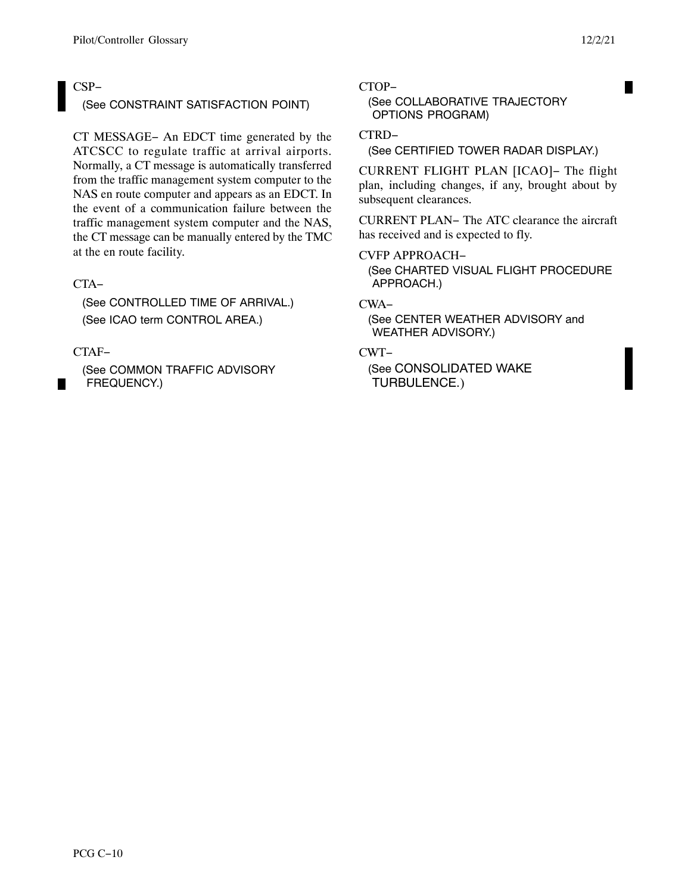CSP−

(See CONSTRAINT SATISFACTION POINT)

CT MESSAGE− An EDCT time generated by the ATCSCC to regulate traffic at arrival airports. Normally, a CT message is automatically transferred from the traffic management system computer to the NAS en route computer and appears as an EDCT. In the event of a communication failure between the traffic management system computer and the NAS, the CT message can be manually entered by the TMC at the en route facility.

CTA−

(See CONTROLLED TIME OF ARRIVAL.)

(See ICAO term CONTROL AREA.)

CTAF−

(See COMMON TRAFFIC ADVISORY FREQUENCY.)

CTOP−

(See COLLABORATIVE TRAJECTORY OPTIONS PROGRAM)

CTRD−

(See CERTIFIED TOWER RADAR DISPLAY.)

CURRENT FLIGHT PLAN [ICAO]− The flight plan, including changes, if any, brought about by subsequent clearances.

CURRENT PLAN− The ATC clearance the aircraft has received and is expected to fly.

CVFP APPROACH−

(See CHARTED VISUAL FLIGHT PROCEDURE APPROACH.)

CWA−

(See CENTER WEATHER ADVISORY and WEATHER ADVISORY.)

CWT−

(See CONSOLIDATED WAKE TURBULENCE.)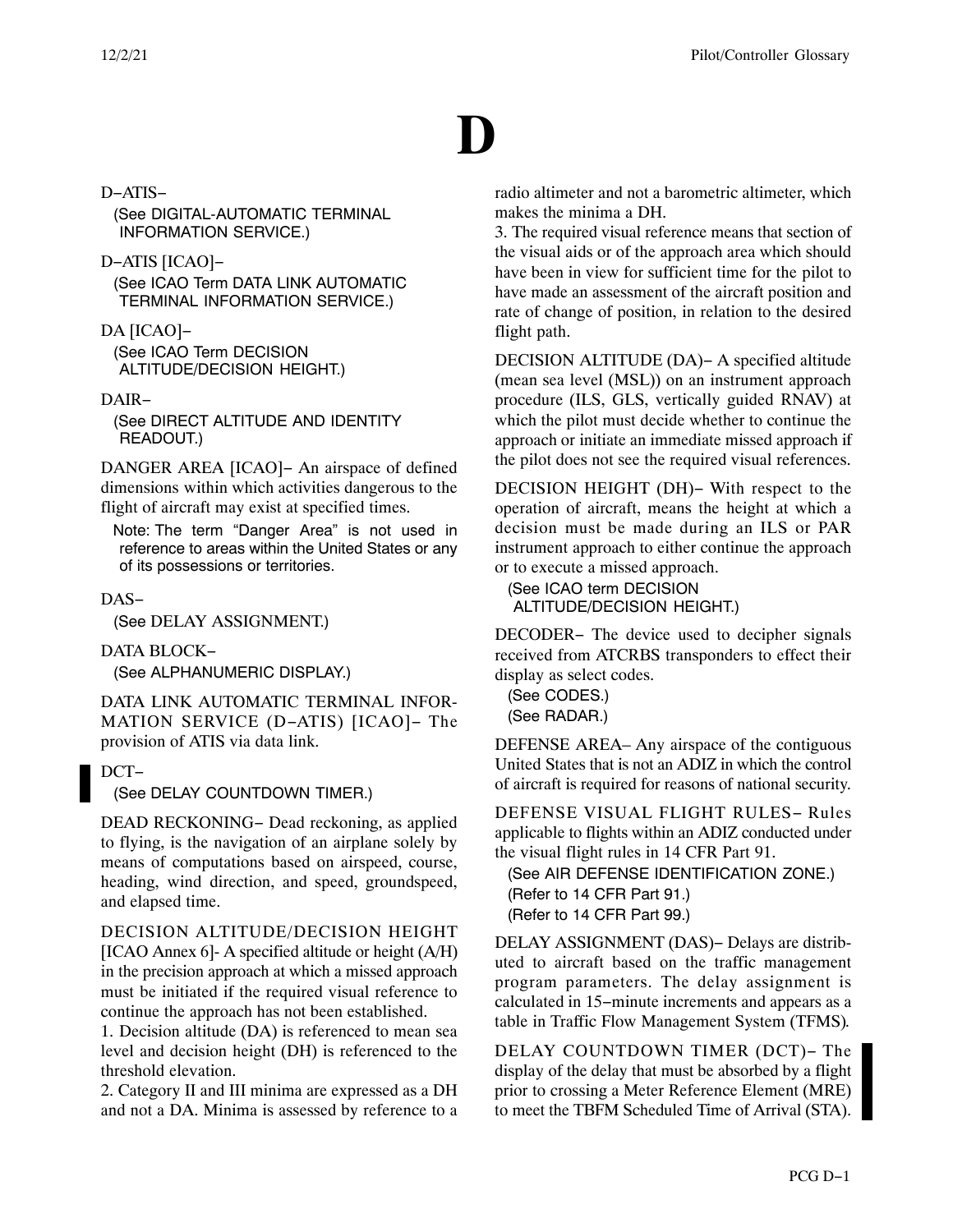# D

D−ATIS−

(See DIGITAL-AUTOMATIC TERMINAL INFORMATION SERVICE.)

D−ATIS [ICAO]−

(See ICAO Term DATA LINK AUTOMATIC TERMINAL INFORMATION SERVICE.)

DA [ICAO]−

(See ICAO Term DECISION ALTITUDE/DECISION HEIGHT.)

DAIR−

(See DIRECT ALTITUDE AND IDENTITY READOUT.)

DANGER AREA [ICAO]− An airspace of defined dimensions within which activities dangerous to the flight of aircraft may exist at specified times.

Note: The term "Danger Area" is not used in reference to areas within the United States or any of its possessions or territories.

DAS−

(See DELAY ASSIGNMENT.)

DATA BLOCK−

(See ALPHANUMERIC DISPLAY.)

DATA LINK AUTOMATIC TERMINAL INFORMATION SERVICE (D−ATIS) [ICAO]− The provision of ATIS via data link.

DCT−

(See DELAY COUNTDOWN TIMER.)

DEAD RECKONING− Dead reckoning, as applied to flying, is the navigation of an airplane solely by means of computations based on airspeed, course, heading, wind direction, and speed, groundspeed, and elapsed time.

DECISION ALTITUDE/DECISION HEIGHT [ICAO Annex 6]- A specified altitude or height (A/H) in the precision approach at which a missed approach must be initiated if the required visual reference to continue the approach has not been established.

1. Decision altitude (DA) is referenced to mean sea level and decision height (DH) is referenced to the threshold elevation.

2. Category II and III minima are expressed as a DH and not a DA. Minima is assessed by reference to a radio altimeter and not a barometric altimeter, which makes the minima a DH.

3. The required visual reference means that section of the visual aids or of the approach area which should have been in view for sufficient time for the pilot to have made an assessment of the aircraft position and rate of change of position, in relation to the desired flight path.

DECISION ALTITUDE (DA)− A specified altitude (mean sea level (MSL)) on an instrument approach procedure (ILS, GLS, vertically guided RNAV) at which the pilot must decide whether to continue the approach or initiate an immediate missed approach if the pilot does not see the required visual references.

DECISION HEIGHT (DH)− With respect to the operation of aircraft, means the height at which a decision must be made during an ILS or PAR instrument approach to either continue the approach or to execute a missed approach.

(See ICAO term DECISION ALTITUDE/DECISION HEIGHT.)

DECODER− The device used to decipher signals received from ATCRBS transponders to effect their display as select codes.

(See CODES.)
(See RADAR.)

DEFENSE AREA– Any airspace of the contiguous United States that is not an ADIZ in which the control of aircraft is required for reasons of national security.

DEFENSE VISUAL FLIGHT RULES− Rules applicable to flights within an ADIZ conducted under the visual flight rules in 14 CFR Part 91.

(See AIR DEFENSE IDENTIFICATION ZONE.)
(Refer to 14 CFR Part 91.)
(Refer to 14 CFR Part 99.)

DELAY ASSIGNMENT (DAS)− Delays are distributed to aircraft based on the traffic management program parameters. The delay assignment is calculated in 15−minute increments and appears as a table in Traffic Flow Management System (TFMS).

DELAY COUNTDOWN TIMER (DCT)− The display of the delay that must be absorbed by a flight prior to crossing a Meter Reference Element (MRE) to meet the TBFM Scheduled Time of Arrival (STA).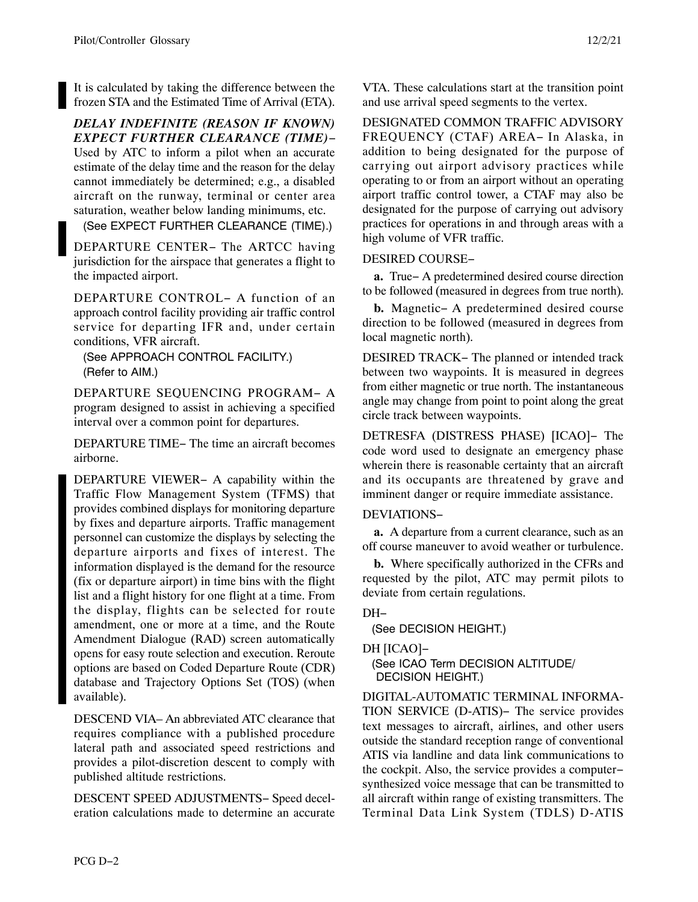It is calculated by taking the difference between the frozen STA and the Estimated Time of Arrival (ETA).

***DELAY INDEFINITE (REASON IF KNOWN) EXPECT FURTHER CLEARANCE (TIME)−*** Used by ATC to inform a pilot when an accurate estimate of the delay time and the reason for the delay cannot immediately be determined; e.g., a disabled aircraft on the runway, terminal or center area saturation, weather below landing minimums, etc.

(See EXPECT FURTHER CLEARANCE (TIME).)

DEPARTURE CENTER− The ARTCC having jurisdiction for the airspace that generates a flight to the impacted airport.

DEPARTURE CONTROL− A function of an approach control facility providing air traffic control service for departing IFR and, under certain conditions, VFR aircraft.

(See APPROACH CONTROL FACILITY.)
(Refer to AIM.)

DEPARTURE SEQUENCING PROGRAM− A program designed to assist in achieving a specified interval over a common point for departures.

DEPARTURE TIME− The time an aircraft becomes airborne.

DEPARTURE VIEWER− A capability within the Traffic Flow Management System (TFMS) that provides combined displays for monitoring departure by fixes and departure airports. Traffic management personnel can customize the displays by selecting the departure airports and fixes of interest. The information displayed is the demand for the resource (fix or departure airport) in time bins with the flight list and a flight history for one flight at a time. From the display, flights can be selected for route amendment, one or more at a time, and the Route Amendment Dialogue (RAD) screen automatically opens for easy route selection and execution. Reroute options are based on Coded Departure Route (CDR) database and Trajectory Options Set (TOS) (when available).

DESCEND VIA− An abbreviated ATC clearance that requires compliance with a published procedure lateral path and associated speed restrictions and provides a pilot-discretion descent to comply with published altitude restrictions.

DESCENT SPEED ADJUSTMENTS− Speed deceleration calculations made to determine an accurate VTA. These calculations start at the transition point and use arrival speed segments to the vertex.

DESIGNATED COMMON TRAFFIC ADVISORY FREQUENCY (CTAF) AREA− In Alaska, in addition to being designated for the purpose of carrying out airport advisory practices while operating to or from an airport without an operating airport traffic control tower, a CTAF may also be designated for the purpose of carrying out advisory practices for operations in and through areas with a high volume of VFR traffic.

DESIRED COURSE−

**a.** True− A predetermined desired course direction to be followed (measured in degrees from true north).

**b.** Magnetic− A predetermined desired course direction to be followed (measured in degrees from local magnetic north).

DESIRED TRACK− The planned or intended track between two waypoints. It is measured in degrees from either magnetic or true north. The instantaneous angle may change from point to point along the great circle track between waypoints.

DETRESFA (DISTRESS PHASE) [ICAO]− The code word used to designate an emergency phase wherein there is reasonable certainty that an aircraft and its occupants are threatened by grave and imminent danger or require immediate assistance.

DEVIATIONS−

**a.** A departure from a current clearance, such as an off course maneuver to avoid weather or turbulence.

**b.** Where specifically authorized in the CFRs and requested by the pilot, ATC may permit pilots to deviate from certain regulations.

DH−

(See DECISION HEIGHT.)

DH [ICAO]−

(See ICAO Term DECISION ALTITUDE/ DECISION HEIGHT.)

DIGITAL-AUTOMATIC TERMINAL INFORMATION SERVICE (D-ATIS)− The service provides text messages to aircraft, airlines, and other users outside the standard reception range of conventional ATIS via landline and data link communications to the cockpit. Also, the service provides a computer−synthesized voice message that can be transmitted to all aircraft within range of existing transmitters. The Terminal Data Link System (TDLS) D-ATIS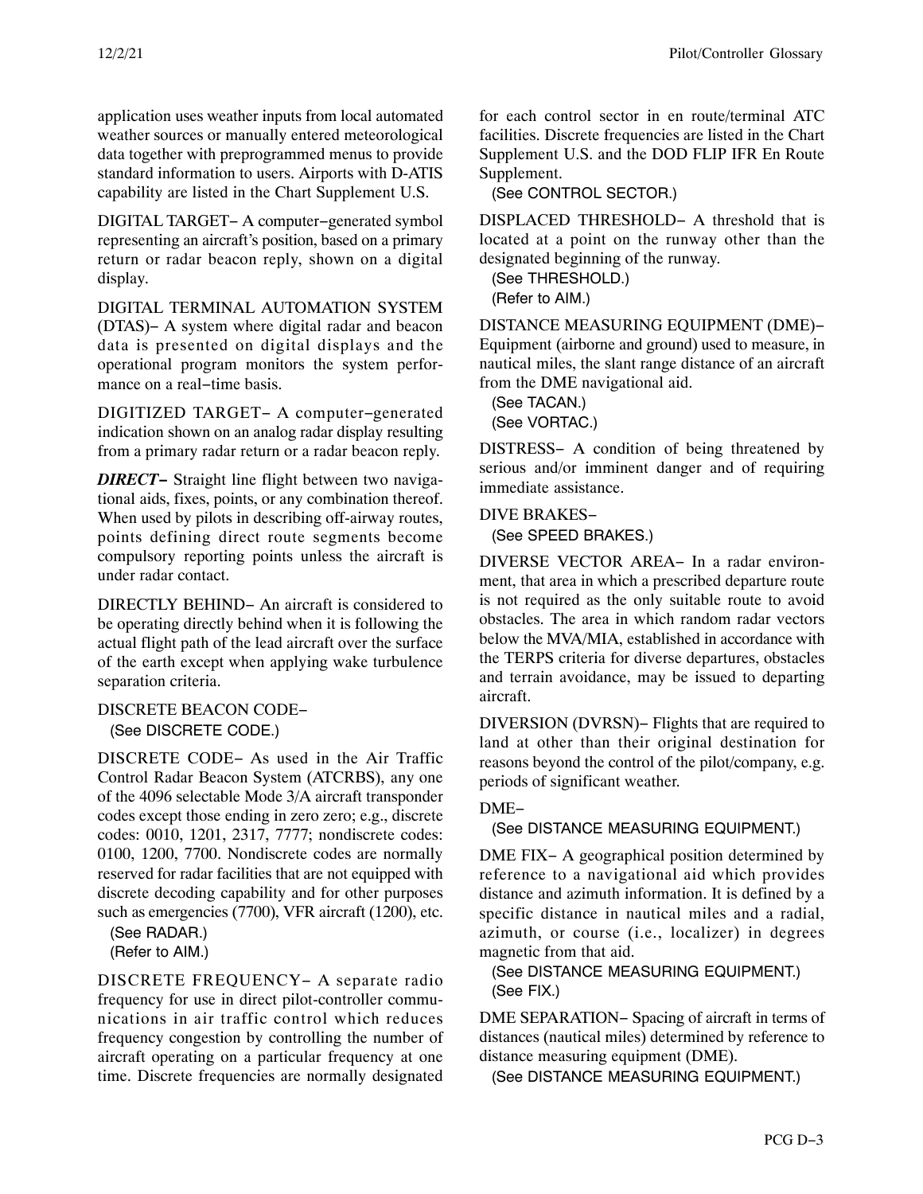application uses weather inputs from local automated weather sources or manually entered meteorological data together with preprogrammed menus to provide standard information to users. Airports with D-ATIS capability are listed in the Chart Supplement U.S.

DIGITAL TARGET− A computer−generated symbol representing an aircraft's position, based on a primary return or radar beacon reply, shown on a digital display.

DIGITAL TERMINAL AUTOMATION SYSTEM (DTAS)− A system where digital radar and beacon data is presented on digital displays and the operational program monitors the system performance on a real−time basis.

DIGITIZED TARGET− A computer−generated indication shown on an analog radar display resulting from a primary radar return or a radar beacon reply.

***DIRECT***− Straight line flight between two navigational aids, fixes, points, or any combination thereof. When used by pilots in describing off-airway routes, points defining direct route segments become compulsory reporting points unless the aircraft is under radar contact.

DIRECTLY BEHIND− An aircraft is considered to be operating directly behind when it is following the actual flight path of the lead aircraft over the surface of the earth except when applying wake turbulence separation criteria.

DISCRETE BEACON CODE−
(See DISCRETE CODE.)

DISCRETE CODE− As used in the Air Traffic Control Radar Beacon System (ATCRBS), any one of the 4096 selectable Mode 3/A aircraft transponder codes except those ending in zero zero; e.g., discrete codes: 0010, 1201, 2317, 7777; nondiscrete codes: 0100, 1200, 7700. Nondiscrete codes are normally reserved for radar facilities that are not equipped with discrete decoding capability and for other purposes such as emergencies (7700), VFR aircraft (1200), etc.
(See RADAR.)
(Refer to AIM.)

DISCRETE FREQUENCY− A separate radio frequency for use in direct pilot-controller communications in air traffic control which reduces frequency congestion by controlling the number of aircraft operating on a particular frequency at one time. Discrete frequencies are normally designated for each control sector in en route/terminal ATC facilities. Discrete frequencies are listed in the Chart Supplement U.S. and the DOD FLIP IFR En Route Supplement.
(See CONTROL SECTOR.)

DISPLACED THRESHOLD− A threshold that is located at a point on the runway other than the designated beginning of the runway.
(See THRESHOLD.)
(Refer to AIM.)

DISTANCE MEASURING EQUIPMENT (DME)− Equipment (airborne and ground) used to measure, in nautical miles, the slant range distance of an aircraft from the DME navigational aid.
(See TACAN.)
(See VORTAC.)

DISTRESS− A condition of being threatened by serious and/or imminent danger and of requiring immediate assistance.

DIVE BRAKES−
(See SPEED BRAKES.)

DIVERSE VECTOR AREA− In a radar environment, that area in which a prescribed departure route is not required as the only suitable route to avoid obstacles. The area in which random radar vectors below the MVA/MIA, established in accordance with the TERPS criteria for diverse departures, obstacles and terrain avoidance, may be issued to departing aircraft.

DIVERSION (DVRSN)− Flights that are required to land at other than their original destination for reasons beyond the control of the pilot/company, e.g. periods of significant weather.

DME−
(See DISTANCE MEASURING EQUIPMENT.)

DME FIX− A geographical position determined by reference to a navigational aid which provides distance and azimuth information. It is defined by a specific distance in nautical miles and a radial, azimuth, or course (i.e., localizer) in degrees magnetic from that aid.
(See DISTANCE MEASURING EQUIPMENT.)
(See FIX.)

DME SEPARATION− Spacing of aircraft in terms of distances (nautical miles) determined by reference to distance measuring equipment (DME).
(See DISTANCE MEASURING EQUIPMENT.)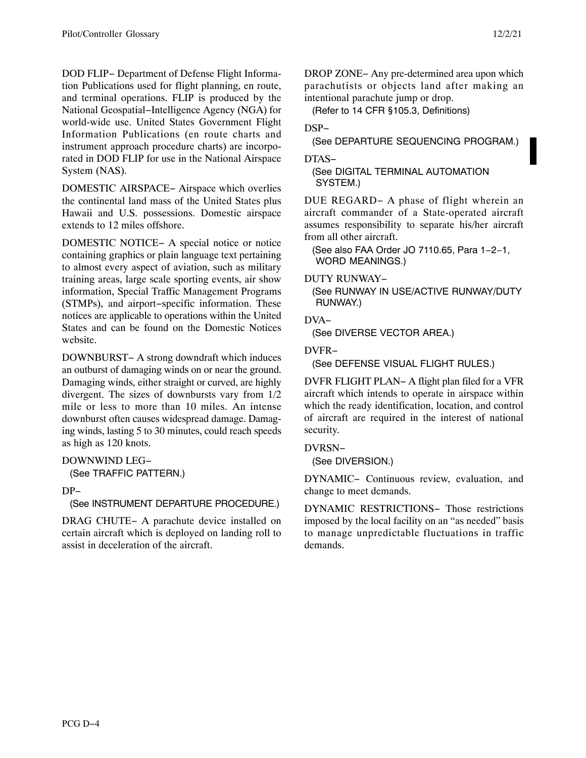DOD FLIP− Department of Defense Flight Information Publications used for flight planning, en route, and terminal operations. FLIP is produced by the National Geospatial−Intelligence Agency (NGA) for world-wide use. United States Government Flight Information Publications (en route charts and instrument approach procedure charts) are incorporated in DOD FLIP for use in the National Airspace System (NAS).

DOMESTIC AIRSPACE− Airspace which overlies the continental land mass of the United States plus Hawaii and U.S. possessions. Domestic airspace extends to 12 miles offshore.

DOMESTIC NOTICE− A special notice or notice containing graphics or plain language text pertaining to almost every aspect of aviation, such as military training areas, large scale sporting events, air show information, Special Traffic Management Programs (STMPs), and airport−specific information. These notices are applicable to operations within the United States and can be found on the Domestic Notices website.

DOWNBURST− A strong downdraft which induces an outburst of damaging winds on or near the ground. Damaging winds, either straight or curved, are highly divergent. The sizes of downbursts vary from 1/2 mile or less to more than 10 miles. An intense downburst often causes widespread damage. Damaging winds, lasting 5 to 30 minutes, could reach speeds as high as 120 knots.

DOWNWIND LEG−
(See TRAFFIC PATTERN.)

DP−
(See INSTRUMENT DEPARTURE PROCEDURE.)

DRAG CHUTE− A parachute device installed on certain aircraft which is deployed on landing roll to assist in deceleration of the aircraft.

DROP ZONE− Any pre-determined area upon which parachutists or objects land after making an intentional parachute jump or drop.
(Refer to 14 CFR §105.3, Definitions)

DSP−
(See DEPARTURE SEQUENCING PROGRAM.)

DTAS−
(See DIGITAL TERMINAL AUTOMATION SYSTEM.)

DUE REGARD− A phase of flight wherein an aircraft commander of a State-operated aircraft assumes responsibility to separate his/her aircraft from all other aircraft.
(See also FAA Order JO 7110.65, Para 1−2−1, WORD MEANINGS.)

DUTY RUNWAY−
(See RUNWAY IN USE/ACTIVE RUNWAY/DUTY RUNWAY.)

DVA−
(See DIVERSE VECTOR AREA.)

DVFR−
(See DEFENSE VISUAL FLIGHT RULES.)

DVFR FLIGHT PLAN− A flight plan filed for a VFR aircraft which intends to operate in airspace within which the ready identification, location, and control of aircraft are required in the interest of national security.

DVRSN−
(See DIVERSION.)

DYNAMIC− Continuous review, evaluation, and change to meet demands.

DYNAMIC RESTRICTIONS− Those restrictions imposed by the local facility on an "as needed" basis to manage unpredictable fluctuations in traffic demands.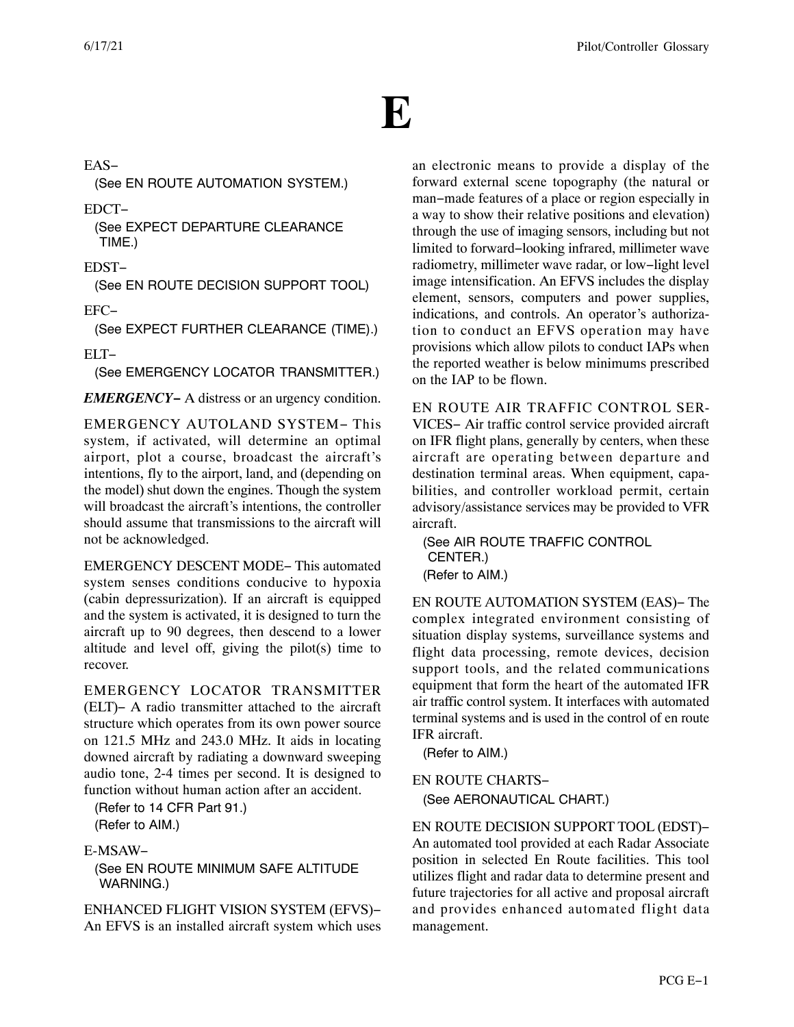# E

EAS−

(See EN ROUTE AUTOMATION SYSTEM.)

EDCT−

(See EXPECT DEPARTURE CLEARANCE TIME.)

EDST−

(See EN ROUTE DECISION SUPPORT TOOL)

EFC−

(See EXPECT FURTHER CLEARANCE (TIME).)

ELT−

(See EMERGENCY LOCATOR TRANSMITTER.)

***EMERGENCY−*** A distress or an urgency condition.

EMERGENCY AUTOLAND SYSTEM− This system, if activated, will determine an optimal airport, plot a course, broadcast the aircraft's intentions, fly to the airport, land, and (depending on the model) shut down the engines. Though the system will broadcast the aircraft's intentions, the controller should assume that transmissions to the aircraft will not be acknowledged.

EMERGENCY DESCENT MODE− This automated system senses conditions conducive to hypoxia (cabin depressurization). If an aircraft is equipped and the system is activated, it is designed to turn the aircraft up to 90 degrees, then descend to a lower altitude and level off, giving the pilot(s) time to recover.

EMERGENCY LOCATOR TRANSMITTER (ELT)− A radio transmitter attached to the aircraft structure which operates from its own power source on 121.5 MHz and 243.0 MHz. It aids in locating downed aircraft by radiating a downward sweeping audio tone, 2-4 times per second. It is designed to function without human action after an accident.

(Refer to 14 CFR Part 91.)
(Refer to AIM.)

E-MSAW−

(See EN ROUTE MINIMUM SAFE ALTITUDE WARNING.)

ENHANCED FLIGHT VISION SYSTEM (EFVS)− An EFVS is an installed aircraft system which uses an electronic means to provide a display of the forward external scene topography (the natural or man−made features of a place or region especially in a way to show their relative positions and elevation) through the use of imaging sensors, including but not limited to forward−looking infrared, millimeter wave radiometry, millimeter wave radar, or low−light level image intensification. An EFVS includes the display element, sensors, computers and power supplies, indications, and controls. An operator's authorization to conduct an EFVS operation may have provisions which allow pilots to conduct IAPs when the reported weather is below minimums prescribed on the IAP to be flown.

EN ROUTE AIR TRAFFIC CONTROL SERVICES− Air traffic control service provided aircraft on IFR flight plans, generally by centers, when these aircraft are operating between departure and destination terminal areas. When equipment, capabilities, and controller workload permit, certain advisory/assistance services may be provided to VFR aircraft.

(See AIR ROUTE TRAFFIC CONTROL CENTER.)
(Refer to AIM.)

EN ROUTE AUTOMATION SYSTEM (EAS)− The complex integrated environment consisting of situation display systems, surveillance systems and flight data processing, remote devices, decision support tools, and the related communications equipment that form the heart of the automated IFR air traffic control system. It interfaces with automated terminal systems and is used in the control of en route IFR aircraft.

(Refer to AIM.)

EN ROUTE CHARTS−

(See AERONAUTICAL CHART.)

EN ROUTE DECISION SUPPORT TOOL (EDST)− An automated tool provided at each Radar Associate position in selected En Route facilities. This tool utilizes flight and radar data to determine present and future trajectories for all active and proposal aircraft and provides enhanced automated flight data management.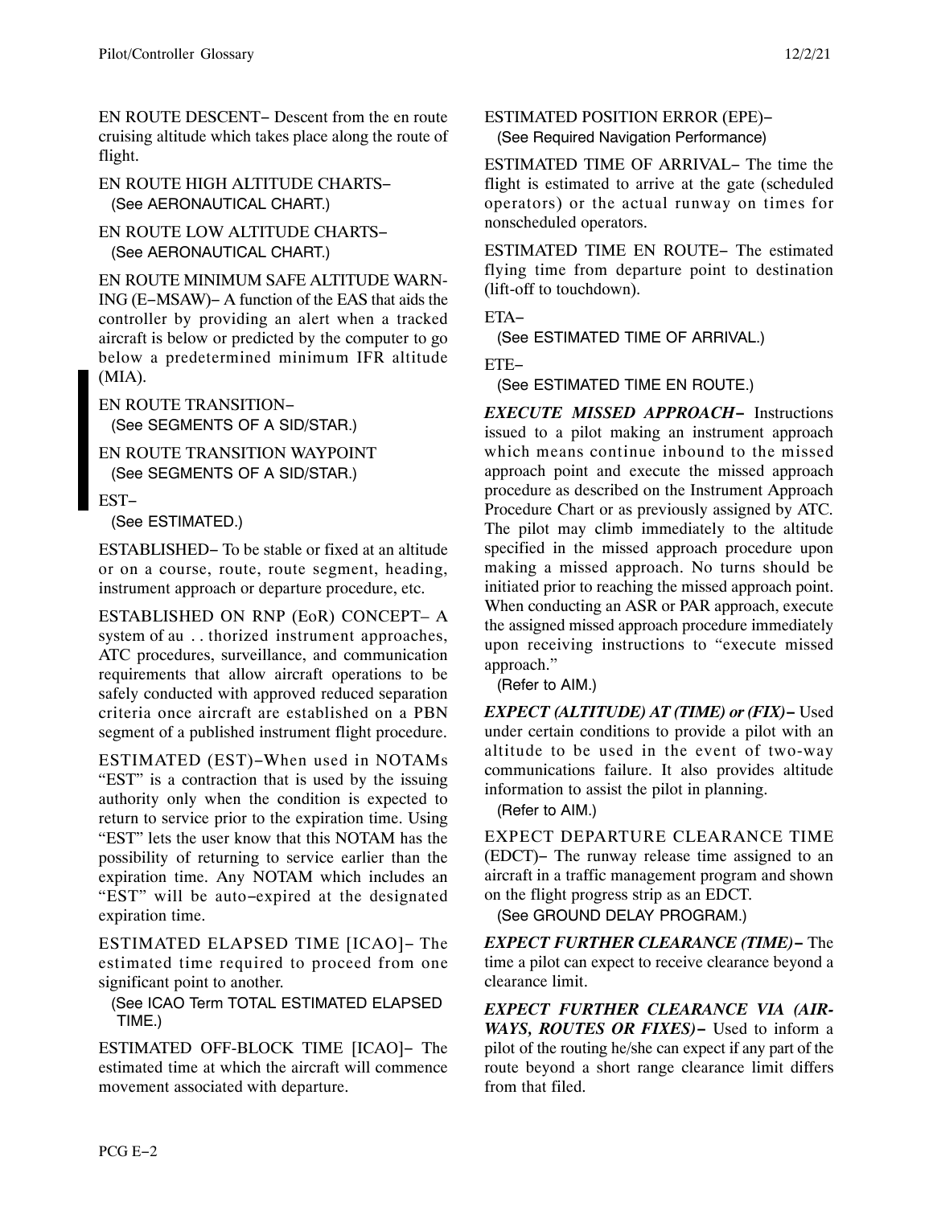EN ROUTE DESCENT− Descent from the en route cruising altitude which takes place along the route of flight.

EN ROUTE HIGH ALTITUDE CHARTS−
(See AERONAUTICAL CHART.)

EN ROUTE LOW ALTITUDE CHARTS−
(See AERONAUTICAL CHART.)

EN ROUTE MINIMUM SAFE ALTITUDE WARNING (E−MSAW)− A function of the EAS that aids the controller by providing an alert when a tracked aircraft is below or predicted by the computer to go below a predetermined minimum IFR altitude (MIA).

EN ROUTE TRANSITION−
(See SEGMENTS OF A SID/STAR.)

EN ROUTE TRANSITION WAYPOINT
(See SEGMENTS OF A SID/STAR.)

EST−
(See ESTIMATED.)

ESTABLISHED− To be stable or fixed at an altitude or on a course, route, route segment, heading, instrument approach or departure procedure, etc.

ESTABLISHED ON RNP (EoR) CONCEPT− A system of au . . thorized instrument approaches, ATC procedures, surveillance, and communication requirements that allow aircraft operations to be safely conducted with approved reduced separation criteria once aircraft are established on a PBN segment of a published instrument flight procedure.

ESTIMATED (EST)−When used in NOTAMs "EST" is a contraction that is used by the issuing authority only when the condition is expected to return to service prior to the expiration time. Using "EST" lets the user know that this NOTAM has the possibility of returning to service earlier than the expiration time. Any NOTAM which includes an "EST" will be auto−expired at the designated expiration time.

ESTIMATED ELAPSED TIME [ICAO]− The estimated time required to proceed from one significant point to another.
(See ICAO Term TOTAL ESTIMATED ELAPSED TIME.)

ESTIMATED OFF-BLOCK TIME [ICAO]− The estimated time at which the aircraft will commence movement associated with departure.

ESTIMATED POSITION ERROR (EPE)−
(See Required Navigation Performance)

ESTIMATED TIME OF ARRIVAL− The time the flight is estimated to arrive at the gate (scheduled operators) or the actual runway on times for nonscheduled operators.

ESTIMATED TIME EN ROUTE− The estimated flying time from departure point to destination (lift-off to touchdown).

ETA−
(See ESTIMATED TIME OF ARRIVAL.)

ETE−
(See ESTIMATED TIME EN ROUTE.)

***EXECUTE MISSED APPROACH−*** Instructions issued to a pilot making an instrument approach which means continue inbound to the missed approach point and execute the missed approach procedure as described on the Instrument Approach Procedure Chart or as previously assigned by ATC. The pilot may climb immediately to the altitude specified in the missed approach procedure upon making a missed approach. No turns should be initiated prior to reaching the missed approach point. When conducting an ASR or PAR approach, execute the assigned missed approach procedure immediately upon receiving instructions to "execute missed approach."
(Refer to AIM.)

***EXPECT (ALTITUDE) AT (TIME) or (FIX)−*** Used under certain conditions to provide a pilot with an altitude to be used in the event of two-way communications failure. It also provides altitude information to assist the pilot in planning.
(Refer to AIM.)

EXPECT DEPARTURE CLEARANCE TIME (EDCT)− The runway release time assigned to an aircraft in a traffic management program and shown on the flight progress strip as an EDCT.
(See GROUND DELAY PROGRAM.)

***EXPECT FURTHER CLEARANCE (TIME)−*** The time a pilot can expect to receive clearance beyond a clearance limit.

***EXPECT FURTHER CLEARANCE VIA (AIRWAYS, ROUTES OR FIXES)−*** Used to inform a pilot of the routing he/she can expect if any part of the route beyond a short range clearance limit differs from that filed.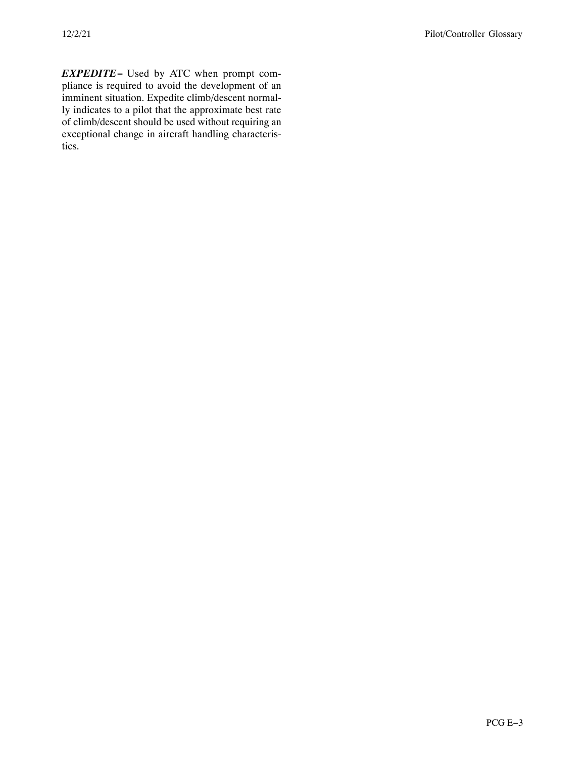***EXPEDITE−*** Used by ATC when prompt compliance is required to avoid the development of an imminent situation. Expedite climb/descent normally indicates to a pilot that the approximate best rate of climb/descent should be used without requiring an exceptional change in aircraft handling characteristics.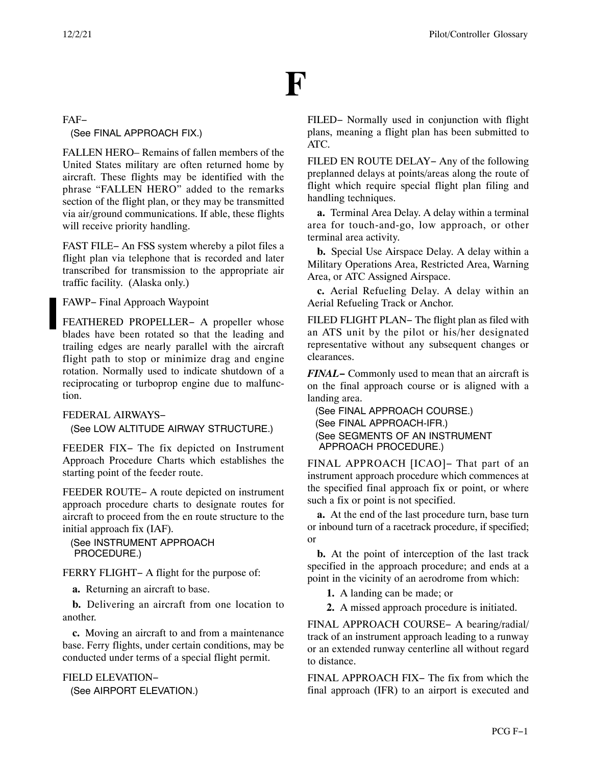# F

FAF−

(See FINAL APPROACH FIX.)

FALLEN HERO− Remains of fallen members of the United States military are often returned home by aircraft. These flights may be identified with the phrase "FALLEN HERO" added to the remarks section of the flight plan, or they may be transmitted via air/ground communications. If able, these flights will receive priority handling.

FAST FILE− An FSS system whereby a pilot files a flight plan via telephone that is recorded and later transcribed for transmission to the appropriate air traffic facility. (Alaska only.)

FAWP− Final Approach Waypoint

FEATHERED PROPELLER− A propeller whose blades have been rotated so that the leading and trailing edges are nearly parallel with the aircraft flight path to stop or minimize drag and engine rotation. Normally used to indicate shutdown of a reciprocating or turboprop engine due to malfunction.

FEDERAL AIRWAYS−

(See LOW ALTITUDE AIRWAY STRUCTURE.)

FEEDER FIX− The fix depicted on Instrument Approach Procedure Charts which establishes the starting point of the feeder route.

FEEDER ROUTE− A route depicted on instrument approach procedure charts to designate routes for aircraft to proceed from the en route structure to the initial approach fix (IAF).

(See INSTRUMENT APPROACH PROCEDURE.)

FERRY FLIGHT− A flight for the purpose of:

**a.** Returning an aircraft to base.

**b.** Delivering an aircraft from one location to another.

**c.** Moving an aircraft to and from a maintenance base. Ferry flights, under certain conditions, may be conducted under terms of a special flight permit.

FIELD ELEVATION−

(See AIRPORT ELEVATION.)

FILED− Normally used in conjunction with flight plans, meaning a flight plan has been submitted to ATC.

FILED EN ROUTE DELAY− Any of the following preplanned delays at points/areas along the route of flight which require special flight plan filing and handling techniques.

**a.** Terminal Area Delay. A delay within a terminal area for touch-and-go, low approach, or other terminal area activity.

**b.** Special Use Airspace Delay. A delay within a Military Operations Area, Restricted Area, Warning Area, or ATC Assigned Airspace.

**c.** Aerial Refueling Delay. A delay within an Aerial Refueling Track or Anchor.

FILED FLIGHT PLAN− The flight plan as filed with an ATS unit by the pilot or his/her designated representative without any subsequent changes or clearances.

***FINAL−*** Commonly used to mean that an aircraft is on the final approach course or is aligned with a landing area.

(See FINAL APPROACH COURSE.)
(See FINAL APPROACH-IFR.)
(See SEGMENTS OF AN INSTRUMENT APPROACH PROCEDURE.)

FINAL APPROACH [ICAO]− That part of an instrument approach procedure which commences at the specified final approach fix or point, or where such a fix or point is not specified.

**a.** At the end of the last procedure turn, base turn or inbound turn of a racetrack procedure, if specified; or

**b.** At the point of interception of the last track specified in the approach procedure; and ends at a point in the vicinity of an aerodrome from which:

**1.** A landing can be made; or

**2.** A missed approach procedure is initiated.

FINAL APPROACH COURSE− A bearing/radial/track of an instrument approach leading to a runway or an extended runway centerline all without regard to distance.

FINAL APPROACH FIX− The fix from which the final approach (IFR) to an airport is executed and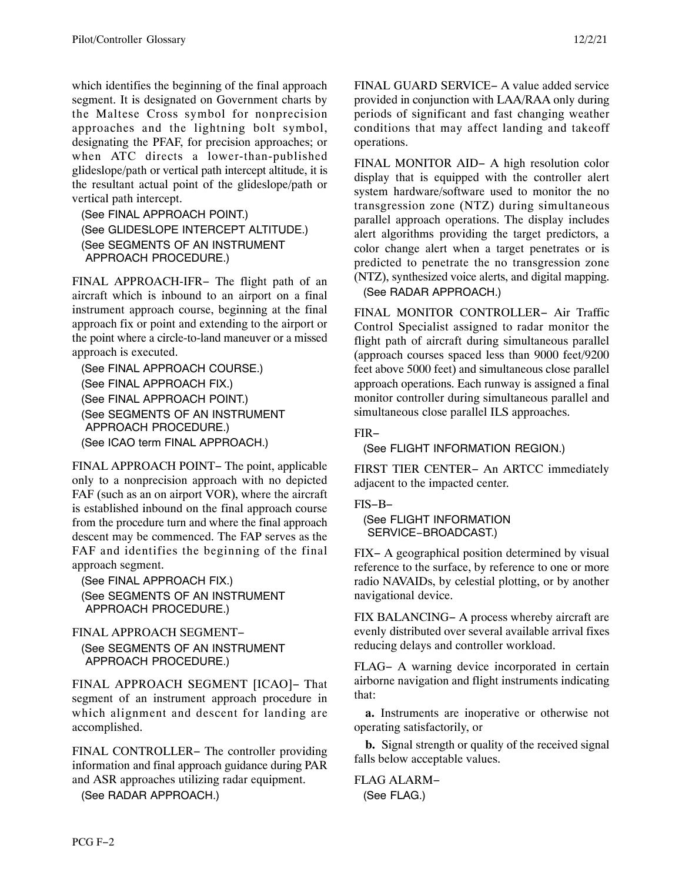which identifies the beginning of the final approach segment. It is designated on Government charts by the Maltese Cross symbol for nonprecision approaches and the lightning bolt symbol, designating the PFAF, for precision approaches; or when ATC directs a lower-than-published glideslope/path or vertical path intercept altitude, it is the resultant actual point of the glideslope/path or vertical path intercept.

(See FINAL APPROACH POINT.)
(See GLIDESLOPE INTERCEPT ALTITUDE.)
(See SEGMENTS OF AN INSTRUMENT APPROACH PROCEDURE.)

FINAL APPROACH-IFR− The flight path of an aircraft which is inbound to an airport on a final instrument approach course, beginning at the final approach fix or point and extending to the airport or the point where a circle-to-land maneuver or a missed approach is executed.

(See FINAL APPROACH COURSE.)
(See FINAL APPROACH FIX.)
(See FINAL APPROACH POINT.)
(See SEGMENTS OF AN INSTRUMENT APPROACH PROCEDURE.)
(See ICAO term FINAL APPROACH.)

FINAL APPROACH POINT− The point, applicable only to a nonprecision approach with no depicted FAF (such as an on airport VOR), where the aircraft is established inbound on the final approach course from the procedure turn and where the final approach descent may be commenced. The FAP serves as the FAF and identifies the beginning of the final approach segment.

(See FINAL APPROACH FIX.)
(See SEGMENTS OF AN INSTRUMENT APPROACH PROCEDURE.)

FINAL APPROACH SEGMENT−

(See SEGMENTS OF AN INSTRUMENT APPROACH PROCEDURE.)

FINAL APPROACH SEGMENT [ICAO]− That segment of an instrument approach procedure in which alignment and descent for landing are accomplished.

FINAL CONTROLLER− The controller providing information and final approach guidance during PAR and ASR approaches utilizing radar equipment.

(See RADAR APPROACH.)

FINAL GUARD SERVICE− A value added service provided in conjunction with LAA/RAA only during periods of significant and fast changing weather conditions that may affect landing and takeoff operations.

FINAL MONITOR AID− A high resolution color display that is equipped with the controller alert system hardware/software used to monitor the no transgression zone (NTZ) during simultaneous parallel approach operations. The display includes alert algorithms providing the target predictors, a color change alert when a target penetrates or is predicted to penetrate the no transgression zone (NTZ), synthesized voice alerts, and digital mapping.

(See RADAR APPROACH.)

FINAL MONITOR CONTROLLER− Air Traffic Control Specialist assigned to radar monitor the flight path of aircraft during simultaneous parallel (approach courses spaced less than 9000 feet/9200 feet above 5000 feet) and simultaneous close parallel approach operations. Each runway is assigned a final monitor controller during simultaneous parallel and simultaneous close parallel ILS approaches.

FIR−

(See FLIGHT INFORMATION REGION.)

FIRST TIER CENTER− An ARTCC immediately adjacent to the impacted center.

FIS−B−

(See FLIGHT INFORMATION SERVICE−BROADCAST.)

FIX− A geographical position determined by visual reference to the surface, by reference to one or more radio NAVAIDs, by celestial plotting, or by another navigational device.

FIX BALANCING− A process whereby aircraft are evenly distributed over several available arrival fixes reducing delays and controller workload.

FLAG− A warning device incorporated in certain airborne navigation and flight instruments indicating that:

**a.** Instruments are inoperative or otherwise not operating satisfactorily, or

**b.** Signal strength or quality of the received signal falls below acceptable values.

FLAG ALARM−

(See FLAG.)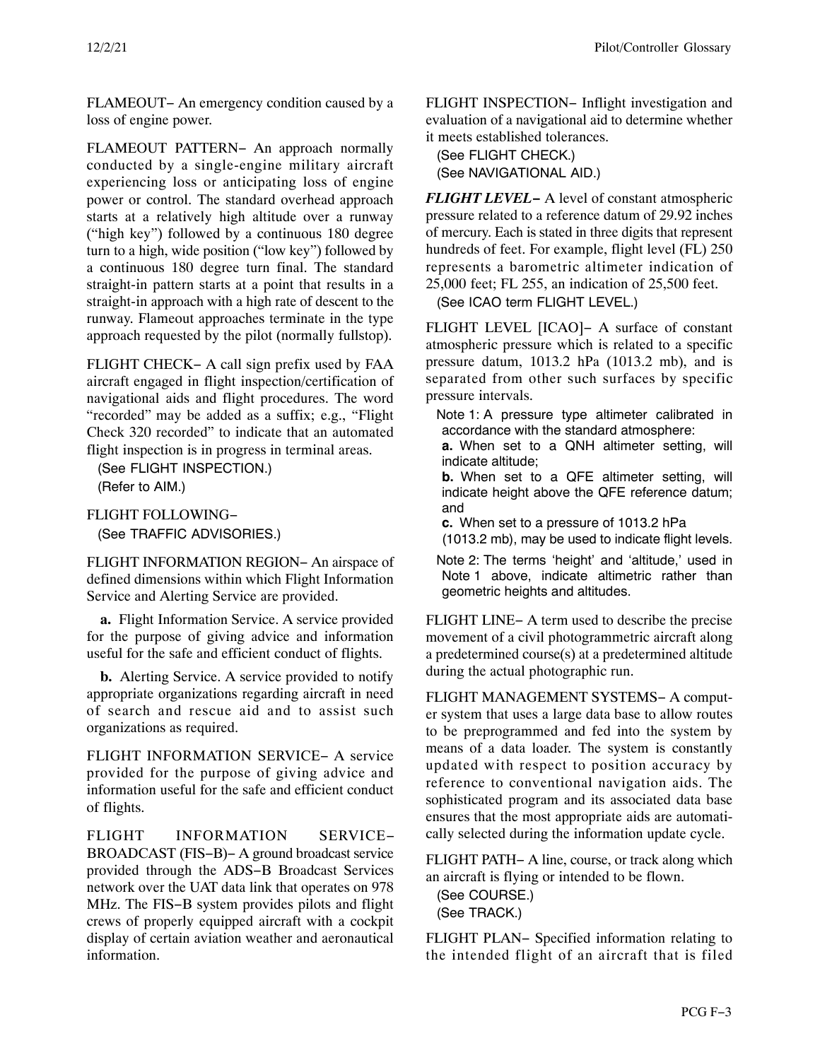FLAMEOUT− An emergency condition caused by a loss of engine power.

FLAMEOUT PATTERN− An approach normally conducted by a single-engine military aircraft experiencing loss or anticipating loss of engine power or control. The standard overhead approach starts at a relatively high altitude over a runway ("high key") followed by a continuous 180 degree turn to a high, wide position ("low key") followed by a continuous 180 degree turn final. The standard straight-in pattern starts at a point that results in a straight-in approach with a high rate of descent to the runway. Flameout approaches terminate in the type approach requested by the pilot (normally fullstop).

FLIGHT CHECK− A call sign prefix used by FAA aircraft engaged in flight inspection/certification of navigational aids and flight procedures. The word "recorded" may be added as a suffix; e.g., "Flight Check 320 recorded" to indicate that an automated flight inspection is in progress in terminal areas.

(See FLIGHT INSPECTION.)
(Refer to AIM.)

FLIGHT FOLLOWING−

(See TRAFFIC ADVISORIES.)

FLIGHT INFORMATION REGION− An airspace of defined dimensions within which Flight Information Service and Alerting Service are provided.

**a.** Flight Information Service. A service provided for the purpose of giving advice and information useful for the safe and efficient conduct of flights.

**b.** Alerting Service. A service provided to notify appropriate organizations regarding aircraft in need of search and rescue aid and to assist such organizations as required.

FLIGHT INFORMATION SERVICE− A service provided for the purpose of giving advice and information useful for the safe and efficient conduct of flights.

FLIGHT INFORMATION SERVICE− BROADCAST (FIS−B)− A ground broadcast service provided through the ADS−B Broadcast Services network over the UAT data link that operates on 978 MHz. The FIS−B system provides pilots and flight crews of properly equipped aircraft with a cockpit display of certain aviation weather and aeronautical information.

FLIGHT INSPECTION− Inflight investigation and evaluation of a navigational aid to determine whether it meets established tolerances.

(See FLIGHT CHECK.)
(See NAVIGATIONAL AID.)

***FLIGHT LEVEL−*** A level of constant atmospheric pressure related to a reference datum of 29.92 inches of mercury. Each is stated in three digits that represent hundreds of feet. For example, flight level (FL) 250 represents a barometric altimeter indication of 25,000 feet; FL 255, an indication of 25,500 feet.

(See ICAO term FLIGHT LEVEL.)

FLIGHT LEVEL [ICAO]− A surface of constant atmospheric pressure which is related to a specific pressure datum, 1013.2 hPa (1013.2 mb), and is separated from other such surfaces by specific pressure intervals.

Note 1: A pressure type altimeter calibrated in accordance with the standard atmosphere:

**a.** When set to a QNH altimeter setting, will indicate altitude;

**b.** When set to a QFE altimeter setting, will indicate height above the QFE reference datum; and

**c.** When set to a pressure of 1013.2 hPa (1013.2 mb), may be used to indicate flight levels.

Note 2: The terms 'height' and 'altitude,' used in Note 1 above, indicate altimetric rather than geometric heights and altitudes.

FLIGHT LINE− A term used to describe the precise movement of a civil photogrammetric aircraft along a predetermined course(s) at a predetermined altitude during the actual photographic run.

FLIGHT MANAGEMENT SYSTEMS− A computer system that uses a large data base to allow routes to be preprogrammed and fed into the system by means of a data loader. The system is constantly updated with respect to position accuracy by reference to conventional navigation aids. The sophisticated program and its associated data base ensures that the most appropriate aids are automatically selected during the information update cycle.

FLIGHT PATH− A line, course, or track along which an aircraft is flying or intended to be flown.

(See COURSE.)
(See TRACK.)

FLIGHT PLAN− Specified information relating to the intended flight of an aircraft that is filed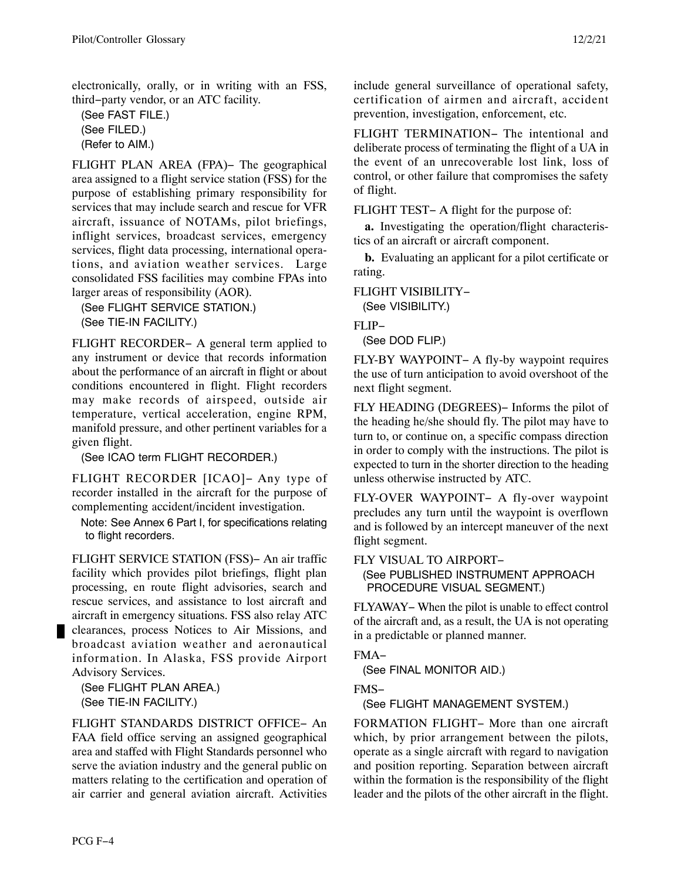electronically, orally, or in writing with an FSS, third−party vendor, or an ATC facility.

(See FAST FILE.)
(See FILED.)
(Refer to AIM.)

FLIGHT PLAN AREA (FPA)− The geographical area assigned to a flight service station (FSS) for the purpose of establishing primary responsibility for services that may include search and rescue for VFR aircraft, issuance of NOTAMs, pilot briefings, inflight services, broadcast services, emergency services, flight data processing, international operations, and aviation weather services. Large consolidated FSS facilities may combine FPAs into larger areas of responsibility (AOR).

(See FLIGHT SERVICE STATION.)
(See TIE-IN FACILITY.)

FLIGHT RECORDER− A general term applied to any instrument or device that records information about the performance of an aircraft in flight or about conditions encountered in flight. Flight recorders may make records of airspeed, outside air temperature, vertical acceleration, engine RPM, manifold pressure, and other pertinent variables for a given flight.

(See ICAO term FLIGHT RECORDER.)

FLIGHT RECORDER [ICAO]− Any type of recorder installed in the aircraft for the purpose of complementing accident/incident investigation.

Note: See Annex 6 Part I, for specifications relating to flight recorders.

FLIGHT SERVICE STATION (FSS)− An air traffic facility which provides pilot briefings, flight plan processing, en route flight advisories, search and rescue services, and assistance to lost aircraft and aircraft in emergency situations. FSS also relay ATC clearances, process Notices to Air Missions, and broadcast aviation weather and aeronautical information. In Alaska, FSS provide Airport Advisory Services.

(See FLIGHT PLAN AREA.)
(See TIE-IN FACILITY.)

FLIGHT STANDARDS DISTRICT OFFICE− An FAA field office serving an assigned geographical area and staffed with Flight Standards personnel who serve the aviation industry and the general public on matters relating to the certification and operation of air carrier and general aviation aircraft. Activities include general surveillance of operational safety, certification of airmen and aircraft, accident prevention, investigation, enforcement, etc.

FLIGHT TERMINATION− The intentional and deliberate process of terminating the flight of a UA in the event of an unrecoverable lost link, loss of control, or other failure that compromises the safety of flight.

FLIGHT TEST− A flight for the purpose of:

**a.** Investigating the operation/flight characteristics of an aircraft or aircraft component.

**b.** Evaluating an applicant for a pilot certificate or rating.

FLIGHT VISIBILITY−

(See VISIBILITY.)

FLIP−

(See DOD FLIP.)

FLY-BY WAYPOINT− A fly-by waypoint requires the use of turn anticipation to avoid overshoot of the next flight segment.

FLY HEADING (DEGREES)− Informs the pilot of the heading he/she should fly. The pilot may have to turn to, or continue on, a specific compass direction in order to comply with the instructions. The pilot is expected to turn in the shorter direction to the heading unless otherwise instructed by ATC.

FLY-OVER WAYPOINT− A fly-over waypoint precludes any turn until the waypoint is overflown and is followed by an intercept maneuver of the next flight segment.

FLY VISUAL TO AIRPORT−

(See PUBLISHED INSTRUMENT APPROACH PROCEDURE VISUAL SEGMENT.)

FLYAWAY− When the pilot is unable to effect control of the aircraft and, as a result, the UA is not operating in a predictable or planned manner.

FMA−

(See FINAL MONITOR AID.)

FMS−

(See FLIGHT MANAGEMENT SYSTEM.)

FORMATION FLIGHT− More than one aircraft which, by prior arrangement between the pilots, operate as a single aircraft with regard to navigation and position reporting. Separation between aircraft within the formation is the responsibility of the flight leader and the pilots of the other aircraft in the flight.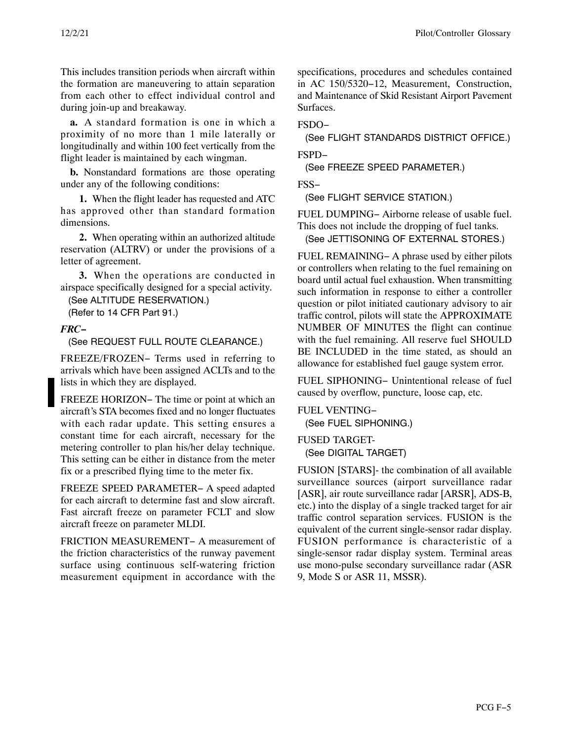This includes transition periods when aircraft within the formation are maneuvering to attain separation from each other to effect individual control and during join-up and breakaway.

**a.** A standard formation is one in which a proximity of no more than 1 mile laterally or longitudinally and within 100 feet vertically from the flight leader is maintained by each wingman.

**b.** Nonstandard formations are those operating under any of the following conditions:

**1.** When the flight leader has requested and ATC has approved other than standard formation dimensions.

**2.** When operating within an authorized altitude reservation (ALTRV) or under the provisions of a letter of agreement.

**3.** When the operations are conducted in airspace specifically designed for a special activity.

(See ALTITUDE RESERVATION.)
(Refer to 14 CFR Part 91.)

***FRC−***

(See REQUEST FULL ROUTE CLEARANCE.)

FREEZE/FROZEN− Terms used in referring to arrivals which have been assigned ACLTs and to the lists in which they are displayed.

FREEZE HORIZON− The time or point at which an aircraft's STA becomes fixed and no longer fluctuates with each radar update. This setting ensures a constant time for each aircraft, necessary for the metering controller to plan his/her delay technique. This setting can be either in distance from the meter fix or a prescribed flying time to the meter fix.

FREEZE SPEED PARAMETER− A speed adapted for each aircraft to determine fast and slow aircraft. Fast aircraft freeze on parameter FCLT and slow aircraft freeze on parameter MLDI.

FRICTION MEASUREMENT− A measurement of the friction characteristics of the runway pavement surface using continuous self-watering friction measurement equipment in accordance with the specifications, procedures and schedules contained in AC 150/5320−12, Measurement, Construction, and Maintenance of Skid Resistant Airport Pavement Surfaces.

FSDO−

(See FLIGHT STANDARDS DISTRICT OFFICE.)

FSPD−

(See FREEZE SPEED PARAMETER.)

FSS−

(See FLIGHT SERVICE STATION.)

FUEL DUMPING− Airborne release of usable fuel. This does not include the dropping of fuel tanks.

(See JETTISONING OF EXTERNAL STORES.)

FUEL REMAINING− A phrase used by either pilots or controllers when relating to the fuel remaining on board until actual fuel exhaustion. When transmitting such information in response to either a controller question or pilot initiated cautionary advisory to air traffic control, pilots will state the APPROXIMATE NUMBER OF MINUTES the flight can continue with the fuel remaining. All reserve fuel SHOULD BE INCLUDED in the time stated, as should an allowance for established fuel gauge system error.

FUEL SIPHONING− Unintentional release of fuel caused by overflow, puncture, loose cap, etc.

FUEL VENTING−

(See FUEL SIPHONING.)

FUSED TARGET-

(See DIGITAL TARGET)

FUSION [STARS]- the combination of all available surveillance sources (airport surveillance radar [ASR], air route surveillance radar [ARSR], ADS-B, etc.) into the display of a single tracked target for air traffic control separation services. FUSION is the equivalent of the current single-sensor radar display. FUSION performance is characteristic of a single-sensor radar display system. Terminal areas use mono-pulse secondary surveillance radar (ASR 9, Mode S or ASR 11, MSSR).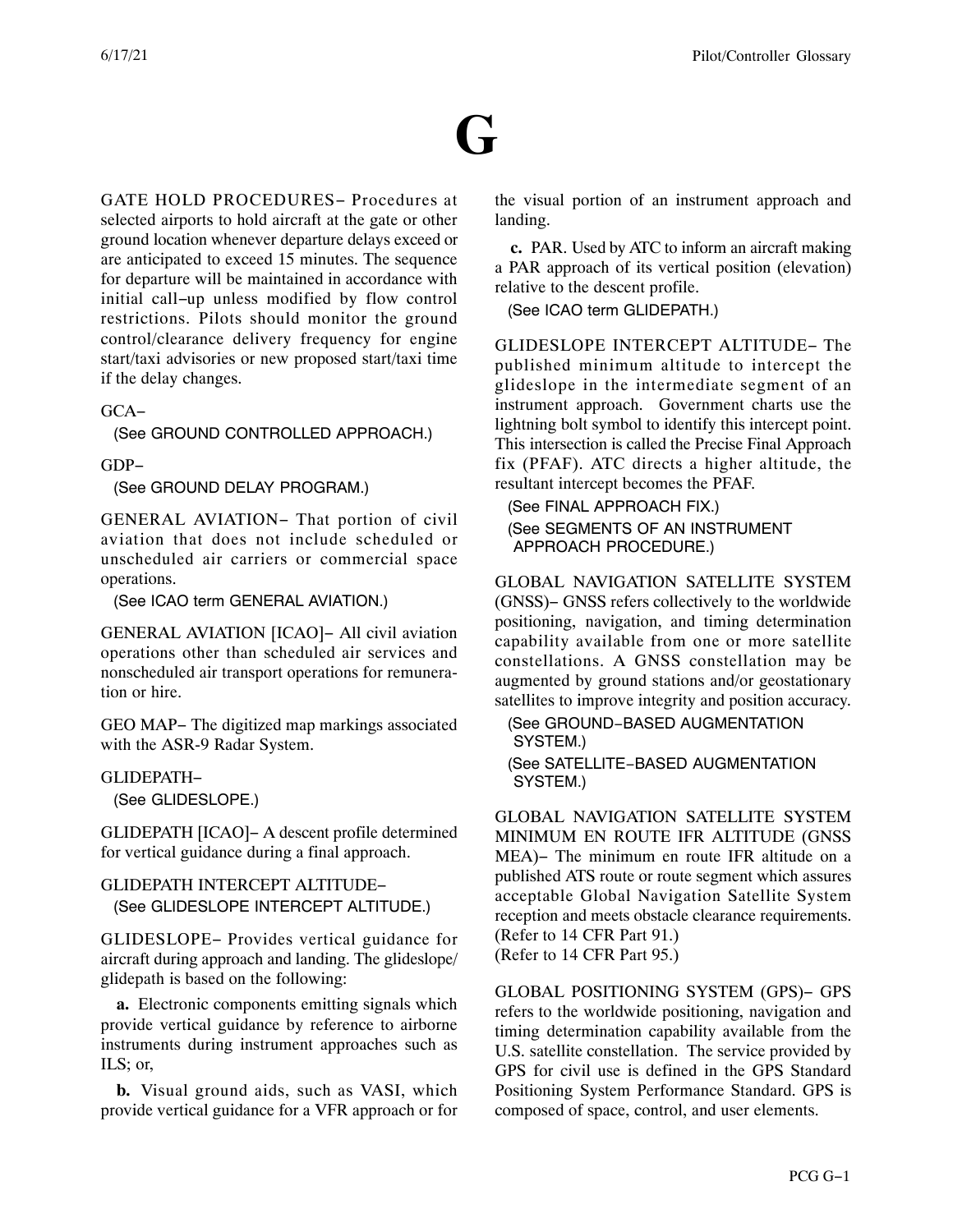# G

GATE HOLD PROCEDURES− Procedures at selected airports to hold aircraft at the gate or other ground location whenever departure delays exceed or are anticipated to exceed 15 minutes. The sequence for departure will be maintained in accordance with initial call−up unless modified by flow control restrictions. Pilots should monitor the ground control/clearance delivery frequency for engine start/taxi advisories or new proposed start/taxi time if the delay changes.

GCA−

(See GROUND CONTROLLED APPROACH.)

GDP−

(See GROUND DELAY PROGRAM.)

GENERAL AVIATION− That portion of civil aviation that does not include scheduled or unscheduled air carriers or commercial space operations.

(See ICAO term GENERAL AVIATION.)

GENERAL AVIATION [ICAO]− All civil aviation operations other than scheduled air services and nonscheduled air transport operations for remuneration or hire.

GEO MAP− The digitized map markings associated with the ASR-9 Radar System.

GLIDEPATH−

(See GLIDESLOPE.)

GLIDEPATH [ICAO]− A descent profile determined for vertical guidance during a final approach.

GLIDEPATH INTERCEPT ALTITUDE−

(See GLIDESLOPE INTERCEPT ALTITUDE.)

GLIDESLOPE− Provides vertical guidance for aircraft during approach and landing. The glideslope/glidepath is based on the following:

**a.** Electronic components emitting signals which provide vertical guidance by reference to airborne instruments during instrument approaches such as ILS; or,

**b.** Visual ground aids, such as VASI, which provide vertical guidance for a VFR approach or for the visual portion of an instrument approach and landing.

**c.** PAR. Used by ATC to inform an aircraft making a PAR approach of its vertical position (elevation) relative to the descent profile.

(See ICAO term GLIDEPATH.)

GLIDESLOPE INTERCEPT ALTITUDE− The published minimum altitude to intercept the glideslope in the intermediate segment of an instrument approach. Government charts use the lightning bolt symbol to identify this intercept point. This intersection is called the Precise Final Approach fix (PFAF). ATC directs a higher altitude, the resultant intercept becomes the PFAF.

(See FINAL APPROACH FIX.)

(See SEGMENTS OF AN INSTRUMENT APPROACH PROCEDURE.)

GLOBAL NAVIGATION SATELLITE SYSTEM (GNSS)− GNSS refers collectively to the worldwide positioning, navigation, and timing determination capability available from one or more satellite constellations. A GNSS constellation may be augmented by ground stations and/or geostationary satellites to improve integrity and position accuracy.

(See GROUND−BASED AUGMENTATION SYSTEM.)

(See SATELLITE−BASED AUGMENTATION SYSTEM.)

GLOBAL NAVIGATION SATELLITE SYSTEM MINIMUM EN ROUTE IFR ALTITUDE (GNSS MEA)− The minimum en route IFR altitude on a published ATS route or route segment which assures acceptable Global Navigation Satellite System reception and meets obstacle clearance requirements.
(Refer to 14 CFR Part 91.)
(Refer to 14 CFR Part 95.)

GLOBAL POSITIONING SYSTEM (GPS)− GPS refers to the worldwide positioning, navigation and timing determination capability available from the U.S. satellite constellation. The service provided by GPS for civil use is defined in the GPS Standard Positioning System Performance Standard. GPS is composed of space, control, and user elements.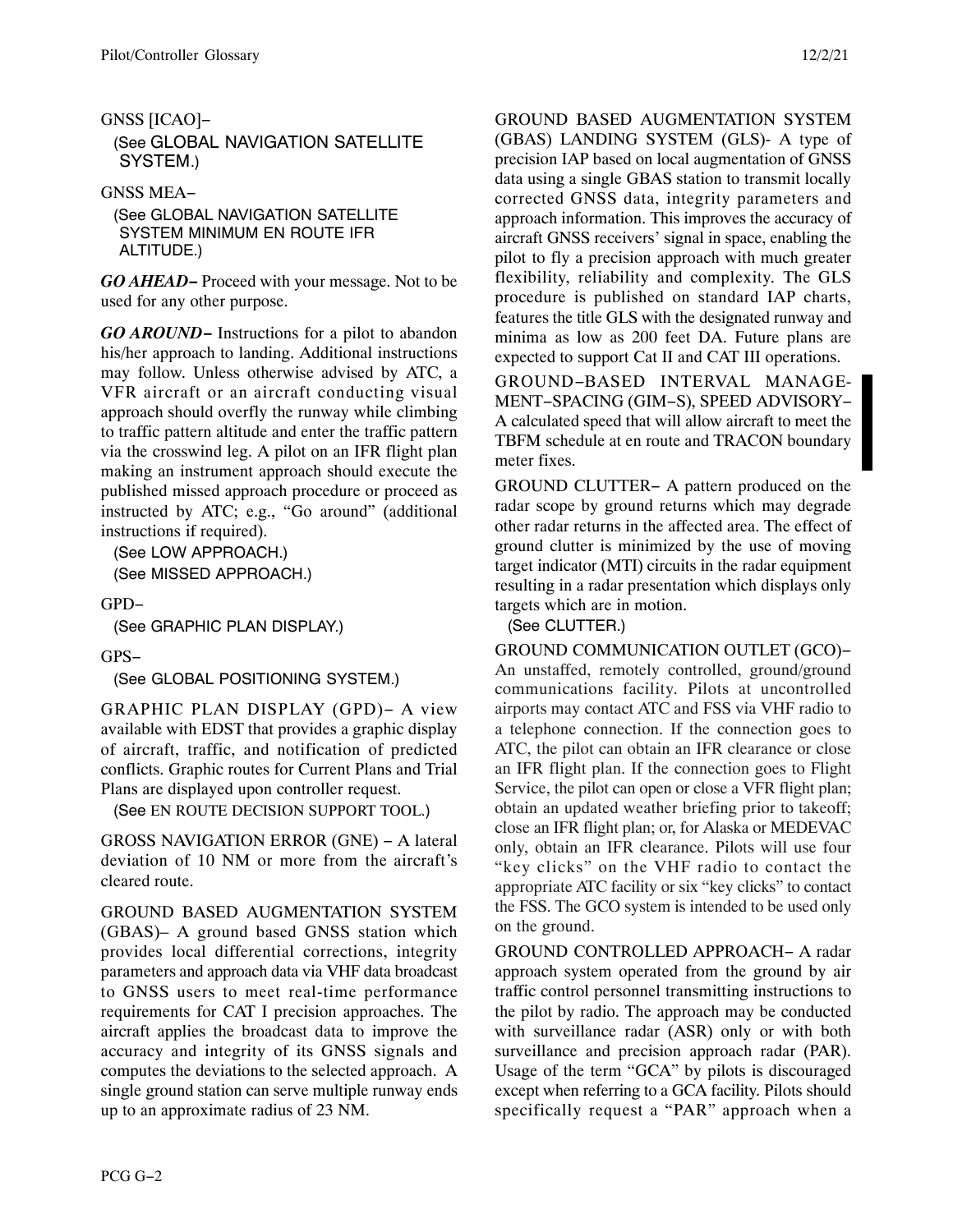GNSS [ICAO]−

(See GLOBAL NAVIGATION SATELLITE SYSTEM.)

GNSS MEA−

(See GLOBAL NAVIGATION SATELLITE SYSTEM MINIMUM EN ROUTE IFR ALTITUDE.)

***GO AHEAD−*** Proceed with your message. Not to be used for any other purpose.

***GO AROUND−*** Instructions for a pilot to abandon his/her approach to landing. Additional instructions may follow. Unless otherwise advised by ATC, a VFR aircraft or an aircraft conducting visual approach should overfly the runway while climbing to traffic pattern altitude and enter the traffic pattern via the crosswind leg. A pilot on an IFR flight plan making an instrument approach should execute the published missed approach procedure or proceed as instructed by ATC; e.g., "Go around" (additional instructions if required).

(See LOW APPROACH.)
(See MISSED APPROACH.)

GPD−

(See GRAPHIC PLAN DISPLAY.)

GPS−

(See GLOBAL POSITIONING SYSTEM.)

GRAPHIC PLAN DISPLAY (GPD)− A view available with EDST that provides a graphic display of aircraft, traffic, and notification of predicted conflicts. Graphic routes for Current Plans and Trial Plans are displayed upon controller request.

(See EN ROUTE DECISION SUPPORT TOOL.)

GROSS NAVIGATION ERROR (GNE) − A lateral deviation of 10 NM or more from the aircraft's cleared route.

GROUND BASED AUGMENTATION SYSTEM (GBAS)− A ground based GNSS station which provides local differential corrections, integrity parameters and approach data via VHF data broadcast to GNSS users to meet real-time performance requirements for CAT I precision approaches. The aircraft applies the broadcast data to improve the accuracy and integrity of its GNSS signals and computes the deviations to the selected approach. A single ground station can serve multiple runway ends up to an approximate radius of 23 NM.

GROUND BASED AUGMENTATION SYSTEM (GBAS) LANDING SYSTEM (GLS)- A type of precision IAP based on local augmentation of GNSS data using a single GBAS station to transmit locally corrected GNSS data, integrity parameters and approach information. This improves the accuracy of aircraft GNSS receivers' signal in space, enabling the pilot to fly a precision approach with much greater flexibility, reliability and complexity. The GLS procedure is published on standard IAP charts, features the title GLS with the designated runway and minima as low as 200 feet DA. Future plans are expected to support Cat II and CAT III operations.

GROUND−BASED INTERVAL MANAGEMENT−SPACING (GIM−S), SPEED ADVISORY− A calculated speed that will allow aircraft to meet the TBFM schedule at en route and TRACON boundary meter fixes.

GROUND CLUTTER− A pattern produced on the radar scope by ground returns which may degrade other radar returns in the affected area. The effect of ground clutter is minimized by the use of moving target indicator (MTI) circuits in the radar equipment resulting in a radar presentation which displays only targets which are in motion.

(See CLUTTER.)

GROUND COMMUNICATION OUTLET (GCO)− An unstaffed, remotely controlled, ground/ground communications facility. Pilots at uncontrolled airports may contact ATC and FSS via VHF radio to a telephone connection. If the connection goes to ATC, the pilot can obtain an IFR clearance or close an IFR flight plan. If the connection goes to Flight Service, the pilot can open or close a VFR flight plan; obtain an updated weather briefing prior to takeoff; close an IFR flight plan; or, for Alaska or MEDEVAC only, obtain an IFR clearance. Pilots will use four "key clicks" on the VHF radio to contact the appropriate ATC facility or six "key clicks" to contact the FSS. The GCO system is intended to be used only on the ground.

GROUND CONTROLLED APPROACH− A radar approach system operated from the ground by air traffic control personnel transmitting instructions to the pilot by radio. The approach may be conducted with surveillance radar (ASR) only or with both surveillance and precision approach radar (PAR). Usage of the term "GCA" by pilots is discouraged except when referring to a GCA facility. Pilots should specifically request a "PAR" approach when a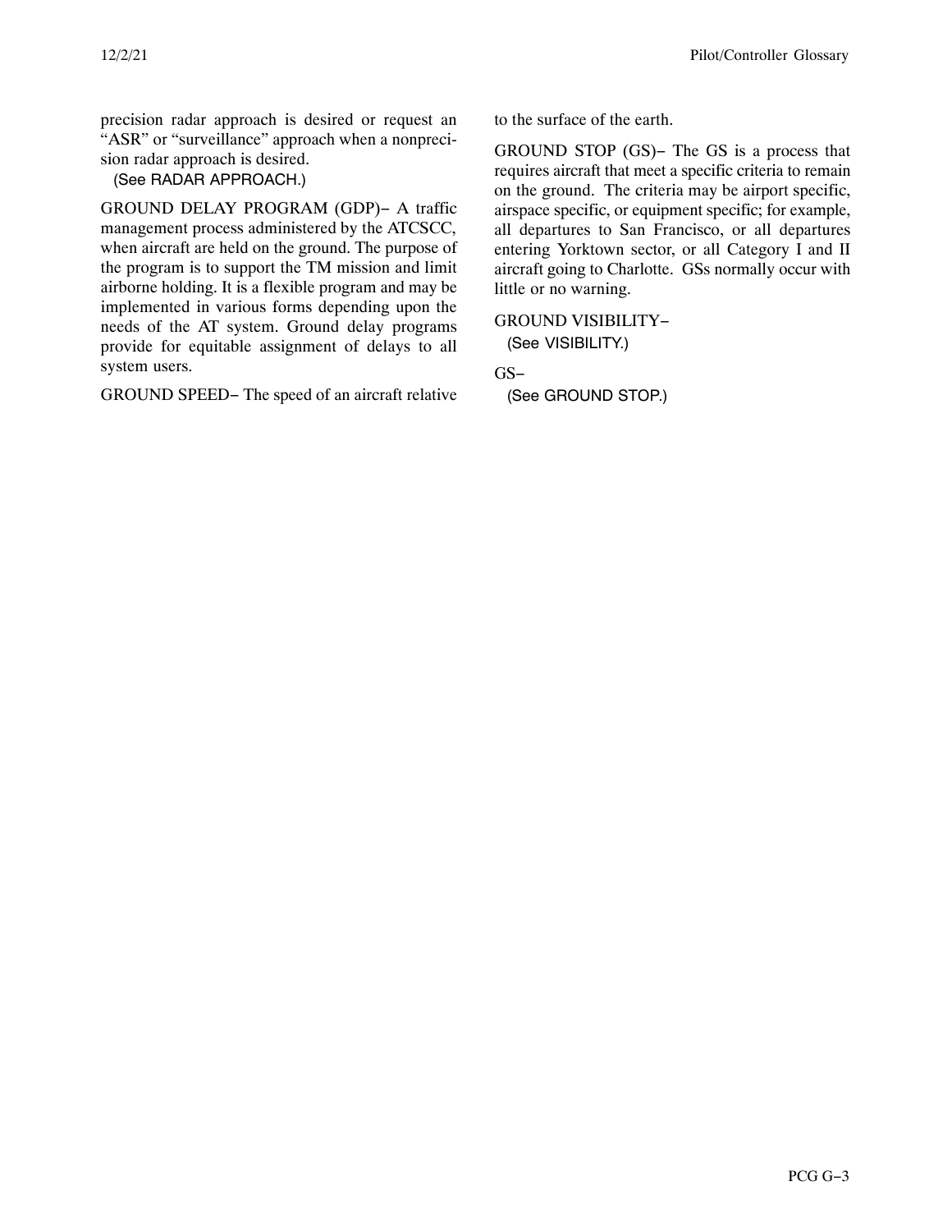precision radar approach is desired or request an "ASR" or "surveillance" approach when a nonprecision radar approach is desired.

(See RADAR APPROACH.)

GROUND DELAY PROGRAM (GDP)− A traffic management process administered by the ATCSCC, when aircraft are held on the ground. The purpose of the program is to support the TM mission and limit airborne holding. It is a flexible program and may be implemented in various forms depending upon the needs of the AT system. Ground delay programs provide for equitable assignment of delays to all system users.

GROUND SPEED− The speed of an aircraft relative to the surface of the earth.

GROUND STOP (GS)− The GS is a process that requires aircraft that meet a specific criteria to remain on the ground. The criteria may be airport specific, airspace specific, or equipment specific; for example, all departures to San Francisco, or all departures entering Yorktown sector, or all Category I and II aircraft going to Charlotte. GSs normally occur with little or no warning.

GROUND VISIBILITY−

(See VISIBILITY.)

GS−

(See GROUND STOP.)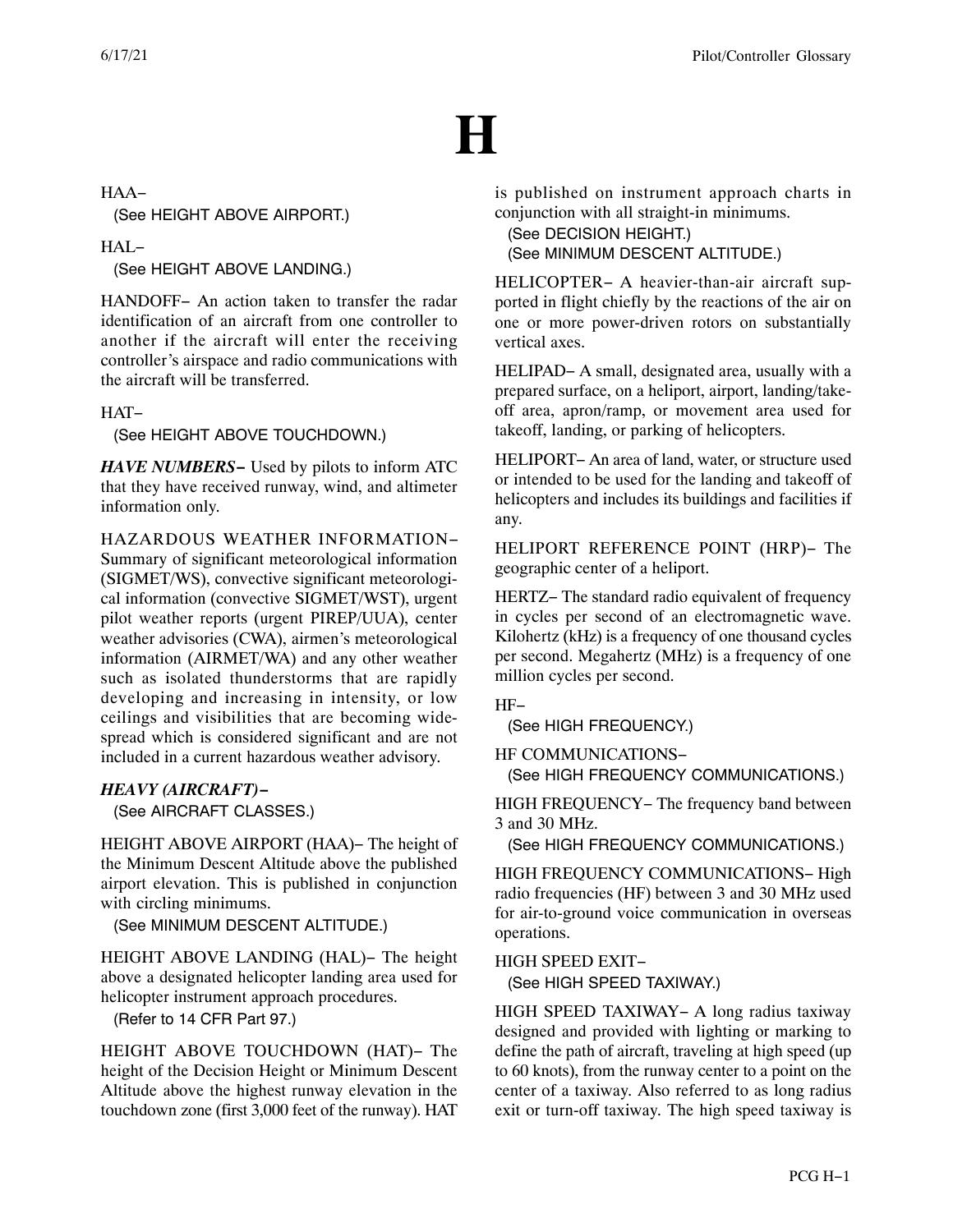# H

HAA−

(See HEIGHT ABOVE AIRPORT.)

HAL−

(See HEIGHT ABOVE LANDING.)

HANDOFF− An action taken to transfer the radar identification of an aircraft from one controller to another if the aircraft will enter the receiving controller's airspace and radio communications with the aircraft will be transferred.

HAT−

(See HEIGHT ABOVE TOUCHDOWN.)

***HAVE NUMBERS−*** Used by pilots to inform ATC that they have received runway, wind, and altimeter information only.

HAZARDOUS WEATHER INFORMATION− Summary of significant meteorological information (SIGMET/WS), convective significant meteorological information (convective SIGMET/WST), urgent pilot weather reports (urgent PIREP/UUA), center weather advisories (CWA), airmen's meteorological information (AIRMET/WA) and any other weather such as isolated thunderstorms that are rapidly developing and increasing in intensity, or low ceilings and visibilities that are becoming widespread which is considered significant and are not included in a current hazardous weather advisory.

***HEAVY (AIRCRAFT)−***

(See AIRCRAFT CLASSES.)

HEIGHT ABOVE AIRPORT (HAA)− The height of the Minimum Descent Altitude above the published airport elevation. This is published in conjunction with circling minimums.

(See MINIMUM DESCENT ALTITUDE.)

HEIGHT ABOVE LANDING (HAL)− The height above a designated helicopter landing area used for helicopter instrument approach procedures.

(Refer to 14 CFR Part 97.)

HEIGHT ABOVE TOUCHDOWN (HAT)− The height of the Decision Height or Minimum Descent Altitude above the highest runway elevation in the touchdown zone (first 3,000 feet of the runway). HAT is published on instrument approach charts in conjunction with all straight-in minimums.

(See DECISION HEIGHT.)
(See MINIMUM DESCENT ALTITUDE.)

HELICOPTER− A heavier-than-air aircraft supported in flight chiefly by the reactions of the air on one or more power-driven rotors on substantially vertical axes.

HELIPAD− A small, designated area, usually with a prepared surface, on a heliport, airport, landing/takeoff area, apron/ramp, or movement area used for takeoff, landing, or parking of helicopters.

HELIPORT− An area of land, water, or structure used or intended to be used for the landing and takeoff of helicopters and includes its buildings and facilities if any.

HELIPORT REFERENCE POINT (HRP)− The geographic center of a heliport.

HERTZ− The standard radio equivalent of frequency in cycles per second of an electromagnetic wave. Kilohertz (kHz) is a frequency of one thousand cycles per second. Megahertz (MHz) is a frequency of one million cycles per second.

HF−

(See HIGH FREQUENCY.)

HF COMMUNICATIONS−

(See HIGH FREQUENCY COMMUNICATIONS.)

HIGH FREQUENCY− The frequency band between 3 and 30 MHz.

(See HIGH FREQUENCY COMMUNICATIONS.)

HIGH FREQUENCY COMMUNICATIONS− High radio frequencies (HF) between 3 and 30 MHz used for air-to-ground voice communication in overseas operations.

HIGH SPEED EXIT−

(See HIGH SPEED TAXIWAY.)

HIGH SPEED TAXIWAY− A long radius taxiway designed and provided with lighting or marking to define the path of aircraft, traveling at high speed (up to 60 knots), from the runway center to a point on the center of a taxiway. Also referred to as long radius exit or turn-off taxiway. The high speed taxiway is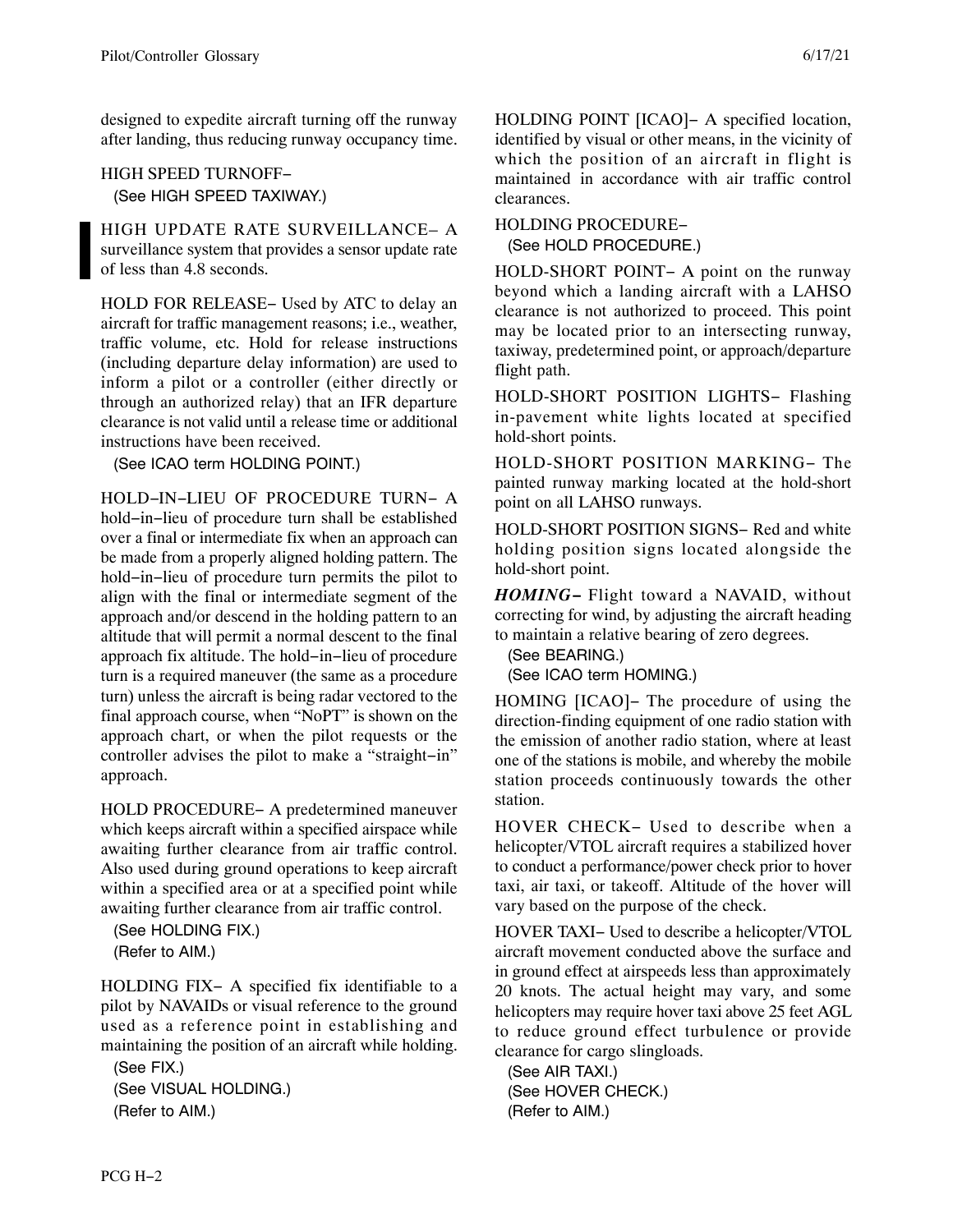designed to expedite aircraft turning off the runway after landing, thus reducing runway occupancy time.

HIGH SPEED TURNOFF−
(See HIGH SPEED TAXIWAY.)

HIGH UPDATE RATE SURVEILLANCE− A surveillance system that provides a sensor update rate of less than 4.8 seconds.

HOLD FOR RELEASE− Used by ATC to delay an aircraft for traffic management reasons; i.e., weather, traffic volume, etc. Hold for release instructions (including departure delay information) are used to inform a pilot or a controller (either directly or through an authorized relay) that an IFR departure clearance is not valid until a release time or additional instructions have been received.
(See ICAO term HOLDING POINT.)

HOLD−IN−LIEU OF PROCEDURE TURN− A hold−in−lieu of procedure turn shall be established over a final or intermediate fix when an approach can be made from a properly aligned holding pattern. The hold−in−lieu of procedure turn permits the pilot to align with the final or intermediate segment of the approach and/or descend in the holding pattern to an altitude that will permit a normal descent to the final approach fix altitude. The hold−in−lieu of procedure turn is a required maneuver (the same as a procedure turn) unless the aircraft is being radar vectored to the final approach course, when "NoPT" is shown on the approach chart, or when the pilot requests or the controller advises the pilot to make a "straight−in" approach.

HOLD PROCEDURE− A predetermined maneuver which keeps aircraft within a specified airspace while awaiting further clearance from air traffic control. Also used during ground operations to keep aircraft within a specified area or at a specified point while awaiting further clearance from air traffic control.
(See HOLDING FIX.)
(Refer to AIM.)

HOLDING FIX− A specified fix identifiable to a pilot by NAVAIDs or visual reference to the ground used as a reference point in establishing and maintaining the position of an aircraft while holding.
(See FIX.)
(See VISUAL HOLDING.)
(Refer to AIM.)

HOLDING POINT [ICAO]− A specified location, identified by visual or other means, in the vicinity of which the position of an aircraft in flight is maintained in accordance with air traffic control clearances.

HOLDING PROCEDURE−
(See HOLD PROCEDURE.)

HOLD-SHORT POINT− A point on the runway beyond which a landing aircraft with a LAHSO clearance is not authorized to proceed. This point may be located prior to an intersecting runway, taxiway, predetermined point, or approach/departure flight path.

HOLD-SHORT POSITION LIGHTS− Flashing in-pavement white lights located at specified hold-short points.

HOLD-SHORT POSITION MARKING− The painted runway marking located at the hold-short point on all LAHSO runways.

HOLD-SHORT POSITION SIGNS− Red and white holding position signs located alongside the hold-short point.

***HOMING−*** Flight toward a NAVAID, without correcting for wind, by adjusting the aircraft heading to maintain a relative bearing of zero degrees.
(See BEARING.)
(See ICAO term HOMING.)

HOMING [ICAO]− The procedure of using the direction-finding equipment of one radio station with the emission of another radio station, where at least one of the stations is mobile, and whereby the mobile station proceeds continuously towards the other station.

HOVER CHECK− Used to describe when a helicopter/VTOL aircraft requires a stabilized hover to conduct a performance/power check prior to hover taxi, air taxi, or takeoff. Altitude of the hover will vary based on the purpose of the check.

HOVER TAXI− Used to describe a helicopter/VTOL aircraft movement conducted above the surface and in ground effect at airspeeds less than approximately 20 knots. The actual height may vary, and some helicopters may require hover taxi above 25 feet AGL to reduce ground effect turbulence or provide clearance for cargo slingloads.
(See AIR TAXI.)
(See HOVER CHECK.)
(Refer to AIM.)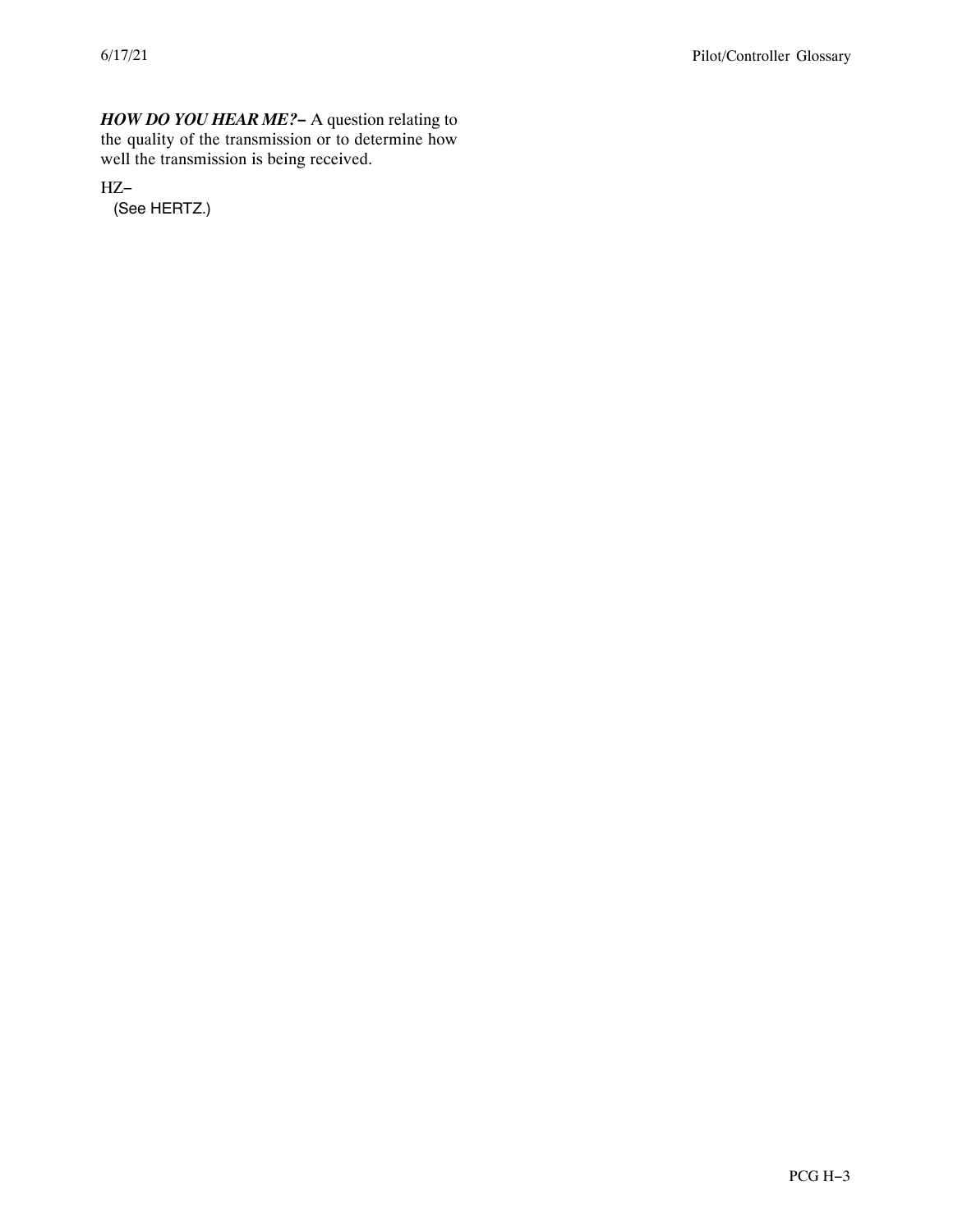***HOW DO YOU HEAR ME?−*** A question relating to the quality of the transmission or to determine how well the transmission is being received.

HZ−
(See HERTZ.)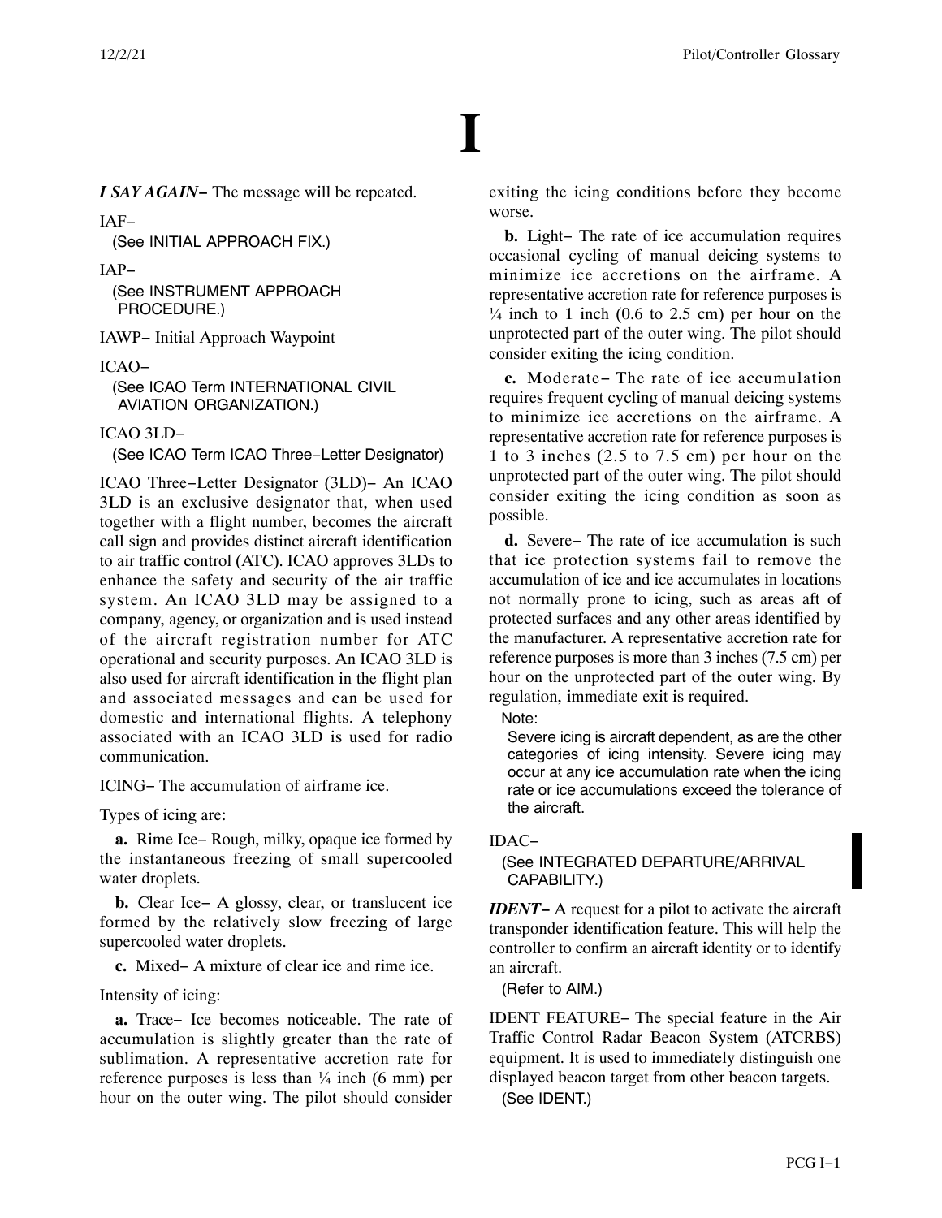# I

***I SAY AGAIN*−** The message will be repeated.

IAF−

(See INITIAL APPROACH FIX.)

IAP−

(See INSTRUMENT APPROACH PROCEDURE.)

IAWP− Initial Approach Waypoint

ICAO−

(See ICAO Term INTERNATIONAL CIVIL AVIATION ORGANIZATION.)

ICAO 3LD−

(See ICAO Term ICAO Three−Letter Designator)

ICAO Three−Letter Designator (3LD)− An ICAO 3LD is an exclusive designator that, when used together with a flight number, becomes the aircraft call sign and provides distinct aircraft identification to air traffic control (ATC). ICAO approves 3LDs to enhance the safety and security of the air traffic system. An ICAO 3LD may be assigned to a company, agency, or organization and is used instead of the aircraft registration number for ATC operational and security purposes. An ICAO 3LD is also used for aircraft identification in the flight plan and associated messages and can be used for domestic and international flights. A telephony associated with an ICAO 3LD is used for radio communication.

ICING− The accumulation of airframe ice.

Types of icing are:

**a.** Rime Ice− Rough, milky, opaque ice formed by the instantaneous freezing of small supercooled water droplets.

**b.** Clear Ice− A glossy, clear, or translucent ice formed by the relatively slow freezing of large supercooled water droplets.

**c.** Mixed− A mixture of clear ice and rime ice.

Intensity of icing:

**a.** Trace− Ice becomes noticeable. The rate of accumulation is slightly greater than the rate of sublimation. A representative accretion rate for reference purposes is less than ¼ inch (6 mm) per hour on the outer wing. The pilot should consider exiting the icing conditions before they become worse.

**b.** Light− The rate of ice accumulation requires occasional cycling of manual deicing systems to minimize ice accretions on the airframe. A representative accretion rate for reference purposes is ¼ inch to 1 inch (0.6 to 2.5 cm) per hour on the unprotected part of the outer wing. The pilot should consider exiting the icing condition.

**c.** Moderate− The rate of ice accumulation requires frequent cycling of manual deicing systems to minimize ice accretions on the airframe. A representative accretion rate for reference purposes is 1 to 3 inches (2.5 to 7.5 cm) per hour on the unprotected part of the outer wing. The pilot should consider exiting the icing condition as soon as possible.

**d.** Severe− The rate of ice accumulation is such that ice protection systems fail to remove the accumulation of ice and ice accumulates in locations not normally prone to icing, such as areas aft of protected surfaces and any other areas identified by the manufacturer. A representative accretion rate for reference purposes is more than 3 inches (7.5 cm) per hour on the unprotected part of the outer wing. By regulation, immediate exit is required.

Note:
Severe icing is aircraft dependent, as are the other categories of icing intensity. Severe icing may occur at any ice accumulation rate when the icing rate or ice accumulations exceed the tolerance of the aircraft.

IDAC−

(See INTEGRATED DEPARTURE/ARRIVAL CAPABILITY.)

***IDENT*−** A request for a pilot to activate the aircraft transponder identification feature. This will help the controller to confirm an aircraft identity or to identify an aircraft.

(Refer to AIM.)

IDENT FEATURE− The special feature in the Air Traffic Control Radar Beacon System (ATCRBS) equipment. It is used to immediately distinguish one displayed beacon target from other beacon targets.

(See IDENT.)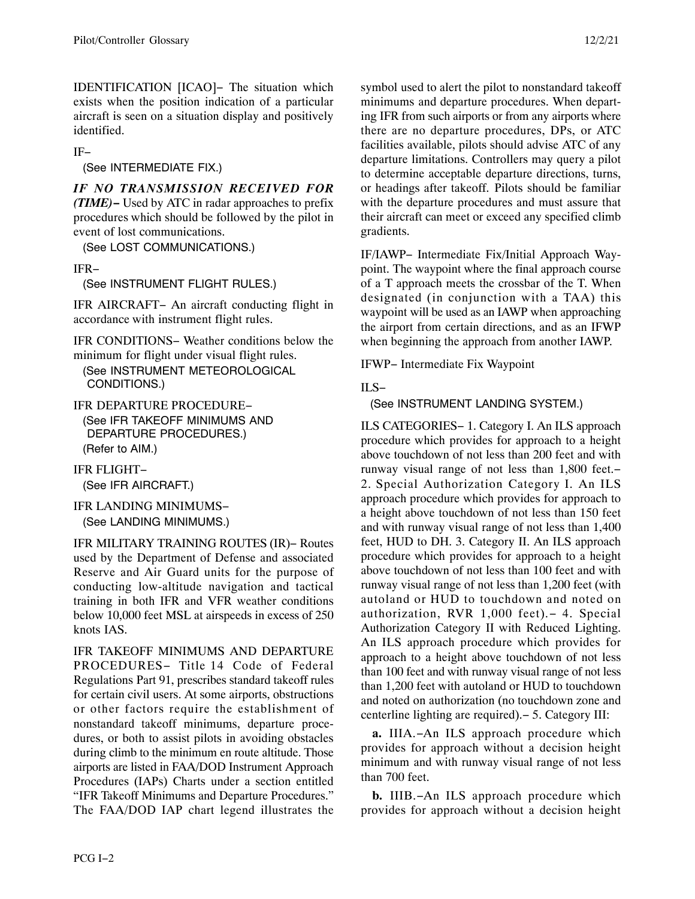IDENTIFICATION [ICAO]− The situation which exists when the position indication of a particular aircraft is seen on a situation display and positively identified.

IF−
(See INTERMEDIATE FIX.)

***IF NO TRANSMISSION RECEIVED FOR (TIME)***− Used by ATC in radar approaches to prefix procedures which should be followed by the pilot in event of lost communications.
(See LOST COMMUNICATIONS.)

IFR−
(See INSTRUMENT FLIGHT RULES.)

IFR AIRCRAFT− An aircraft conducting flight in accordance with instrument flight rules.

IFR CONDITIONS− Weather conditions below the minimum for flight under visual flight rules.
(See INSTRUMENT METEOROLOGICAL CONDITIONS.)

IFR DEPARTURE PROCEDURE−
(See IFR TAKEOFF MINIMUMS AND DEPARTURE PROCEDURES.)
(Refer to AIM.)

IFR FLIGHT−
(See IFR AIRCRAFT.)

IFR LANDING MINIMUMS−
(See LANDING MINIMUMS.)

IFR MILITARY TRAINING ROUTES (IR)− Routes used by the Department of Defense and associated Reserve and Air Guard units for the purpose of conducting low-altitude navigation and tactical training in both IFR and VFR weather conditions below 10,000 feet MSL at airspeeds in excess of 250 knots IAS.

IFR TAKEOFF MINIMUMS AND DEPARTURE PROCEDURES− Title 14 Code of Federal Regulations Part 91, prescribes standard takeoff rules for certain civil users. At some airports, obstructions or other factors require the establishment of nonstandard takeoff minimums, departure procedures, or both to assist pilots in avoiding obstacles during climb to the minimum en route altitude. Those airports are listed in FAA/DOD Instrument Approach Procedures (IAPs) Charts under a section entitled "IFR Takeoff Minimums and Departure Procedures." The FAA/DOD IAP chart legend illustrates the symbol used to alert the pilot to nonstandard takeoff minimums and departure procedures. When departing IFR from such airports or from any airports where there are no departure procedures, DPs, or ATC facilities available, pilots should advise ATC of any departure limitations. Controllers may query a pilot to determine acceptable departure directions, turns, or headings after takeoff. Pilots should be familiar with the departure procedures and must assure that their aircraft can meet or exceed any specified climb gradients.

IF/IAWP− Intermediate Fix/Initial Approach Waypoint. The waypoint where the final approach course of a T approach meets the crossbar of the T. When designated (in conjunction with a TAA) this waypoint will be used as an IAWP when approaching the airport from certain directions, and as an IFWP when beginning the approach from another IAWP.

IFWP− Intermediate Fix Waypoint

ILS−
(See INSTRUMENT LANDING SYSTEM.)

ILS CATEGORIES− 1. Category I. An ILS approach procedure which provides for approach to a height above touchdown of not less than 200 feet and with runway visual range of not less than 1,800 feet.− 2. Special Authorization Category I. An ILS approach procedure which provides for approach to a height above touchdown of not less than 150 feet and with runway visual range of not less than 1,400 feet, HUD to DH. 3. Category II. An ILS approach procedure which provides for approach to a height above touchdown of not less than 100 feet and with runway visual range of not less than 1,200 feet (with autoland or HUD to touchdown and noted on authorization, RVR 1,000 feet).− 4. Special Authorization Category II with Reduced Lighting. An ILS approach procedure which provides for approach to a height above touchdown of not less than 100 feet and with runway visual range of not less than 1,200 feet with autoland or HUD to touchdown and noted on authorization (no touchdown zone and centerline lighting are required).− 5. Category III:

**a.** IIIA.−An ILS approach procedure which provides for approach without a decision height minimum and with runway visual range of not less than 700 feet.

**b.** IIIB.−An ILS approach procedure which provides for approach without a decision height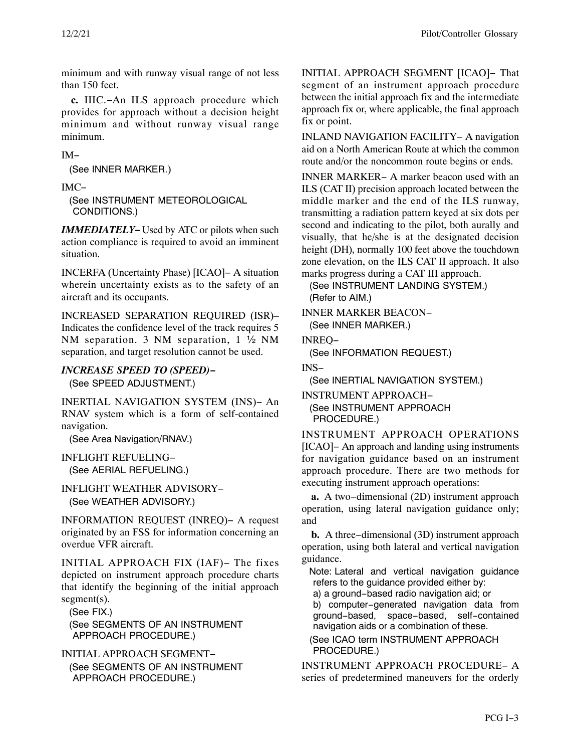minimum and with runway visual range of not less than 150 feet.

**c.** IIIC.−An ILS approach procedure which provides for approach without a decision height minimum and without runway visual range minimum.

IM−

(See INNER MARKER.)

IMC−

(See INSTRUMENT METEOROLOGICAL CONDITIONS.)

***IMMEDIATELY−*** Used by ATC or pilots when such action compliance is required to avoid an imminent situation.

INCERFA (Uncertainty Phase) [ICAO]− A situation wherein uncertainty exists as to the safety of an aircraft and its occupants.

INCREASED SEPARATION REQUIRED (ISR)– Indicates the confidence level of the track requires 5 NM separation. 3 NM separation, 1 ½ NM separation, and target resolution cannot be used.

***INCREASE SPEED TO (SPEED)−***

(See SPEED ADJUSTMENT.)

INERTIAL NAVIGATION SYSTEM (INS)− An RNAV system which is a form of self-contained navigation.

(See Area Navigation/RNAV.)

INFLIGHT REFUELING−

(See AERIAL REFUELING.)

INFLIGHT WEATHER ADVISORY−

(See WEATHER ADVISORY.)

INFORMATION REQUEST (INREQ)− A request originated by an FSS for information concerning an overdue VFR aircraft.

INITIAL APPROACH FIX (IAF)− The fixes depicted on instrument approach procedure charts that identify the beginning of the initial approach segment(s).

(See FIX.)

(See SEGMENTS OF AN INSTRUMENT APPROACH PROCEDURE.)

INITIAL APPROACH SEGMENT−

(See SEGMENTS OF AN INSTRUMENT APPROACH PROCEDURE.)

INITIAL APPROACH SEGMENT [ICAO]− That segment of an instrument approach procedure between the initial approach fix and the intermediate approach fix or, where applicable, the final approach fix or point.

INLAND NAVIGATION FACILITY− A navigation aid on a North American Route at which the common route and/or the noncommon route begins or ends.

INNER MARKER− A marker beacon used with an ILS (CAT II) precision approach located between the middle marker and the end of the ILS runway, transmitting a radiation pattern keyed at six dots per second and indicating to the pilot, both aurally and visually, that he/she is at the designated decision height (DH), normally 100 feet above the touchdown zone elevation, on the ILS CAT II approach. It also marks progress during a CAT III approach.

(See INSTRUMENT LANDING SYSTEM.)
(Refer to AIM.)

INNER MARKER BEACON−

(See INNER MARKER.)

INREQ−

(See INFORMATION REQUEST.)

INS−

(See INERTIAL NAVIGATION SYSTEM.)

INSTRUMENT APPROACH−

(See INSTRUMENT APPROACH PROCEDURE.)

INSTRUMENT APPROACH OPERATIONS [ICAO]− An approach and landing using instruments for navigation guidance based on an instrument approach procedure. There are two methods for executing instrument approach operations:

**a.** A two−dimensional (2D) instrument approach operation, using lateral navigation guidance only; and

**b.** A three−dimensional (3D) instrument approach operation, using both lateral and vertical navigation guidance.

Note: Lateral and vertical navigation guidance refers to the guidance provided either by:
a) a ground−based radio navigation aid; or
b) computer−generated navigation data from ground−based, space−based, self−contained navigation aids or a combination of these.

(See ICAO term INSTRUMENT APPROACH PROCEDURE.)

INSTRUMENT APPROACH PROCEDURE− A series of predetermined maneuvers for the orderly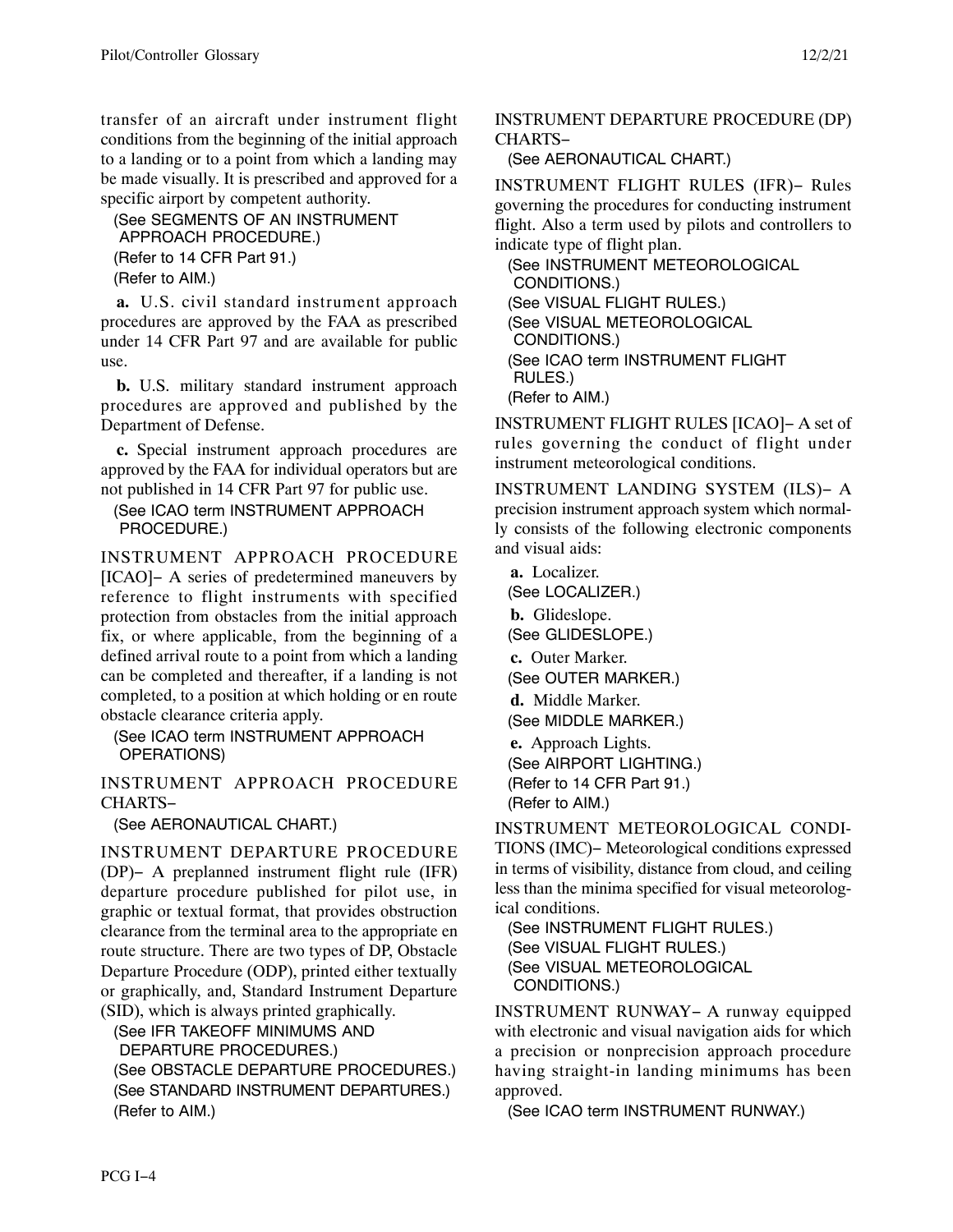transfer of an aircraft under instrument flight conditions from the beginning of the initial approach to a landing or to a point from which a landing may be made visually. It is prescribed and approved for a specific airport by competent authority.

(See SEGMENTS OF AN INSTRUMENT APPROACH PROCEDURE.)
(Refer to 14 CFR Part 91.)
(Refer to AIM.)

**a.** U.S. civil standard instrument approach procedures are approved by the FAA as prescribed under 14 CFR Part 97 and are available for public use.

**b.** U.S. military standard instrument approach procedures are approved and published by the Department of Defense.

**c.** Special instrument approach procedures are approved by the FAA for individual operators but are not published in 14 CFR Part 97 for public use.

(See ICAO term INSTRUMENT APPROACH PROCEDURE.)

INSTRUMENT APPROACH PROCEDURE [ICAO]− A series of predetermined maneuvers by reference to flight instruments with specified protection from obstacles from the initial approach fix, or where applicable, from the beginning of a defined arrival route to a point from which a landing can be completed and thereafter, if a landing is not completed, to a position at which holding or en route obstacle clearance criteria apply.

(See ICAO term INSTRUMENT APPROACH OPERATIONS)

INSTRUMENT APPROACH PROCEDURE CHARTS−

(See AERONAUTICAL CHART.)

INSTRUMENT DEPARTURE PROCEDURE (DP)− A preplanned instrument flight rule (IFR) departure procedure published for pilot use, in graphic or textual format, that provides obstruction clearance from the terminal area to the appropriate en route structure. There are two types of DP, Obstacle Departure Procedure (ODP), printed either textually or graphically, and, Standard Instrument Departure (SID), which is always printed graphically.

(See IFR TAKEOFF MINIMUMS AND DEPARTURE PROCEDURES.)
(See OBSTACLE DEPARTURE PROCEDURES.)
(See STANDARD INSTRUMENT DEPARTURES.)
(Refer to AIM.)

INSTRUMENT DEPARTURE PROCEDURE (DP) CHARTS−

(See AERONAUTICAL CHART.)

INSTRUMENT FLIGHT RULES (IFR)− Rules governing the procedures for conducting instrument flight. Also a term used by pilots and controllers to indicate type of flight plan.

(See INSTRUMENT METEOROLOGICAL CONDITIONS.)
(See VISUAL FLIGHT RULES.)
(See VISUAL METEOROLOGICAL CONDITIONS.)
(See ICAO term INSTRUMENT FLIGHT RULES.)
(Refer to AIM.)

INSTRUMENT FLIGHT RULES [ICAO]− A set of rules governing the conduct of flight under instrument meteorological conditions.

INSTRUMENT LANDING SYSTEM (ILS)− A precision instrument approach system which normally consists of the following electronic components and visual aids:

**a.** Localizer.
(See LOCALIZER.)

**b.** Glideslope.
(See GLIDESLOPE.)

**c.** Outer Marker.
(See OUTER MARKER.)

**d.** Middle Marker.
(See MIDDLE MARKER.)

**e.** Approach Lights.
(See AIRPORT LIGHTING.)
(Refer to 14 CFR Part 91.)
(Refer to AIM.)

INSTRUMENT METEOROLOGICAL CONDITIONS (IMC)− Meteorological conditions expressed in terms of visibility, distance from cloud, and ceiling less than the minima specified for visual meteorological conditions.

(See INSTRUMENT FLIGHT RULES.)
(See VISUAL FLIGHT RULES.)
(See VISUAL METEOROLOGICAL CONDITIONS.)

INSTRUMENT RUNWAY− A runway equipped with electronic and visual navigation aids for which a precision or nonprecision approach procedure having straight-in landing minimums has been approved.

(See ICAO term INSTRUMENT RUNWAY.)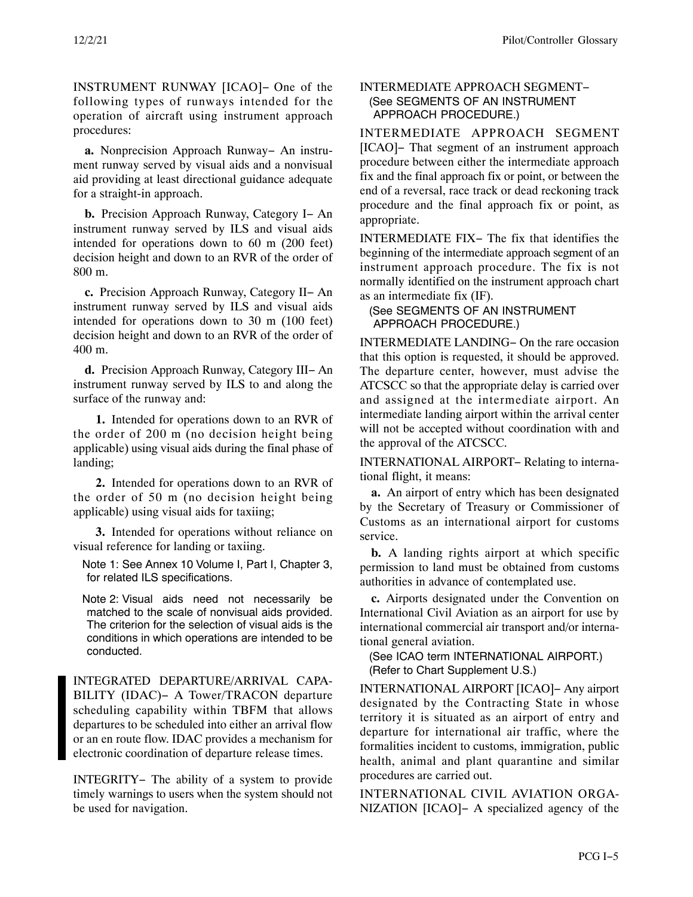INSTRUMENT RUNWAY [ICAO]− One of the following types of runways intended for the operation of aircraft using instrument approach procedures:

**a.** Nonprecision Approach Runway− An instrument runway served by visual aids and a nonvisual aid providing at least directional guidance adequate for a straight-in approach.

**b.** Precision Approach Runway, Category I− An instrument runway served by ILS and visual aids intended for operations down to 60 m (200 feet) decision height and down to an RVR of the order of 800 m.

**c.** Precision Approach Runway, Category II− An instrument runway served by ILS and visual aids intended for operations down to 30 m (100 feet) decision height and down to an RVR of the order of 400 m.

**d.** Precision Approach Runway, Category III− An instrument runway served by ILS to and along the surface of the runway and:

**1.** Intended for operations down to an RVR of the order of 200 m (no decision height being applicable) using visual aids during the final phase of landing;

**2.** Intended for operations down to an RVR of the order of 50 m (no decision height being applicable) using visual aids for taxiing;

**3.** Intended for operations without reliance on visual reference for landing or taxiing.

Note 1: See Annex 10 Volume I, Part I, Chapter 3, for related ILS specifications.

Note 2: Visual aids need not necessarily be matched to the scale of nonvisual aids provided. The criterion for the selection of visual aids is the conditions in which operations are intended to be conducted.

INTEGRATED DEPARTURE/ARRIVAL CAPABILITY (IDAC)− A Tower/TRACON departure scheduling capability within TBFM that allows departures to be scheduled into either an arrival flow or an en route flow. IDAC provides a mechanism for electronic coordination of departure release times.

INTEGRITY− The ability of a system to provide timely warnings to users when the system should not be used for navigation.

INTERMEDIATE APPROACH SEGMENT−
(See SEGMENTS OF AN INSTRUMENT APPROACH PROCEDURE.)

INTERMEDIATE APPROACH SEGMENT [ICAO]− That segment of an instrument approach procedure between either the intermediate approach fix and the final approach fix or point, or between the end of a reversal, race track or dead reckoning track procedure and the final approach fix or point, as appropriate.

INTERMEDIATE FIX− The fix that identifies the beginning of the intermediate approach segment of an instrument approach procedure. The fix is not normally identified on the instrument approach chart as an intermediate fix (IF).
(See SEGMENTS OF AN INSTRUMENT APPROACH PROCEDURE.)

INTERMEDIATE LANDING− On the rare occasion that this option is requested, it should be approved. The departure center, however, must advise the ATCSCC so that the appropriate delay is carried over and assigned at the intermediate airport. An intermediate landing airport within the arrival center will not be accepted without coordination with and the approval of the ATCSCC.

INTERNATIONAL AIRPORT− Relating to international flight, it means:

**a.** An airport of entry which has been designated by the Secretary of Treasury or Commissioner of Customs as an international airport for customs service.

**b.** A landing rights airport at which specific permission to land must be obtained from customs authorities in advance of contemplated use.

**c.** Airports designated under the Convention on International Civil Aviation as an airport for use by international commercial air transport and/or international general aviation.
(See ICAO term INTERNATIONAL AIRPORT.)
(Refer to Chart Supplement U.S.)

INTERNATIONAL AIRPORT [ICAO]− Any airport designated by the Contracting State in whose territory it is situated as an airport of entry and departure for international air traffic, where the formalities incident to customs, immigration, public health, animal and plant quarantine and similar procedures are carried out.

INTERNATIONAL CIVIL AVIATION ORGANIZATION [ICAO]− A specialized agency of the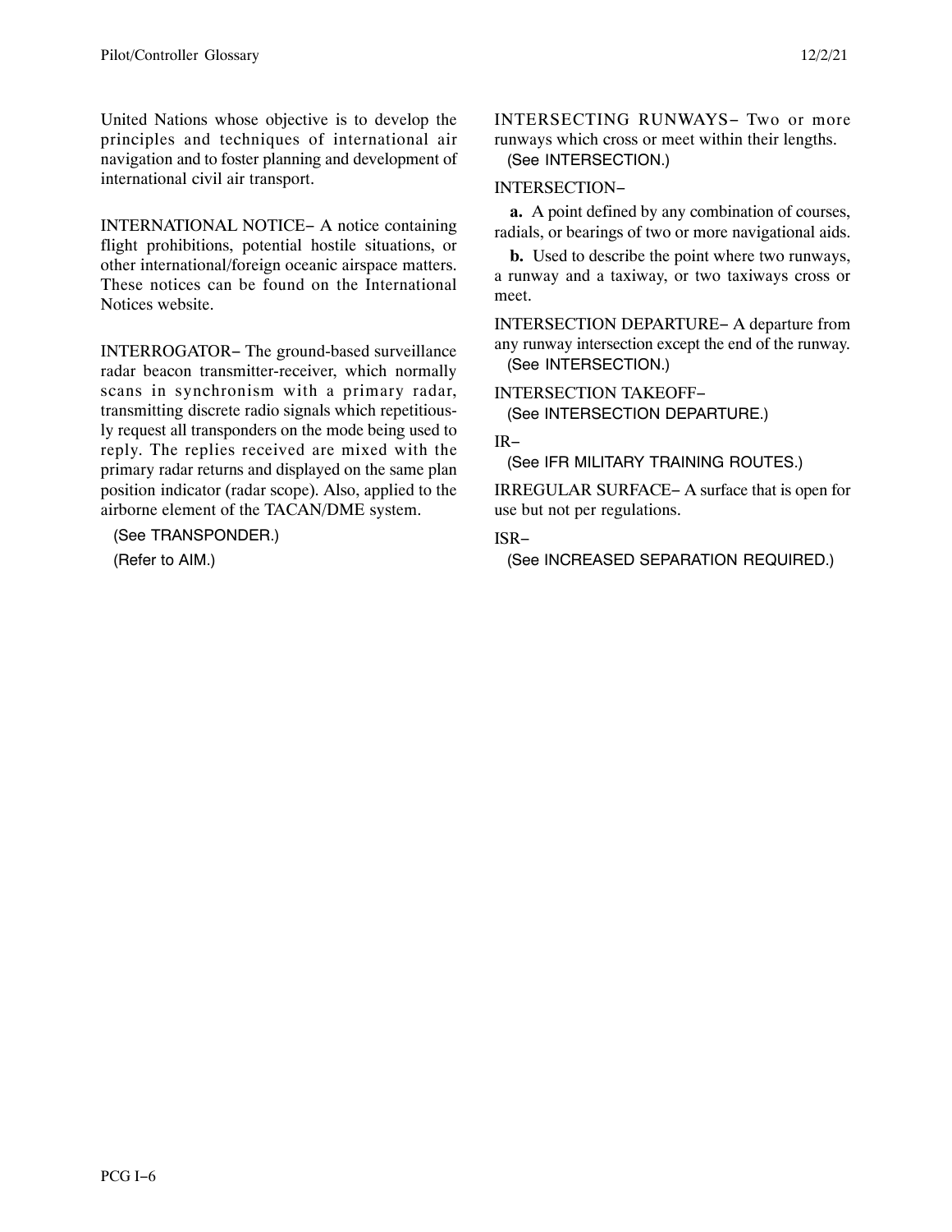United Nations whose objective is to develop the principles and techniques of international air navigation and to foster planning and development of international civil air transport.

INTERNATIONAL NOTICE− A notice containing flight prohibitions, potential hostile situations, or other international/foreign oceanic airspace matters. These notices can be found on the International Notices website.

INTERROGATOR− The ground-based surveillance radar beacon transmitter-receiver, which normally scans in synchronism with a primary radar, transmitting discrete radio signals which repetitiously request all transponders on the mode being used to reply. The replies received are mixed with the primary radar returns and displayed on the same plan position indicator (radar scope). Also, applied to the airborne element of the TACAN/DME system.

(See TRANSPONDER.)
(Refer to AIM.)

INTERSECTING RUNWAYS− Two or more runways which cross or meet within their lengths.

(See INTERSECTION.)

INTERSECTION−

**a.** A point defined by any combination of courses, radials, or bearings of two or more navigational aids.

**b.** Used to describe the point where two runways, a runway and a taxiway, or two taxiways cross or meet.

INTERSECTION DEPARTURE− A departure from any runway intersection except the end of the runway.

(See INTERSECTION.)

INTERSECTION TAKEOFF−

(See INTERSECTION DEPARTURE.)

IR−

(See IFR MILITARY TRAINING ROUTES.)

IRREGULAR SURFACE− A surface that is open for use but not per regulations.

ISR−

(See INCREASED SEPARATION REQUIRED.)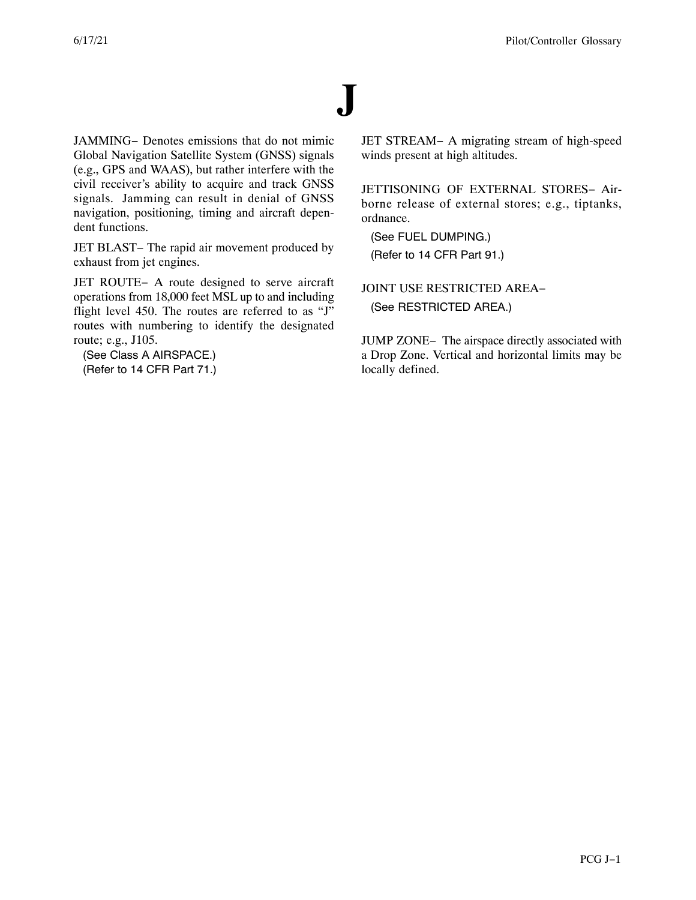# J

JAMMING− Denotes emissions that do not mimic Global Navigation Satellite System (GNSS) signals (e.g., GPS and WAAS), but rather interfere with the civil receiver's ability to acquire and track GNSS signals. Jamming can result in denial of GNSS navigation, positioning, timing and aircraft dependent functions.

JET BLAST− The rapid air movement produced by exhaust from jet engines.

JET ROUTE− A route designed to serve aircraft operations from 18,000 feet MSL up to and including flight level 450. The routes are referred to as "J" routes with numbering to identify the designated route; e.g., J105.

(See Class A AIRSPACE.)
(Refer to 14 CFR Part 71.)

JET STREAM− A migrating stream of high-speed winds present at high altitudes.

JETTISONING OF EXTERNAL STORES− Airborne release of external stores; e.g., tiptanks, ordnance.

(See FUEL DUMPING.)
(Refer to 14 CFR Part 91.)

JOINT USE RESTRICTED AREA−

(See RESTRICTED AREA.)

JUMP ZONE− The airspace directly associated with a Drop Zone. Vertical and horizontal limits may be locally defined.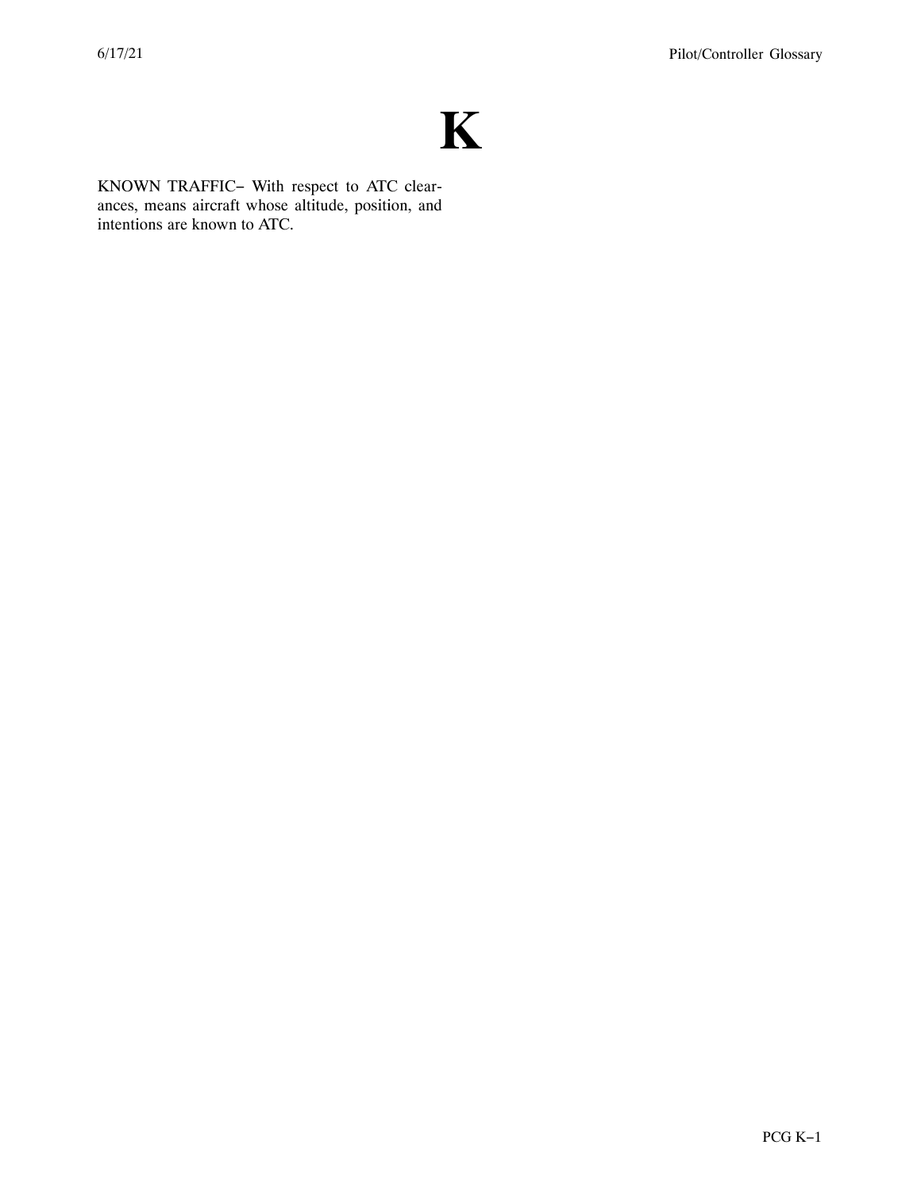# K

KNOWN TRAFFIC− With respect to ATC clearances, means aircraft whose altitude, position, and intentions are known to ATC.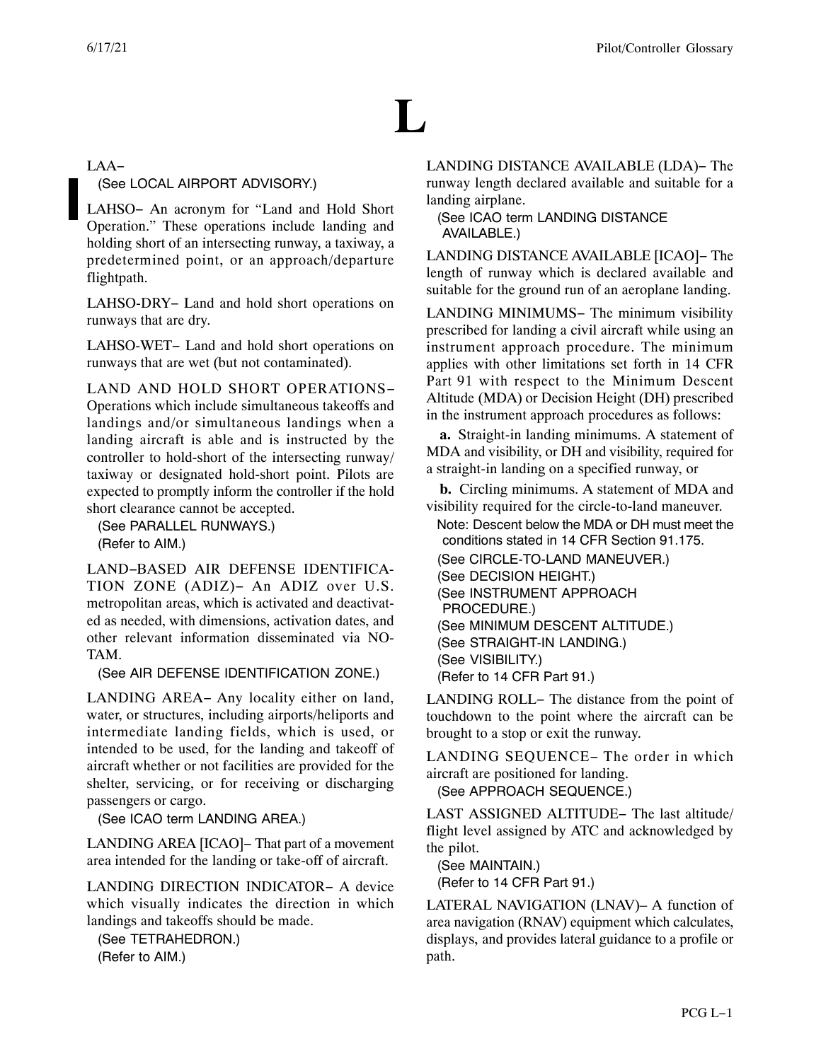# L

LAA−

(See LOCAL AIRPORT ADVISORY.)

LAHSO− An acronym for "Land and Hold Short Operation." These operations include landing and holding short of an intersecting runway, a taxiway, a predetermined point, or an approach/departure flightpath.

LAHSO-DRY− Land and hold short operations on runways that are dry.

LAHSO-WET− Land and hold short operations on runways that are wet (but not contaminated).

LAND AND HOLD SHORT OPERATIONS− Operations which include simultaneous takeoffs and landings and/or simultaneous landings when a landing aircraft is able and is instructed by the controller to hold-short of the intersecting runway/taxiway or designated hold-short point. Pilots are expected to promptly inform the controller if the hold short clearance cannot be accepted.

(See PARALLEL RUNWAYS.)
(Refer to AIM.)

LAND−BASED AIR DEFENSE IDENTIFICATION ZONE (ADIZ)− An ADIZ over U.S. metropolitan areas, which is activated and deactivated as needed, with dimensions, activation dates, and other relevant information disseminated via NOTAM.

(See AIR DEFENSE IDENTIFICATION ZONE.)

LANDING AREA− Any locality either on land, water, or structures, including airports/heliports and intermediate landing fields, which is used, or intended to be used, for the landing and takeoff of aircraft whether or not facilities are provided for the shelter, servicing, or for receiving or discharging passengers or cargo.

(See ICAO term LANDING AREA.)

LANDING AREA [ICAO]− That part of a movement area intended for the landing or take-off of aircraft.

LANDING DIRECTION INDICATOR− A device which visually indicates the direction in which landings and takeoffs should be made.

(See TETRAHEDRON.)
(Refer to AIM.)

LANDING DISTANCE AVAILABLE (LDA)− The runway length declared available and suitable for a landing airplane.

(See ICAO term LANDING DISTANCE AVAILABLE.)

LANDING DISTANCE AVAILABLE [ICAO]− The length of runway which is declared available and suitable for the ground run of an aeroplane landing.

LANDING MINIMUMS− The minimum visibility prescribed for landing a civil aircraft while using an instrument approach procedure. The minimum applies with other limitations set forth in 14 CFR Part 91 with respect to the Minimum Descent Altitude (MDA) or Decision Height (DH) prescribed in the instrument approach procedures as follows:

**a.** Straight-in landing minimums. A statement of MDA and visibility, or DH and visibility, required for a straight-in landing on a specified runway, or

**b.** Circling minimums. A statement of MDA and visibility required for the circle-to-land maneuver.

Note: Descent below the MDA or DH must meet the conditions stated in 14 CFR Section 91.175.

(See CIRCLE-TO-LAND MANEUVER.)
(See DECISION HEIGHT.)
(See INSTRUMENT APPROACH PROCEDURE.)
(See MINIMUM DESCENT ALTITUDE.)
(See STRAIGHT-IN LANDING.)
(See VISIBILITY.)
(Refer to 14 CFR Part 91.)

LANDING ROLL− The distance from the point of touchdown to the point where the aircraft can be brought to a stop or exit the runway.

LANDING SEQUENCE− The order in which aircraft are positioned for landing.

(See APPROACH SEQUENCE.)

LAST ASSIGNED ALTITUDE− The last altitude/flight level assigned by ATC and acknowledged by the pilot.

(See MAINTAIN.)
(Refer to 14 CFR Part 91.)

LATERAL NAVIGATION (LNAV)– A function of area navigation (RNAV) equipment which calculates, displays, and provides lateral guidance to a profile or path.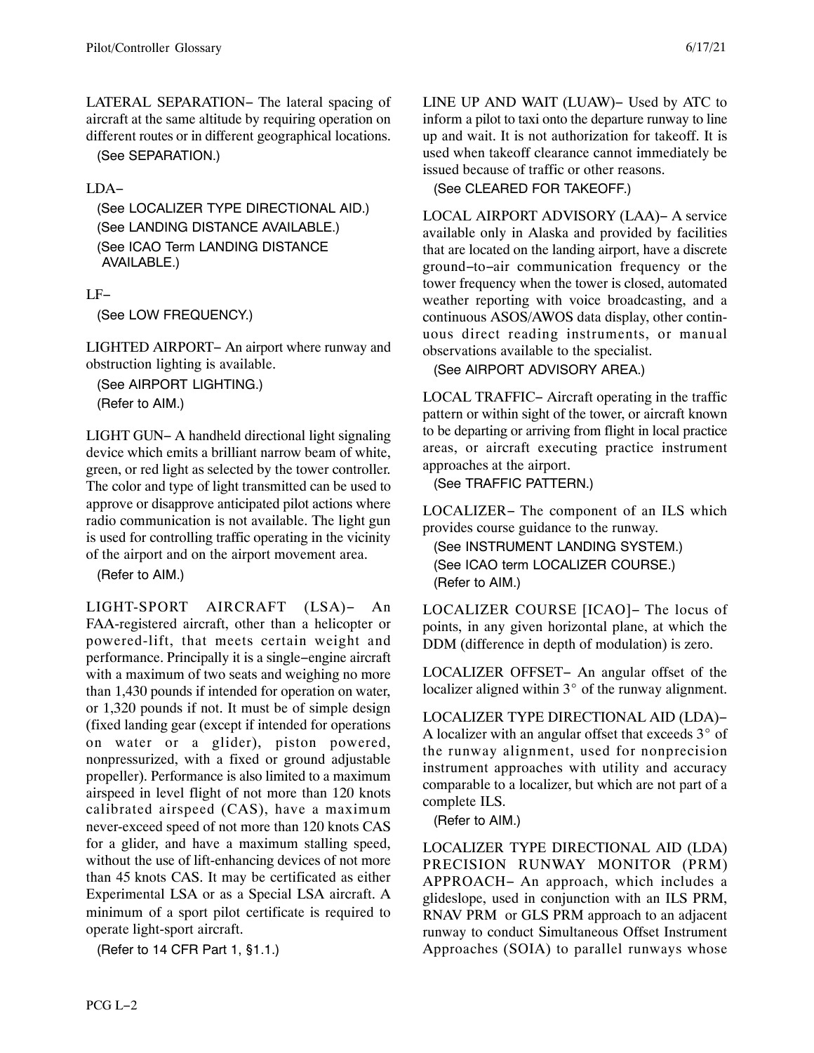LATERAL SEPARATION− The lateral spacing of aircraft at the same altitude by requiring operation on different routes or in different geographical locations.

(See SEPARATION.)

LDA−

(See LOCALIZER TYPE DIRECTIONAL AID.)
(See LANDING DISTANCE AVAILABLE.)
(See ICAO Term LANDING DISTANCE AVAILABLE.)

LF−

(See LOW FREQUENCY.)

LIGHTED AIRPORT− An airport where runway and obstruction lighting is available.

(See AIRPORT LIGHTING.)
(Refer to AIM.)

LIGHT GUN− A handheld directional light signaling device which emits a brilliant narrow beam of white, green, or red light as selected by the tower controller. The color and type of light transmitted can be used to approve or disapprove anticipated pilot actions where radio communication is not available. The light gun is used for controlling traffic operating in the vicinity of the airport and on the airport movement area.

(Refer to AIM.)

LIGHT-SPORT AIRCRAFT (LSA)− An FAA-registered aircraft, other than a helicopter or powered-lift, that meets certain weight and performance. Principally it is a single−engine aircraft with a maximum of two seats and weighing no more than 1,430 pounds if intended for operation on water, or 1,320 pounds if not. It must be of simple design (fixed landing gear (except if intended for operations on water or a glider), piston powered, nonpressurized, with a fixed or ground adjustable propeller). Performance is also limited to a maximum airspeed in level flight of not more than 120 knots calibrated airspeed (CAS), have a maximum never-exceed speed of not more than 120 knots CAS for a glider, and have a maximum stalling speed, without the use of lift-enhancing devices of not more than 45 knots CAS. It may be certificated as either Experimental LSA or as a Special LSA aircraft. A minimum of a sport pilot certificate is required to operate light-sport aircraft.

(Refer to 14 CFR Part 1, §1.1.)

LINE UP AND WAIT (LUAW)− Used by ATC to inform a pilot to taxi onto the departure runway to line up and wait. It is not authorization for takeoff. It is used when takeoff clearance cannot immediately be issued because of traffic or other reasons.

(See CLEARED FOR TAKEOFF.)

LOCAL AIRPORT ADVISORY (LAA)− A service available only in Alaska and provided by facilities that are located on the landing airport, have a discrete ground−to−air communication frequency or the tower frequency when the tower is closed, automated weather reporting with voice broadcasting, and a continuous ASOS/AWOS data display, other continuous direct reading instruments, or manual observations available to the specialist.

(See AIRPORT ADVISORY AREA.)

LOCAL TRAFFIC− Aircraft operating in the traffic pattern or within sight of the tower, or aircraft known to be departing or arriving from flight in local practice areas, or aircraft executing practice instrument approaches at the airport.

(See TRAFFIC PATTERN.)

LOCALIZER− The component of an ILS which provides course guidance to the runway.

(See INSTRUMENT LANDING SYSTEM.)
(See ICAO term LOCALIZER COURSE.)
(Refer to AIM.)

LOCALIZER COURSE [ICAO]− The locus of points, in any given horizontal plane, at which the DDM (difference in depth of modulation) is zero.

LOCALIZER OFFSET− An angular offset of the localizer aligned within 3° of the runway alignment.

LOCALIZER TYPE DIRECTIONAL AID (LDA)− A localizer with an angular offset that exceeds 3° of the runway alignment, used for nonprecision instrument approaches with utility and accuracy comparable to a localizer, but which are not part of a complete ILS.

(Refer to AIM.)

LOCALIZER TYPE DIRECTIONAL AID (LDA) PRECISION RUNWAY MONITOR (PRM) APPROACH− An approach, which includes a glideslope, used in conjunction with an ILS PRM, RNAV PRM or GLS PRM approach to an adjacent runway to conduct Simultaneous Offset Instrument Approaches (SOIA) to parallel runways whose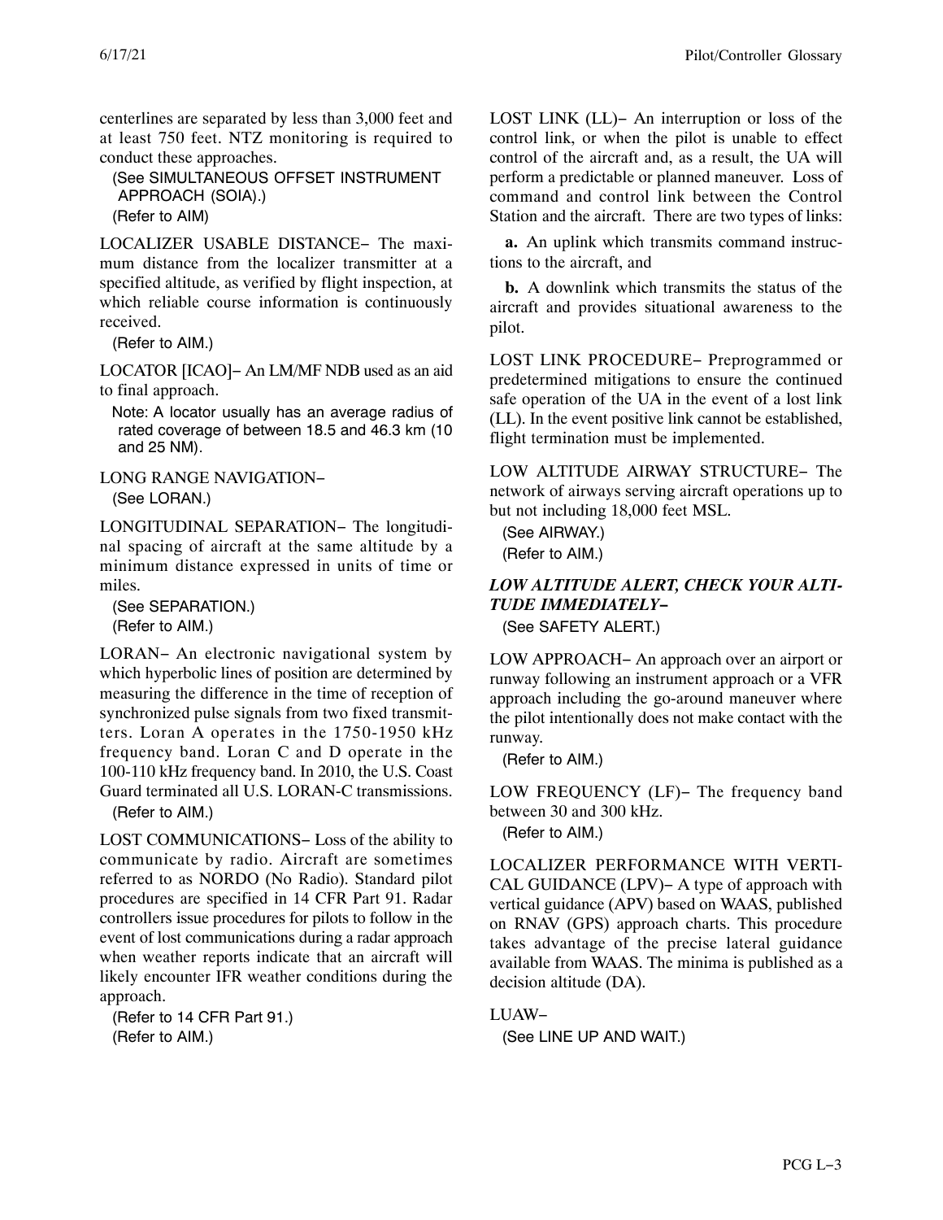centerlines are separated by less than 3,000 feet and at least 750 feet. NTZ monitoring is required to conduct these approaches.

(See SIMULTANEOUS OFFSET INSTRUMENT APPROACH (SOIA).)
(Refer to AIM)

LOCALIZER USABLE DISTANCE− The maximum distance from the localizer transmitter at a specified altitude, as verified by flight inspection, at which reliable course information is continuously received.

(Refer to AIM.)

LOCATOR [ICAO]− An LM/MF NDB used as an aid to final approach.

Note: A locator usually has an average radius of rated coverage of between 18.5 and 46.3 km (10 and 25 NM).

LONG RANGE NAVIGATION−
(See LORAN.)

LONGITUDINAL SEPARATION− The longitudinal spacing of aircraft at the same altitude by a minimum distance expressed in units of time or miles.

(See SEPARATION.)
(Refer to AIM.)

LORAN− An electronic navigational system by which hyperbolic lines of position are determined by measuring the difference in the time of reception of synchronized pulse signals from two fixed transmitters. Loran A operates in the 1750-1950 kHz frequency band. Loran C and D operate in the 100-110 kHz frequency band. In 2010, the U.S. Coast Guard terminated all U.S. LORAN-C transmissions.

(Refer to AIM.)

LOST COMMUNICATIONS− Loss of the ability to communicate by radio. Aircraft are sometimes referred to as NORDO (No Radio). Standard pilot procedures are specified in 14 CFR Part 91. Radar controllers issue procedures for pilots to follow in the event of lost communications during a radar approach when weather reports indicate that an aircraft will likely encounter IFR weather conditions during the approach.

(Refer to 14 CFR Part 91.)
(Refer to AIM.)

LOST LINK (LL)− An interruption or loss of the control link, or when the pilot is unable to effect control of the aircraft and, as a result, the UA will perform a predictable or planned maneuver. Loss of command and control link between the Control Station and the aircraft. There are two types of links:

**a.** An uplink which transmits command instructions to the aircraft, and

**b.** A downlink which transmits the status of the aircraft and provides situational awareness to the pilot.

LOST LINK PROCEDURE− Preprogrammed or predetermined mitigations to ensure the continued safe operation of the UA in the event of a lost link (LL). In the event positive link cannot be established, flight termination must be implemented.

LOW ALTITUDE AIRWAY STRUCTURE− The network of airways serving aircraft operations up to but not including 18,000 feet MSL.

(See AIRWAY.)
(Refer to AIM.)

***LOW ALTITUDE ALERT, CHECK YOUR ALTITUDE IMMEDIATELY−***
(See SAFETY ALERT.)

LOW APPROACH− An approach over an airport or runway following an instrument approach or a VFR approach including the go-around maneuver where the pilot intentionally does not make contact with the runway.

(Refer to AIM.)

LOW FREQUENCY (LF)− The frequency band between 30 and 300 kHz.

(Refer to AIM.)

LOCALIZER PERFORMANCE WITH VERTICAL GUIDANCE (LPV)− A type of approach with vertical guidance (APV) based on WAAS, published on RNAV (GPS) approach charts. This procedure takes advantage of the precise lateral guidance available from WAAS. The minima is published as a decision altitude (DA).

LUAW−
(See LINE UP AND WAIT.)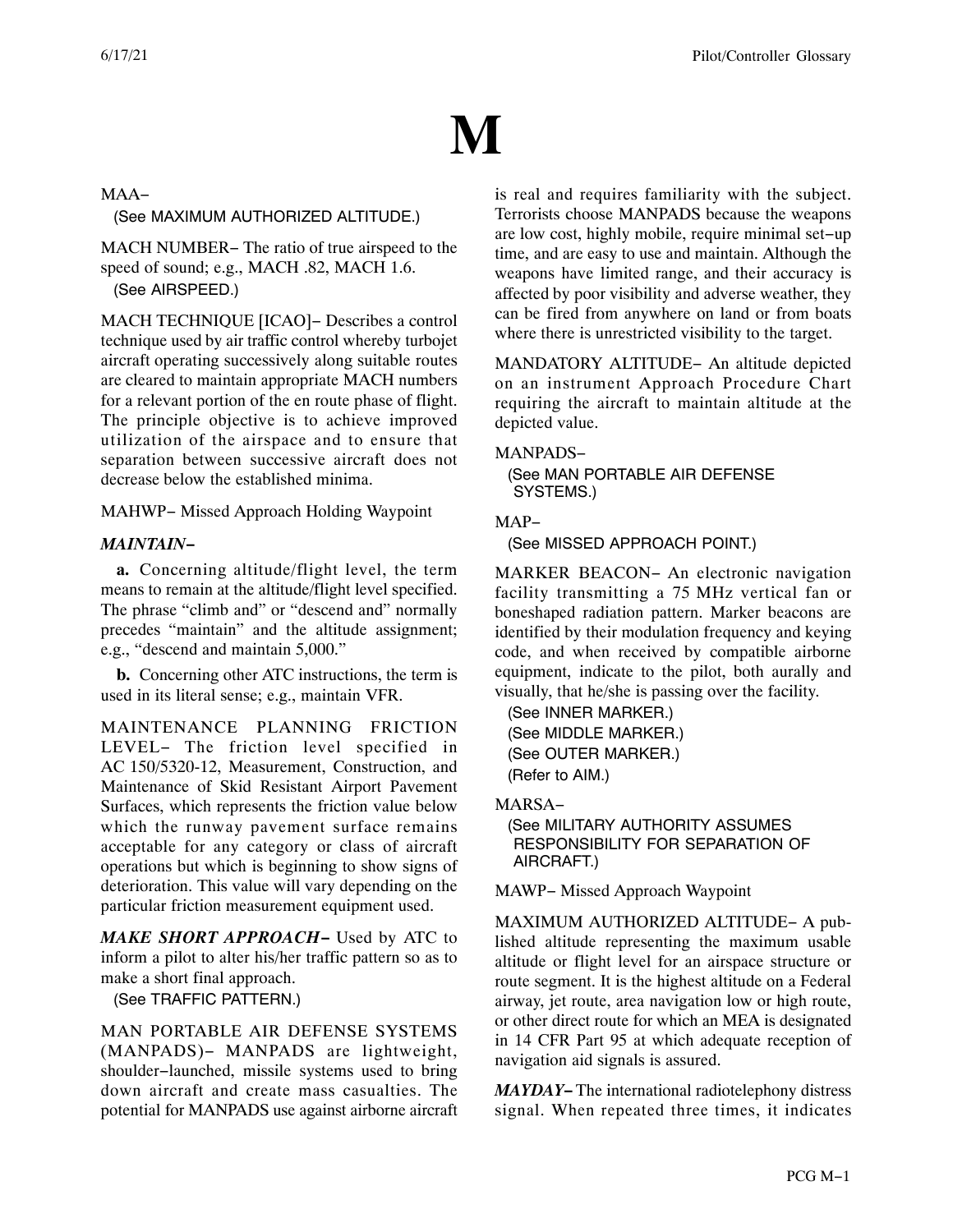# M

MAA−

(See MAXIMUM AUTHORIZED ALTITUDE.)

MACH NUMBER− The ratio of true airspeed to the speed of sound; e.g., MACH .82, MACH 1.6.

(See AIRSPEED.)

MACH TECHNIQUE [ICAO]− Describes a control technique used by air traffic control whereby turbojet aircraft operating successively along suitable routes are cleared to maintain appropriate MACH numbers for a relevant portion of the en route phase of flight. The principle objective is to achieve improved utilization of the airspace and to ensure that separation between successive aircraft does not decrease below the established minima.

MAHWP− Missed Approach Holding Waypoint

***MAINTAIN−***

**a.** Concerning altitude/flight level, the term means to remain at the altitude/flight level specified. The phrase "climb and" or "descend and" normally precedes "maintain" and the altitude assignment; e.g., "descend and maintain 5,000."

**b.** Concerning other ATC instructions, the term is used in its literal sense; e.g., maintain VFR.

MAINTENANCE PLANNING FRICTION LEVEL− The friction level specified in AC 150/5320-12, Measurement, Construction, and Maintenance of Skid Resistant Airport Pavement Surfaces, which represents the friction value below which the runway pavement surface remains acceptable for any category or class of aircraft operations but which is beginning to show signs of deterioration. This value will vary depending on the particular friction measurement equipment used.

***MAKE SHORT APPROACH−*** Used by ATC to inform a pilot to alter his/her traffic pattern so as to make a short final approach.

(See TRAFFIC PATTERN.)

MAN PORTABLE AIR DEFENSE SYSTEMS (MANPADS)− MANPADS are lightweight, shoulder−launched, missile systems used to bring down aircraft and create mass casualties. The potential for MANPADS use against airborne aircraft is real and requires familiarity with the subject. Terrorists choose MANPADS because the weapons are low cost, highly mobile, require minimal set−up time, and are easy to use and maintain. Although the weapons have limited range, and their accuracy is affected by poor visibility and adverse weather, they can be fired from anywhere on land or from boats where there is unrestricted visibility to the target.

MANDATORY ALTITUDE− An altitude depicted on an instrument Approach Procedure Chart requiring the aircraft to maintain altitude at the depicted value.

MANPADS−

(See MAN PORTABLE AIR DEFENSE SYSTEMS.)

MAP−

(See MISSED APPROACH POINT.)

MARKER BEACON− An electronic navigation facility transmitting a 75 MHz vertical fan or boneshaped radiation pattern. Marker beacons are identified by their modulation frequency and keying code, and when received by compatible airborne equipment, indicate to the pilot, both aurally and visually, that he/she is passing over the facility.

(See INNER MARKER.)
(See MIDDLE MARKER.)
(See OUTER MARKER.)
(Refer to AIM.)

MARSA−

(See MILITARY AUTHORITY ASSUMES RESPONSIBILITY FOR SEPARATION OF AIRCRAFT.)

MAWP− Missed Approach Waypoint

MAXIMUM AUTHORIZED ALTITUDE− A published altitude representing the maximum usable altitude or flight level for an airspace structure or route segment. It is the highest altitude on a Federal airway, jet route, area navigation low or high route, or other direct route for which an MEA is designated in 14 CFR Part 95 at which adequate reception of navigation aid signals is assured.

***MAYDAY−*** The international radiotelephony distress signal. When repeated three times, it indicates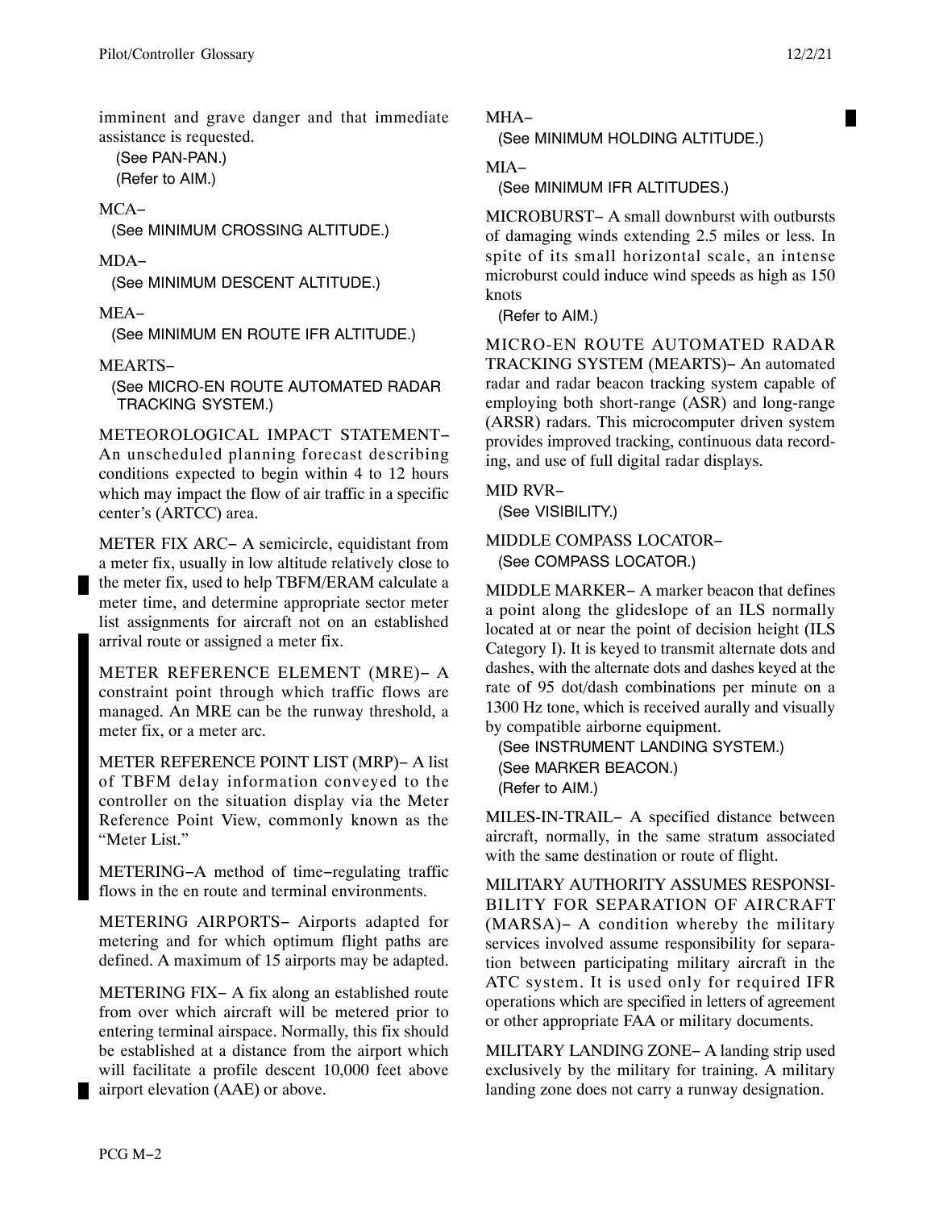imminent and grave danger and that immediate assistance is requested.

(See PAN-PAN.)
(Refer to AIM.)

MCA−
(See MINIMUM CROSSING ALTITUDE.)

MDA−
(See MINIMUM DESCENT ALTITUDE.)

MEA−
(See MINIMUM EN ROUTE IFR ALTITUDE.)

MEARTS−
(See MICRO-EN ROUTE AUTOMATED RADAR TRACKING SYSTEM.)

METEOROLOGICAL IMPACT STATEMENT− An unscheduled planning forecast describing conditions expected to begin within 4 to 12 hours which may impact the flow of air traffic in a specific center's (ARTCC) area.

METER FIX ARC− A semicircle, equidistant from a meter fix, usually in low altitude relatively close to the meter fix, used to help TBFM/ERAM calculate a meter time, and determine appropriate sector meter list assignments for aircraft not on an established arrival route or assigned a meter fix.

METER REFERENCE ELEMENT (MRE)− A constraint point through which traffic flows are managed. An MRE can be the runway threshold, a meter fix, or a meter arc.

METER REFERENCE POINT LIST (MRP)− A list of TBFM delay information conveyed to the controller on the situation display via the Meter Reference Point View, commonly known as the "Meter List."

METERING−A method of time−regulating traffic flows in the en route and terminal environments.

METERING AIRPORTS− Airports adapted for metering and for which optimum flight paths are defined. A maximum of 15 airports may be adapted.

METERING FIX− A fix along an established route from over which aircraft will be metered prior to entering terminal airspace. Normally, this fix should be established at a distance from the airport which will facilitate a profile descent 10,000 feet above airport elevation (AAE) or above.

MHA−
(See MINIMUM HOLDING ALTITUDE.)

MIA−
(See MINIMUM IFR ALTITUDES.)

MICROBURST− A small downburst with outbursts of damaging winds extending 2.5 miles or less. In spite of its small horizontal scale, an intense microburst could induce wind speeds as high as 150 knots

(Refer to AIM.)

MICRO-EN ROUTE AUTOMATED RADAR TRACKING SYSTEM (MEARTS)− An automated radar and radar beacon tracking system capable of employing both short-range (ASR) and long-range (ARSR) radars. This microcomputer driven system provides improved tracking, continuous data recording, and use of full digital radar displays.

MID RVR−
(See VISIBILITY.)

MIDDLE COMPASS LOCATOR−
(See COMPASS LOCATOR.)

MIDDLE MARKER− A marker beacon that defines a point along the glideslope of an ILS normally located at or near the point of decision height (ILS Category I). It is keyed to transmit alternate dots and dashes, with the alternate dots and dashes keyed at the rate of 95 dot/dash combinations per minute on a 1300 Hz tone, which is received aurally and visually by compatible airborne equipment.

(See INSTRUMENT LANDING SYSTEM.)
(See MARKER BEACON.)
(Refer to AIM.)

MILES-IN-TRAIL− A specified distance between aircraft, normally, in the same stratum associated with the same destination or route of flight.

MILITARY AUTHORITY ASSUMES RESPONSIBILITY FOR SEPARATION OF AIRCRAFT (MARSA)− A condition whereby the military services involved assume responsibility for separation between participating military aircraft in the ATC system. It is used only for required IFR operations which are specified in letters of agreement or other appropriate FAA or military documents.

MILITARY LANDING ZONE− A landing strip used exclusively by the military for training. A military landing zone does not carry a runway designation.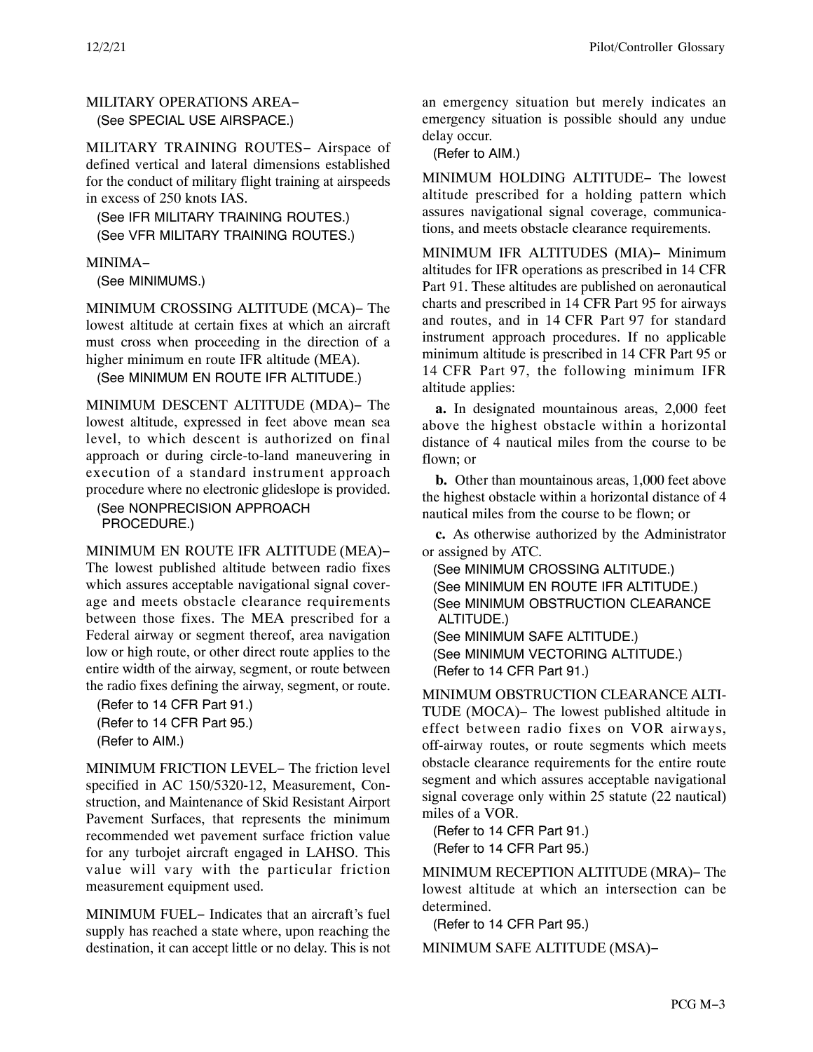MILITARY OPERATIONS AREA−
(See SPECIAL USE AIRSPACE.)

MILITARY TRAINING ROUTES− Airspace of defined vertical and lateral dimensions established for the conduct of military flight training at airspeeds in excess of 250 knots IAS.
(See IFR MILITARY TRAINING ROUTES.)
(See VFR MILITARY TRAINING ROUTES.)

MINIMA−
(See MINIMUMS.)

MINIMUM CROSSING ALTITUDE (MCA)− The lowest altitude at certain fixes at which an aircraft must cross when proceeding in the direction of a higher minimum en route IFR altitude (MEA).
(See MINIMUM EN ROUTE IFR ALTITUDE.)

MINIMUM DESCENT ALTITUDE (MDA)− The lowest altitude, expressed in feet above mean sea level, to which descent is authorized on final approach or during circle-to-land maneuvering in execution of a standard instrument approach procedure where no electronic glideslope is provided.
(See NONPRECISION APPROACH PROCEDURE.)

MINIMUM EN ROUTE IFR ALTITUDE (MEA)− The lowest published altitude between radio fixes which assures acceptable navigational signal coverage and meets obstacle clearance requirements between those fixes. The MEA prescribed for a Federal airway or segment thereof, area navigation low or high route, or other direct route applies to the entire width of the airway, segment, or route between the radio fixes defining the airway, segment, or route.
(Refer to 14 CFR Part 91.)
(Refer to 14 CFR Part 95.)
(Refer to AIM.)

MINIMUM FRICTION LEVEL− The friction level specified in AC 150/5320-12, Measurement, Construction, and Maintenance of Skid Resistant Airport Pavement Surfaces, that represents the minimum recommended wet pavement surface friction value for any turbojet aircraft engaged in LAHSO. This value will vary with the particular friction measurement equipment used.

MINIMUM FUEL− Indicates that an aircraft's fuel supply has reached a state where, upon reaching the destination, it can accept little or no delay. This is not an emergency situation but merely indicates an emergency situation is possible should any undue delay occur.
(Refer to AIM.)

MINIMUM HOLDING ALTITUDE− The lowest altitude prescribed for a holding pattern which assures navigational signal coverage, communications, and meets obstacle clearance requirements.

MINIMUM IFR ALTITUDES (MIA)− Minimum altitudes for IFR operations as prescribed in 14 CFR Part 91. These altitudes are published on aeronautical charts and prescribed in 14 CFR Part 95 for airways and routes, and in 14 CFR Part 97 for standard instrument approach procedures. If no applicable minimum altitude is prescribed in 14 CFR Part 95 or 14 CFR Part 97, the following minimum IFR altitude applies:

**a.** In designated mountainous areas, 2,000 feet above the highest obstacle within a horizontal distance of 4 nautical miles from the course to be flown; or

**b.** Other than mountainous areas, 1,000 feet above the highest obstacle within a horizontal distance of 4 nautical miles from the course to be flown; or

**c.** As otherwise authorized by the Administrator or assigned by ATC.
(See MINIMUM CROSSING ALTITUDE.)
(See MINIMUM EN ROUTE IFR ALTITUDE.)
(See MINIMUM OBSTRUCTION CLEARANCE ALTITUDE.)
(See MINIMUM SAFE ALTITUDE.)
(See MINIMUM VECTORING ALTITUDE.)
(Refer to 14 CFR Part 91.)

MINIMUM OBSTRUCTION CLEARANCE ALTITUDE (MOCA)− The lowest published altitude in effect between radio fixes on VOR airways, off-airway routes, or route segments which meets obstacle clearance requirements for the entire route segment and which assures acceptable navigational signal coverage only within 25 statute (22 nautical) miles of a VOR.
(Refer to 14 CFR Part 91.)
(Refer to 14 CFR Part 95.)

MINIMUM RECEPTION ALTITUDE (MRA)− The lowest altitude at which an intersection can be determined.
(Refer to 14 CFR Part 95.)

MINIMUM SAFE ALTITUDE (MSA)−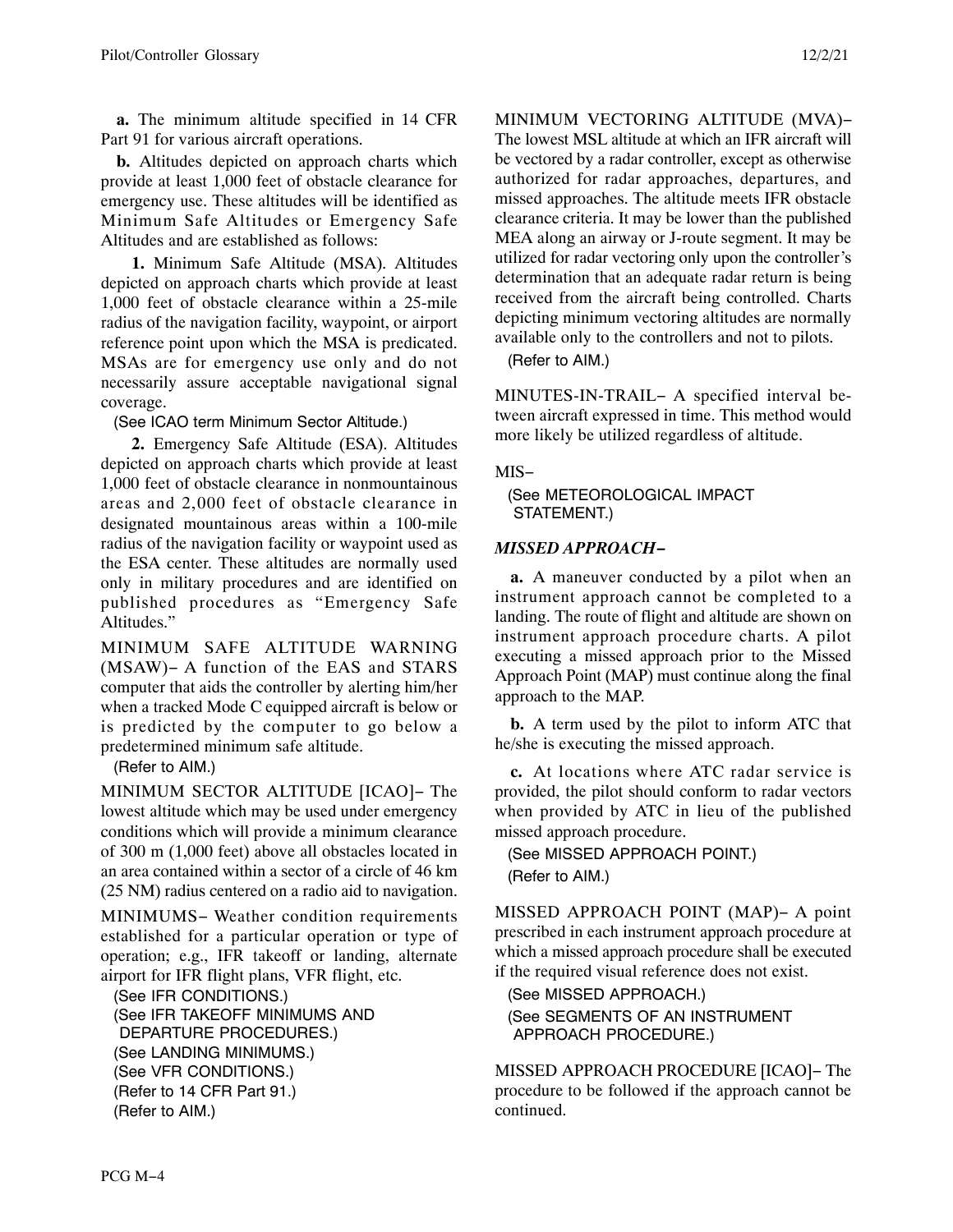**a.** The minimum altitude specified in 14 CFR Part 91 for various aircraft operations.

**b.** Altitudes depicted on approach charts which provide at least 1,000 feet of obstacle clearance for emergency use. These altitudes will be identified as Minimum Safe Altitudes or Emergency Safe Altitudes and are established as follows:

**1.** Minimum Safe Altitude (MSA). Altitudes depicted on approach charts which provide at least 1,000 feet of obstacle clearance within a 25-mile radius of the navigation facility, waypoint, or airport reference point upon which the MSA is predicated. MSAs are for emergency use only and do not necessarily assure acceptable navigational signal coverage.

(See ICAO term Minimum Sector Altitude.)

**2.** Emergency Safe Altitude (ESA). Altitudes depicted on approach charts which provide at least 1,000 feet of obstacle clearance in nonmountainous areas and 2,000 feet of obstacle clearance in designated mountainous areas within a 100-mile radius of the navigation facility or waypoint used as the ESA center. These altitudes are normally used only in military procedures and are identified on published procedures as "Emergency Safe Altitudes."

MINIMUM SAFE ALTITUDE WARNING (MSAW)− A function of the EAS and STARS computer that aids the controller by alerting him/her when a tracked Mode C equipped aircraft is below or is predicted by the computer to go below a predetermined minimum safe altitude.

(Refer to AIM.)

MINIMUM SECTOR ALTITUDE [ICAO]− The lowest altitude which may be used under emergency conditions which will provide a minimum clearance of 300 m (1,000 feet) above all obstacles located in an area contained within a sector of a circle of 46 km (25 NM) radius centered on a radio aid to navigation.

MINIMUMS− Weather condition requirements established for a particular operation or type of operation; e.g., IFR takeoff or landing, alternate airport for IFR flight plans, VFR flight, etc.

(See IFR CONDITIONS.)
(See IFR TAKEOFF MINIMUMS AND DEPARTURE PROCEDURES.)
(See LANDING MINIMUMS.)
(See VFR CONDITIONS.)
(Refer to 14 CFR Part 91.)
(Refer to AIM.)

MINIMUM VECTORING ALTITUDE (MVA)− The lowest MSL altitude at which an IFR aircraft will be vectored by a radar controller, except as otherwise authorized for radar approaches, departures, and missed approaches. The altitude meets IFR obstacle clearance criteria. It may be lower than the published MEA along an airway or J-route segment. It may be utilized for radar vectoring only upon the controller's determination that an adequate radar return is being received from the aircraft being controlled. Charts depicting minimum vectoring altitudes are normally available only to the controllers and not to pilots.

(Refer to AIM.)

MINUTES-IN-TRAIL− A specified interval between aircraft expressed in time. This method would more likely be utilized regardless of altitude.

MIS−

(See METEOROLOGICAL IMPACT STATEMENT.)

***MISSED APPROACH−***

**a.** A maneuver conducted by a pilot when an instrument approach cannot be completed to a landing. The route of flight and altitude are shown on instrument approach procedure charts. A pilot executing a missed approach prior to the Missed Approach Point (MAP) must continue along the final approach to the MAP.

**b.** A term used by the pilot to inform ATC that he/she is executing the missed approach.

**c.** At locations where ATC radar service is provided, the pilot should conform to radar vectors when provided by ATC in lieu of the published missed approach procedure.

(See MISSED APPROACH POINT.)
(Refer to AIM.)

MISSED APPROACH POINT (MAP)− A point prescribed in each instrument approach procedure at which a missed approach procedure shall be executed if the required visual reference does not exist.

(See MISSED APPROACH.)
(See SEGMENTS OF AN INSTRUMENT APPROACH PROCEDURE.)

MISSED APPROACH PROCEDURE [ICAO]− The procedure to be followed if the approach cannot be continued.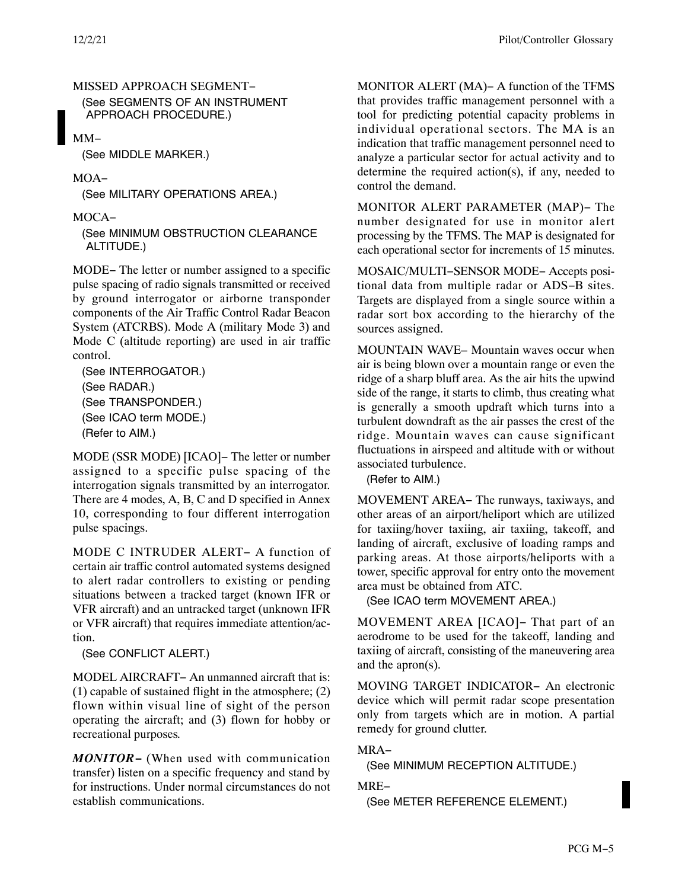MISSED APPROACH SEGMENT−

(See SEGMENTS OF AN INSTRUMENT APPROACH PROCEDURE.)

MM−

(See MIDDLE MARKER.)

MOA−

(See MILITARY OPERATIONS AREA.)

MOCA−

(See MINIMUM OBSTRUCTION CLEARANCE ALTITUDE.)

MODE− The letter or number assigned to a specific pulse spacing of radio signals transmitted or received by ground interrogator or airborne transponder components of the Air Traffic Control Radar Beacon System (ATCRBS). Mode A (military Mode 3) and Mode C (altitude reporting) are used in air traffic control.

(See INTERROGATOR.)
(See RADAR.)
(See TRANSPONDER.)
(See ICAO term MODE.)
(Refer to AIM.)

MODE (SSR MODE) [ICAO]− The letter or number assigned to a specific pulse spacing of the interrogation signals transmitted by an interrogator. There are 4 modes, A, B, C and D specified in Annex 10, corresponding to four different interrogation pulse spacings.

MODE C INTRUDER ALERT− A function of certain air traffic control automated systems designed to alert radar controllers to existing or pending situations between a tracked target (known IFR or VFR aircraft) and an untracked target (unknown IFR or VFR aircraft) that requires immediate attention/action.

(See CONFLICT ALERT.)

MODEL AIRCRAFT− An unmanned aircraft that is: (1) capable of sustained flight in the atmosphere; (2) flown within visual line of sight of the person operating the aircraft; and (3) flown for hobby or recreational purposes.

***MONITOR−*** (When used with communication transfer) listen on a specific frequency and stand by for instructions. Under normal circumstances do not establish communications.

MONITOR ALERT (MA)− A function of the TFMS that provides traffic management personnel with a tool for predicting potential capacity problems in individual operational sectors. The MA is an indication that traffic management personnel need to analyze a particular sector for actual activity and to determine the required action(s), if any, needed to control the demand.

MONITOR ALERT PARAMETER (MAP)− The number designated for use in monitor alert processing by the TFMS. The MAP is designated for each operational sector for increments of 15 minutes.

MOSAIC/MULTI−SENSOR MODE− Accepts positional data from multiple radar or ADS−B sites. Targets are displayed from a single source within a radar sort box according to the hierarchy of the sources assigned.

MOUNTAIN WAVE− Mountain waves occur when air is being blown over a mountain range or even the ridge of a sharp bluff area. As the air hits the upwind side of the range, it starts to climb, thus creating what is generally a smooth updraft which turns into a turbulent downdraft as the air passes the crest of the ridge. Mountain waves can cause significant fluctuations in airspeed and altitude with or without associated turbulence.

(Refer to AIM.)

MOVEMENT AREA− The runways, taxiways, and other areas of an airport/heliport which are utilized for taxiing/hover taxiing, air taxiing, takeoff, and landing of aircraft, exclusive of loading ramps and parking areas. At those airports/heliports with a tower, specific approval for entry onto the movement area must be obtained from ATC.

(See ICAO term MOVEMENT AREA.)

MOVEMENT AREA [ICAO]− That part of an aerodrome to be used for the takeoff, landing and taxiing of aircraft, consisting of the maneuvering area and the apron(s).

MOVING TARGET INDICATOR− An electronic device which will permit radar scope presentation only from targets which are in motion. A partial remedy for ground clutter.

MRA−

(See MINIMUM RECEPTION ALTITUDE.)

MRE−

(See METER REFERENCE ELEMENT.)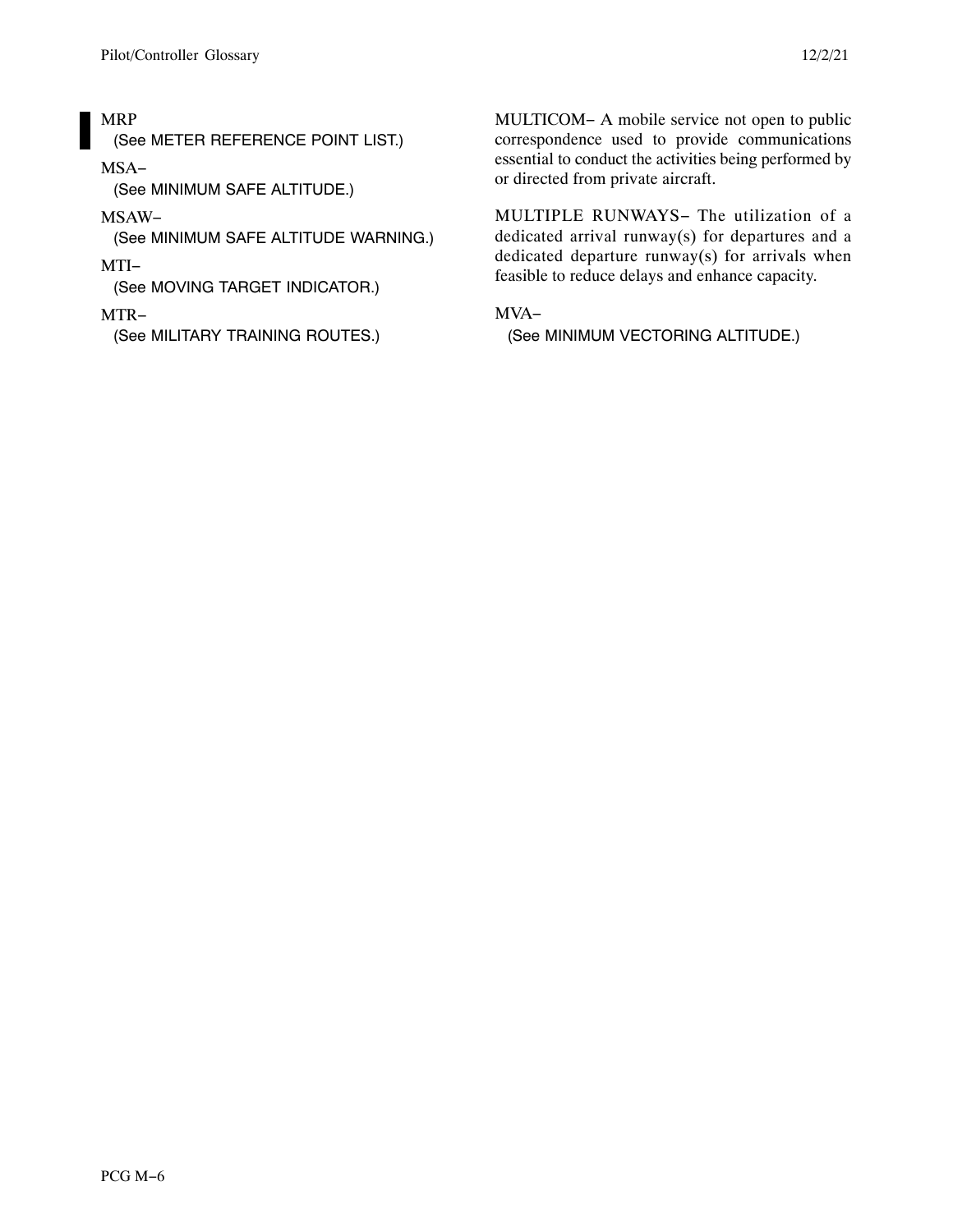MRP
(See METER REFERENCE POINT LIST.)

MSA−
(See MINIMUM SAFE ALTITUDE.)

MSAW−
(See MINIMUM SAFE ALTITUDE WARNING.)

MTI−
(See MOVING TARGET INDICATOR.)

MTR−
(See MILITARY TRAINING ROUTES.)

MULTICOM− A mobile service not open to public correspondence used to provide communications essential to conduct the activities being performed by or directed from private aircraft.

MULTIPLE RUNWAYS− The utilization of a dedicated arrival runway(s) for departures and a dedicated departure runway(s) for arrivals when feasible to reduce delays and enhance capacity.

MVA−
(See MINIMUM VECTORING ALTITUDE.)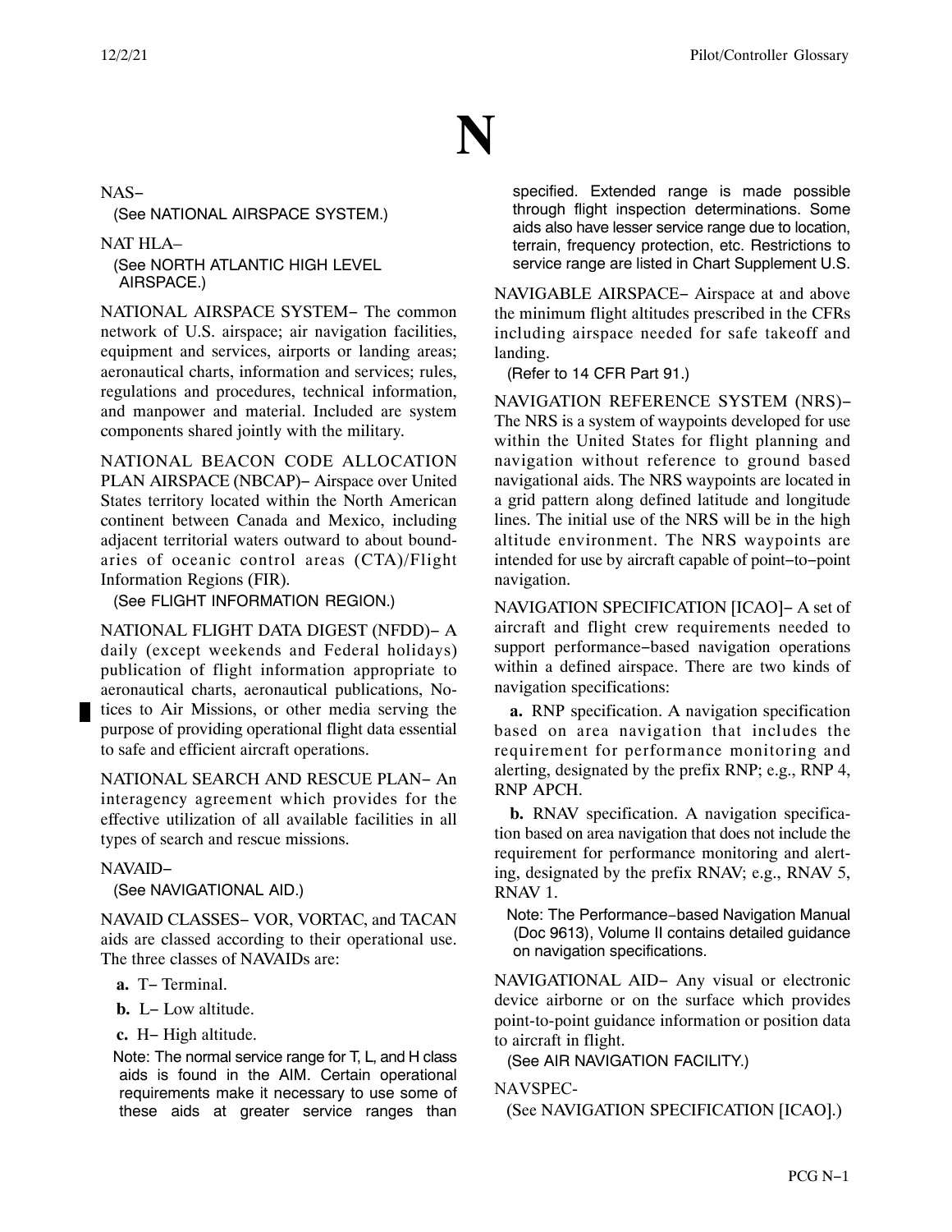# N

NAS−

(See NATIONAL AIRSPACE SYSTEM.)

NAT HLA–

(See NORTH ATLANTIC HIGH LEVEL AIRSPACE.)

NATIONAL AIRSPACE SYSTEM− The common network of U.S. airspace; air navigation facilities, equipment and services, airports or landing areas; aeronautical charts, information and services; rules, regulations and procedures, technical information, and manpower and material. Included are system components shared jointly with the military.

NATIONAL BEACON CODE ALLOCATION PLAN AIRSPACE (NBCAP)− Airspace over United States territory located within the North American continent between Canada and Mexico, including adjacent territorial waters outward to about boundaries of oceanic control areas (CTA)/Flight Information Regions (FIR).

(See FLIGHT INFORMATION REGION.)

NATIONAL FLIGHT DATA DIGEST (NFDD)− A daily (except weekends and Federal holidays) publication of flight information appropriate to aeronautical charts, aeronautical publications, Notices to Air Missions, or other media serving the purpose of providing operational flight data essential to safe and efficient aircraft operations.

NATIONAL SEARCH AND RESCUE PLAN− An interagency agreement which provides for the effective utilization of all available facilities in all types of search and rescue missions.

NAVAID−

(See NAVIGATIONAL AID.)

NAVAID CLASSES− VOR, VORTAC, and TACAN aids are classed according to their operational use. The three classes of NAVAIDs are:

**a.** T− Terminal.

**b.** L− Low altitude.

**c.** H− High altitude.

Note: The normal service range for T, L, and H class aids is found in the AIM. Certain operational requirements make it necessary to use some of these aids at greater service ranges than specified. Extended range is made possible through flight inspection determinations. Some aids also have lesser service range due to location, terrain, frequency protection, etc. Restrictions to service range are listed in Chart Supplement U.S.

NAVIGABLE AIRSPACE− Airspace at and above the minimum flight altitudes prescribed in the CFRs including airspace needed for safe takeoff and landing.

(Refer to 14 CFR Part 91.)

NAVIGATION REFERENCE SYSTEM (NRS)− The NRS is a system of waypoints developed for use within the United States for flight planning and navigation without reference to ground based navigational aids. The NRS waypoints are located in a grid pattern along defined latitude and longitude lines. The initial use of the NRS will be in the high altitude environment. The NRS waypoints are intended for use by aircraft capable of point−to−point navigation.

NAVIGATION SPECIFICATION [ICAO]− A set of aircraft and flight crew requirements needed to support performance−based navigation operations within a defined airspace. There are two kinds of navigation specifications:

**a.** RNP specification. A navigation specification based on area navigation that includes the requirement for performance monitoring and alerting, designated by the prefix RNP; e.g., RNP 4, RNP APCH.

**b.** RNAV specification. A navigation specification based on area navigation that does not include the requirement for performance monitoring and alerting, designated by the prefix RNAV; e.g., RNAV 5, RNAV 1.

Note: The Performance−based Navigation Manual (Doc 9613), Volume II contains detailed guidance on navigation specifications.

NAVIGATIONAL AID− Any visual or electronic device airborne or on the surface which provides point-to-point guidance information or position data to aircraft in flight.

(See AIR NAVIGATION FACILITY.)

NAVSPEC-

(See NAVIGATION SPECIFICATION [ICAO].)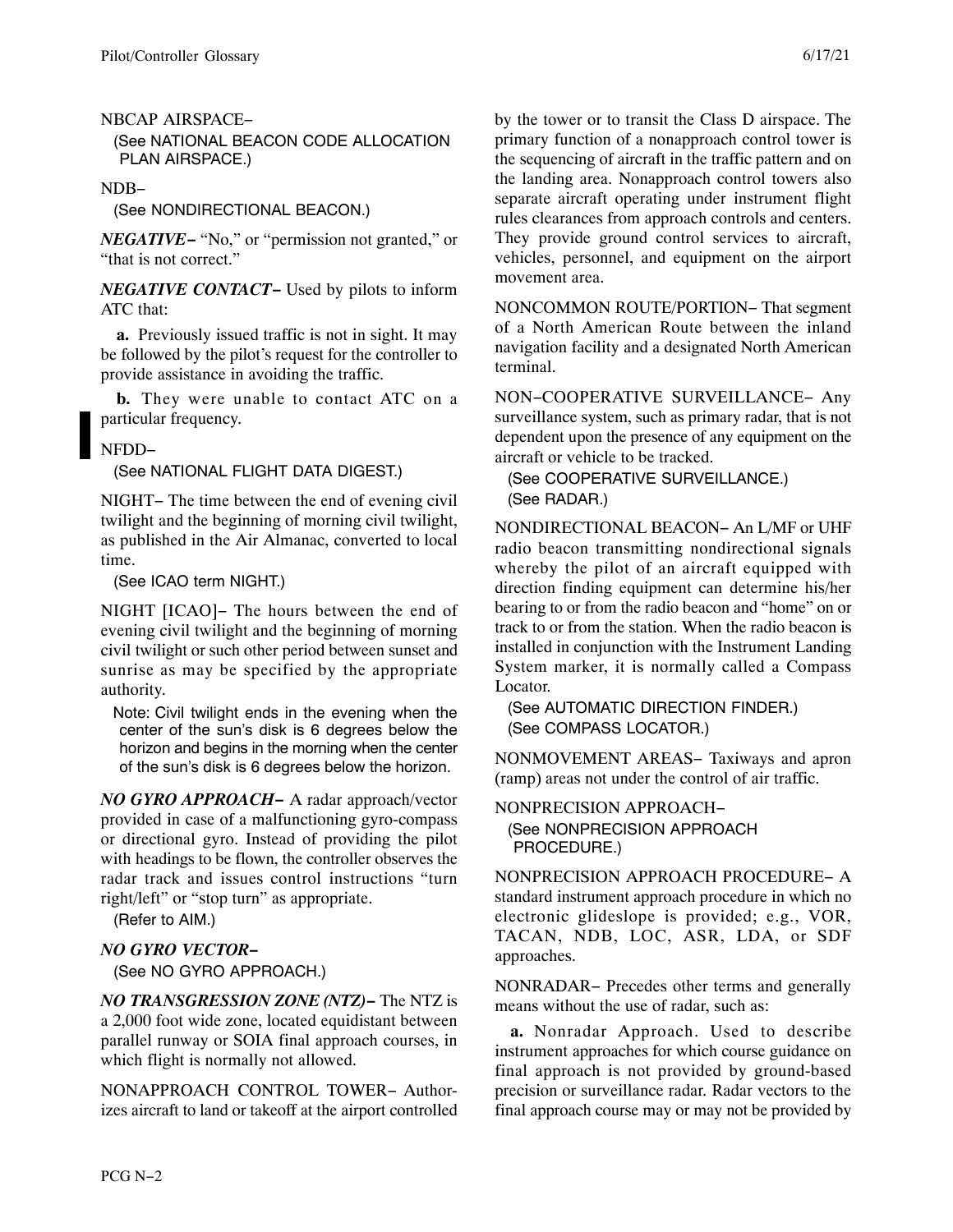NBCAP AIRSPACE−
(See NATIONAL BEACON CODE ALLOCATION PLAN AIRSPACE.)

NDB−
(See NONDIRECTIONAL BEACON.)

***NEGATIVE−*** "No," or "permission not granted," or "that is not correct."

***NEGATIVE CONTACT−*** Used by pilots to inform ATC that:

**a.** Previously issued traffic is not in sight. It may be followed by the pilot's request for the controller to provide assistance in avoiding the traffic.

**b.** They were unable to contact ATC on a particular frequency.

NFDD−
(See NATIONAL FLIGHT DATA DIGEST.)

NIGHT− The time between the end of evening civil twilight and the beginning of morning civil twilight, as published in the Air Almanac, converted to local time.
(See ICAO term NIGHT.)

NIGHT [ICAO]− The hours between the end of evening civil twilight and the beginning of morning civil twilight or such other period between sunset and sunrise as may be specified by the appropriate authority.

Note: Civil twilight ends in the evening when the center of the sun's disk is 6 degrees below the horizon and begins in the morning when the center of the sun's disk is 6 degrees below the horizon.

***NO GYRO APPROACH−*** A radar approach/vector provided in case of a malfunctioning gyro-compass or directional gyro. Instead of providing the pilot with headings to be flown, the controller observes the radar track and issues control instructions "turn right/left" or "stop turn" as appropriate.
(Refer to AIM.)

***NO GYRO VECTOR−***
(See NO GYRO APPROACH.)

***NO TRANSGRESSION ZONE (NTZ)−*** The NTZ is a 2,000 foot wide zone, located equidistant between parallel runway or SOIA final approach courses, in which flight is normally not allowed.

NONAPPROACH CONTROL TOWER− Authorizes aircraft to land or takeoff at the airport controlled by the tower or to transit the Class D airspace. The primary function of a nonapproach control tower is the sequencing of aircraft in the traffic pattern and on the landing area. Nonapproach control towers also separate aircraft operating under instrument flight rules clearances from approach controls and centers. They provide ground control services to aircraft, vehicles, personnel, and equipment on the airport movement area.

NONCOMMON ROUTE/PORTION− That segment of a North American Route between the inland navigation facility and a designated North American terminal.

NON−COOPERATIVE SURVEILLANCE− Any surveillance system, such as primary radar, that is not dependent upon the presence of any equipment on the aircraft or vehicle to be tracked.
(See COOPERATIVE SURVEILLANCE.)
(See RADAR.)

NONDIRECTIONAL BEACON− An L/MF or UHF radio beacon transmitting nondirectional signals whereby the pilot of an aircraft equipped with direction finding equipment can determine his/her bearing to or from the radio beacon and "home" on or track to or from the station. When the radio beacon is installed in conjunction with the Instrument Landing System marker, it is normally called a Compass Locator.
(See AUTOMATIC DIRECTION FINDER.)
(See COMPASS LOCATOR.)

NONMOVEMENT AREAS− Taxiways and apron (ramp) areas not under the control of air traffic.

NONPRECISION APPROACH−
(See NONPRECISION APPROACH PROCEDURE.)

NONPRECISION APPROACH PROCEDURE− A standard instrument approach procedure in which no electronic glideslope is provided; e.g., VOR, TACAN, NDB, LOC, ASR, LDA, or SDF approaches.

NONRADAR− Precedes other terms and generally means without the use of radar, such as:

**a.** Nonradar Approach. Used to describe instrument approaches for which course guidance on final approach is not provided by ground-based precision or surveillance radar. Radar vectors to the final approach course may or may not be provided by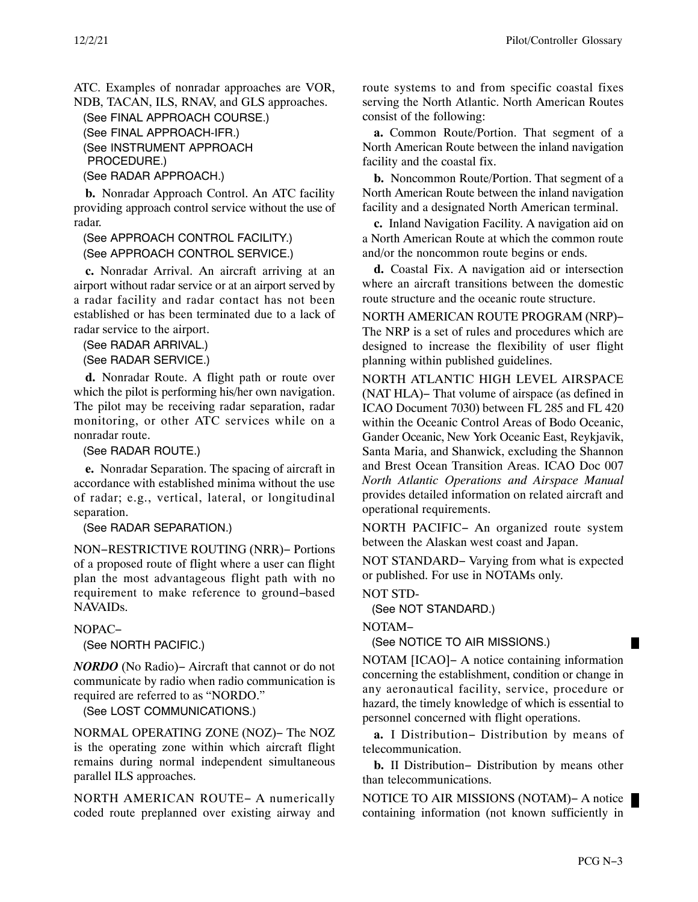ATC. Examples of nonradar approaches are VOR, NDB, TACAN, ILS, RNAV, and GLS approaches.

(See FINAL APPROACH COURSE.)
(See FINAL APPROACH-IFR.)
(See INSTRUMENT APPROACH PROCEDURE.)
(See RADAR APPROACH.)

**b.** Nonradar Approach Control. An ATC facility providing approach control service without the use of radar.

(See APPROACH CONTROL FACILITY.)
(See APPROACH CONTROL SERVICE.)

**c.** Nonradar Arrival. An aircraft arriving at an airport without radar service or at an airport served by a radar facility and radar contact has not been established or has been terminated due to a lack of radar service to the airport.

(See RADAR ARRIVAL.)
(See RADAR SERVICE.)

**d.** Nonradar Route. A flight path or route over which the pilot is performing his/her own navigation. The pilot may be receiving radar separation, radar monitoring, or other ATC services while on a nonradar route.

(See RADAR ROUTE.)

**e.** Nonradar Separation. The spacing of aircraft in accordance with established minima without the use of radar; e.g., vertical, lateral, or longitudinal separation.

(See RADAR SEPARATION.)

NON−RESTRICTIVE ROUTING (NRR)− Portions of a proposed route of flight where a user can flight plan the most advantageous flight path with no requirement to make reference to ground−based NAVAIDs.

NOPAC−
(See NORTH PACIFIC.)

***NORDO*** (No Radio)− Aircraft that cannot or do not communicate by radio when radio communication is required are referred to as "NORDO."

(See LOST COMMUNICATIONS.)

NORMAL OPERATING ZONE (NOZ)− The NOZ is the operating zone within which aircraft flight remains during normal independent simultaneous parallel ILS approaches.

NORTH AMERICAN ROUTE− A numerically coded route preplanned over existing airway and route systems to and from specific coastal fixes serving the North Atlantic. North American Routes consist of the following:

**a.** Common Route/Portion. That segment of a North American Route between the inland navigation facility and the coastal fix.

**b.** Noncommon Route/Portion. That segment of a North American Route between the inland navigation facility and a designated North American terminal.

**c.** Inland Navigation Facility. A navigation aid on a North American Route at which the common route and/or the noncommon route begins or ends.

**d.** Coastal Fix. A navigation aid or intersection where an aircraft transitions between the domestic route structure and the oceanic route structure.

NORTH AMERICAN ROUTE PROGRAM (NRP)− The NRP is a set of rules and procedures which are designed to increase the flexibility of user flight planning within published guidelines.

NORTH ATLANTIC HIGH LEVEL AIRSPACE (NAT HLA)− That volume of airspace (as defined in ICAO Document 7030) between FL 285 and FL 420 within the Oceanic Control Areas of Bodo Oceanic, Gander Oceanic, New York Oceanic East, Reykjavik, Santa Maria, and Shanwick, excluding the Shannon and Brest Ocean Transition Areas. ICAO Doc 007 *North Atlantic Operations and Airspace Manual* provides detailed information on related aircraft and operational requirements.

NORTH PACIFIC− An organized route system between the Alaskan west coast and Japan.

NOT STANDARD− Varying from what is expected or published. For use in NOTAMs only.

NOT STD-
(See NOT STANDARD.)

NOTAM−
(See NOTICE TO AIR MISSIONS.)

NOTAM [ICAO]− A notice containing information concerning the establishment, condition or change in any aeronautical facility, service, procedure or hazard, the timely knowledge of which is essential to personnel concerned with flight operations.

**a.** I Distribution− Distribution by means of telecommunication.

**b.** II Distribution− Distribution by means other than telecommunications.

NOTICE TO AIR MISSIONS (NOTAM)− A notice containing information (not known sufficiently in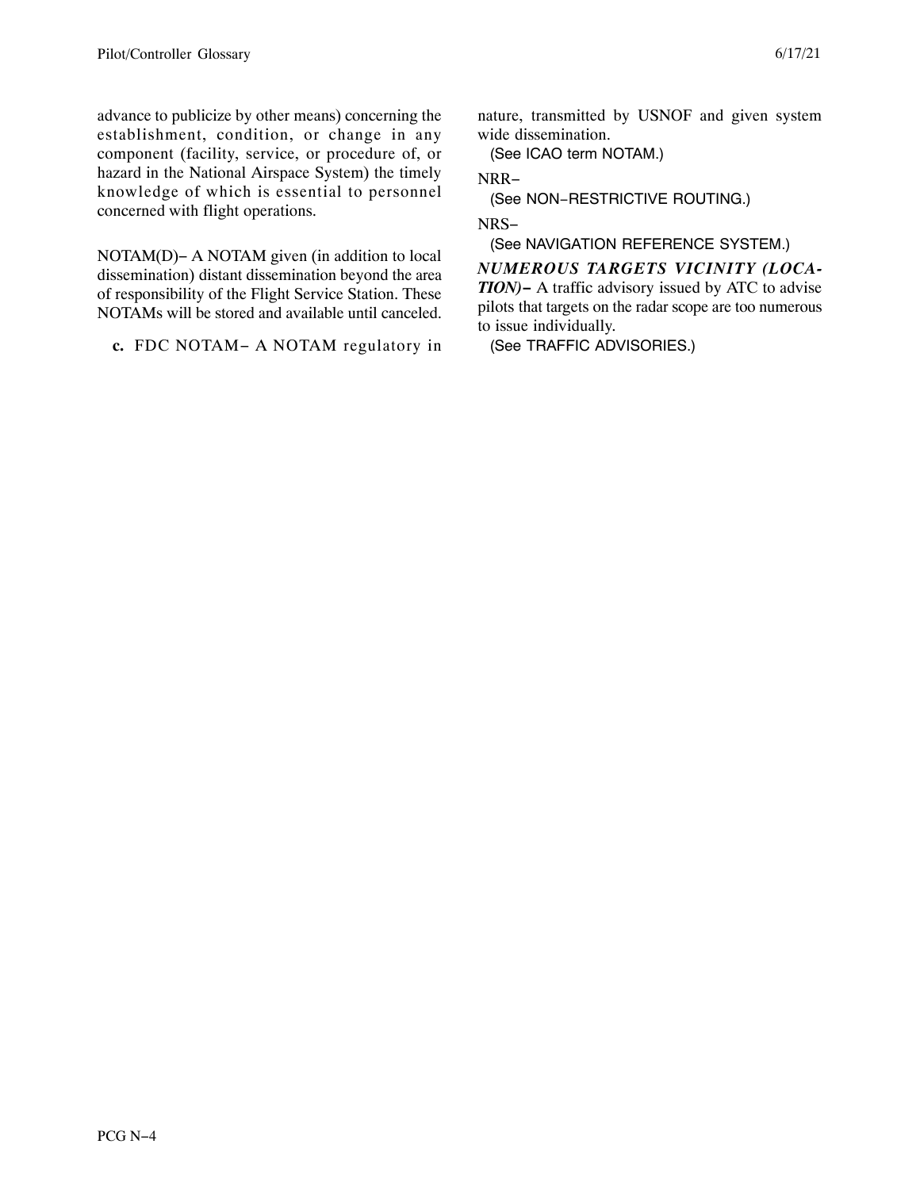advance to publicize by other means) concerning the establishment, condition, or change in any component (facility, service, or procedure of, or hazard in the National Airspace System) the timely knowledge of which is essential to personnel concerned with flight operations.

NOTAM(D)− A NOTAM given (in addition to local dissemination) distant dissemination beyond the area of responsibility of the Flight Service Station. These NOTAMs will be stored and available until canceled.

**c.** FDC NOTAM− A NOTAM regulatory in nature, transmitted by USNOF and given system wide dissemination.

(See ICAO term NOTAM.)

NRR−

(See NON−RESTRICTIVE ROUTING.)

NRS−

(See NAVIGATION REFERENCE SYSTEM.)

***NUMEROUS TARGETS VICINITY (LOCATION)−*** A traffic advisory issued by ATC to advise pilots that targets on the radar scope are too numerous to issue individually.

(See TRAFFIC ADVISORIES.)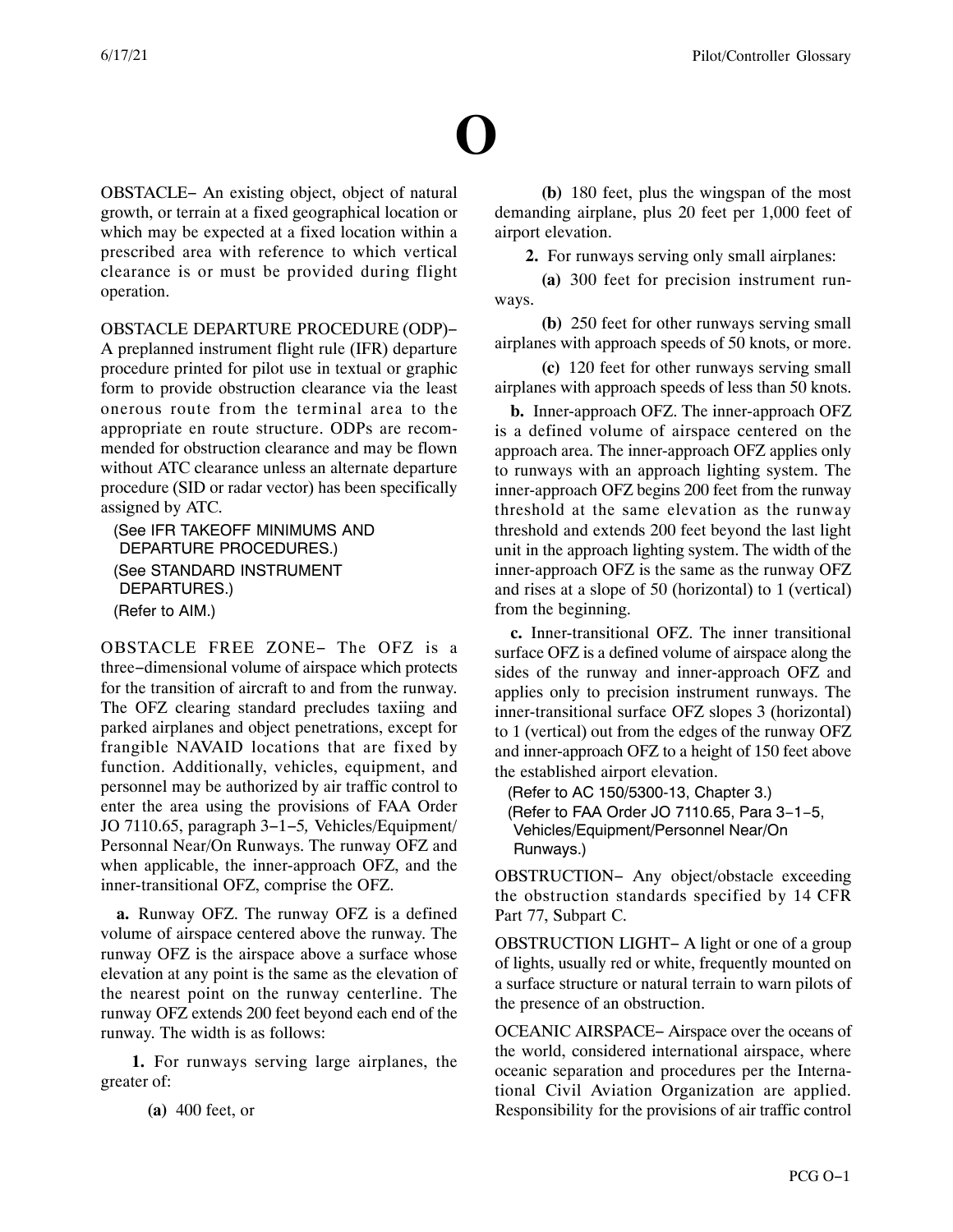# O

OBSTACLE− An existing object, object of natural growth, or terrain at a fixed geographical location or which may be expected at a fixed location within a prescribed area with reference to which vertical clearance is or must be provided during flight operation.

OBSTACLE DEPARTURE PROCEDURE (ODP)− A preplanned instrument flight rule (IFR) departure procedure printed for pilot use in textual or graphic form to provide obstruction clearance via the least onerous route from the terminal area to the appropriate en route structure. ODPs are recommended for obstruction clearance and may be flown without ATC clearance unless an alternate departure procedure (SID or radar vector) has been specifically assigned by ATC.

(See IFR TAKEOFF MINIMUMS AND DEPARTURE PROCEDURES.)
(See STANDARD INSTRUMENT DEPARTURES.)
(Refer to AIM.)

OBSTACLE FREE ZONE− The OFZ is a three−dimensional volume of airspace which protects for the transition of aircraft to and from the runway. The OFZ clearing standard precludes taxiing and parked airplanes and object penetrations, except for frangible NAVAID locations that are fixed by function. Additionally, vehicles, equipment, and personnel may be authorized by air traffic control to enter the area using the provisions of FAA Order JO 7110.65, paragraph 3−1−5, Vehicles/Equipment/Personnal Near/On Runways. The runway OFZ and when applicable, the inner-approach OFZ, and the inner-transitional OFZ, comprise the OFZ.

**a.** Runway OFZ. The runway OFZ is a defined volume of airspace centered above the runway. The runway OFZ is the airspace above a surface whose elevation at any point is the same as the elevation of the nearest point on the runway centerline. The runway OFZ extends 200 feet beyond each end of the runway. The width is as follows:

**1.** For runways serving large airplanes, the greater of:

**(a)** 400 feet, or

**(b)** 180 feet, plus the wingspan of the most demanding airplane, plus 20 feet per 1,000 feet of airport elevation.

**2.** For runways serving only small airplanes:

**(a)** 300 feet for precision instrument runways.

**(b)** 250 feet for other runways serving small airplanes with approach speeds of 50 knots, or more.

**(c)** 120 feet for other runways serving small airplanes with approach speeds of less than 50 knots.

**b.** Inner-approach OFZ. The inner-approach OFZ is a defined volume of airspace centered on the approach area. The inner-approach OFZ applies only to runways with an approach lighting system. The inner-approach OFZ begins 200 feet from the runway threshold at the same elevation as the runway threshold and extends 200 feet beyond the last light unit in the approach lighting system. The width of the inner-approach OFZ is the same as the runway OFZ and rises at a slope of 50 (horizontal) to 1 (vertical) from the beginning.

**c.** Inner-transitional OFZ. The inner transitional surface OFZ is a defined volume of airspace along the sides of the runway and inner-approach OFZ and applies only to precision instrument runways. The inner-transitional surface OFZ slopes 3 (horizontal) to 1 (vertical) out from the edges of the runway OFZ and inner-approach OFZ to a height of 150 feet above the established airport elevation.

(Refer to AC 150/5300-13, Chapter 3.)
(Refer to FAA Order JO 7110.65, Para 3−1−5, Vehicles/Equipment/Personnel Near/On Runways.)

OBSTRUCTION− Any object/obstacle exceeding the obstruction standards specified by 14 CFR Part 77, Subpart C.

OBSTRUCTION LIGHT− A light or one of a group of lights, usually red or white, frequently mounted on a surface structure or natural terrain to warn pilots of the presence of an obstruction.

OCEANIC AIRSPACE− Airspace over the oceans of the world, considered international airspace, where oceanic separation and procedures per the International Civil Aviation Organization are applied. Responsibility for the provisions of air traffic control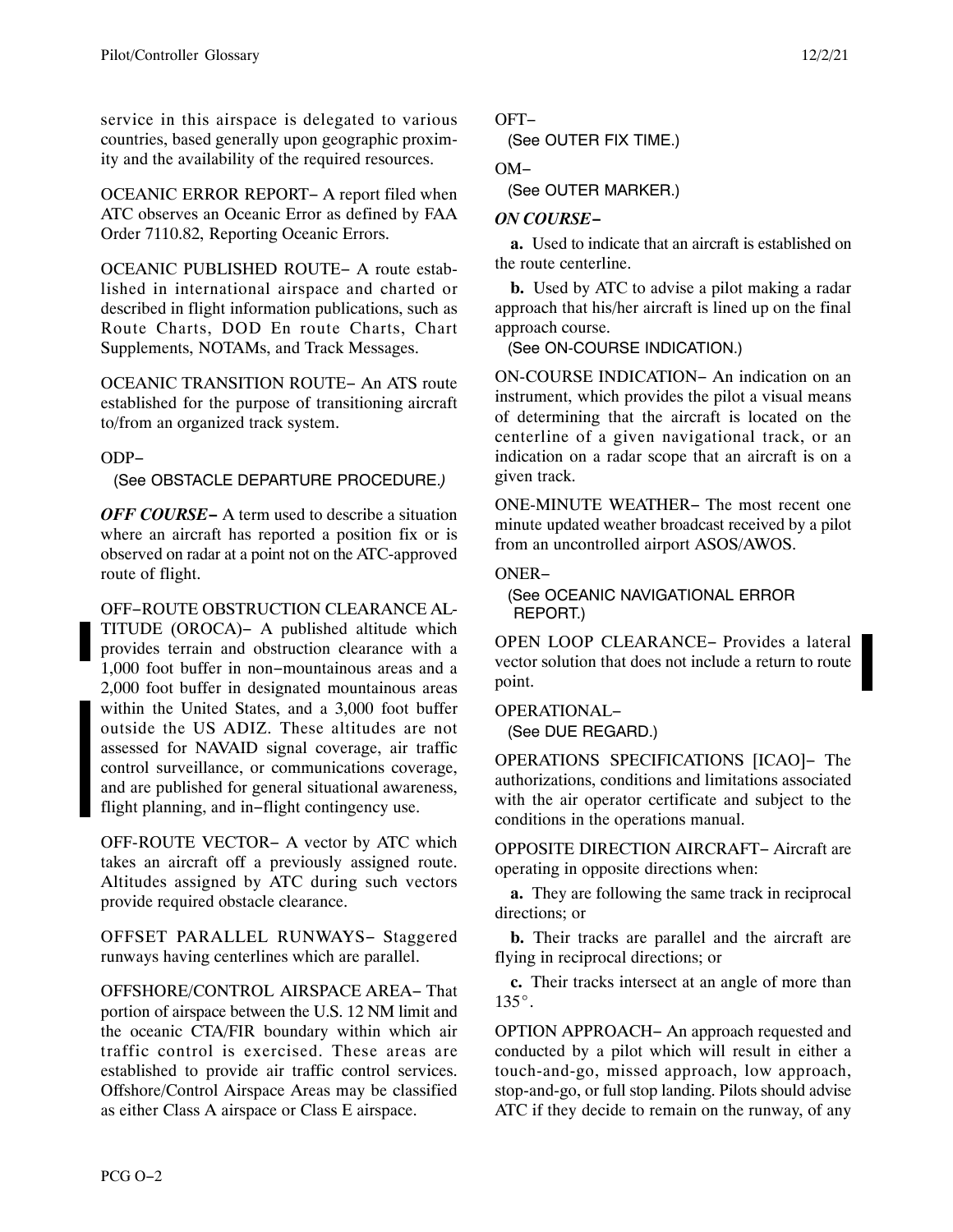service in this airspace is delegated to various countries, based generally upon geographic proximity and the availability of the required resources.

OCEANIC ERROR REPORT− A report filed when ATC observes an Oceanic Error as defined by FAA Order 7110.82, Reporting Oceanic Errors.

OCEANIC PUBLISHED ROUTE− A route established in international airspace and charted or described in flight information publications, such as Route Charts, DOD En route Charts, Chart Supplements, NOTAMs, and Track Messages.

OCEANIC TRANSITION ROUTE− An ATS route established for the purpose of transitioning aircraft to/from an organized track system.

ODP−

(See OBSTACLE DEPARTURE PROCEDURE.)

***OFF COURSE−*** A term used to describe a situation where an aircraft has reported a position fix or is observed on radar at a point not on the ATC-approved route of flight.

OFF−ROUTE OBSTRUCTION CLEARANCE ALTITUDE (OROCA)− A published altitude which provides terrain and obstruction clearance with a 1,000 foot buffer in non−mountainous areas and a 2,000 foot buffer in designated mountainous areas within the United States, and a 3,000 foot buffer outside the US ADIZ. These altitudes are not assessed for NAVAID signal coverage, air traffic control surveillance, or communications coverage, and are published for general situational awareness, flight planning, and in−flight contingency use.

OFF-ROUTE VECTOR− A vector by ATC which takes an aircraft off a previously assigned route. Altitudes assigned by ATC during such vectors provide required obstacle clearance.

OFFSET PARALLEL RUNWAYS− Staggered runways having centerlines which are parallel.

OFFSHORE/CONTROL AIRSPACE AREA− That portion of airspace between the U.S. 12 NM limit and the oceanic CTA/FIR boundary within which air traffic control is exercised. These areas are established to provide air traffic control services. Offshore/Control Airspace Areas may be classified as either Class A airspace or Class E airspace.

OFT−

(See OUTER FIX TIME.)

OM−

(See OUTER MARKER.)

***ON COURSE−***

**a.** Used to indicate that an aircraft is established on the route centerline.

**b.** Used by ATC to advise a pilot making a radar approach that his/her aircraft is lined up on the final approach course.

(See ON-COURSE INDICATION.)

ON-COURSE INDICATION− An indication on an instrument, which provides the pilot a visual means of determining that the aircraft is located on the centerline of a given navigational track, or an indication on a radar scope that an aircraft is on a given track.

ONE-MINUTE WEATHER− The most recent one minute updated weather broadcast received by a pilot from an uncontrolled airport ASOS/AWOS.

ONER−

(See OCEANIC NAVIGATIONAL ERROR REPORT.)

OPEN LOOP CLEARANCE− Provides a lateral vector solution that does not include a return to route point.

OPERATIONAL−

(See DUE REGARD.)

OPERATIONS SPECIFICATIONS [ICAO]− The authorizations, conditions and limitations associated with the air operator certificate and subject to the conditions in the operations manual.

OPPOSITE DIRECTION AIRCRAFT− Aircraft are operating in opposite directions when:

**a.** They are following the same track in reciprocal directions; or

**b.** Their tracks are parallel and the aircraft are flying in reciprocal directions; or

**c.** Their tracks intersect at an angle of more than 135°.

OPTION APPROACH− An approach requested and conducted by a pilot which will result in either a touch-and-go, missed approach, low approach, stop-and-go, or full stop landing. Pilots should advise ATC if they decide to remain on the runway, of any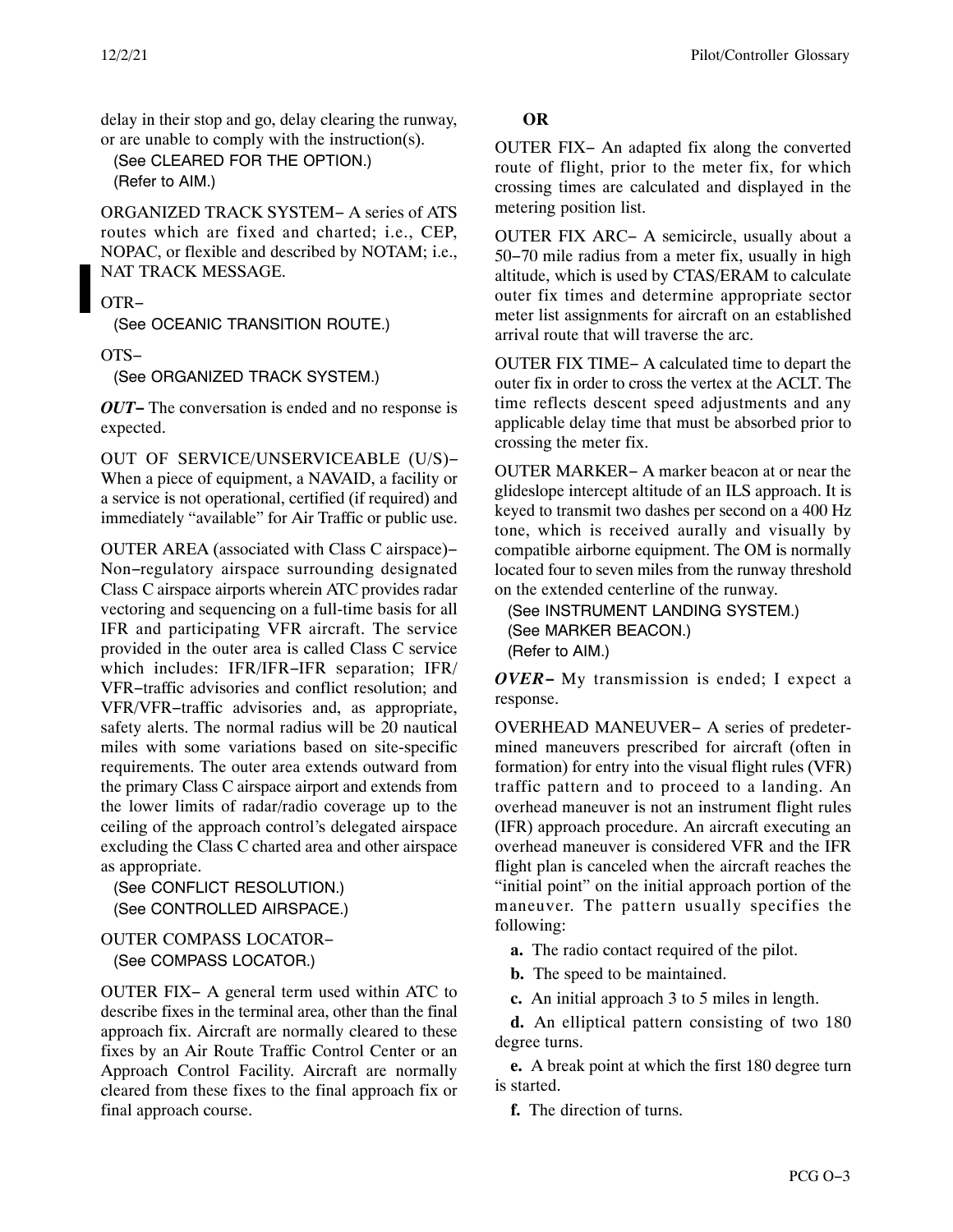delay in their stop and go, delay clearing the runway, or are unable to comply with the instruction(s).

(See CLEARED FOR THE OPTION.)
(Refer to AIM.)

ORGANIZED TRACK SYSTEM− A series of ATS routes which are fixed and charted; i.e., CEP, NOPAC, or flexible and described by NOTAM; i.e., NAT TRACK MESSAGE.

OTR−
(See OCEANIC TRANSITION ROUTE.)

OTS−
(See ORGANIZED TRACK SYSTEM.)

***OUT−*** The conversation is ended and no response is expected.

OUT OF SERVICE/UNSERVICEABLE (U/S)− When a piece of equipment, a NAVAID, a facility or a service is not operational, certified (if required) and immediately "available" for Air Traffic or public use.

OUTER AREA (associated with Class C airspace)− Non−regulatory airspace surrounding designated Class C airspace airports wherein ATC provides radar vectoring and sequencing on a full-time basis for all IFR and participating VFR aircraft. The service provided in the outer area is called Class C service which includes: IFR/IFR−IFR separation; IFR/VFR−traffic advisories and conflict resolution; and VFR/VFR−traffic advisories and, as appropriate, safety alerts. The normal radius will be 20 nautical miles with some variations based on site-specific requirements. The outer area extends outward from the primary Class C airspace airport and extends from the lower limits of radar/radio coverage up to the ceiling of the approach control's delegated airspace excluding the Class C charted area and other airspace as appropriate.

(See CONFLICT RESOLUTION.)
(See CONTROLLED AIRSPACE.)

OUTER COMPASS LOCATOR−
(See COMPASS LOCATOR.)

OUTER FIX− A general term used within ATC to describe fixes in the terminal area, other than the final approach fix. Aircraft are normally cleared to these fixes by an Air Route Traffic Control Center or an Approach Control Facility. Aircraft are normally cleared from these fixes to the final approach fix or final approach course.

**OR**

OUTER FIX− An adapted fix along the converted route of flight, prior to the meter fix, for which crossing times are calculated and displayed in the metering position list.

OUTER FIX ARC− A semicircle, usually about a 50−70 mile radius from a meter fix, usually in high altitude, which is used by CTAS/ERAM to calculate outer fix times and determine appropriate sector meter list assignments for aircraft on an established arrival route that will traverse the arc.

OUTER FIX TIME− A calculated time to depart the outer fix in order to cross the vertex at the ACLT. The time reflects descent speed adjustments and any applicable delay time that must be absorbed prior to crossing the meter fix.

OUTER MARKER− A marker beacon at or near the glideslope intercept altitude of an ILS approach. It is keyed to transmit two dashes per second on a 400 Hz tone, which is received aurally and visually by compatible airborne equipment. The OM is normally located four to seven miles from the runway threshold on the extended centerline of the runway.

(See INSTRUMENT LANDING SYSTEM.)
(See MARKER BEACON.)
(Refer to AIM.)

***OVER−*** My transmission is ended; I expect a response.

OVERHEAD MANEUVER− A series of predetermined maneuvers prescribed for aircraft (often in formation) for entry into the visual flight rules (VFR) traffic pattern and to proceed to a landing. An overhead maneuver is not an instrument flight rules (IFR) approach procedure. An aircraft executing an overhead maneuver is considered VFR and the IFR flight plan is canceled when the aircraft reaches the "initial point" on the initial approach portion of the maneuver. The pattern usually specifies the following:

**a.** The radio contact required of the pilot.

**b.** The speed to be maintained.

**c.** An initial approach 3 to 5 miles in length.

**d.** An elliptical pattern consisting of two 180 degree turns.

**e.** A break point at which the first 180 degree turn is started.

**f.** The direction of turns.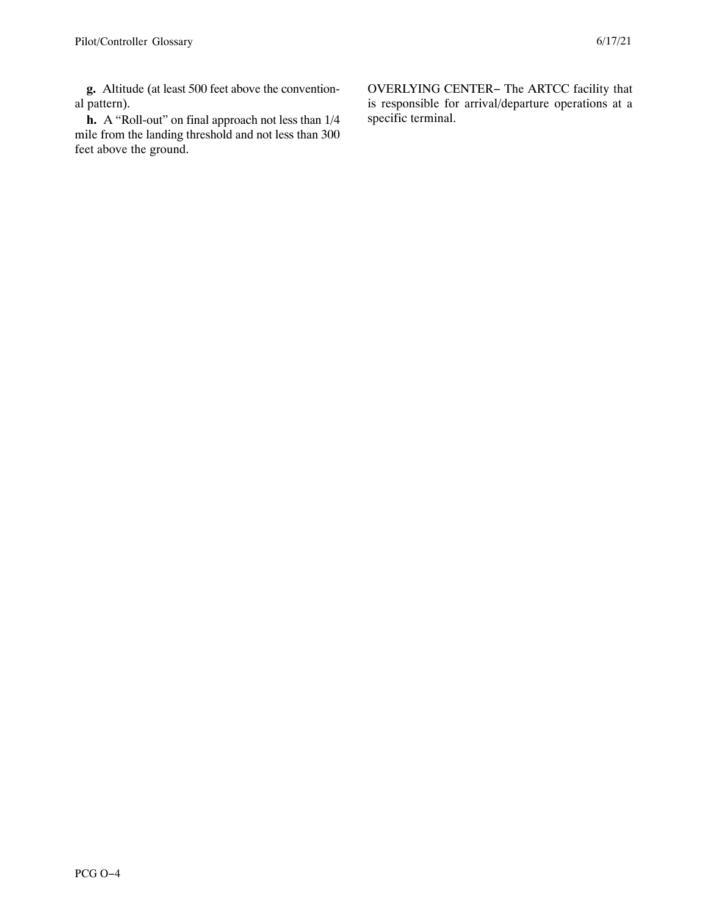**g.** Altitude (at least 500 feet above the conventional pattern).

**h.** A "Roll-out" on final approach not less than 1/4 mile from the landing threshold and not less than 300 feet above the ground.

OVERLYING CENTER− The ARTCC facility that is responsible for arrival/departure operations at a specific terminal.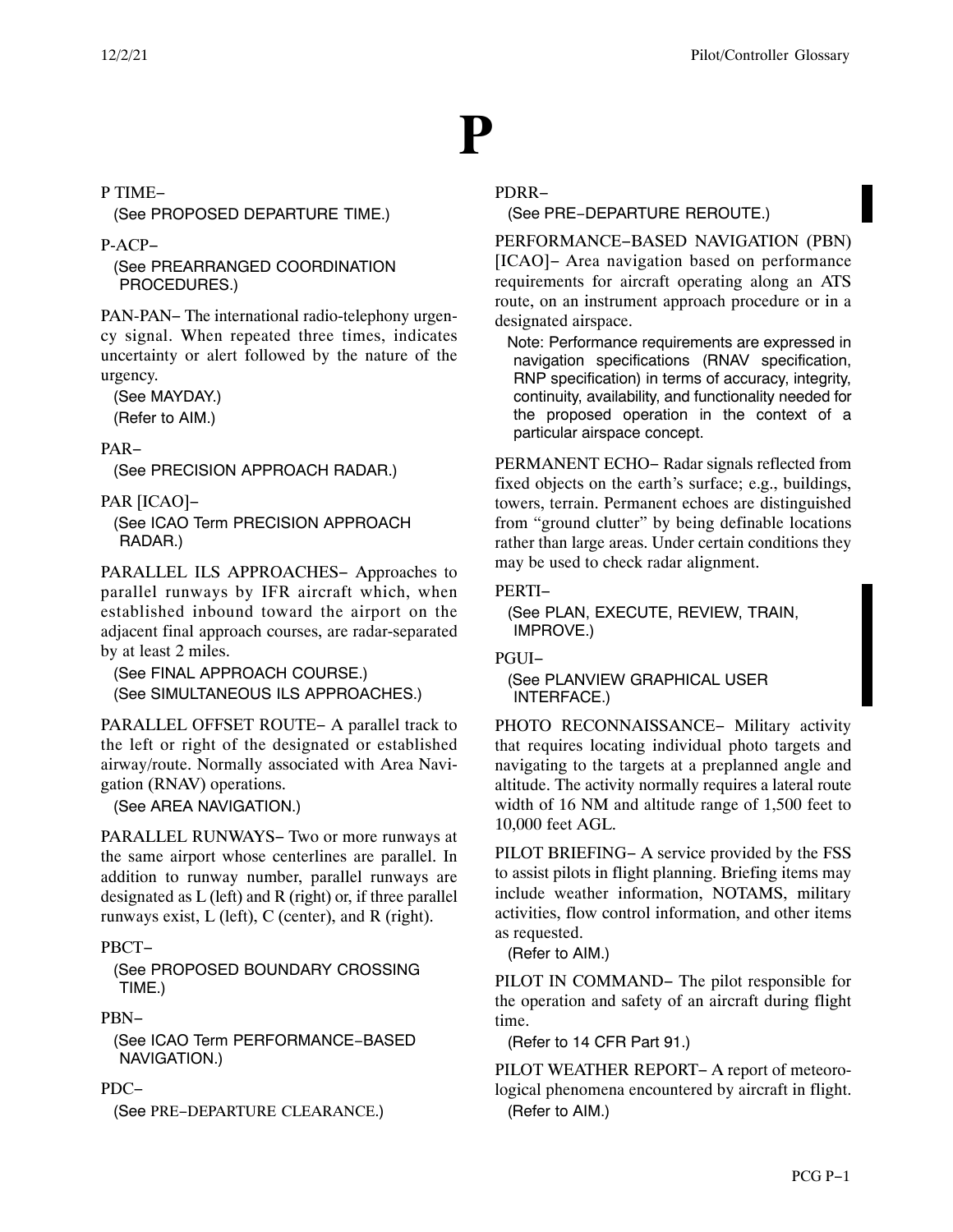# P

P TIME−

(See PROPOSED DEPARTURE TIME.)

P-ACP−

(See PREARRANGED COORDINATION PROCEDURES.)

PAN-PAN− The international radio-telephony urgency signal. When repeated three times, indicates uncertainty or alert followed by the nature of the urgency.

(See MAYDAY.)
(Refer to AIM.)

PAR−

(See PRECISION APPROACH RADAR.)

PAR [ICAO]−

(See ICAO Term PRECISION APPROACH RADAR.)

PARALLEL ILS APPROACHES− Approaches to parallel runways by IFR aircraft which, when established inbound toward the airport on the adjacent final approach courses, are radar-separated by at least 2 miles.

(See FINAL APPROACH COURSE.)
(See SIMULTANEOUS ILS APPROACHES.)

PARALLEL OFFSET ROUTE− A parallel track to the left or right of the designated or established airway/route. Normally associated with Area Navigation (RNAV) operations.

(See AREA NAVIGATION.)

PARALLEL RUNWAYS− Two or more runways at the same airport whose centerlines are parallel. In addition to runway number, parallel runways are designated as L (left) and R (right) or, if three parallel runways exist, L (left), C (center), and R (right).

PBCT−

(See PROPOSED BOUNDARY CROSSING TIME.)

PBN−

(See ICAO Term PERFORMANCE−BASED NAVIGATION.)

PDC−

(See PRE−DEPARTURE CLEARANCE.)

PDRR−

(See PRE−DEPARTURE REROUTE.)

PERFORMANCE−BASED NAVIGATION (PBN) [ICAO]− Area navigation based on performance requirements for aircraft operating along an ATS route, on an instrument approach procedure or in a designated airspace.

Note: Performance requirements are expressed in navigation specifications (RNAV specification, RNP specification) in terms of accuracy, integrity, continuity, availability, and functionality needed for the proposed operation in the context of a particular airspace concept.

PERMANENT ECHO− Radar signals reflected from fixed objects on the earth's surface; e.g., buildings, towers, terrain. Permanent echoes are distinguished from "ground clutter" by being definable locations rather than large areas. Under certain conditions they may be used to check radar alignment.

PERTI−

(See PLAN, EXECUTE, REVIEW, TRAIN, IMPROVE.)

PGUI−

(See PLANVIEW GRAPHICAL USER INTERFACE.)

PHOTO RECONNAISSANCE− Military activity that requires locating individual photo targets and navigating to the targets at a preplanned angle and altitude. The activity normally requires a lateral route width of 16 NM and altitude range of 1,500 feet to 10,000 feet AGL.

PILOT BRIEFING− A service provided by the FSS to assist pilots in flight planning. Briefing items may include weather information, NOTAMS, military activities, flow control information, and other items as requested.

(Refer to AIM.)

PILOT IN COMMAND− The pilot responsible for the operation and safety of an aircraft during flight time.

(Refer to 14 CFR Part 91.)

PILOT WEATHER REPORT− A report of meteorological phenomena encountered by aircraft in flight.

(Refer to AIM.)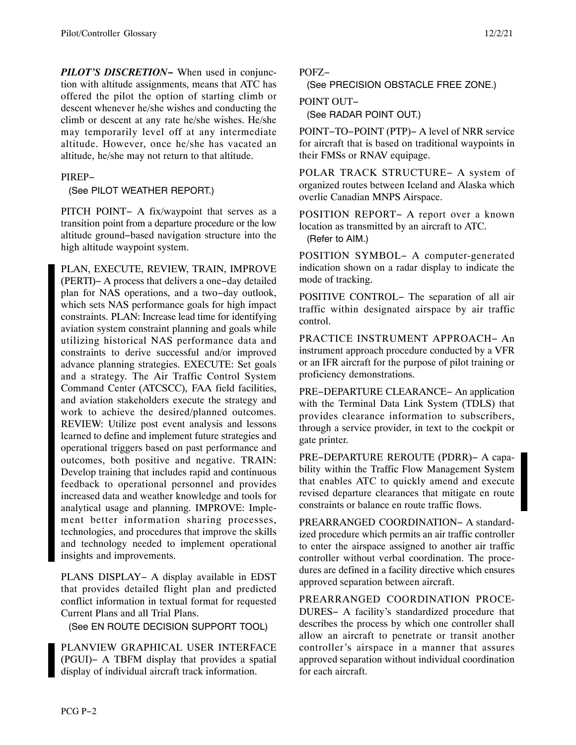***PILOT'S DISCRETION−*** When used in conjunction with altitude assignments, means that ATC has offered the pilot the option of starting climb or descent whenever he/she wishes and conducting the climb or descent at any rate he/she wishes. He/she may temporarily level off at any intermediate altitude. However, once he/she has vacated an altitude, he/she may not return to that altitude.

PIREP−

(See PILOT WEATHER REPORT.)

PITCH POINT− A fix/waypoint that serves as a transition point from a departure procedure or the low altitude ground−based navigation structure into the high altitude waypoint system.

PLAN, EXECUTE, REVIEW, TRAIN, IMPROVE (PERTI)− A process that delivers a one−day detailed plan for NAS operations, and a two−day outlook, which sets NAS performance goals for high impact constraints. PLAN: Increase lead time for identifying aviation system constraint planning and goals while utilizing historical NAS performance data and constraints to derive successful and/or improved advance planning strategies. EXECUTE: Set goals and a strategy. The Air Traffic Control System Command Center (ATCSCC), FAA field facilities, and aviation stakeholders execute the strategy and work to achieve the desired/planned outcomes. REVIEW: Utilize post event analysis and lessons learned to define and implement future strategies and operational triggers based on past performance and outcomes, both positive and negative. TRAIN: Develop training that includes rapid and continuous feedback to operational personnel and provides increased data and weather knowledge and tools for analytical usage and planning. IMPROVE: Implement better information sharing processes, technologies, and procedures that improve the skills and technology needed to implement operational insights and improvements.

PLANS DISPLAY− A display available in EDST that provides detailed flight plan and predicted conflict information in textual format for requested Current Plans and all Trial Plans.

(See EN ROUTE DECISION SUPPORT TOOL)

PLANVIEW GRAPHICAL USER INTERFACE (PGUI)− A TBFM display that provides a spatial display of individual aircraft track information.

POFZ−

(See PRECISION OBSTACLE FREE ZONE.)

POINT OUT−

(See RADAR POINT OUT.)

POINT−TO−POINT (PTP)− A level of NRR service for aircraft that is based on traditional waypoints in their FMSs or RNAV equipage.

POLAR TRACK STRUCTURE− A system of organized routes between Iceland and Alaska which overlie Canadian MNPS Airspace.

POSITION REPORT− A report over a known location as transmitted by an aircraft to ATC.

(Refer to AIM.)

POSITION SYMBOL− A computer-generated indication shown on a radar display to indicate the mode of tracking.

POSITIVE CONTROL− The separation of all air traffic within designated airspace by air traffic control.

PRACTICE INSTRUMENT APPROACH− An instrument approach procedure conducted by a VFR or an IFR aircraft for the purpose of pilot training or proficiency demonstrations.

PRE−DEPARTURE CLEARANCE− An application with the Terminal Data Link System (TDLS) that provides clearance information to subscribers, through a service provider, in text to the cockpit or gate printer.

PRE−DEPARTURE REROUTE (PDRR)− A capability within the Traffic Flow Management System that enables ATC to quickly amend and execute revised departure clearances that mitigate en route constraints or balance en route traffic flows.

PREARRANGED COORDINATION− A standardized procedure which permits an air traffic controller to enter the airspace assigned to another air traffic controller without verbal coordination. The procedures are defined in a facility directive which ensures approved separation between aircraft.

PREARRANGED COORDINATION PROCEDURES− A facility's standardized procedure that describes the process by which one controller shall allow an aircraft to penetrate or transit another controller's airspace in a manner that assures approved separation without individual coordination for each aircraft.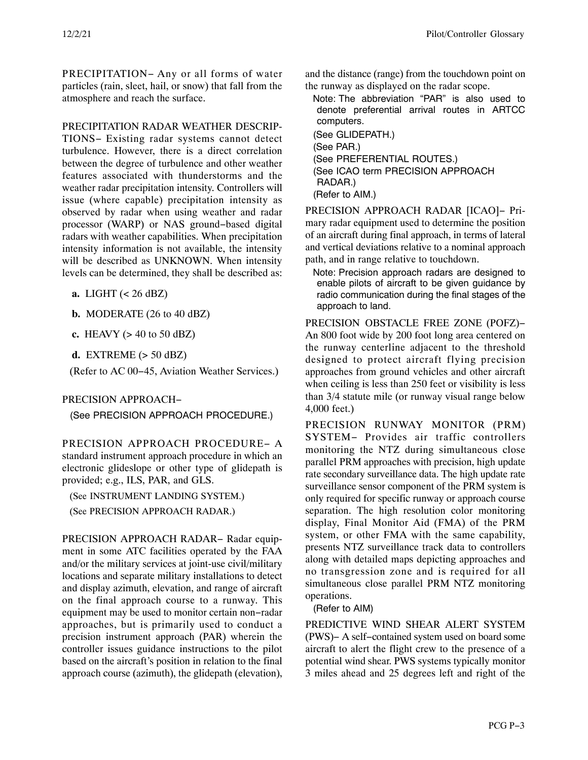PRECIPITATION− Any or all forms of water particles (rain, sleet, hail, or snow) that fall from the atmosphere and reach the surface.

PRECIPITATION RADAR WEATHER DESCRIPTIONS− Existing radar systems cannot detect turbulence. However, there is a direct correlation between the degree of turbulence and other weather features associated with thunderstorms and the weather radar precipitation intensity. Controllers will issue (where capable) precipitation intensity as observed by radar when using weather and radar processor (WARP) or NAS ground−based digital radars with weather capabilities. When precipitation intensity information is not available, the intensity will be described as UNKNOWN. When intensity levels can be determined, they shall be described as:

**a.** LIGHT (< 26 dBZ)

**b.** MODERATE (26 to 40 dBZ)

**c.** HEAVY (> 40 to 50 dBZ)

**d.** EXTREME (> 50 dBZ)

(Refer to AC 00−45, Aviation Weather Services.)

PRECISION APPROACH−

(See PRECISION APPROACH PROCEDURE.)

PRECISION APPROACH PROCEDURE− A standard instrument approach procedure in which an electronic glideslope or other type of glidepath is provided; e.g., ILS, PAR, and GLS.

(See INSTRUMENT LANDING SYSTEM.)

(See PRECISION APPROACH RADAR.)

PRECISION APPROACH RADAR− Radar equipment in some ATC facilities operated by the FAA and/or the military services at joint-use civil/military locations and separate military installations to detect and display azimuth, elevation, and range of aircraft on the final approach course to a runway. This equipment may be used to monitor certain non−radar approaches, but is primarily used to conduct a precision instrument approach (PAR) wherein the controller issues guidance instructions to the pilot based on the aircraft's position in relation to the final approach course (azimuth), the glidepath (elevation), and the distance (range) from the touchdown point on the runway as displayed on the radar scope.

Note: The abbreviation "PAR" is also used to denote preferential arrival routes in ARTCC computers.

(See GLIDEPATH.)
(See PAR.)
(See PREFERENTIAL ROUTES.)
(See ICAO term PRECISION APPROACH RADAR.)
(Refer to AIM.)

PRECISION APPROACH RADAR [ICAO]− Primary radar equipment used to determine the position of an aircraft during final approach, in terms of lateral and vertical deviations relative to a nominal approach path, and in range relative to touchdown.

Note: Precision approach radars are designed to enable pilots of aircraft to be given guidance by radio communication during the final stages of the approach to land.

PRECISION OBSTACLE FREE ZONE (POFZ)− An 800 foot wide by 200 foot long area centered on the runway centerline adjacent to the threshold designed to protect aircraft flying precision approaches from ground vehicles and other aircraft when ceiling is less than 250 feet or visibility is less than 3/4 statute mile (or runway visual range below 4,000 feet.)

PRECISION RUNWAY MONITOR (PRM) SYSTEM− Provides air traffic controllers monitoring the NTZ during simultaneous close parallel PRM approaches with precision, high update rate secondary surveillance data. The high update rate surveillance sensor component of the PRM system is only required for specific runway or approach course separation. The high resolution color monitoring display, Final Monitor Aid (FMA) of the PRM system, or other FMA with the same capability, presents NTZ surveillance track data to controllers along with detailed maps depicting approaches and no transgression zone and is required for all simultaneous close parallel PRM NTZ monitoring operations.

(Refer to AIM)

PREDICTIVE WIND SHEAR ALERT SYSTEM (PWS)− A self−contained system used on board some aircraft to alert the flight crew to the presence of a potential wind shear. PWS systems typically monitor 3 miles ahead and 25 degrees left and right of the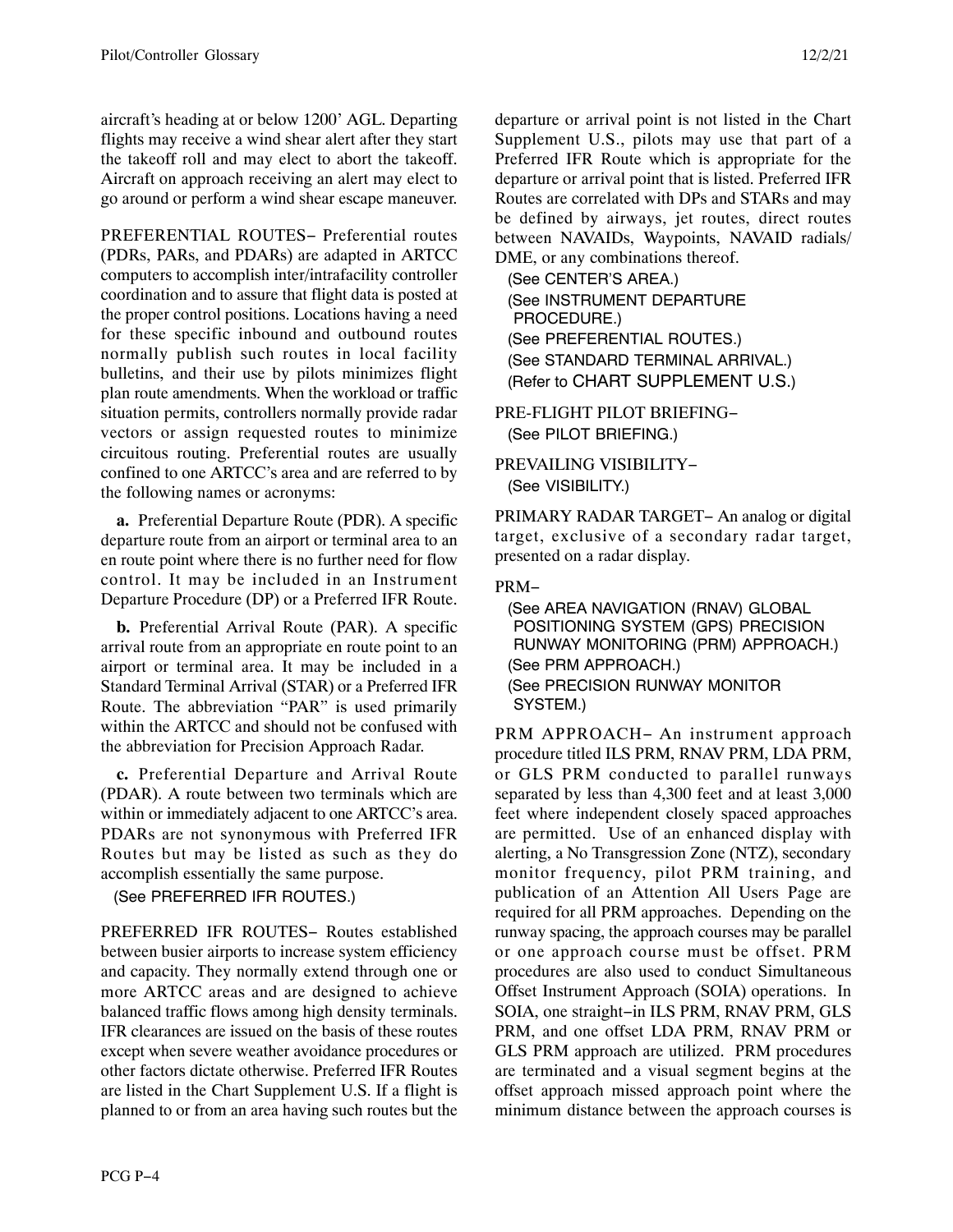aircraft's heading at or below 1200' AGL. Departing flights may receive a wind shear alert after they start the takeoff roll and may elect to abort the takeoff. Aircraft on approach receiving an alert may elect to go around or perform a wind shear escape maneuver.

PREFERENTIAL ROUTES− Preferential routes (PDRs, PARs, and PDARs) are adapted in ARTCC computers to accomplish inter/intrafacility controller coordination and to assure that flight data is posted at the proper control positions. Locations having a need for these specific inbound and outbound routes normally publish such routes in local facility bulletins, and their use by pilots minimizes flight plan route amendments. When the workload or traffic situation permits, controllers normally provide radar vectors or assign requested routes to minimize circuitous routing. Preferential routes are usually confined to one ARTCC's area and are referred to by the following names or acronyms:

**a.** Preferential Departure Route (PDR). A specific departure route from an airport or terminal area to an en route point where there is no further need for flow control. It may be included in an Instrument Departure Procedure (DP) or a Preferred IFR Route.

**b.** Preferential Arrival Route (PAR). A specific arrival route from an appropriate en route point to an airport or terminal area. It may be included in a Standard Terminal Arrival (STAR) or a Preferred IFR Route. The abbreviation "PAR" is used primarily within the ARTCC and should not be confused with the abbreviation for Precision Approach Radar.

**c.** Preferential Departure and Arrival Route (PDAR). A route between two terminals which are within or immediately adjacent to one ARTCC's area. PDARs are not synonymous with Preferred IFR Routes but may be listed as such as they do accomplish essentially the same purpose.

(See PREFERRED IFR ROUTES.)

PREFERRED IFR ROUTES− Routes established between busier airports to increase system efficiency and capacity. They normally extend through one or more ARTCC areas and are designed to achieve balanced traffic flows among high density terminals. IFR clearances are issued on the basis of these routes except when severe weather avoidance procedures or other factors dictate otherwise. Preferred IFR Routes are listed in the Chart Supplement U.S. If a flight is planned to or from an area having such routes but the departure or arrival point is not listed in the Chart Supplement U.S., pilots may use that part of a Preferred IFR Route which is appropriate for the departure or arrival point that is listed. Preferred IFR Routes are correlated with DPs and STARs and may be defined by airways, jet routes, direct routes between NAVAIDs, Waypoints, NAVAID radials/ DME, or any combinations thereof.

(See CENTER'S AREA.)
(See INSTRUMENT DEPARTURE PROCEDURE.)
(See PREFERENTIAL ROUTES.)
(See STANDARD TERMINAL ARRIVAL.)
(Refer to CHART SUPPLEMENT U.S.)

PRE-FLIGHT PILOT BRIEFING−
(See PILOT BRIEFING.)

PREVAILING VISIBILITY−
(See VISIBILITY.)

PRIMARY RADAR TARGET− An analog or digital target, exclusive of a secondary radar target, presented on a radar display.

PRM−
(See AREA NAVIGATION (RNAV) GLOBAL POSITIONING SYSTEM (GPS) PRECISION RUNWAY MONITORING (PRM) APPROACH.)
(See PRM APPROACH.)
(See PRECISION RUNWAY MONITOR SYSTEM.)

PRM APPROACH− An instrument approach procedure titled ILS PRM, RNAV PRM, LDA PRM, or GLS PRM conducted to parallel runways separated by less than 4,300 feet and at least 3,000 feet where independent closely spaced approaches are permitted. Use of an enhanced display with alerting, a No Transgression Zone (NTZ), secondary monitor frequency, pilot PRM training, and publication of an Attention All Users Page are required for all PRM approaches. Depending on the runway spacing, the approach courses may be parallel or one approach course must be offset. PRM procedures are also used to conduct Simultaneous Offset Instrument Approach (SOIA) operations. In SOIA, one straight−in ILS PRM, RNAV PRM, GLS PRM, and one offset LDA PRM, RNAV PRM or GLS PRM approach are utilized. PRM procedures are terminated and a visual segment begins at the offset approach missed approach point where the minimum distance between the approach courses is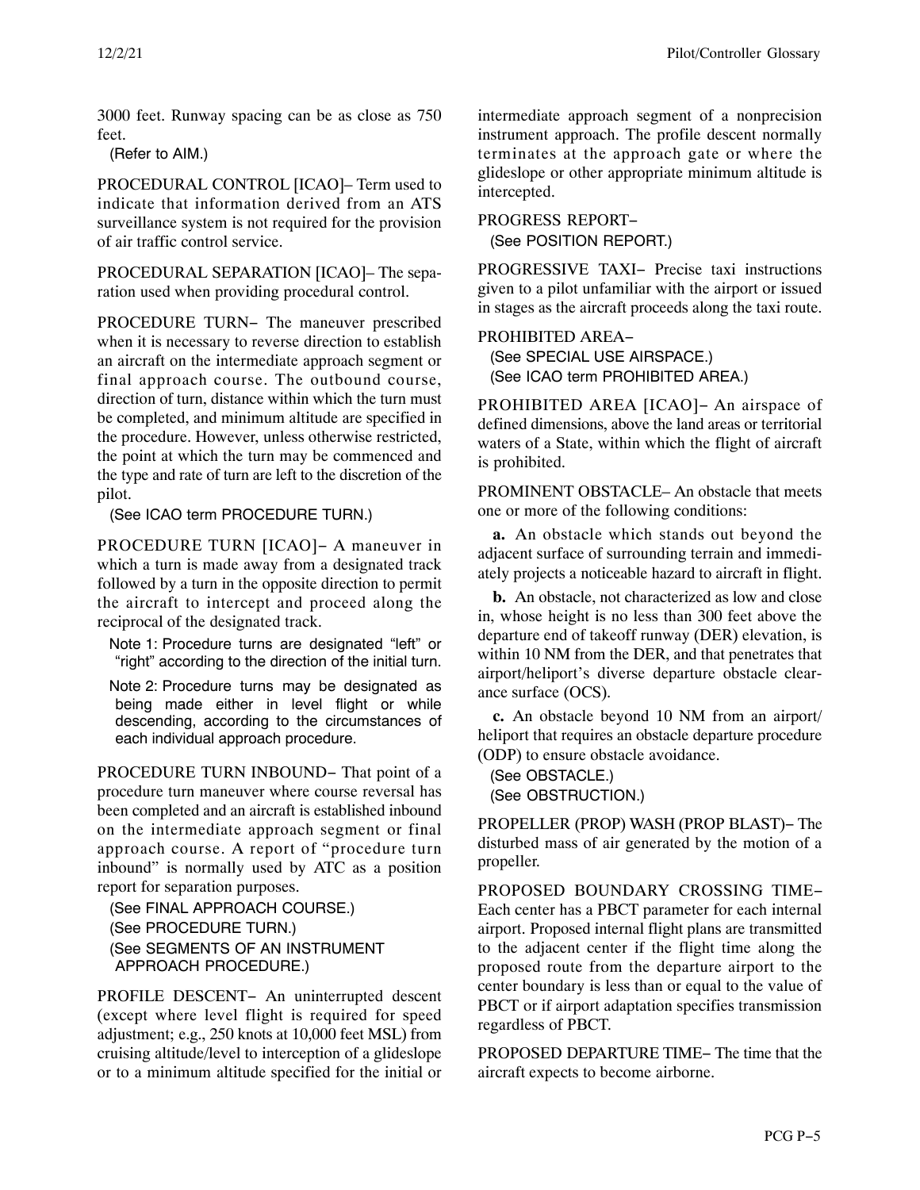3000 feet. Runway spacing can be as close as 750 feet.

(Refer to AIM.)

PROCEDURAL CONTROL [ICAO]– Term used to indicate that information derived from an ATS surveillance system is not required for the provision of air traffic control service.

PROCEDURAL SEPARATION [ICAO]– The separation used when providing procedural control.

PROCEDURE TURN− The maneuver prescribed when it is necessary to reverse direction to establish an aircraft on the intermediate approach segment or final approach course. The outbound course, direction of turn, distance within which the turn must be completed, and minimum altitude are specified in the procedure. However, unless otherwise restricted, the point at which the turn may be commenced and the type and rate of turn are left to the discretion of the pilot.

(See ICAO term PROCEDURE TURN.)

PROCEDURE TURN [ICAO]− A maneuver in which a turn is made away from a designated track followed by a turn in the opposite direction to permit the aircraft to intercept and proceed along the reciprocal of the designated track.

Note 1: Procedure turns are designated "left" or "right" according to the direction of the initial turn.

Note 2: Procedure turns may be designated as being made either in level flight or while descending, according to the circumstances of each individual approach procedure.

PROCEDURE TURN INBOUND− That point of a procedure turn maneuver where course reversal has been completed and an aircraft is established inbound on the intermediate approach segment or final approach course. A report of "procedure turn inbound" is normally used by ATC as a position report for separation purposes.

(See FINAL APPROACH COURSE.)
(See PROCEDURE TURN.)
(See SEGMENTS OF AN INSTRUMENT APPROACH PROCEDURE.)

PROFILE DESCENT− An uninterrupted descent (except where level flight is required for speed adjustment; e.g., 250 knots at 10,000 feet MSL) from cruising altitude/level to interception of a glideslope or to a minimum altitude specified for the initial or intermediate approach segment of a nonprecision instrument approach. The profile descent normally terminates at the approach gate or where the glideslope or other appropriate minimum altitude is intercepted.

PROGRESS REPORT−

(See POSITION REPORT.)

PROGRESSIVE TAXI− Precise taxi instructions given to a pilot unfamiliar with the airport or issued in stages as the aircraft proceeds along the taxi route.

PROHIBITED AREA−

(See SPECIAL USE AIRSPACE.)
(See ICAO term PROHIBITED AREA.)

PROHIBITED AREA [ICAO]− An airspace of defined dimensions, above the land areas or territorial waters of a State, within which the flight of aircraft is prohibited.

PROMINENT OBSTACLE– An obstacle that meets one or more of the following conditions:

**a.** An obstacle which stands out beyond the adjacent surface of surrounding terrain and immediately projects a noticeable hazard to aircraft in flight.

**b.** An obstacle, not characterized as low and close in, whose height is no less than 300 feet above the departure end of takeoff runway (DER) elevation, is within 10 NM from the DER, and that penetrates that airport/heliport's diverse departure obstacle clearance surface (OCS).

**c.** An obstacle beyond 10 NM from an airport/heliport that requires an obstacle departure procedure (ODP) to ensure obstacle avoidance.

(See OBSTACLE.)
(See OBSTRUCTION.)

PROPELLER (PROP) WASH (PROP BLAST)− The disturbed mass of air generated by the motion of a propeller.

PROPOSED BOUNDARY CROSSING TIME− Each center has a PBCT parameter for each internal airport. Proposed internal flight plans are transmitted to the adjacent center if the flight time along the proposed route from the departure airport to the center boundary is less than or equal to the value of PBCT or if airport adaptation specifies transmission regardless of PBCT.

PROPOSED DEPARTURE TIME− The time that the aircraft expects to become airborne.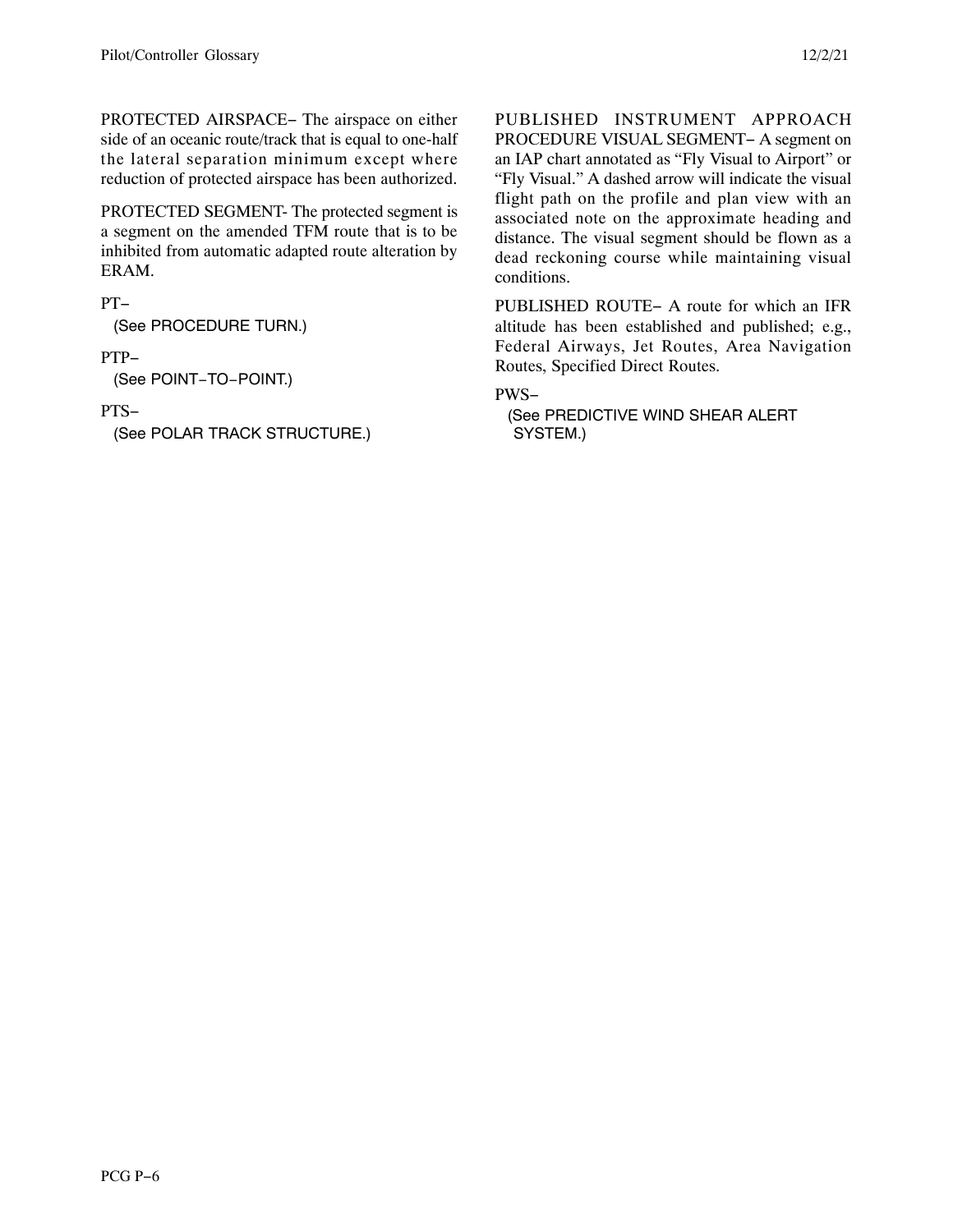PROTECTED AIRSPACE− The airspace on either side of an oceanic route/track that is equal to one-half the lateral separation minimum except where reduction of protected airspace has been authorized.

PROTECTED SEGMENT- The protected segment is a segment on the amended TFM route that is to be inhibited from automatic adapted route alteration by ERAM.

PT−
(See PROCEDURE TURN.)

PTP−
(See POINT−TO−POINT.)

PTS−
(See POLAR TRACK STRUCTURE.)

PUBLISHED INSTRUMENT APPROACH PROCEDURE VISUAL SEGMENT− A segment on an IAP chart annotated as "Fly Visual to Airport" or "Fly Visual." A dashed arrow will indicate the visual flight path on the profile and plan view with an associated note on the approximate heading and distance. The visual segment should be flown as a dead reckoning course while maintaining visual conditions.

PUBLISHED ROUTE− A route for which an IFR altitude has been established and published; e.g., Federal Airways, Jet Routes, Area Navigation Routes, Specified Direct Routes.

PWS−
(See PREDICTIVE WIND SHEAR ALERT SYSTEM.)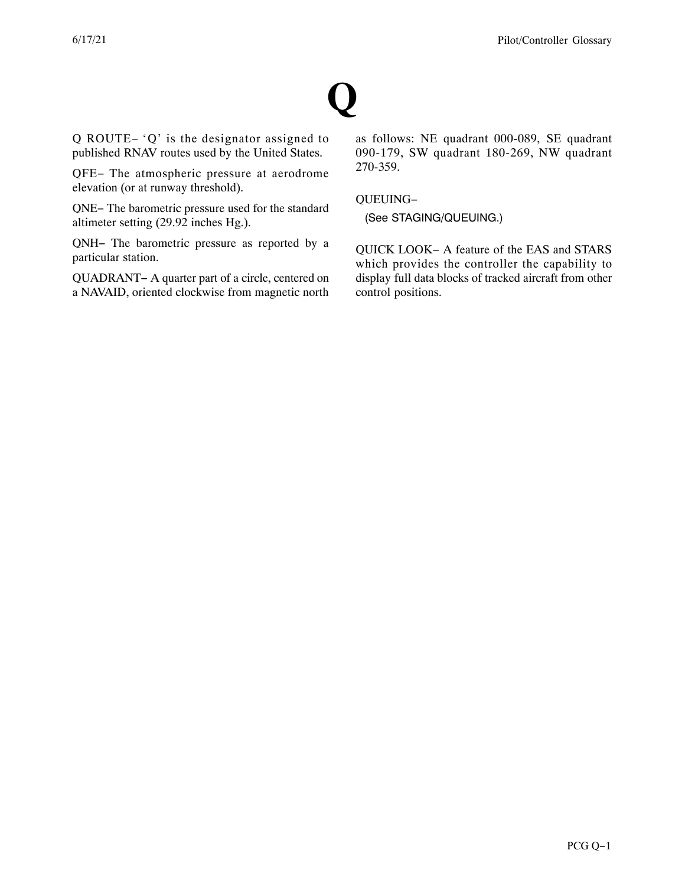# Q

Q ROUTE− 'Q' is the designator assigned to published RNAV routes used by the United States.

QFE− The atmospheric pressure at aerodrome elevation (or at runway threshold).

QNE− The barometric pressure used for the standard altimeter setting (29.92 inches Hg.).

QNH− The barometric pressure as reported by a particular station.

QUADRANT− A quarter part of a circle, centered on a NAVAID, oriented clockwise from magnetic north as follows: NE quadrant 000-089, SE quadrant 090-179, SW quadrant 180-269, NW quadrant 270-359.

QUEUING−

(See STAGING/QUEUING.)

QUICK LOOK− A feature of the EAS and STARS which provides the controller the capability to display full data blocks of tracked aircraft from other control positions.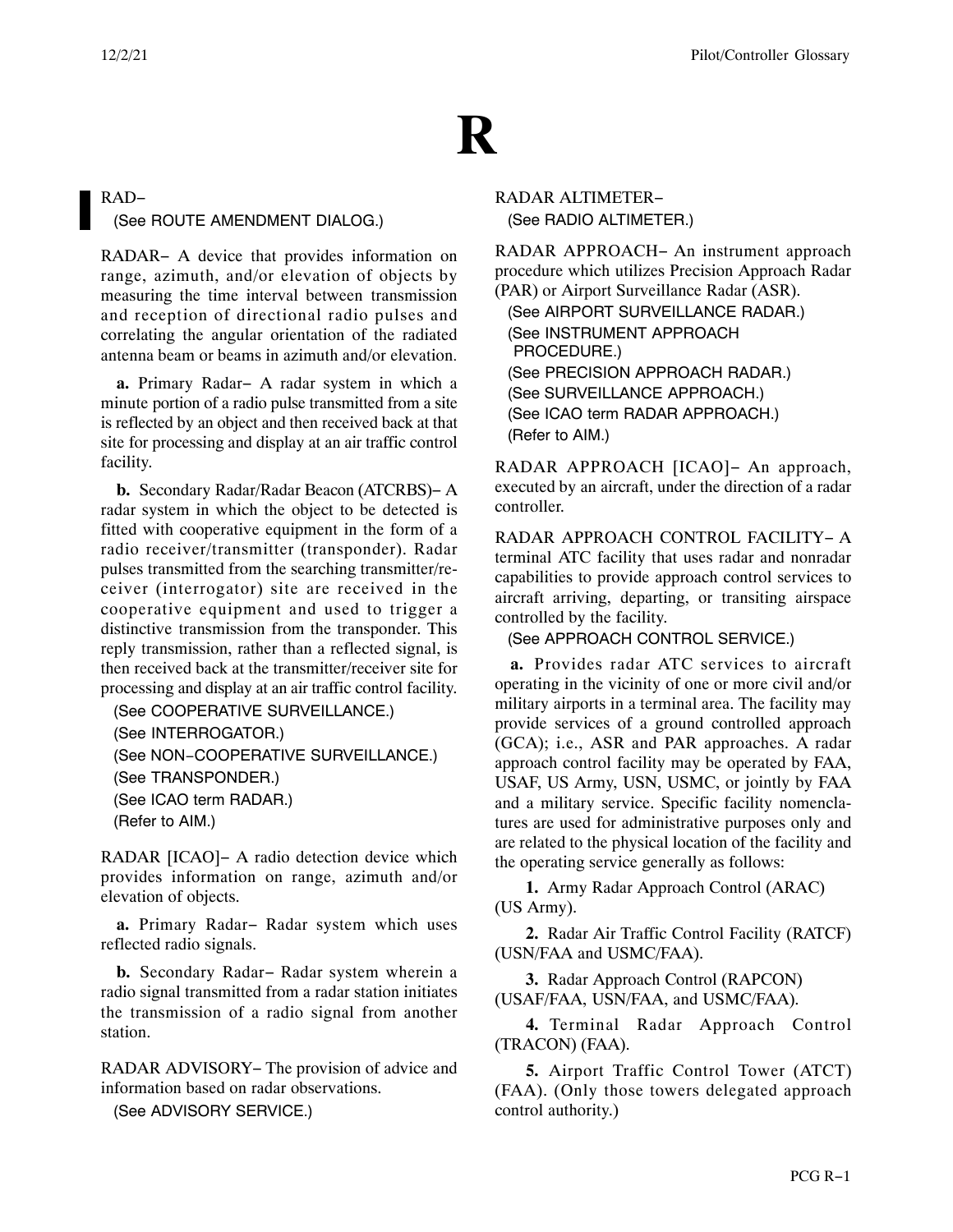# R

RAD−
(See ROUTE AMENDMENT DIALOG.)

RADAR− A device that provides information on range, azimuth, and/or elevation of objects by measuring the time interval between transmission and reception of directional radio pulses and correlating the angular orientation of the radiated antenna beam or beams in azimuth and/or elevation.

**a.** Primary Radar− A radar system in which a minute portion of a radio pulse transmitted from a site is reflected by an object and then received back at that site for processing and display at an air traffic control facility.

**b.** Secondary Radar/Radar Beacon (ATCRBS)− A radar system in which the object to be detected is fitted with cooperative equipment in the form of a radio receiver/transmitter (transponder). Radar pulses transmitted from the searching transmitter/receiver (interrogator) site are received in the cooperative equipment and used to trigger a distinctive transmission from the transponder. This reply transmission, rather than a reflected signal, is then received back at the transmitter/receiver site for processing and display at an air traffic control facility.

(See COOPERATIVE SURVEILLANCE.)
(See INTERROGATOR.)
(See NON−COOPERATIVE SURVEILLANCE.)
(See TRANSPONDER.)
(See ICAO term RADAR.)
(Refer to AIM.)

RADAR [ICAO]− A radio detection device which provides information on range, azimuth and/or elevation of objects.

**a.** Primary Radar− Radar system which uses reflected radio signals.

**b.** Secondary Radar− Radar system wherein a radio signal transmitted from a radar station initiates the transmission of a radio signal from another station.

RADAR ADVISORY− The provision of advice and information based on radar observations.
(See ADVISORY SERVICE.)

RADAR ALTIMETER−
(See RADIO ALTIMETER.)

RADAR APPROACH− An instrument approach procedure which utilizes Precision Approach Radar (PAR) or Airport Surveillance Radar (ASR).
(See AIRPORT SURVEILLANCE RADAR.)
(See INSTRUMENT APPROACH PROCEDURE.)
(See PRECISION APPROACH RADAR.)
(See SURVEILLANCE APPROACH.)
(See ICAO term RADAR APPROACH.)
(Refer to AIM.)

RADAR APPROACH [ICAO]− An approach, executed by an aircraft, under the direction of a radar controller.

RADAR APPROACH CONTROL FACILITY− A terminal ATC facility that uses radar and nonradar capabilities to provide approach control services to aircraft arriving, departing, or transiting airspace controlled by the facility.
(See APPROACH CONTROL SERVICE.)

**a.** Provides radar ATC services to aircraft operating in the vicinity of one or more civil and/or military airports in a terminal area. The facility may provide services of a ground controlled approach (GCA); i.e., ASR and PAR approaches. A radar approach control facility may be operated by FAA, USAF, US Army, USN, USMC, or jointly by FAA and a military service. Specific facility nomenclatures are used for administrative purposes only and are related to the physical location of the facility and the operating service generally as follows:

**1.** Army Radar Approach Control (ARAC) (US Army).

**2.** Radar Air Traffic Control Facility (RATCF) (USN/FAA and USMC/FAA).

**3.** Radar Approach Control (RAPCON) (USAF/FAA, USN/FAA, and USMC/FAA).

**4.** Terminal Radar Approach Control (TRACON) (FAA).

**5.** Airport Traffic Control Tower (ATCT) (FAA). (Only those towers delegated approach control authority.)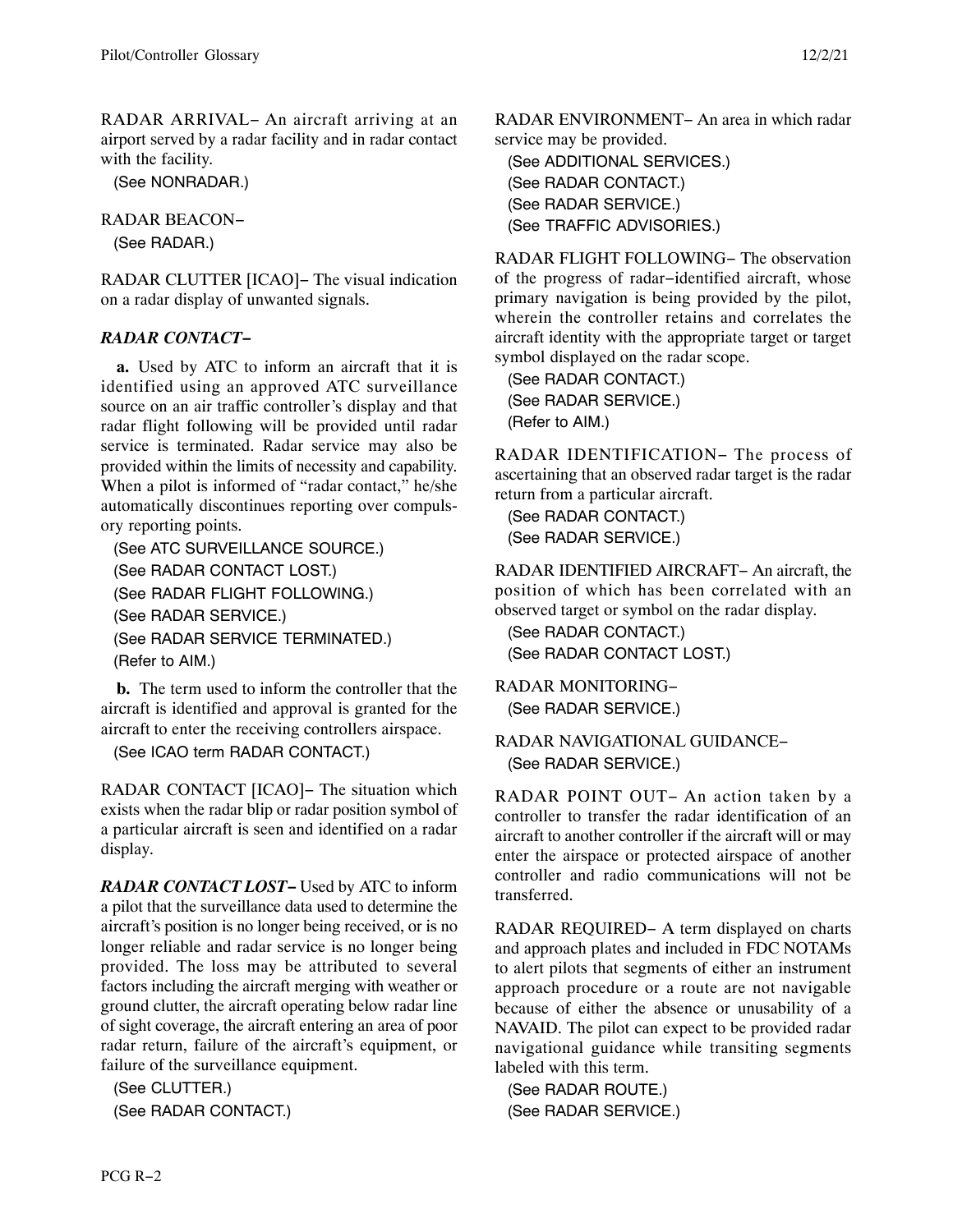RADAR ARRIVAL− An aircraft arriving at an airport served by a radar facility and in radar contact with the facility.

(See NONRADAR.)

RADAR BEACON−

(See RADAR.)

RADAR CLUTTER [ICAO]− The visual indication on a radar display of unwanted signals.

***RADAR CONTACT−***

**a.** Used by ATC to inform an aircraft that it is identified using an approved ATC surveillance source on an air traffic controller's display and that radar flight following will be provided until radar service is terminated. Radar service may also be provided within the limits of necessity and capability. When a pilot is informed of "radar contact," he/she automatically discontinues reporting over compulsory reporting points.

(See ATC SURVEILLANCE SOURCE.)
(See RADAR CONTACT LOST.)
(See RADAR FLIGHT FOLLOWING.)
(See RADAR SERVICE.)
(See RADAR SERVICE TERMINATED.)
(Refer to AIM.)

**b.** The term used to inform the controller that the aircraft is identified and approval is granted for the aircraft to enter the receiving controllers airspace.

(See ICAO term RADAR CONTACT.)

RADAR CONTACT [ICAO]− The situation which exists when the radar blip or radar position symbol of a particular aircraft is seen and identified on a radar display.

***RADAR CONTACT LOST−*** Used by ATC to inform a pilot that the surveillance data used to determine the aircraft's position is no longer being received, or is no longer reliable and radar service is no longer being provided. The loss may be attributed to several factors including the aircraft merging with weather or ground clutter, the aircraft operating below radar line of sight coverage, the aircraft entering an area of poor radar return, failure of the aircraft's equipment, or failure of the surveillance equipment.

(See CLUTTER.)
(See RADAR CONTACT.)

RADAR ENVIRONMENT− An area in which radar service may be provided.

(See ADDITIONAL SERVICES.)
(See RADAR CONTACT.)
(See RADAR SERVICE.)
(See TRAFFIC ADVISORIES.)

RADAR FLIGHT FOLLOWING− The observation of the progress of radar−identified aircraft, whose primary navigation is being provided by the pilot, wherein the controller retains and correlates the aircraft identity with the appropriate target or target symbol displayed on the radar scope.

(See RADAR CONTACT.)
(See RADAR SERVICE.)
(Refer to AIM.)

RADAR IDENTIFICATION− The process of ascertaining that an observed radar target is the radar return from a particular aircraft.

(See RADAR CONTACT.)
(See RADAR SERVICE.)

RADAR IDENTIFIED AIRCRAFT− An aircraft, the position of which has been correlated with an observed target or symbol on the radar display.

(See RADAR CONTACT.)
(See RADAR CONTACT LOST.)

RADAR MONITORING−

(See RADAR SERVICE.)

RADAR NAVIGATIONAL GUIDANCE−

(See RADAR SERVICE.)

RADAR POINT OUT− An action taken by a controller to transfer the radar identification of an aircraft to another controller if the aircraft will or may enter the airspace or protected airspace of another controller and radio communications will not be transferred.

RADAR REQUIRED− A term displayed on charts and approach plates and included in FDC NOTAMs to alert pilots that segments of either an instrument approach procedure or a route are not navigable because of either the absence or unusability of a NAVAID. The pilot can expect to be provided radar navigational guidance while transiting segments labeled with this term.

(See RADAR ROUTE.)
(See RADAR SERVICE.)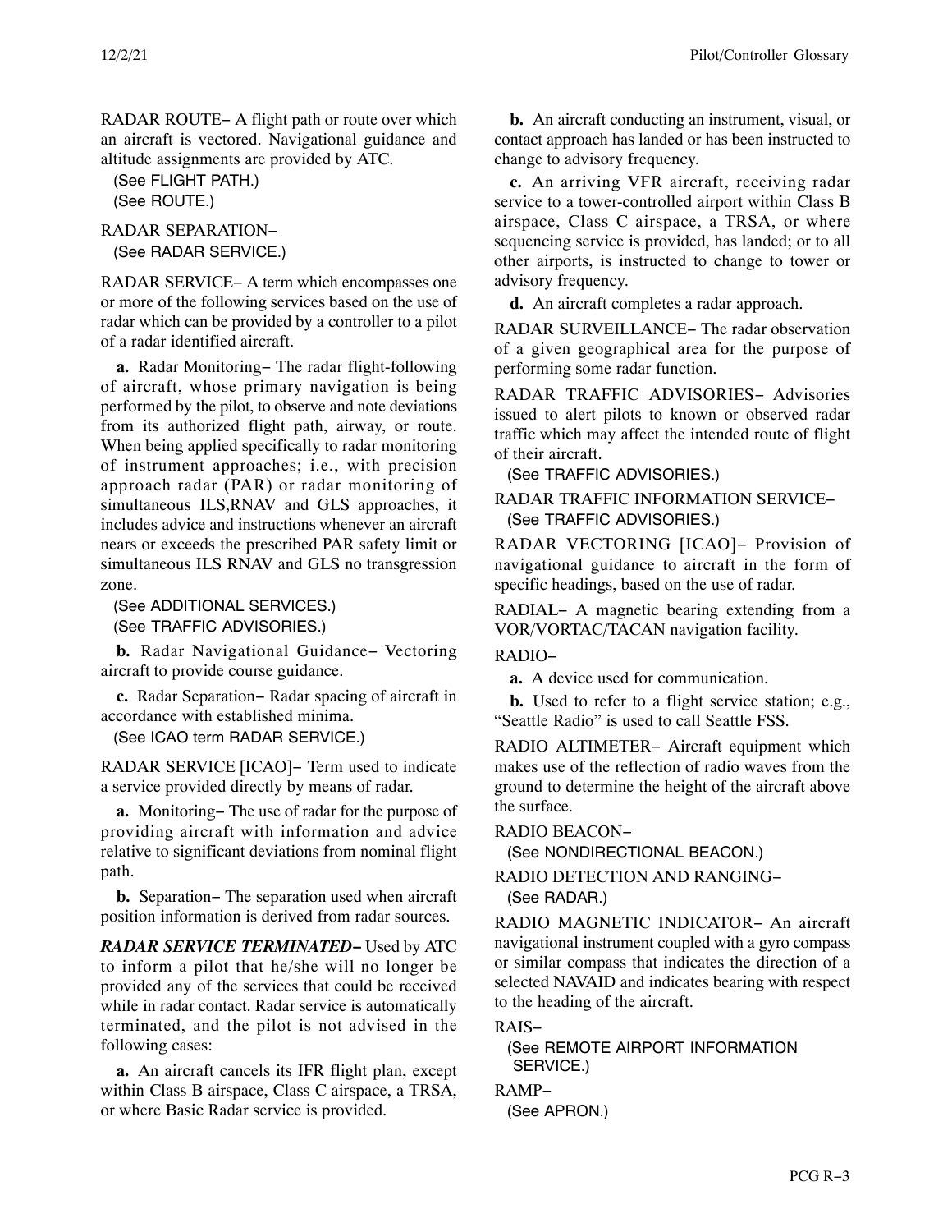RADAR ROUTE− A flight path or route over which an aircraft is vectored. Navigational guidance and altitude assignments are provided by ATC.

(See FLIGHT PATH.)
(See ROUTE.)

RADAR SEPARATION−
(See RADAR SERVICE.)

RADAR SERVICE− A term which encompasses one or more of the following services based on the use of radar which can be provided by a controller to a pilot of a radar identified aircraft.

**a.** Radar Monitoring− The radar flight-following of aircraft, whose primary navigation is being performed by the pilot, to observe and note deviations from its authorized flight path, airway, or route. When being applied specifically to radar monitoring of instrument approaches; i.e., with precision approach radar (PAR) or radar monitoring of simultaneous ILS,RNAV and GLS approaches, it includes advice and instructions whenever an aircraft nears or exceeds the prescribed PAR safety limit or simultaneous ILS RNAV and GLS no transgression zone.

(See ADDITIONAL SERVICES.)
(See TRAFFIC ADVISORIES.)

**b.** Radar Navigational Guidance− Vectoring aircraft to provide course guidance.

**c.** Radar Separation− Radar spacing of aircraft in accordance with established minima.

(See ICAO term RADAR SERVICE.)

RADAR SERVICE [ICAO]− Term used to indicate a service provided directly by means of radar.

**a.** Monitoring− The use of radar for the purpose of providing aircraft with information and advice relative to significant deviations from nominal flight path.

**b.** Separation− The separation used when aircraft position information is derived from radar sources.

***RADAR SERVICE TERMINATED−*** Used by ATC to inform a pilot that he/she will no longer be provided any of the services that could be received while in radar contact. Radar service is automatically terminated, and the pilot is not advised in the following cases:

**a.** An aircraft cancels its IFR flight plan, except within Class B airspace, Class C airspace, a TRSA, or where Basic Radar service is provided.

**b.** An aircraft conducting an instrument, visual, or contact approach has landed or has been instructed to change to advisory frequency.

**c.** An arriving VFR aircraft, receiving radar service to a tower-controlled airport within Class B airspace, Class C airspace, a TRSA, or where sequencing service is provided, has landed; or to all other airports, is instructed to change to tower or advisory frequency.

**d.** An aircraft completes a radar approach.

RADAR SURVEILLANCE− The radar observation of a given geographical area for the purpose of performing some radar function.

RADAR TRAFFIC ADVISORIES− Advisories issued to alert pilots to known or observed radar traffic which may affect the intended route of flight of their aircraft.

(See TRAFFIC ADVISORIES.)

RADAR TRAFFIC INFORMATION SERVICE−
(See TRAFFIC ADVISORIES.)

RADAR VECTORING [ICAO]− Provision of navigational guidance to aircraft in the form of specific headings, based on the use of radar.

RADIAL− A magnetic bearing extending from a VOR/VORTAC/TACAN navigation facility.

RADIO−

**a.** A device used for communication.

**b.** Used to refer to a flight service station; e.g., "Seattle Radio" is used to call Seattle FSS.

RADIO ALTIMETER− Aircraft equipment which makes use of the reflection of radio waves from the ground to determine the height of the aircraft above the surface.

RADIO BEACON−
(See NONDIRECTIONAL BEACON.)

RADIO DETECTION AND RANGING−
(See RADAR.)

RADIO MAGNETIC INDICATOR− An aircraft navigational instrument coupled with a gyro compass or similar compass that indicates the direction of a selected NAVAID and indicates bearing with respect to the heading of the aircraft.

RAIS−
(See REMOTE AIRPORT INFORMATION SERVICE.)

RAMP−
(See APRON.)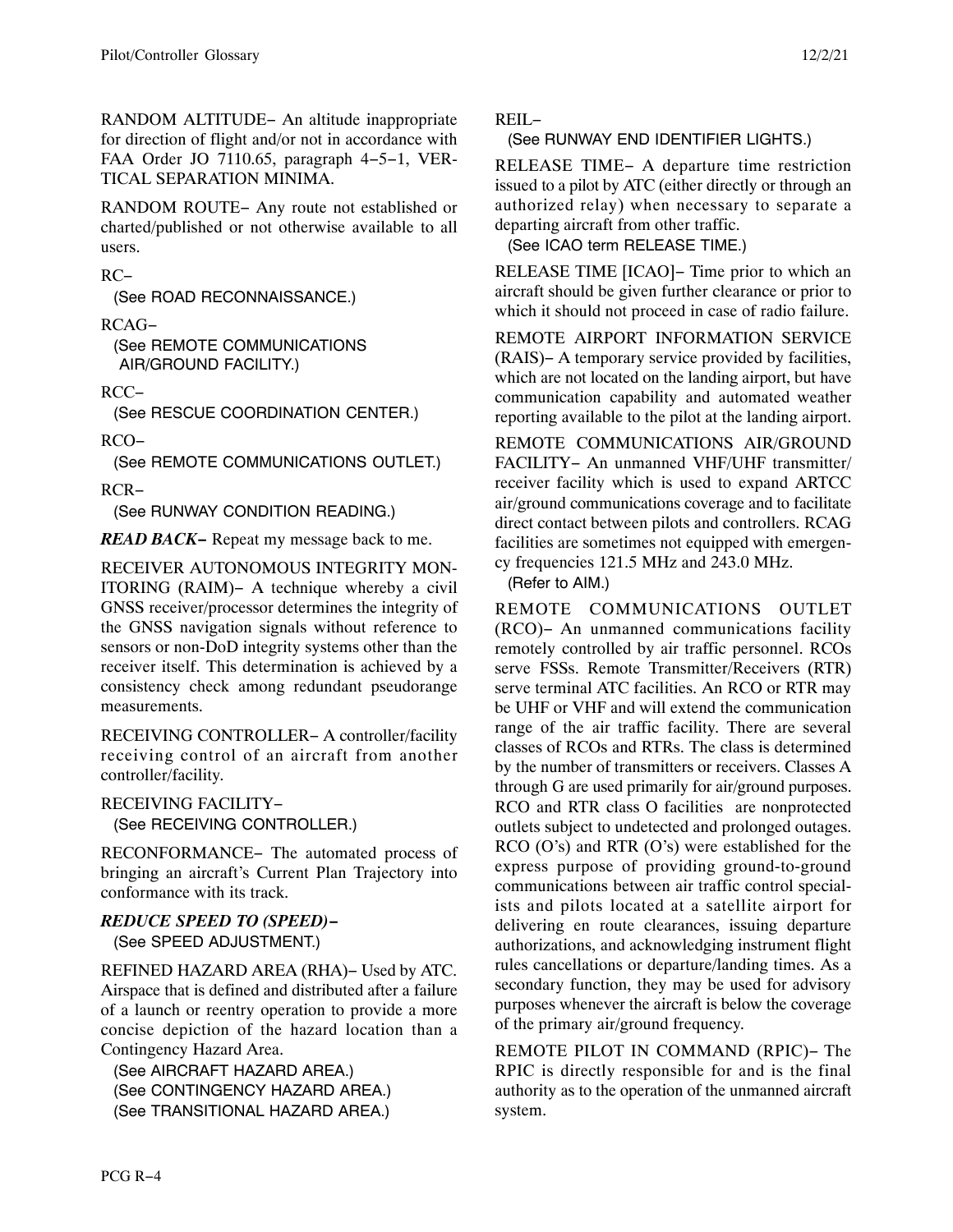RANDOM ALTITUDE− An altitude inappropriate for direction of flight and/or not in accordance with FAA Order JO 7110.65, paragraph 4−5−1, VERTICAL SEPARATION MINIMA.

RANDOM ROUTE− Any route not established or charted/published or not otherwise available to all users.

RC−
(See ROAD RECONNAISSANCE.)

RCAG−
(See REMOTE COMMUNICATIONS AIR/GROUND FACILITY.)

RCC−
(See RESCUE COORDINATION CENTER.)

RCO−
(See REMOTE COMMUNICATIONS OUTLET.)

RCR−
(See RUNWAY CONDITION READING.)

***READ BACK−*** Repeat my message back to me.

RECEIVER AUTONOMOUS INTEGRITY MONITORING (RAIM)− A technique whereby a civil GNSS receiver/processor determines the integrity of the GNSS navigation signals without reference to sensors or non-DoD integrity systems other than the receiver itself. This determination is achieved by a consistency check among redundant pseudorange measurements.

RECEIVING CONTROLLER− A controller/facility receiving control of an aircraft from another controller/facility.

RECEIVING FACILITY−
(See RECEIVING CONTROLLER.)

RECONFORMANCE− The automated process of bringing an aircraft's Current Plan Trajectory into conformance with its track.

***REDUCE SPEED TO (SPEED)−***
(See SPEED ADJUSTMENT.)

REFINED HAZARD AREA (RHA)− Used by ATC. Airspace that is defined and distributed after a failure of a launch or reentry operation to provide a more concise depiction of the hazard location than a Contingency Hazard Area.
(See AIRCRAFT HAZARD AREA.)
(See CONTINGENCY HAZARD AREA.)
(See TRANSITIONAL HAZARD AREA.)

REIL−
(See RUNWAY END IDENTIFIER LIGHTS.)

RELEASE TIME− A departure time restriction issued to a pilot by ATC (either directly or through an authorized relay) when necessary to separate a departing aircraft from other traffic.
(See ICAO term RELEASE TIME.)

RELEASE TIME [ICAO]− Time prior to which an aircraft should be given further clearance or prior to which it should not proceed in case of radio failure.

REMOTE AIRPORT INFORMATION SERVICE (RAIS)− A temporary service provided by facilities, which are not located on the landing airport, but have communication capability and automated weather reporting available to the pilot at the landing airport.

REMOTE COMMUNICATIONS AIR/GROUND FACILITY− An unmanned VHF/UHF transmitter/receiver facility which is used to expand ARTCC air/ground communications coverage and to facilitate direct contact between pilots and controllers. RCAG facilities are sometimes not equipped with emergency frequencies 121.5 MHz and 243.0 MHz.
(Refer to AIM.)

REMOTE COMMUNICATIONS OUTLET (RCO)− An unmanned communications facility remotely controlled by air traffic personnel. RCOs serve FSSs. Remote Transmitter/Receivers (RTR) serve terminal ATC facilities. An RCO or RTR may be UHF or VHF and will extend the communication range of the air traffic facility. There are several classes of RCOs and RTRs. The class is determined by the number of transmitters or receivers. Classes A through G are used primarily for air/ground purposes. RCO and RTR class O facilities are nonprotected outlets subject to undetected and prolonged outages. RCO (O's) and RTR (O's) were established for the express purpose of providing ground-to-ground communications between air traffic control specialists and pilots located at a satellite airport for delivering en route clearances, issuing departure authorizations, and acknowledging instrument flight rules cancellations or departure/landing times. As a secondary function, they may be used for advisory purposes whenever the aircraft is below the coverage of the primary air/ground frequency.

REMOTE PILOT IN COMMAND (RPIC)− The RPIC is directly responsible for and is the final authority as to the operation of the unmanned aircraft system.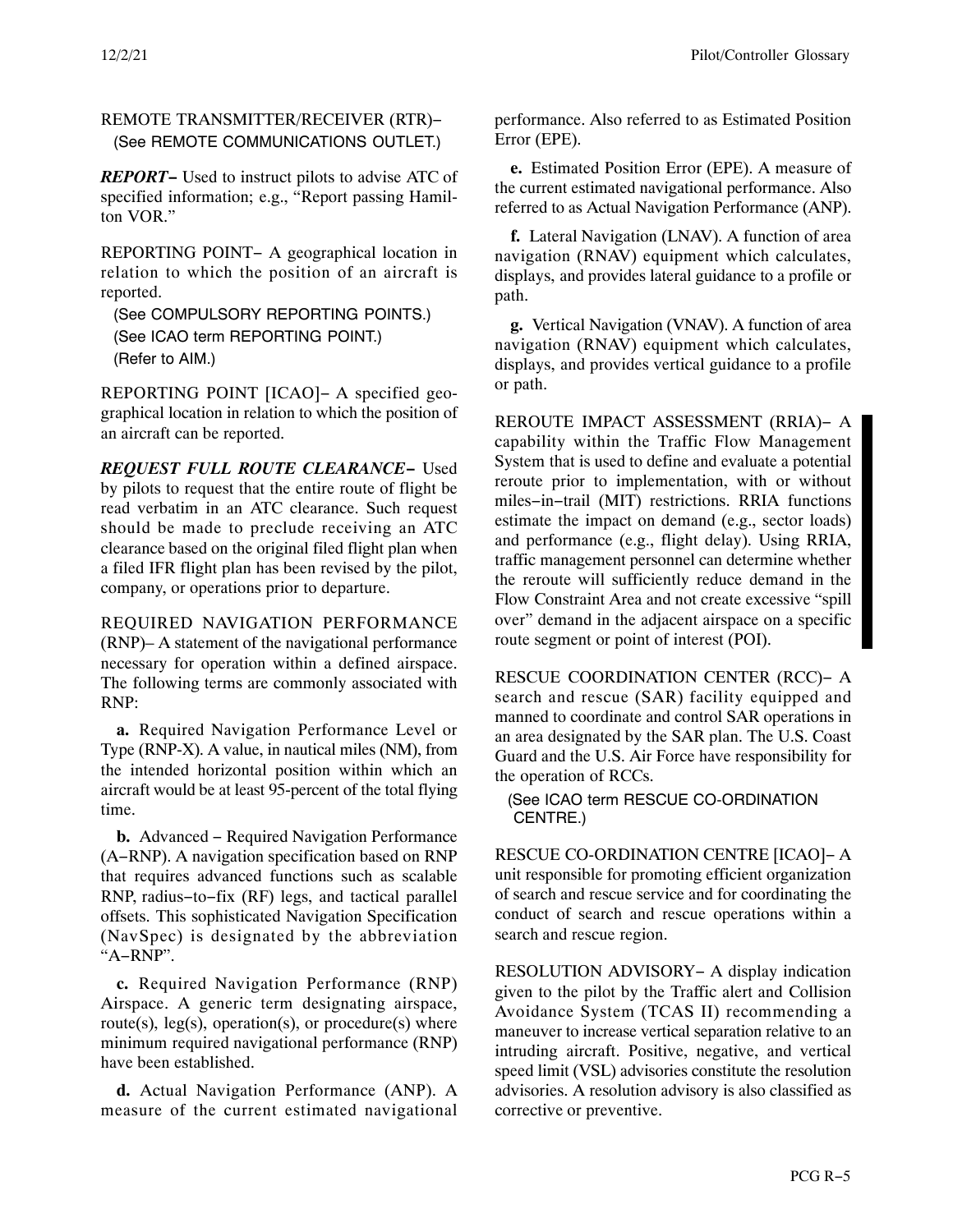REMOTE TRANSMITTER/RECEIVER (RTR)−
(See REMOTE COMMUNICATIONS OUTLET.)

***REPORT***− Used to instruct pilots to advise ATC of specified information; e.g., "Report passing Hamilton VOR."

REPORTING POINT− A geographical location in relation to which the position of an aircraft is reported.

(See COMPULSORY REPORTING POINTS.)
(See ICAO term REPORTING POINT.)
(Refer to AIM.)

REPORTING POINT [ICAO]− A specified geographical location in relation to which the position of an aircraft can be reported.

***REQUEST FULL ROUTE CLEARANCE***− Used by pilots to request that the entire route of flight be read verbatim in an ATC clearance. Such request should be made to preclude receiving an ATC clearance based on the original filed flight plan when a filed IFR flight plan has been revised by the pilot, company, or operations prior to departure.

REQUIRED NAVIGATION PERFORMANCE (RNP)– A statement of the navigational performance necessary for operation within a defined airspace. The following terms are commonly associated with RNP:

**a.** Required Navigation Performance Level or Type (RNP-X). A value, in nautical miles (NM), from the intended horizontal position within which an aircraft would be at least 95-percent of the total flying time.

**b.** Advanced − Required Navigation Performance (A−RNP). A navigation specification based on RNP that requires advanced functions such as scalable RNP, radius−to−fix (RF) legs, and tactical parallel offsets. This sophisticated Navigation Specification (NavSpec) is designated by the abbreviation "A−RNP".

**c.** Required Navigation Performance (RNP) Airspace. A generic term designating airspace, route(s), leg(s), operation(s), or procedure(s) where minimum required navigational performance (RNP) have been established.

**d.** Actual Navigation Performance (ANP). A measure of the current estimated navigational performance. Also referred to as Estimated Position Error (EPE).

**e.** Estimated Position Error (EPE). A measure of the current estimated navigational performance. Also referred to as Actual Navigation Performance (ANP).

**f.** Lateral Navigation (LNAV). A function of area navigation (RNAV) equipment which calculates, displays, and provides lateral guidance to a profile or path.

**g.** Vertical Navigation (VNAV). A function of area navigation (RNAV) equipment which calculates, displays, and provides vertical guidance to a profile or path.

REROUTE IMPACT ASSESSMENT (RRIA)− A capability within the Traffic Flow Management System that is used to define and evaluate a potential reroute prior to implementation, with or without miles−in−trail (MIT) restrictions. RRIA functions estimate the impact on demand (e.g., sector loads) and performance (e.g., flight delay). Using RRIA, traffic management personnel can determine whether the reroute will sufficiently reduce demand in the Flow Constraint Area and not create excessive "spill over" demand in the adjacent airspace on a specific route segment or point of interest (POI).

RESCUE COORDINATION CENTER (RCC)− A search and rescue (SAR) facility equipped and manned to coordinate and control SAR operations in an area designated by the SAR plan. The U.S. Coast Guard and the U.S. Air Force have responsibility for the operation of RCCs.

(See ICAO term RESCUE CO-ORDINATION CENTRE.)

RESCUE CO-ORDINATION CENTRE [ICAO]− A unit responsible for promoting efficient organization of search and rescue service and for coordinating the conduct of search and rescue operations within a search and rescue region.

RESOLUTION ADVISORY− A display indication given to the pilot by the Traffic alert and Collision Avoidance System (TCAS II) recommending a maneuver to increase vertical separation relative to an intruding aircraft. Positive, negative, and vertical speed limit (VSL) advisories constitute the resolution advisories. A resolution advisory is also classified as corrective or preventive.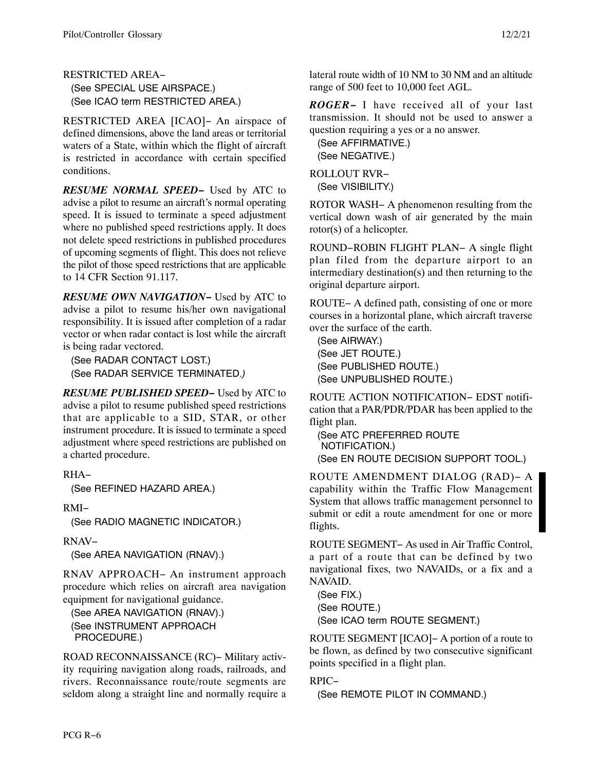RESTRICTED AREA−
(See SPECIAL USE AIRSPACE.)
(See ICAO term RESTRICTED AREA.)

RESTRICTED AREA [ICAO]− An airspace of defined dimensions, above the land areas or territorial waters of a State, within which the flight of aircraft is restricted in accordance with certain specified conditions.

***RESUME NORMAL SPEED−*** Used by ATC to advise a pilot to resume an aircraft's normal operating speed. It is issued to terminate a speed adjustment where no published speed restrictions apply. It does not delete speed restrictions in published procedures of upcoming segments of flight. This does not relieve the pilot of those speed restrictions that are applicable to 14 CFR Section 91.117.

***RESUME OWN NAVIGATION−*** Used by ATC to advise a pilot to resume his/her own navigational responsibility. It is issued after completion of a radar vector or when radar contact is lost while the aircraft is being radar vectored.
(See RADAR CONTACT LOST.)
(See RADAR SERVICE TERMINATED.)

***RESUME PUBLISHED SPEED−*** Used by ATC to advise a pilot to resume published speed restrictions that are applicable to a SID, STAR, or other instrument procedure. It is issued to terminate a speed adjustment where speed restrictions are published on a charted procedure.

RHA−
(See REFINED HAZARD AREA.)

RMI−
(See RADIO MAGNETIC INDICATOR.)

RNAV−
(See AREA NAVIGATION (RNAV).)

RNAV APPROACH− An instrument approach procedure which relies on aircraft area navigation equipment for navigational guidance.
(See AREA NAVIGATION (RNAV).)
(See INSTRUMENT APPROACH PROCEDURE.)

ROAD RECONNAISSANCE (RC)− Military activity requiring navigation along roads, railroads, and rivers. Reconnaissance route/route segments are seldom along a straight line and normally require a lateral route width of 10 NM to 30 NM and an altitude range of 500 feet to 10,000 feet AGL.

***ROGER−*** I have received all of your last transmission. It should not be used to answer a question requiring a yes or a no answer.
(See AFFIRMATIVE.)
(See NEGATIVE.)

ROLLOUT RVR−
(See VISIBILITY.)

ROTOR WASH− A phenomenon resulting from the vertical down wash of air generated by the main rotor(s) of a helicopter.

ROUND−ROBIN FLIGHT PLAN− A single flight plan filed from the departure airport to an intermediary destination(s) and then returning to the original departure airport.

ROUTE− A defined path, consisting of one or more courses in a horizontal plane, which aircraft traverse over the surface of the earth.
(See AIRWAY.)
(See JET ROUTE.)
(See PUBLISHED ROUTE.)
(See UNPUBLISHED ROUTE.)

ROUTE ACTION NOTIFICATION− EDST notification that a PAR/PDR/PDAR has been applied to the flight plan.
(See ATC PREFERRED ROUTE NOTIFICATION.)
(See EN ROUTE DECISION SUPPORT TOOL.)

ROUTE AMENDMENT DIALOG (RAD)− A capability within the Traffic Flow Management System that allows traffic management personnel to submit or edit a route amendment for one or more flights.

ROUTE SEGMENT− As used in Air Traffic Control, a part of a route that can be defined by two navigational fixes, two NAVAIDs, or a fix and a NAVAID.
(See FIX.)
(See ROUTE.)
(See ICAO term ROUTE SEGMENT.)

ROUTE SEGMENT [ICAO]− A portion of a route to be flown, as defined by two consecutive significant points specified in a flight plan.

RPIC−
(See REMOTE PILOT IN COMMAND.)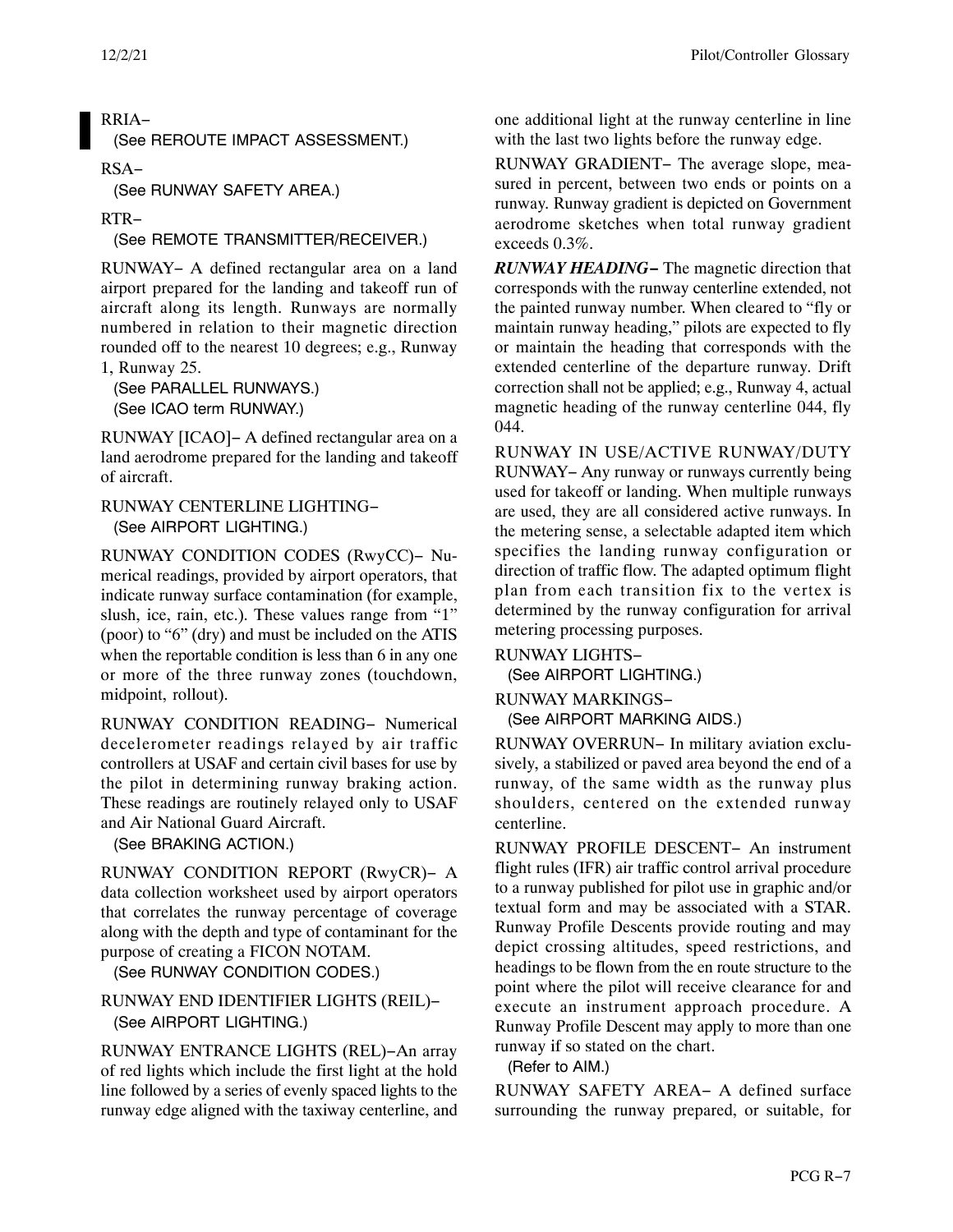RRIA−
(See REROUTE IMPACT ASSESSMENT.)

RSA−
(See RUNWAY SAFETY AREA.)

RTR−
(See REMOTE TRANSMITTER/RECEIVER.)

RUNWAY− A defined rectangular area on a land airport prepared for the landing and takeoff run of aircraft along its length. Runways are normally numbered in relation to their magnetic direction rounded off to the nearest 10 degrees; e.g., Runway 1, Runway 25.
(See PARALLEL RUNWAYS.)
(See ICAO term RUNWAY.)

RUNWAY [ICAO]− A defined rectangular area on a land aerodrome prepared for the landing and takeoff of aircraft.

RUNWAY CENTERLINE LIGHTING−
(See AIRPORT LIGHTING.)

RUNWAY CONDITION CODES (RwyCC)− Numerical readings, provided by airport operators, that indicate runway surface contamination (for example, slush, ice, rain, etc.). These values range from "1" (poor) to "6" (dry) and must be included on the ATIS when the reportable condition is less than 6 in any one or more of the three runway zones (touchdown, midpoint, rollout).

RUNWAY CONDITION READING− Numerical decelerometer readings relayed by air traffic controllers at USAF and certain civil bases for use by the pilot in determining runway braking action. These readings are routinely relayed only to USAF and Air National Guard Aircraft.
(See BRAKING ACTION.)

RUNWAY CONDITION REPORT (RwyCR)− A data collection worksheet used by airport operators that correlates the runway percentage of coverage along with the depth and type of contaminant for the purpose of creating a FICON NOTAM.
(See RUNWAY CONDITION CODES.)

RUNWAY END IDENTIFIER LIGHTS (REIL)−
(See AIRPORT LIGHTING.)

RUNWAY ENTRANCE LIGHTS (REL)−An array of red lights which include the first light at the hold line followed by a series of evenly spaced lights to the runway edge aligned with the taxiway centerline, and one additional light at the runway centerline in line with the last two lights before the runway edge.

RUNWAY GRADIENT− The average slope, measured in percent, between two ends or points on a runway. Runway gradient is depicted on Government aerodrome sketches when total runway gradient exceeds 0.3%.

***RUNWAY HEADING−*** The magnetic direction that corresponds with the runway centerline extended, not the painted runway number. When cleared to "fly or maintain runway heading," pilots are expected to fly or maintain the heading that corresponds with the extended centerline of the departure runway. Drift correction shall not be applied; e.g., Runway 4, actual magnetic heading of the runway centerline 044, fly 044.

RUNWAY IN USE/ACTIVE RUNWAY/DUTY RUNWAY− Any runway or runways currently being used for takeoff or landing. When multiple runways are used, they are all considered active runways. In the metering sense, a selectable adapted item which specifies the landing runway configuration or direction of traffic flow. The adapted optimum flight plan from each transition fix to the vertex is determined by the runway configuration for arrival metering processing purposes.

RUNWAY LIGHTS−
(See AIRPORT LIGHTING.)

RUNWAY MARKINGS−
(See AIRPORT MARKING AIDS.)

RUNWAY OVERRUN− In military aviation exclusively, a stabilized or paved area beyond the end of a runway, of the same width as the runway plus shoulders, centered on the extended runway centerline.

RUNWAY PROFILE DESCENT− An instrument flight rules (IFR) air traffic control arrival procedure to a runway published for pilot use in graphic and/or textual form and may be associated with a STAR. Runway Profile Descents provide routing and may depict crossing altitudes, speed restrictions, and headings to be flown from the en route structure to the point where the pilot will receive clearance for and execute an instrument approach procedure. A Runway Profile Descent may apply to more than one runway if so stated on the chart.
(Refer to AIM.)

RUNWAY SAFETY AREA− A defined surface surrounding the runway prepared, or suitable, for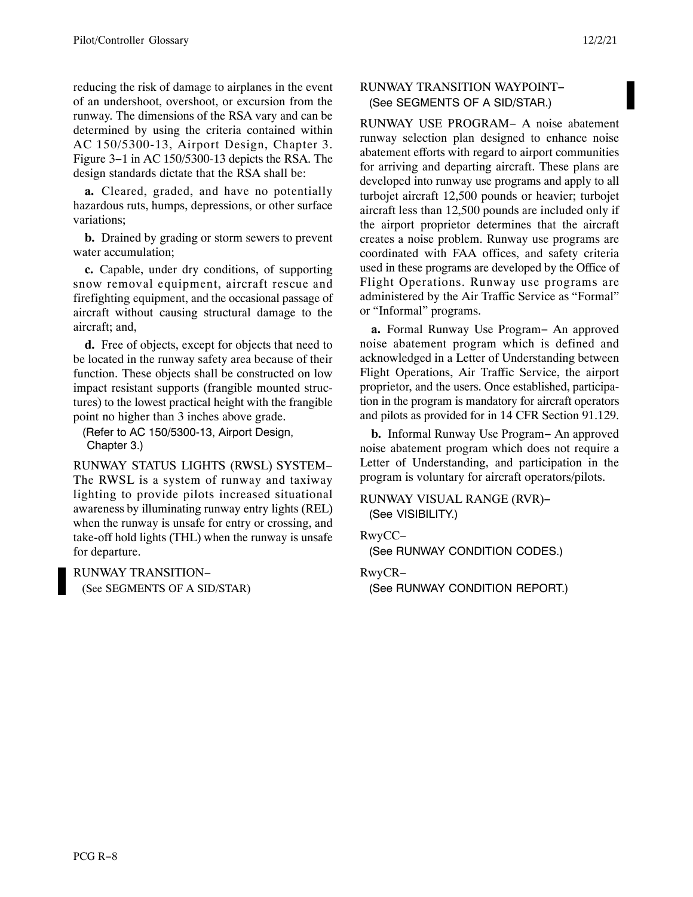reducing the risk of damage to airplanes in the event of an undershoot, overshoot, or excursion from the runway. The dimensions of the RSA vary and can be determined by using the criteria contained within AC 150/5300-13, Airport Design, Chapter 3. Figure 3−1 in AC 150/5300-13 depicts the RSA. The design standards dictate that the RSA shall be:

**a.** Cleared, graded, and have no potentially hazardous ruts, humps, depressions, or other surface variations;

**b.** Drained by grading or storm sewers to prevent water accumulation;

**c.** Capable, under dry conditions, of supporting snow removal equipment, aircraft rescue and firefighting equipment, and the occasional passage of aircraft without causing structural damage to the aircraft; and,

**d.** Free of objects, except for objects that need to be located in the runway safety area because of their function. These objects shall be constructed on low impact resistant supports (frangible mounted structures) to the lowest practical height with the frangible point no higher than 3 inches above grade.

(Refer to AC 150/5300-13, Airport Design, Chapter 3.)

RUNWAY STATUS LIGHTS (RWSL) SYSTEM− The RWSL is a system of runway and taxiway lighting to provide pilots increased situational awareness by illuminating runway entry lights (REL) when the runway is unsafe for entry or crossing, and take-off hold lights (THL) when the runway is unsafe for departure.

RUNWAY TRANSITION−
(See SEGMENTS OF A SID/STAR)

RUNWAY TRANSITION WAYPOINT−
(See SEGMENTS OF A SID/STAR.)

RUNWAY USE PROGRAM− A noise abatement runway selection plan designed to enhance noise abatement efforts with regard to airport communities for arriving and departing aircraft. These plans are developed into runway use programs and apply to all turbojet aircraft 12,500 pounds or heavier; turbojet aircraft less than 12,500 pounds are included only if the airport proprietor determines that the aircraft creates a noise problem. Runway use programs are coordinated with FAA offices, and safety criteria used in these programs are developed by the Office of Flight Operations. Runway use programs are administered by the Air Traffic Service as "Formal" or "Informal" programs.

**a.** Formal Runway Use Program− An approved noise abatement program which is defined and acknowledged in a Letter of Understanding between Flight Operations, Air Traffic Service, the airport proprietor, and the users. Once established, participation in the program is mandatory for aircraft operators and pilots as provided for in 14 CFR Section 91.129.

**b.** Informal Runway Use Program− An approved noise abatement program which does not require a Letter of Understanding, and participation in the program is voluntary for aircraft operators/pilots.

RUNWAY VISUAL RANGE (RVR)−
(See VISIBILITY.)

RwyCC−
(See RUNWAY CONDITION CODES.)

RwyCR−
(See RUNWAY CONDITION REPORT.)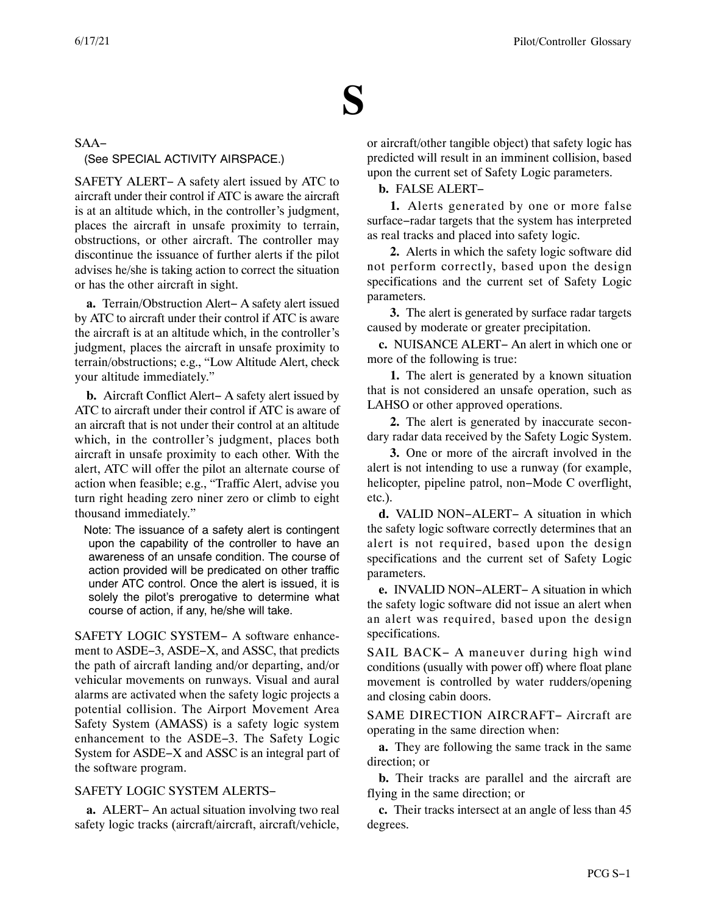# S

SAA−

(See SPECIAL ACTIVITY AIRSPACE.)

SAFETY ALERT− A safety alert issued by ATC to aircraft under their control if ATC is aware the aircraft is at an altitude which, in the controller's judgment, places the aircraft in unsafe proximity to terrain, obstructions, or other aircraft. The controller may discontinue the issuance of further alerts if the pilot advises he/she is taking action to correct the situation or has the other aircraft in sight.

**a.** Terrain/Obstruction Alert− A safety alert issued by ATC to aircraft under their control if ATC is aware the aircraft is at an altitude which, in the controller's judgment, places the aircraft in unsafe proximity to terrain/obstructions; e.g., "Low Altitude Alert, check your altitude immediately."

**b.** Aircraft Conflict Alert− A safety alert issued by ATC to aircraft under their control if ATC is aware of an aircraft that is not under their control at an altitude which, in the controller's judgment, places both aircraft in unsafe proximity to each other. With the alert, ATC will offer the pilot an alternate course of action when feasible; e.g., "Traffic Alert, advise you turn right heading zero niner zero or climb to eight thousand immediately."

Note: The issuance of a safety alert is contingent upon the capability of the controller to have an awareness of an unsafe condition. The course of action provided will be predicated on other traffic under ATC control. Once the alert is issued, it is solely the pilot's prerogative to determine what course of action, if any, he/she will take.

SAFETY LOGIC SYSTEM− A software enhancement to ASDE−3, ASDE−X, and ASSC, that predicts the path of aircraft landing and/or departing, and/or vehicular movements on runways. Visual and aural alarms are activated when the safety logic projects a potential collision. The Airport Movement Area Safety System (AMASS) is a safety logic system enhancement to the ASDE−3. The Safety Logic System for ASDE−X and ASSC is an integral part of the software program.

SAFETY LOGIC SYSTEM ALERTS−

**a.** ALERT− An actual situation involving two real safety logic tracks (aircraft/aircraft, aircraft/vehicle, or aircraft/other tangible object) that safety logic has predicted will result in an imminent collision, based upon the current set of Safety Logic parameters.

**b.** FALSE ALERT−

**1.** Alerts generated by one or more false surface−radar targets that the system has interpreted as real tracks and placed into safety logic.

**2.** Alerts in which the safety logic software did not perform correctly, based upon the design specifications and the current set of Safety Logic parameters.

**3.** The alert is generated by surface radar targets caused by moderate or greater precipitation.

**c.** NUISANCE ALERT− An alert in which one or more of the following is true:

**1.** The alert is generated by a known situation that is not considered an unsafe operation, such as LAHSO or other approved operations.

**2.** The alert is generated by inaccurate secondary radar data received by the Safety Logic System.

**3.** One or more of the aircraft involved in the alert is not intending to use a runway (for example, helicopter, pipeline patrol, non−Mode C overflight, etc.).

**d.** VALID NON−ALERT− A situation in which the safety logic software correctly determines that an alert is not required, based upon the design specifications and the current set of Safety Logic parameters.

**e.** INVALID NON−ALERT− A situation in which the safety logic software did not issue an alert when an alert was required, based upon the design specifications.

SAIL BACK− A maneuver during high wind conditions (usually with power off) where float plane movement is controlled by water rudders/opening and closing cabin doors.

SAME DIRECTION AIRCRAFT− Aircraft are operating in the same direction when:

**a.** They are following the same track in the same direction; or

**b.** Their tracks are parallel and the aircraft are flying in the same direction; or

**c.** Their tracks intersect at an angle of less than 45 degrees.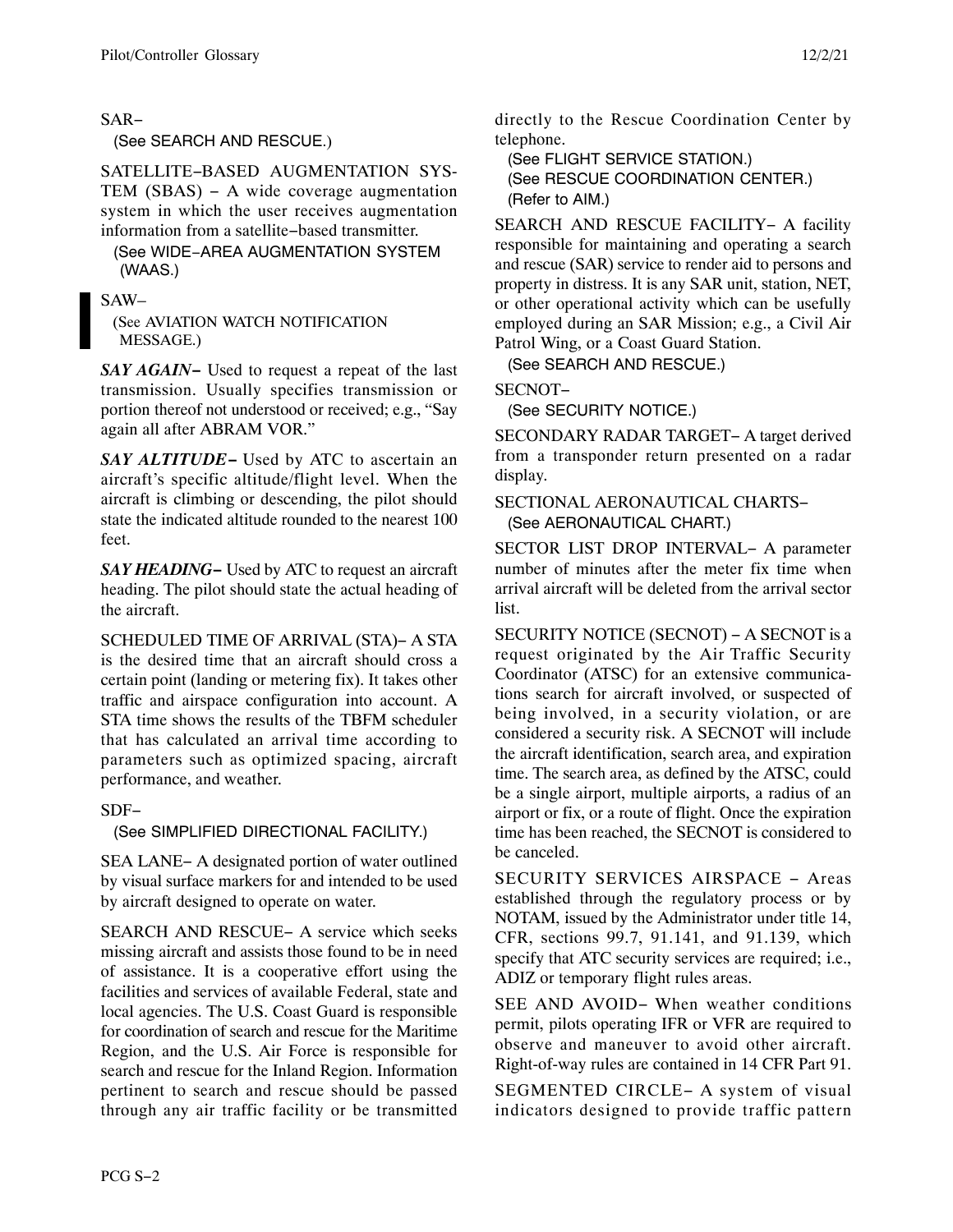SAR−
(See SEARCH AND RESCUE.)

SATELLITE−BASED AUGMENTATION SYSTEM (SBAS) − A wide coverage augmentation system in which the user receives augmentation information from a satellite−based transmitter.
(See WIDE−AREA AUGMENTATION SYSTEM (WAAS.)

SAW–
(See AVIATION WATCH NOTIFICATION MESSAGE.)

***SAY AGAIN−*** Used to request a repeat of the last transmission. Usually specifies transmission or portion thereof not understood or received; e.g., "Say again all after ABRAM VOR."

***SAY ALTITUDE−*** Used by ATC to ascertain an aircraft's specific altitude/flight level. When the aircraft is climbing or descending, the pilot should state the indicated altitude rounded to the nearest 100 feet.

***SAY HEADING−*** Used by ATC to request an aircraft heading. The pilot should state the actual heading of the aircraft.

SCHEDULED TIME OF ARRIVAL (STA)− A STA is the desired time that an aircraft should cross a certain point (landing or metering fix). It takes other traffic and airspace configuration into account. A STA time shows the results of the TBFM scheduler that has calculated an arrival time according to parameters such as optimized spacing, aircraft performance, and weather.

SDF−
(See SIMPLIFIED DIRECTIONAL FACILITY.)

SEA LANE− A designated portion of water outlined by visual surface markers for and intended to be used by aircraft designed to operate on water.

SEARCH AND RESCUE− A service which seeks missing aircraft and assists those found to be in need of assistance. It is a cooperative effort using the facilities and services of available Federal, state and local agencies. The U.S. Coast Guard is responsible for coordination of search and rescue for the Maritime Region, and the U.S. Air Force is responsible for search and rescue for the Inland Region. Information pertinent to search and rescue should be passed through any air traffic facility or be transmitted directly to the Rescue Coordination Center by telephone.
(See FLIGHT SERVICE STATION.)
(See RESCUE COORDINATION CENTER.)
(Refer to AIM.)

SEARCH AND RESCUE FACILITY− A facility responsible for maintaining and operating a search and rescue (SAR) service to render aid to persons and property in distress. It is any SAR unit, station, NET, or other operational activity which can be usefully employed during an SAR Mission; e.g., a Civil Air Patrol Wing, or a Coast Guard Station.
(See SEARCH AND RESCUE.)

SECNOT−
(See SECURITY NOTICE.)

SECONDARY RADAR TARGET− A target derived from a transponder return presented on a radar display.

SECTIONAL AERONAUTICAL CHARTS−
(See AERONAUTICAL CHART.)

SECTOR LIST DROP INTERVAL− A parameter number of minutes after the meter fix time when arrival aircraft will be deleted from the arrival sector list.

SECURITY NOTICE (SECNOT) − A SECNOT is a request originated by the Air Traffic Security Coordinator (ATSC) for an extensive communications search for aircraft involved, or suspected of being involved, in a security violation, or are considered a security risk. A SECNOT will include the aircraft identification, search area, and expiration time. The search area, as defined by the ATSC, could be a single airport, multiple airports, a radius of an airport or fix, or a route of flight. Once the expiration time has been reached, the SECNOT is considered to be canceled.

SECURITY SERVICES AIRSPACE − Areas established through the regulatory process or by NOTAM, issued by the Administrator under title 14, CFR, sections 99.7, 91.141, and 91.139, which specify that ATC security services are required; i.e., ADIZ or temporary flight rules areas.

SEE AND AVOID− When weather conditions permit, pilots operating IFR or VFR are required to observe and maneuver to avoid other aircraft. Right-of-way rules are contained in 14 CFR Part 91.

SEGMENTED CIRCLE− A system of visual indicators designed to provide traffic pattern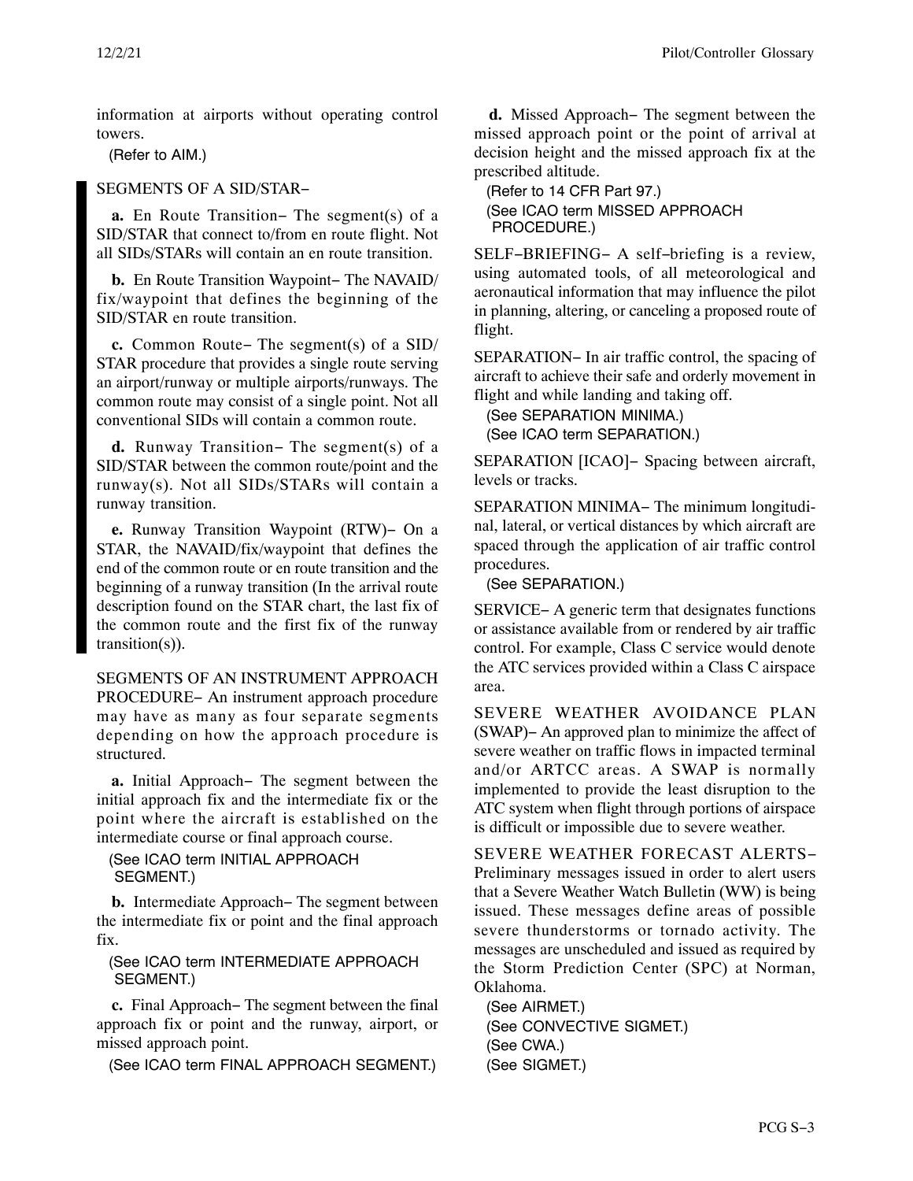information at airports without operating control towers.

(Refer to AIM.)

SEGMENTS OF A SID/STAR−

**a.** En Route Transition− The segment(s) of a SID/STAR that connect to/from en route flight. Not all SIDs/STARs will contain an en route transition.

**b.** En Route Transition Waypoint− The NAVAID/fix/waypoint that defines the beginning of the SID/STAR en route transition.

**c.** Common Route− The segment(s) of a SID/STAR procedure that provides a single route serving an airport/runway or multiple airports/runways. The common route may consist of a single point. Not all conventional SIDs will contain a common route.

**d.** Runway Transition− The segment(s) of a SID/STAR between the common route/point and the runway(s). Not all SIDs/STARs will contain a runway transition.

**e.** Runway Transition Waypoint (RTW)− On a STAR, the NAVAID/fix/waypoint that defines the end of the common route or en route transition and the beginning of a runway transition (In the arrival route description found on the STAR chart, the last fix of the common route and the first fix of the runway transition(s)).

SEGMENTS OF AN INSTRUMENT APPROACH PROCEDURE− An instrument approach procedure may have as many as four separate segments depending on how the approach procedure is structured.

**a.** Initial Approach− The segment between the initial approach fix and the intermediate fix or the point where the aircraft is established on the intermediate course or final approach course.

(See ICAO term INITIAL APPROACH SEGMENT.)

**b.** Intermediate Approach− The segment between the intermediate fix or point and the final approach fix.

(See ICAO term INTERMEDIATE APPROACH SEGMENT.)

**c.** Final Approach− The segment between the final approach fix or point and the runway, airport, or missed approach point.

(See ICAO term FINAL APPROACH SEGMENT.)

**d.** Missed Approach− The segment between the missed approach point or the point of arrival at decision height and the missed approach fix at the prescribed altitude.

(Refer to 14 CFR Part 97.)
(See ICAO term MISSED APPROACH PROCEDURE.)

SELF−BRIEFING− A self−briefing is a review, using automated tools, of all meteorological and aeronautical information that may influence the pilot in planning, altering, or canceling a proposed route of flight.

SEPARATION− In air traffic control, the spacing of aircraft to achieve their safe and orderly movement in flight and while landing and taking off.

(See SEPARATION MINIMA.)
(See ICAO term SEPARATION.)

SEPARATION [ICAO]− Spacing between aircraft, levels or tracks.

SEPARATION MINIMA− The minimum longitudinal, lateral, or vertical distances by which aircraft are spaced through the application of air traffic control procedures.

(See SEPARATION.)

SERVICE− A generic term that designates functions or assistance available from or rendered by air traffic control. For example, Class C service would denote the ATC services provided within a Class C airspace area.

SEVERE WEATHER AVOIDANCE PLAN (SWAP)− An approved plan to minimize the affect of severe weather on traffic flows in impacted terminal and/or ARTCC areas. A SWAP is normally implemented to provide the least disruption to the ATC system when flight through portions of airspace is difficult or impossible due to severe weather.

SEVERE WEATHER FORECAST ALERTS− Preliminary messages issued in order to alert users that a Severe Weather Watch Bulletin (WW) is being issued. These messages define areas of possible severe thunderstorms or tornado activity. The messages are unscheduled and issued as required by the Storm Prediction Center (SPC) at Norman, Oklahoma.

(See AIRMET.)
(See CONVECTIVE SIGMET.)
(See CWA.)
(See SIGMET.)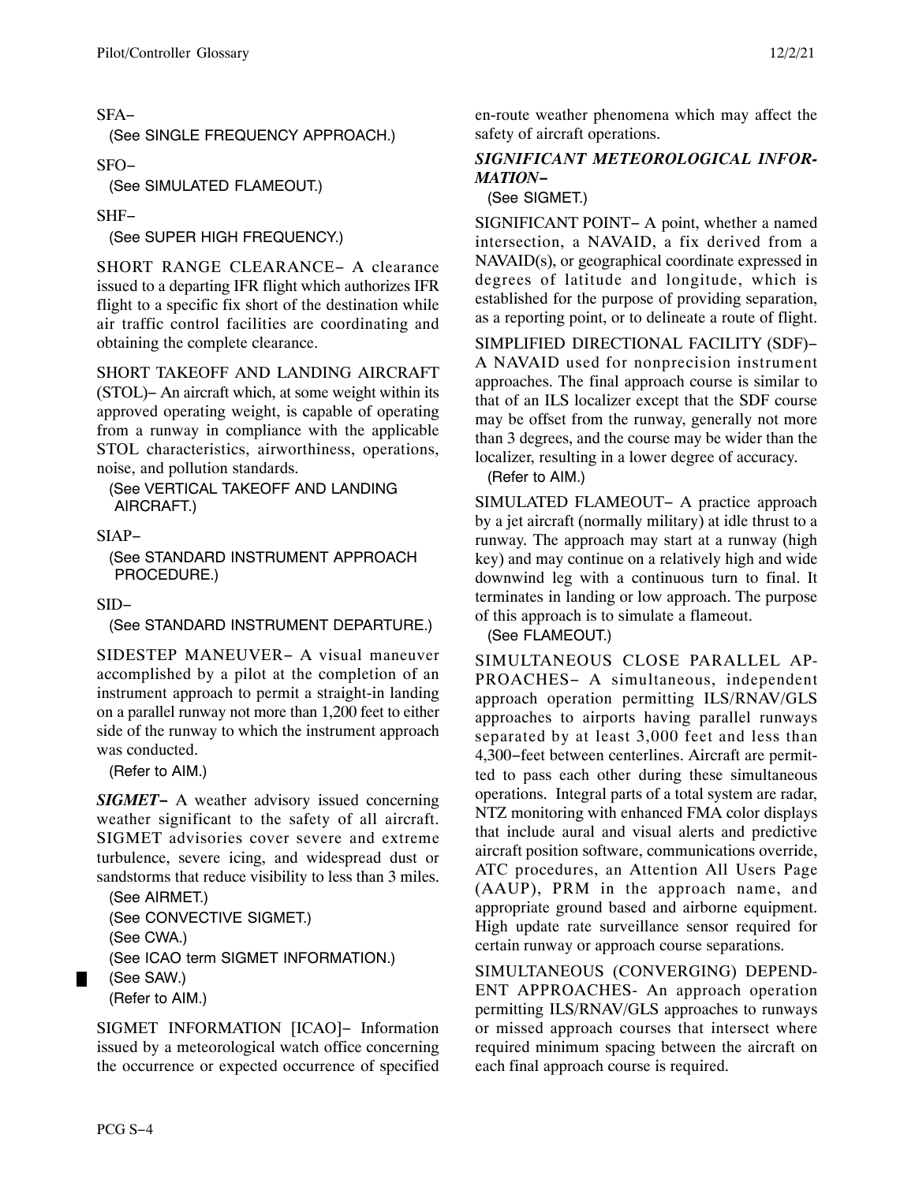SFA−

(See SINGLE FREQUENCY APPROACH.)

SFO−

(See SIMULATED FLAMEOUT.)

SHF−

(See SUPER HIGH FREQUENCY.)

SHORT RANGE CLEARANCE− A clearance issued to a departing IFR flight which authorizes IFR flight to a specific fix short of the destination while air traffic control facilities are coordinating and obtaining the complete clearance.

SHORT TAKEOFF AND LANDING AIRCRAFT (STOL)− An aircraft which, at some weight within its approved operating weight, is capable of operating from a runway in compliance with the applicable STOL characteristics, airworthiness, operations, noise, and pollution standards.

(See VERTICAL TAKEOFF AND LANDING AIRCRAFT.)

SIAP−

(See STANDARD INSTRUMENT APPROACH PROCEDURE.)

SID−

(See STANDARD INSTRUMENT DEPARTURE.)

SIDESTEP MANEUVER− A visual maneuver accomplished by a pilot at the completion of an instrument approach to permit a straight-in landing on a parallel runway not more than 1,200 feet to either side of the runway to which the instrument approach was conducted.

(Refer to AIM.)

***SIGMET−*** A weather advisory issued concerning weather significant to the safety of all aircraft. SIGMET advisories cover severe and extreme turbulence, severe icing, and widespread dust or sandstorms that reduce visibility to less than 3 miles.

(See AIRMET.)
(See CONVECTIVE SIGMET.)
(See CWA.)
(See ICAO term SIGMET INFORMATION.)
(See SAW.)
(Refer to AIM.)

SIGMET INFORMATION [ICAO]− Information issued by a meteorological watch office concerning the occurrence or expected occurrence of specified en-route weather phenomena which may affect the safety of aircraft operations.

***SIGNIFICANT METEOROLOGICAL INFORMATION−***

(See SIGMET.)

SIGNIFICANT POINT− A point, whether a named intersection, a NAVAID, a fix derived from a NAVAID(s), or geographical coordinate expressed in degrees of latitude and longitude, which is established for the purpose of providing separation, as a reporting point, or to delineate a route of flight.

SIMPLIFIED DIRECTIONAL FACILITY (SDF)− A NAVAID used for nonprecision instrument approaches. The final approach course is similar to that of an ILS localizer except that the SDF course may be offset from the runway, generally not more than 3 degrees, and the course may be wider than the localizer, resulting in a lower degree of accuracy.

(Refer to AIM.)

SIMULATED FLAMEOUT− A practice approach by a jet aircraft (normally military) at idle thrust to a runway. The approach may start at a runway (high key) and may continue on a relatively high and wide downwind leg with a continuous turn to final. It terminates in landing or low approach. The purpose of this approach is to simulate a flameout.

(See FLAMEOUT.)

SIMULTANEOUS CLOSE PARALLEL APPROACHES− A simultaneous, independent approach operation permitting ILS/RNAV/GLS approaches to airports having parallel runways separated by at least 3,000 feet and less than 4,300−feet between centerlines. Aircraft are permitted to pass each other during these simultaneous operations. Integral parts of a total system are radar, NTZ monitoring with enhanced FMA color displays that include aural and visual alerts and predictive aircraft position software, communications override, ATC procedures, an Attention All Users Page (AAUP), PRM in the approach name, and appropriate ground based and airborne equipment. High update rate surveillance sensor required for certain runway or approach course separations.

SIMULTANEOUS (CONVERGING) DEPENDENT APPROACHES- An approach operation permitting ILS/RNAV/GLS approaches to runways or missed approach courses that intersect where required minimum spacing between the aircraft on each final approach course is required.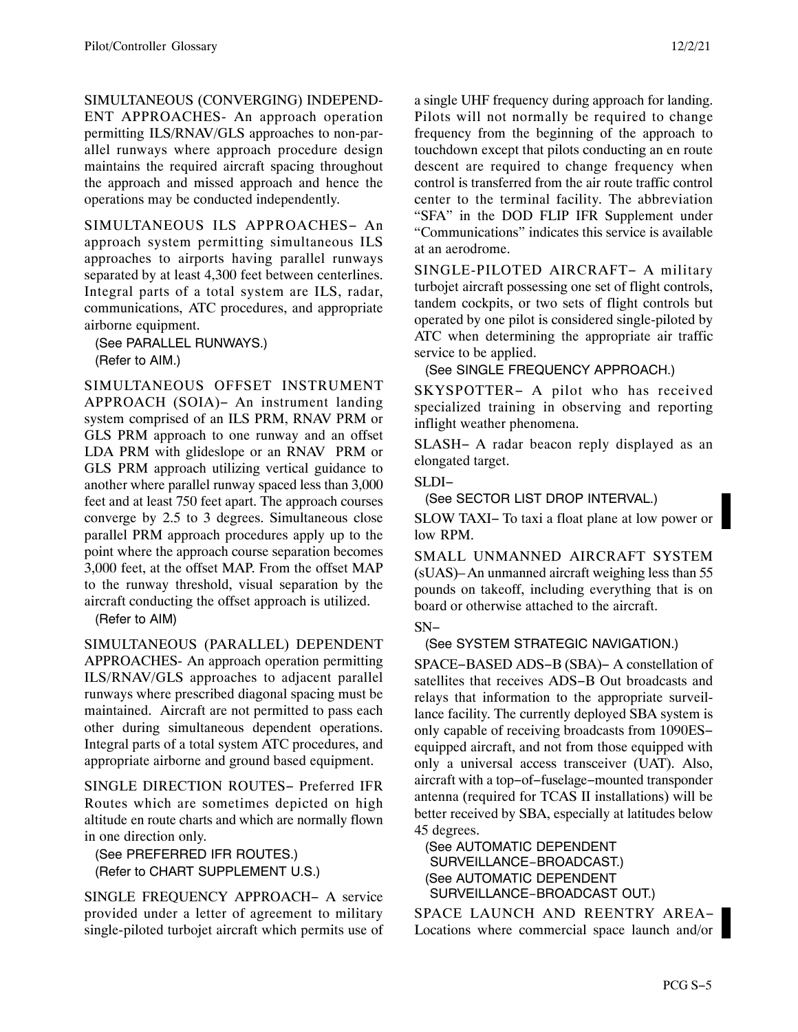SIMULTANEOUS (CONVERGING) INDEPENDENT APPROACHES- An approach operation permitting ILS/RNAV/GLS approaches to non-parallel runways where approach procedure design maintains the required aircraft spacing throughout the approach and missed approach and hence the operations may be conducted independently.

SIMULTANEOUS ILS APPROACHES− An approach system permitting simultaneous ILS approaches to airports having parallel runways separated by at least 4,300 feet between centerlines. Integral parts of a total system are ILS, radar, communications, ATC procedures, and appropriate airborne equipment.

(See PARALLEL RUNWAYS.)
(Refer to AIM.)

SIMULTANEOUS OFFSET INSTRUMENT APPROACH (SOIA)− An instrument landing system comprised of an ILS PRM, RNAV PRM or GLS PRM approach to one runway and an offset LDA PRM with glideslope or an RNAV PRM or GLS PRM approach utilizing vertical guidance to another where parallel runway spaced less than 3,000 feet and at least 750 feet apart. The approach courses converge by 2.5 to 3 degrees. Simultaneous close parallel PRM approach procedures apply up to the point where the approach course separation becomes 3,000 feet, at the offset MAP. From the offset MAP to the runway threshold, visual separation by the aircraft conducting the offset approach is utilized.

(Refer to AIM)

SIMULTANEOUS (PARALLEL) DEPENDENT APPROACHES- An approach operation permitting ILS/RNAV/GLS approaches to adjacent parallel runways where prescribed diagonal spacing must be maintained. Aircraft are not permitted to pass each other during simultaneous dependent operations. Integral parts of a total system ATC procedures, and appropriate airborne and ground based equipment.

SINGLE DIRECTION ROUTES− Preferred IFR Routes which are sometimes depicted on high altitude en route charts and which are normally flown in one direction only.

(See PREFERRED IFR ROUTES.)
(Refer to CHART SUPPLEMENT U.S.)

SINGLE FREQUENCY APPROACH− A service provided under a letter of agreement to military single-piloted turbojet aircraft which permits use of a single UHF frequency during approach for landing. Pilots will not normally be required to change frequency from the beginning of the approach to touchdown except that pilots conducting an en route descent are required to change frequency when control is transferred from the air route traffic control center to the terminal facility. The abbreviation "SFA" in the DOD FLIP IFR Supplement under "Communications" indicates this service is available at an aerodrome.

SINGLE-PILOTED AIRCRAFT− A military turbojet aircraft possessing one set of flight controls, tandem cockpits, or two sets of flight controls but operated by one pilot is considered single-piloted by ATC when determining the appropriate air traffic service to be applied.

(See SINGLE FREQUENCY APPROACH.)

SKYSPOTTER− A pilot who has received specialized training in observing and reporting inflight weather phenomena.

SLASH− A radar beacon reply displayed as an elongated target.

SLDI−

(See SECTOR LIST DROP INTERVAL.)

SLOW TAXI− To taxi a float plane at low power or low RPM.

SMALL UNMANNED AIRCRAFT SYSTEM (sUAS)− An unmanned aircraft weighing less than 55 pounds on takeoff, including everything that is on board or otherwise attached to the aircraft.

SN−

(See SYSTEM STRATEGIC NAVIGATION.)

SPACE−BASED ADS−B (SBA)− A constellation of satellites that receives ADS−B Out broadcasts and relays that information to the appropriate surveillance facility. The currently deployed SBA system is only capable of receiving broadcasts from 1090ES−equipped aircraft, and not from those equipped with only a universal access transceiver (UAT). Also, aircraft with a top−of−fuselage−mounted transponder antenna (required for TCAS II installations) will be better received by SBA, especially at latitudes below 45 degrees.

(See AUTOMATIC DEPENDENT SURVEILLANCE−BROADCAST.)
(See AUTOMATIC DEPENDENT SURVEILLANCE−BROADCAST OUT.)

SPACE LAUNCH AND REENTRY AREA− Locations where commercial space launch and/or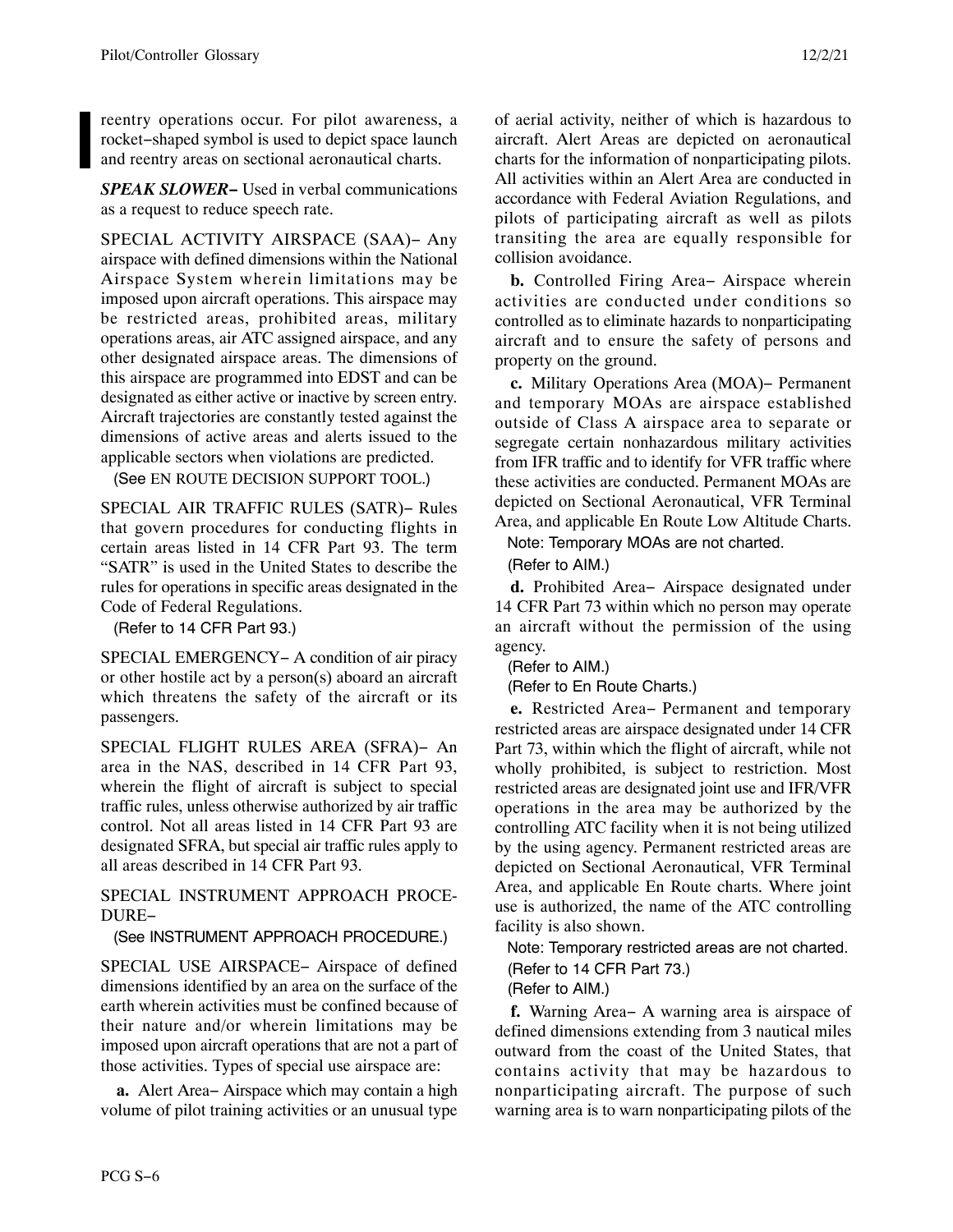reentry operations occur. For pilot awareness, a rocket−shaped symbol is used to depict space launch and reentry areas on sectional aeronautical charts.

***SPEAK SLOWER***− Used in verbal communications as a request to reduce speech rate.

SPECIAL ACTIVITY AIRSPACE (SAA)− Any airspace with defined dimensions within the National Airspace System wherein limitations may be imposed upon aircraft operations. This airspace may be restricted areas, prohibited areas, military operations areas, air ATC assigned airspace, and any other designated airspace areas. The dimensions of this airspace are programmed into EDST and can be designated as either active or inactive by screen entry. Aircraft trajectories are constantly tested against the dimensions of active areas and alerts issued to the applicable sectors when violations are predicted.

(See EN ROUTE DECISION SUPPORT TOOL.)

SPECIAL AIR TRAFFIC RULES (SATR)− Rules that govern procedures for conducting flights in certain areas listed in 14 CFR Part 93. The term "SATR" is used in the United States to describe the rules for operations in specific areas designated in the Code of Federal Regulations.

(Refer to 14 CFR Part 93.)

SPECIAL EMERGENCY− A condition of air piracy or other hostile act by a person(s) aboard an aircraft which threatens the safety of the aircraft or its passengers.

SPECIAL FLIGHT RULES AREA (SFRA)− An area in the NAS, described in 14 CFR Part 93, wherein the flight of aircraft is subject to special traffic rules, unless otherwise authorized by air traffic control. Not all areas listed in 14 CFR Part 93 are designated SFRA, but special air traffic rules apply to all areas described in 14 CFR Part 93.

SPECIAL INSTRUMENT APPROACH PROCEDURE−

(See INSTRUMENT APPROACH PROCEDURE.)

SPECIAL USE AIRSPACE− Airspace of defined dimensions identified by an area on the surface of the earth wherein activities must be confined because of their nature and/or wherein limitations may be imposed upon aircraft operations that are not a part of those activities. Types of special use airspace are:

**a.** Alert Area− Airspace which may contain a high volume of pilot training activities or an unusual type of aerial activity, neither of which is hazardous to aircraft. Alert Areas are depicted on aeronautical charts for the information of nonparticipating pilots. All activities within an Alert Area are conducted in accordance with Federal Aviation Regulations, and pilots of participating aircraft as well as pilots transiting the area are equally responsible for collision avoidance.

**b.** Controlled Firing Area− Airspace wherein activities are conducted under conditions so controlled as to eliminate hazards to nonparticipating aircraft and to ensure the safety of persons and property on the ground.

**c.** Military Operations Area (MOA)− Permanent and temporary MOAs are airspace established outside of Class A airspace area to separate or segregate certain nonhazardous military activities from IFR traffic and to identify for VFR traffic where these activities are conducted. Permanent MOAs are depicted on Sectional Aeronautical, VFR Terminal Area, and applicable En Route Low Altitude Charts.

Note: Temporary MOAs are not charted.

(Refer to AIM.)

**d.** Prohibited Area− Airspace designated under 14 CFR Part 73 within which no person may operate an aircraft without the permission of the using agency.

(Refer to AIM.)
(Refer to En Route Charts.)

**e.** Restricted Area− Permanent and temporary restricted areas are airspace designated under 14 CFR Part 73, within which the flight of aircraft, while not wholly prohibited, is subject to restriction. Most restricted areas are designated joint use and IFR/VFR operations in the area may be authorized by the controlling ATC facility when it is not being utilized by the using agency. Permanent restricted areas are depicted on Sectional Aeronautical, VFR Terminal Area, and applicable En Route charts. Where joint use is authorized, the name of the ATC controlling facility is also shown.

Note: Temporary restricted areas are not charted.

(Refer to 14 CFR Part 73.)
(Refer to AIM.)

**f.** Warning Area− A warning area is airspace of defined dimensions extending from 3 nautical miles outward from the coast of the United States, that contains activity that may be hazardous to nonparticipating aircraft. The purpose of such warning area is to warn nonparticipating pilots of the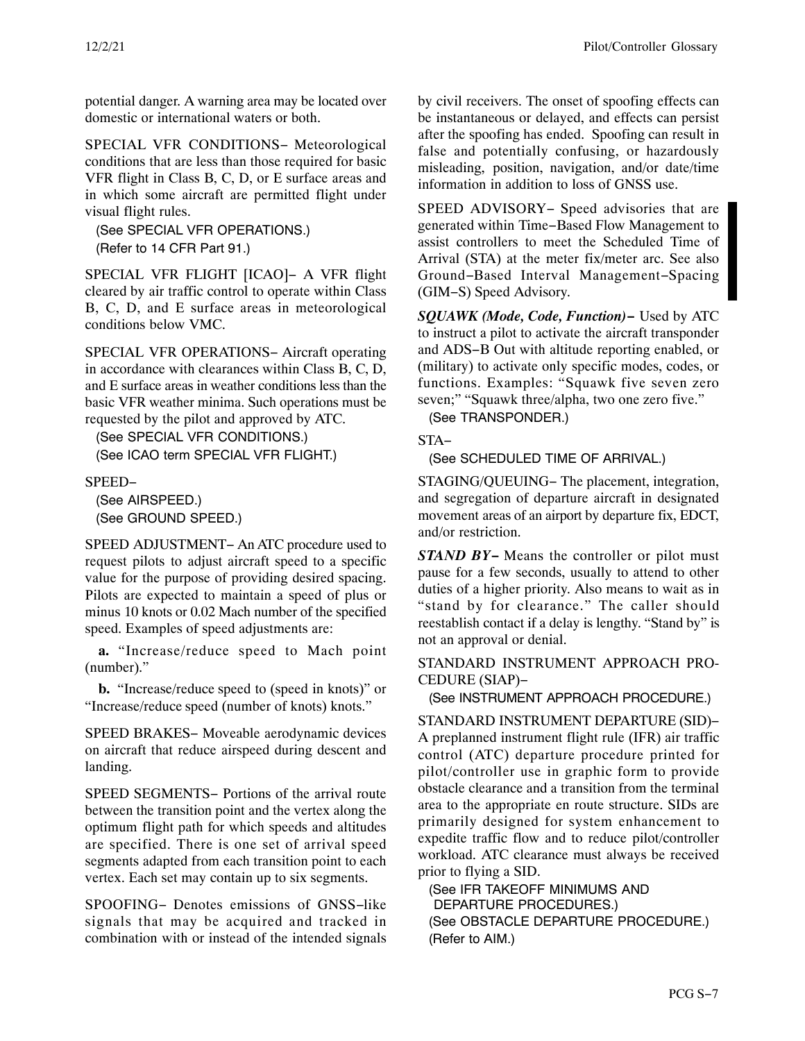potential danger. A warning area may be located over domestic or international waters or both.

SPECIAL VFR CONDITIONS− Meteorological conditions that are less than those required for basic VFR flight in Class B, C, D, or E surface areas and in which some aircraft are permitted flight under visual flight rules.

(See SPECIAL VFR OPERATIONS.)
(Refer to 14 CFR Part 91.)

SPECIAL VFR FLIGHT [ICAO]− A VFR flight cleared by air traffic control to operate within Class B, C, D, and E surface areas in meteorological conditions below VMC.

SPECIAL VFR OPERATIONS− Aircraft operating in accordance with clearances within Class B, C, D, and E surface areas in weather conditions less than the basic VFR weather minima. Such operations must be requested by the pilot and approved by ATC.

(See SPECIAL VFR CONDITIONS.)
(See ICAO term SPECIAL VFR FLIGHT.)

SPEED−

(See AIRSPEED.)
(See GROUND SPEED.)

SPEED ADJUSTMENT− An ATC procedure used to request pilots to adjust aircraft speed to a specific value for the purpose of providing desired spacing. Pilots are expected to maintain a speed of plus or minus 10 knots or 0.02 Mach number of the specified speed. Examples of speed adjustments are:

**a.** "Increase/reduce speed to Mach point (number)."

**b.** "Increase/reduce speed to (speed in knots)" or "Increase/reduce speed (number of knots) knots."

SPEED BRAKES− Moveable aerodynamic devices on aircraft that reduce airspeed during descent and landing.

SPEED SEGMENTS− Portions of the arrival route between the transition point and the vertex along the optimum flight path for which speeds and altitudes are specified. There is one set of arrival speed segments adapted from each transition point to each vertex. Each set may contain up to six segments.

SPOOFING− Denotes emissions of GNSS−like signals that may be acquired and tracked in combination with or instead of the intended signals by civil receivers. The onset of spoofing effects can be instantaneous or delayed, and effects can persist after the spoofing has ended. Spoofing can result in false and potentially confusing, or hazardously misleading, position, navigation, and/or date/time information in addition to loss of GNSS use.

SPEED ADVISORY− Speed advisories that are generated within Time−Based Flow Management to assist controllers to meet the Scheduled Time of Arrival (STA) at the meter fix/meter arc. See also Ground−Based Interval Management−Spacing (GIM−S) Speed Advisory.

***SQUAWK (Mode, Code, Function)***− Used by ATC to instruct a pilot to activate the aircraft transponder and ADS−B Out with altitude reporting enabled, or (military) to activate only specific modes, codes, or functions. Examples: "Squawk five seven zero seven;" "Squawk three/alpha, two one zero five."

(See TRANSPONDER.)

STA−

(See SCHEDULED TIME OF ARRIVAL.)

STAGING/QUEUING− The placement, integration, and segregation of departure aircraft in designated movement areas of an airport by departure fix, EDCT, and/or restriction.

***STAND BY***− Means the controller or pilot must pause for a few seconds, usually to attend to other duties of a higher priority. Also means to wait as in "stand by for clearance." The caller should reestablish contact if a delay is lengthy. "Stand by" is not an approval or denial.

STANDARD INSTRUMENT APPROACH PROCEDURE (SIAP)−

(See INSTRUMENT APPROACH PROCEDURE.)

STANDARD INSTRUMENT DEPARTURE (SID)− A preplanned instrument flight rule (IFR) air traffic control (ATC) departure procedure printed for pilot/controller use in graphic form to provide obstacle clearance and a transition from the terminal area to the appropriate en route structure. SIDs are primarily designed for system enhancement to expedite traffic flow and to reduce pilot/controller workload. ATC clearance must always be received prior to flying a SID.

(See IFR TAKEOFF MINIMUMS AND DEPARTURE PROCEDURES.)
(See OBSTACLE DEPARTURE PROCEDURE.)
(Refer to AIM.)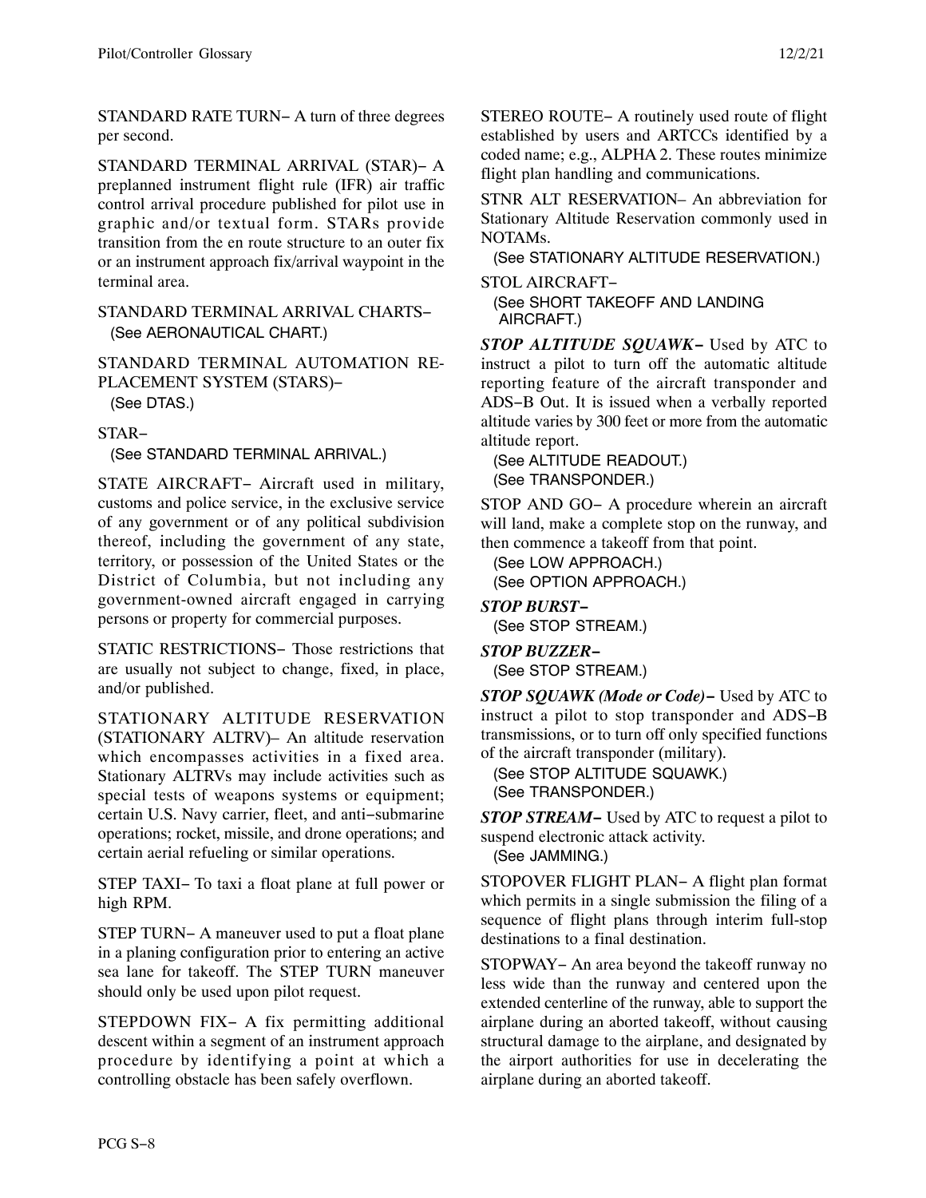STANDARD RATE TURN− A turn of three degrees per second.

STANDARD TERMINAL ARRIVAL (STAR)− A preplanned instrument flight rule (IFR) air traffic control arrival procedure published for pilot use in graphic and/or textual form. STARs provide transition from the en route structure to an outer fix or an instrument approach fix/arrival waypoint in the terminal area.

STANDARD TERMINAL ARRIVAL CHARTS−
(See AERONAUTICAL CHART.)

STANDARD TERMINAL AUTOMATION REPLACEMENT SYSTEM (STARS)−
(See DTAS.)

STAR−
(See STANDARD TERMINAL ARRIVAL.)

STATE AIRCRAFT− Aircraft used in military, customs and police service, in the exclusive service of any government or of any political subdivision thereof, including the government of any state, territory, or possession of the United States or the District of Columbia, but not including any government-owned aircraft engaged in carrying persons or property for commercial purposes.

STATIC RESTRICTIONS− Those restrictions that are usually not subject to change, fixed, in place, and/or published.

STATIONARY ALTITUDE RESERVATION (STATIONARY ALTRV)– An altitude reservation which encompasses activities in a fixed area. Stationary ALTRVs may include activities such as special tests of weapons systems or equipment; certain U.S. Navy carrier, fleet, and anti−submarine operations; rocket, missile, and drone operations; and certain aerial refueling or similar operations.

STEP TAXI− To taxi a float plane at full power or high RPM.

STEP TURN− A maneuver used to put a float plane in a planing configuration prior to entering an active sea lane for takeoff. The STEP TURN maneuver should only be used upon pilot request.

STEPDOWN FIX− A fix permitting additional descent within a segment of an instrument approach procedure by identifying a point at which a controlling obstacle has been safely overflown.

STEREO ROUTE− A routinely used route of flight established by users and ARTCCs identified by a coded name; e.g., ALPHA 2. These routes minimize flight plan handling and communications.

STNR ALT RESERVATION– An abbreviation for Stationary Altitude Reservation commonly used in NOTAMs.
(See STATIONARY ALTITUDE RESERVATION.)

STOL AIRCRAFT−
(See SHORT TAKEOFF AND LANDING AIRCRAFT.)

***STOP ALTITUDE SQUAWK−*** Used by ATC to instruct a pilot to turn off the automatic altitude reporting feature of the aircraft transponder and ADS−B Out. It is issued when a verbally reported altitude varies by 300 feet or more from the automatic altitude report.
(See ALTITUDE READOUT.)
(See TRANSPONDER.)

STOP AND GO− A procedure wherein an aircraft will land, make a complete stop on the runway, and then commence a takeoff from that point.
(See LOW APPROACH.)
(See OPTION APPROACH.)

***STOP BURST−***
(See STOP STREAM.)

***STOP BUZZER−***
(See STOP STREAM.)

***STOP SQUAWK (Mode or Code)−*** Used by ATC to instruct a pilot to stop transponder and ADS−B transmissions, or to turn off only specified functions of the aircraft transponder (military).
(See STOP ALTITUDE SQUAWK.)
(See TRANSPONDER.)

***STOP STREAM−*** Used by ATC to request a pilot to suspend electronic attack activity.
(See JAMMING.)

STOPOVER FLIGHT PLAN− A flight plan format which permits in a single submission the filing of a sequence of flight plans through interim full-stop destinations to a final destination.

STOPWAY− An area beyond the takeoff runway no less wide than the runway and centered upon the extended centerline of the runway, able to support the airplane during an aborted takeoff, without causing structural damage to the airplane, and designated by the airport authorities for use in decelerating the airplane during an aborted takeoff.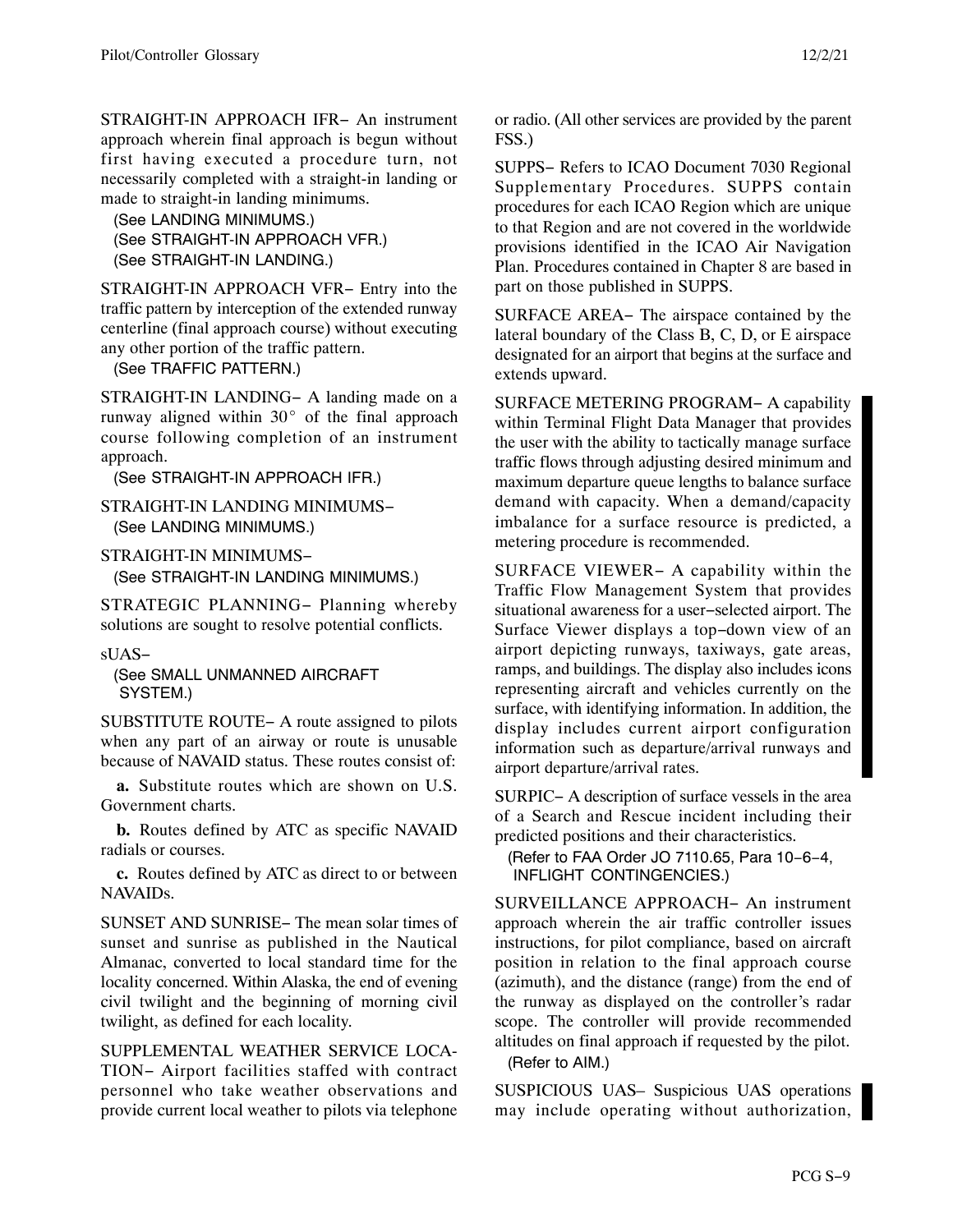STRAIGHT-IN APPROACH IFR− An instrument approach wherein final approach is begun without first having executed a procedure turn, not necessarily completed with a straight-in landing or made to straight-in landing minimums.

(See LANDING MINIMUMS.)
(See STRAIGHT-IN APPROACH VFR.)
(See STRAIGHT-IN LANDING.)

STRAIGHT-IN APPROACH VFR− Entry into the traffic pattern by interception of the extended runway centerline (final approach course) without executing any other portion of the traffic pattern.

(See TRAFFIC PATTERN.)

STRAIGHT-IN LANDING− A landing made on a runway aligned within 30° of the final approach course following completion of an instrument approach.

(See STRAIGHT-IN APPROACH IFR.)

STRAIGHT-IN LANDING MINIMUMS−
(See LANDING MINIMUMS.)

STRAIGHT-IN MINIMUMS−
(See STRAIGHT-IN LANDING MINIMUMS.)

STRATEGIC PLANNING− Planning whereby solutions are sought to resolve potential conflicts.

sUAS−
(See SMALL UNMANNED AIRCRAFT SYSTEM.)

SUBSTITUTE ROUTE− A route assigned to pilots when any part of an airway or route is unusable because of NAVAID status. These routes consist of:

**a.** Substitute routes which are shown on U.S. Government charts.

**b.** Routes defined by ATC as specific NAVAID radials or courses.

**c.** Routes defined by ATC as direct to or between NAVAIDs.

SUNSET AND SUNRISE− The mean solar times of sunset and sunrise as published in the Nautical Almanac, converted to local standard time for the locality concerned. Within Alaska, the end of evening civil twilight and the beginning of morning civil twilight, as defined for each locality.

SUPPLEMENTAL WEATHER SERVICE LOCATION− Airport facilities staffed with contract personnel who take weather observations and provide current local weather to pilots via telephone or radio. (All other services are provided by the parent FSS.)

SUPPS− Refers to ICAO Document 7030 Regional Supplementary Procedures. SUPPS contain procedures for each ICAO Region which are unique to that Region and are not covered in the worldwide provisions identified in the ICAO Air Navigation Plan. Procedures contained in Chapter 8 are based in part on those published in SUPPS.

SURFACE AREA− The airspace contained by the lateral boundary of the Class B, C, D, or E airspace designated for an airport that begins at the surface and extends upward.

SURFACE METERING PROGRAM− A capability within Terminal Flight Data Manager that provides the user with the ability to tactically manage surface traffic flows through adjusting desired minimum and maximum departure queue lengths to balance surface demand with capacity. When a demand/capacity imbalance for a surface resource is predicted, a metering procedure is recommended.

SURFACE VIEWER− A capability within the Traffic Flow Management System that provides situational awareness for a user−selected airport. The Surface Viewer displays a top−down view of an airport depicting runways, taxiways, gate areas, ramps, and buildings. The display also includes icons representing aircraft and vehicles currently on the surface, with identifying information. In addition, the display includes current airport configuration information such as departure/arrival runways and airport departure/arrival rates.

SURPIC− A description of surface vessels in the area of a Search and Rescue incident including their predicted positions and their characteristics.

(Refer to FAA Order JO 7110.65, Para 10−6−4, INFLIGHT CONTINGENCIES.)

SURVEILLANCE APPROACH− An instrument approach wherein the air traffic controller issues instructions, for pilot compliance, based on aircraft position in relation to the final approach course (azimuth), and the distance (range) from the end of the runway as displayed on the controller's radar scope. The controller will provide recommended altitudes on final approach if requested by the pilot.

(Refer to AIM.)

SUSPICIOUS UAS− Suspicious UAS operations may include operating without authorization,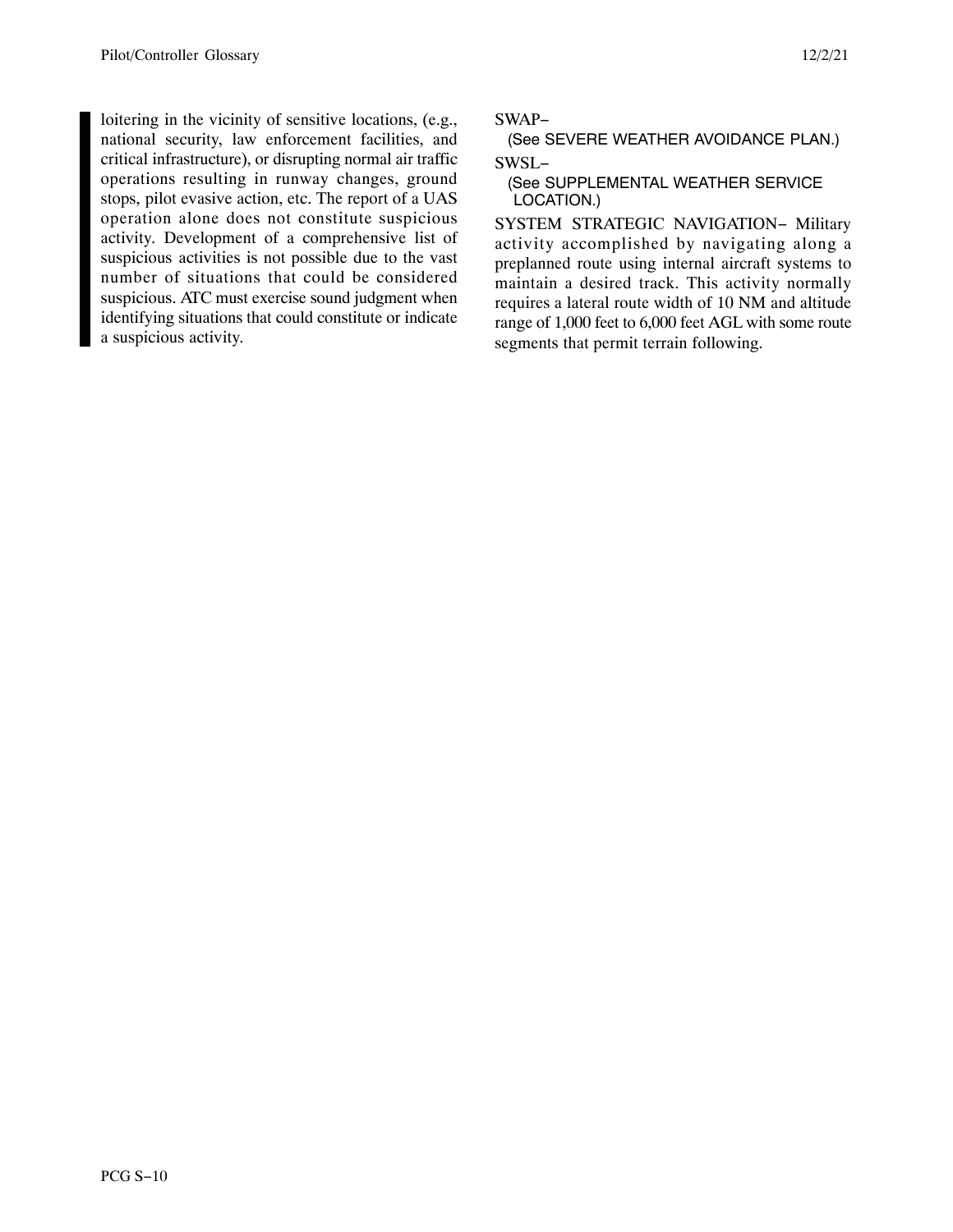loitering in the vicinity of sensitive locations, (e.g., national security, law enforcement facilities, and critical infrastructure), or disrupting normal air traffic operations resulting in runway changes, ground stops, pilot evasive action, etc. The report of a UAS operation alone does not constitute suspicious activity. Development of a comprehensive list of suspicious activities is not possible due to the vast number of situations that could be considered suspicious. ATC must exercise sound judgment when identifying situations that could constitute or indicate a suspicious activity.

SWAP−

(See SEVERE WEATHER AVOIDANCE PLAN.)

SWSL−

(See SUPPLEMENTAL WEATHER SERVICE LOCATION.)

SYSTEM STRATEGIC NAVIGATION− Military activity accomplished by navigating along a preplanned route using internal aircraft systems to maintain a desired track. This activity normally requires a lateral route width of 10 NM and altitude range of 1,000 feet to 6,000 feet AGL with some route segments that permit terrain following.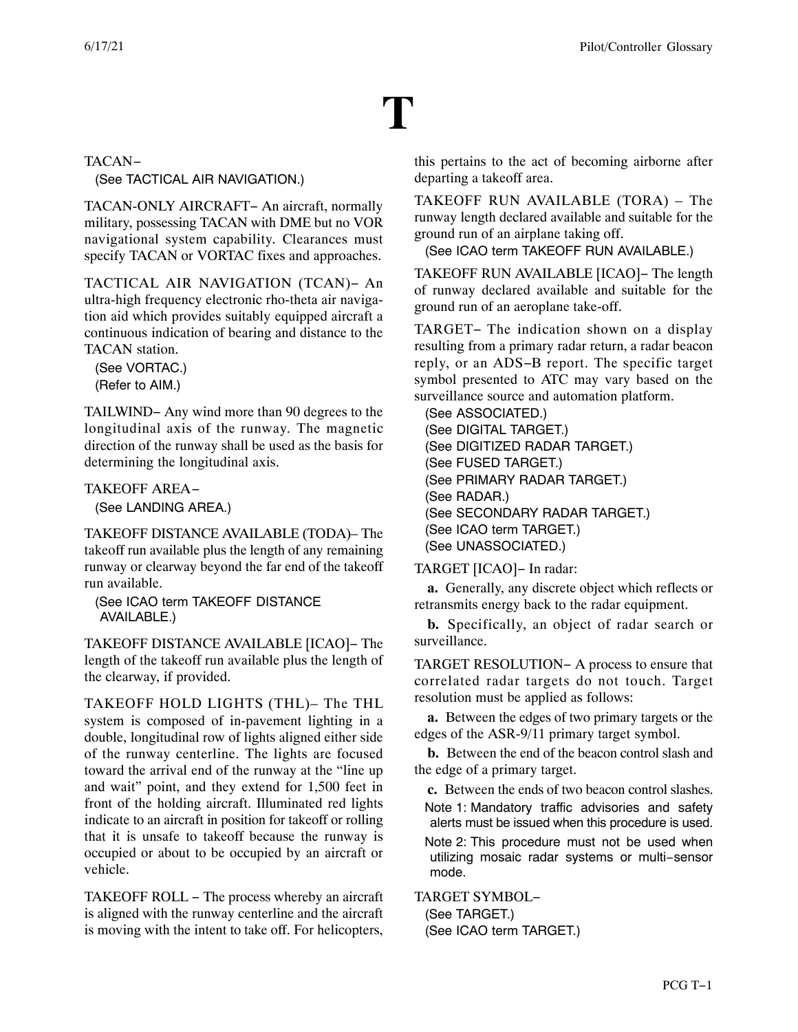# T

TACAN−
(See TACTICAL AIR NAVIGATION.)

TACAN-ONLY AIRCRAFT− An aircraft, normally military, possessing TACAN with DME but no VOR navigational system capability. Clearances must specify TACAN or VORTAC fixes and approaches.

TACTICAL AIR NAVIGATION (TCAN)− An ultra-high frequency electronic rho-theta air navigation aid which provides suitably equipped aircraft a continuous indication of bearing and distance to the TACAN station.
(See VORTAC.)
(Refer to AIM.)

TAILWIND− Any wind more than 90 degrees to the longitudinal axis of the runway. The magnetic direction of the runway shall be used as the basis for determining the longitudinal axis.

TAKEOFF AREA−
(See LANDING AREA.)

TAKEOFF DISTANCE AVAILABLE (TODA)– The takeoff run available plus the length of any remaining runway or clearway beyond the far end of the takeoff run available.
(See ICAO term TAKEOFF DISTANCE AVAILABLE.)

TAKEOFF DISTANCE AVAILABLE [ICAO]− The length of the takeoff run available plus the length of the clearway, if provided.

TAKEOFF HOLD LIGHTS (THL)– The THL system is composed of in-pavement lighting in a double, longitudinal row of lights aligned either side of the runway centerline. The lights are focused toward the arrival end of the runway at the "line up and wait" point, and they extend for 1,500 feet in front of the holding aircraft. Illuminated red lights indicate to an aircraft in position for takeoff or rolling that it is unsafe to takeoff because the runway is occupied or about to be occupied by an aircraft or vehicle.

TAKEOFF ROLL − The process whereby an aircraft is aligned with the runway centerline and the aircraft is moving with the intent to take off. For helicopters, this pertains to the act of becoming airborne after departing a takeoff area.

TAKEOFF RUN AVAILABLE (TORA) – The runway length declared available and suitable for the ground run of an airplane taking off.
(See ICAO term TAKEOFF RUN AVAILABLE.)

TAKEOFF RUN AVAILABLE [ICAO]− The length of runway declared available and suitable for the ground run of an aeroplane take-off.

TARGET− The indication shown on a display resulting from a primary radar return, a radar beacon reply, or an ADS−B report. The specific target symbol presented to ATC may vary based on the surveillance source and automation platform.
(See ASSOCIATED.)
(See DIGITAL TARGET.)
(See DIGITIZED RADAR TARGET.)
(See FUSED TARGET.)
(See PRIMARY RADAR TARGET.)
(See RADAR.)
(See SECONDARY RADAR TARGET.)
(See ICAO term TARGET.)
(See UNASSOCIATED.)

TARGET [ICAO]− In radar:

**a.** Generally, any discrete object which reflects or retransmits energy back to the radar equipment.

**b.** Specifically, an object of radar search or surveillance.

TARGET RESOLUTION− A process to ensure that correlated radar targets do not touch. Target resolution must be applied as follows:

**a.** Between the edges of two primary targets or the edges of the ASR-9/11 primary target symbol.

**b.** Between the end of the beacon control slash and the edge of a primary target.

**c.** Between the ends of two beacon control slashes.

Note 1: Mandatory traffic advisories and safety alerts must be issued when this procedure is used.

Note 2: This procedure must not be used when utilizing mosaic radar systems or multi−sensor mode.

TARGET SYMBOL−
(See TARGET.)
(See ICAO term TARGET.)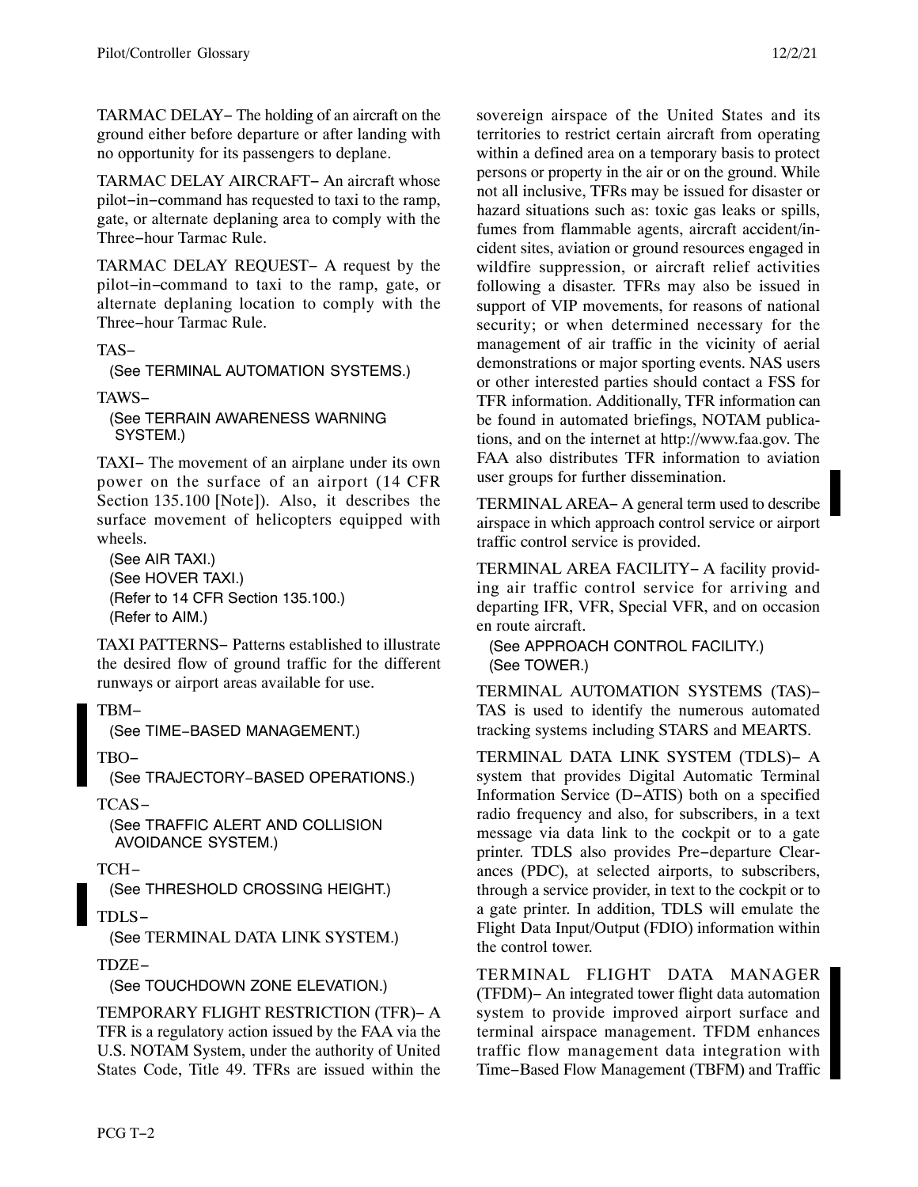TARMAC DELAY− The holding of an aircraft on the ground either before departure or after landing with no opportunity for its passengers to deplane.

TARMAC DELAY AIRCRAFT− An aircraft whose pilot−in−command has requested to taxi to the ramp, gate, or alternate deplaning area to comply with the Three−hour Tarmac Rule.

TARMAC DELAY REQUEST− A request by the pilot−in−command to taxi to the ramp, gate, or alternate deplaning location to comply with the Three−hour Tarmac Rule.

TAS−
(See TERMINAL AUTOMATION SYSTEMS.)

TAWS−
(See TERRAIN AWARENESS WARNING SYSTEM.)

TAXI− The movement of an airplane under its own power on the surface of an airport (14 CFR Section 135.100 [Note]). Also, it describes the surface movement of helicopters equipped with wheels.
(See AIR TAXI.)
(See HOVER TAXI.)
(Refer to 14 CFR Section 135.100.)
(Refer to AIM.)

TAXI PATTERNS− Patterns established to illustrate the desired flow of ground traffic for the different runways or airport areas available for use.

TBM−
(See TIME−BASED MANAGEMENT.)

TBO−
(See TRAJECTORY−BASED OPERATIONS.)

TCAS−
(See TRAFFIC ALERT AND COLLISION AVOIDANCE SYSTEM.)

TCH−
(See THRESHOLD CROSSING HEIGHT.)

TDLS−
(See TERMINAL DATA LINK SYSTEM.)

TDZE−
(See TOUCHDOWN ZONE ELEVATION.)

TEMPORARY FLIGHT RESTRICTION (TFR)− A TFR is a regulatory action issued by the FAA via the U.S. NOTAM System, under the authority of United States Code, Title 49. TFRs are issued within the sovereign airspace of the United States and its territories to restrict certain aircraft from operating within a defined area on a temporary basis to protect persons or property in the air or on the ground. While not all inclusive, TFRs may be issued for disaster or hazard situations such as: toxic gas leaks or spills, fumes from flammable agents, aircraft accident/incident sites, aviation or ground resources engaged in wildfire suppression, or aircraft relief activities following a disaster. TFRs may also be issued in support of VIP movements, for reasons of national security; or when determined necessary for the management of air traffic in the vicinity of aerial demonstrations or major sporting events. NAS users or other interested parties should contact a FSS for TFR information. Additionally, TFR information can be found in automated briefings, NOTAM publications, and on the internet at http://www.faa.gov. The FAA also distributes TFR information to aviation user groups for further dissemination.

TERMINAL AREA− A general term used to describe airspace in which approach control service or airport traffic control service is provided.

TERMINAL AREA FACILITY− A facility providing air traffic control service for arriving and departing IFR, VFR, Special VFR, and on occasion en route aircraft.
(See APPROACH CONTROL FACILITY.)
(See TOWER.)

TERMINAL AUTOMATION SYSTEMS (TAS)− TAS is used to identify the numerous automated tracking systems including STARS and MEARTS.

TERMINAL DATA LINK SYSTEM (TDLS)− A system that provides Digital Automatic Terminal Information Service (D−ATIS) both on a specified radio frequency and also, for subscribers, in a text message via data link to the cockpit or to a gate printer. TDLS also provides Pre−departure Clearances (PDC), at selected airports, to subscribers, through a service provider, in text to the cockpit or to a gate printer. In addition, TDLS will emulate the Flight Data Input/Output (FDIO) information within the control tower.

TERMINAL FLIGHT DATA MANAGER (TFDM)− An integrated tower flight data automation system to provide improved airport surface and terminal airspace management. TFDM enhances traffic flow management data integration with Time−Based Flow Management (TBFM) and Traffic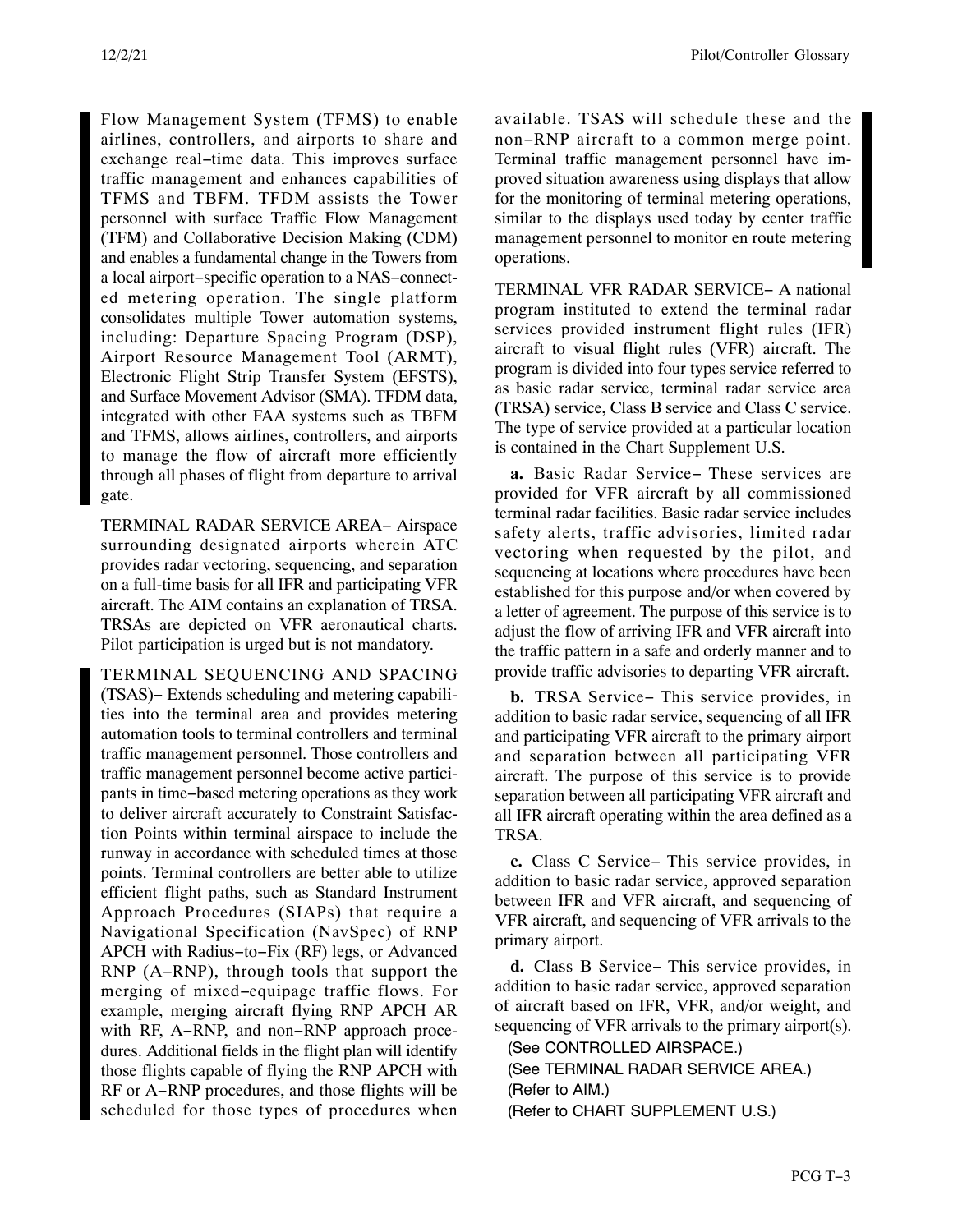Flow Management System (TFMS) to enable airlines, controllers, and airports to share and exchange real−time data. This improves surface traffic management and enhances capabilities of TFMS and TBFM. TFDM assists the Tower personnel with surface Traffic Flow Management (TFM) and Collaborative Decision Making (CDM) and enables a fundamental change in the Towers from a local airport−specific operation to a NAS−connected metering operation. The single platform consolidates multiple Tower automation systems, including: Departure Spacing Program (DSP), Airport Resource Management Tool (ARMT), Electronic Flight Strip Transfer System (EFSTS), and Surface Movement Advisor (SMA). TFDM data, integrated with other FAA systems such as TBFM and TFMS, allows airlines, controllers, and airports to manage the flow of aircraft more efficiently through all phases of flight from departure to arrival gate.

TERMINAL RADAR SERVICE AREA− Airspace surrounding designated airports wherein ATC provides radar vectoring, sequencing, and separation on a full-time basis for all IFR and participating VFR aircraft. The AIM contains an explanation of TRSA. TRSAs are depicted on VFR aeronautical charts. Pilot participation is urged but is not mandatory.

TERMINAL SEQUENCING AND SPACING (TSAS)− Extends scheduling and metering capabilities into the terminal area and provides metering automation tools to terminal controllers and terminal traffic management personnel. Those controllers and traffic management personnel become active participants in time−based metering operations as they work to deliver aircraft accurately to Constraint Satisfaction Points within terminal airspace to include the runway in accordance with scheduled times at those points. Terminal controllers are better able to utilize efficient flight paths, such as Standard Instrument Approach Procedures (SIAPs) that require a Navigational Specification (NavSpec) of RNP APCH with Radius−to−Fix (RF) legs, or Advanced RNP (A−RNP), through tools that support the merging of mixed−equipage traffic flows. For example, merging aircraft flying RNP APCH AR with RF, A−RNP, and non−RNP approach procedures. Additional fields in the flight plan will identify those flights capable of flying the RNP APCH with RF or A−RNP procedures, and those flights will be scheduled for those types of procedures when available. TSAS will schedule these and the non−RNP aircraft to a common merge point. Terminal traffic management personnel have improved situation awareness using displays that allow for the monitoring of terminal metering operations, similar to the displays used today by center traffic management personnel to monitor en route metering operations.

TERMINAL VFR RADAR SERVICE− A national program instituted to extend the terminal radar services provided instrument flight rules (IFR) aircraft to visual flight rules (VFR) aircraft. The program is divided into four types service referred to as basic radar service, terminal radar service area (TRSA) service, Class B service and Class C service. The type of service provided at a particular location is contained in the Chart Supplement U.S.

**a.** Basic Radar Service− These services are provided for VFR aircraft by all commissioned terminal radar facilities. Basic radar service includes safety alerts, traffic advisories, limited radar vectoring when requested by the pilot, and sequencing at locations where procedures have been established for this purpose and/or when covered by a letter of agreement. The purpose of this service is to adjust the flow of arriving IFR and VFR aircraft into the traffic pattern in a safe and orderly manner and to provide traffic advisories to departing VFR aircraft.

**b.** TRSA Service− This service provides, in addition to basic radar service, sequencing of all IFR and participating VFR aircraft to the primary airport and separation between all participating VFR aircraft. The purpose of this service is to provide separation between all participating VFR aircraft and all IFR aircraft operating within the area defined as a TRSA.

**c.** Class C Service− This service provides, in addition to basic radar service, approved separation between IFR and VFR aircraft, and sequencing of VFR aircraft, and sequencing of VFR arrivals to the primary airport.

**d.** Class B Service− This service provides, in addition to basic radar service, approved separation of aircraft based on IFR, VFR, and/or weight, and sequencing of VFR arrivals to the primary airport(s).

(See CONTROLLED AIRSPACE.)
(See TERMINAL RADAR SERVICE AREA.)
(Refer to AIM.)
(Refer to CHART SUPPLEMENT U.S.)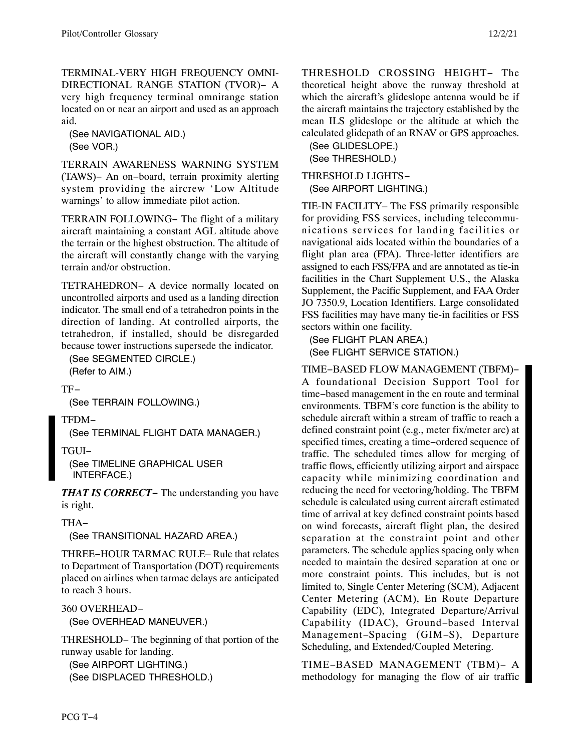TERMINAL-VERY HIGH FREQUENCY OMNI-DIRECTIONAL RANGE STATION (TVOR)− A very high frequency terminal omnirange station located on or near an airport and used as an approach aid.

(See NAVIGATIONAL AID.)
(See VOR.)

TERRAIN AWARENESS WARNING SYSTEM (TAWS)− An on−board, terrain proximity alerting system providing the aircrew 'Low Altitude warnings' to allow immediate pilot action.

TERRAIN FOLLOWING− The flight of a military aircraft maintaining a constant AGL altitude above the terrain or the highest obstruction. The altitude of the aircraft will constantly change with the varying terrain and/or obstruction.

TETRAHEDRON− A device normally located on uncontrolled airports and used as a landing direction indicator. The small end of a tetrahedron points in the direction of landing. At controlled airports, the tetrahedron, if installed, should be disregarded because tower instructions supersede the indicator.

(See SEGMENTED CIRCLE.)
(Refer to AIM.)

TF−

(See TERRAIN FOLLOWING.)

TFDM−

(See TERMINAL FLIGHT DATA MANAGER.)

TGUI−

(See TIMELINE GRAPHICAL USER INTERFACE.)

***THAT IS CORRECT−*** The understanding you have is right.

THA−

(See TRANSITIONAL HAZARD AREA.)

THREE−HOUR TARMAC RULE− Rule that relates to Department of Transportation (DOT) requirements placed on airlines when tarmac delays are anticipated to reach 3 hours.

360 OVERHEAD−

(See OVERHEAD MANEUVER.)

THRESHOLD− The beginning of that portion of the runway usable for landing.

(See AIRPORT LIGHTING.)
(See DISPLACED THRESHOLD.)

THRESHOLD CROSSING HEIGHT− The theoretical height above the runway threshold at which the aircraft's glideslope antenna would be if the aircraft maintains the trajectory established by the mean ILS glideslope or the altitude at which the calculated glidepath of an RNAV or GPS approaches.

(See GLIDESLOPE.)
(See THRESHOLD.)

THRESHOLD LIGHTS−

(See AIRPORT LIGHTING.)

TIE-IN FACILITY− The FSS primarily responsible for providing FSS services, including telecommunications services for landing facilities or navigational aids located within the boundaries of a flight plan area (FPA). Three-letter identifiers are assigned to each FSS/FPA and are annotated as tie-in facilities in the Chart Supplement U.S., the Alaska Supplement, the Pacific Supplement, and FAA Order JO 7350.9, Location Identifiers. Large consolidated FSS facilities may have many tie-in facilities or FSS sectors within one facility.

(See FLIGHT PLAN AREA.)
(See FLIGHT SERVICE STATION.)

TIME−BASED FLOW MANAGEMENT (TBFM)− A foundational Decision Support Tool for time−based management in the en route and terminal environments. TBFM's core function is the ability to schedule aircraft within a stream of traffic to reach a defined constraint point (e.g., meter fix/meter arc) at specified times, creating a time−ordered sequence of traffic. The scheduled times allow for merging of traffic flows, efficiently utilizing airport and airspace capacity while minimizing coordination and reducing the need for vectoring/holding. The TBFM schedule is calculated using current aircraft estimated time of arrival at key defined constraint points based on wind forecasts, aircraft flight plan, the desired separation at the constraint point and other parameters. The schedule applies spacing only when needed to maintain the desired separation at one or more constraint points. This includes, but is not limited to, Single Center Metering (SCM), Adjacent Center Metering (ACM), En Route Departure Capability (EDC), Integrated Departure/Arrival Capability (IDAC), Ground−based Interval Management−Spacing (GIM−S), Departure Scheduling, and Extended/Coupled Metering.

TIME−BASED MANAGEMENT (TBM)− A methodology for managing the flow of air traffic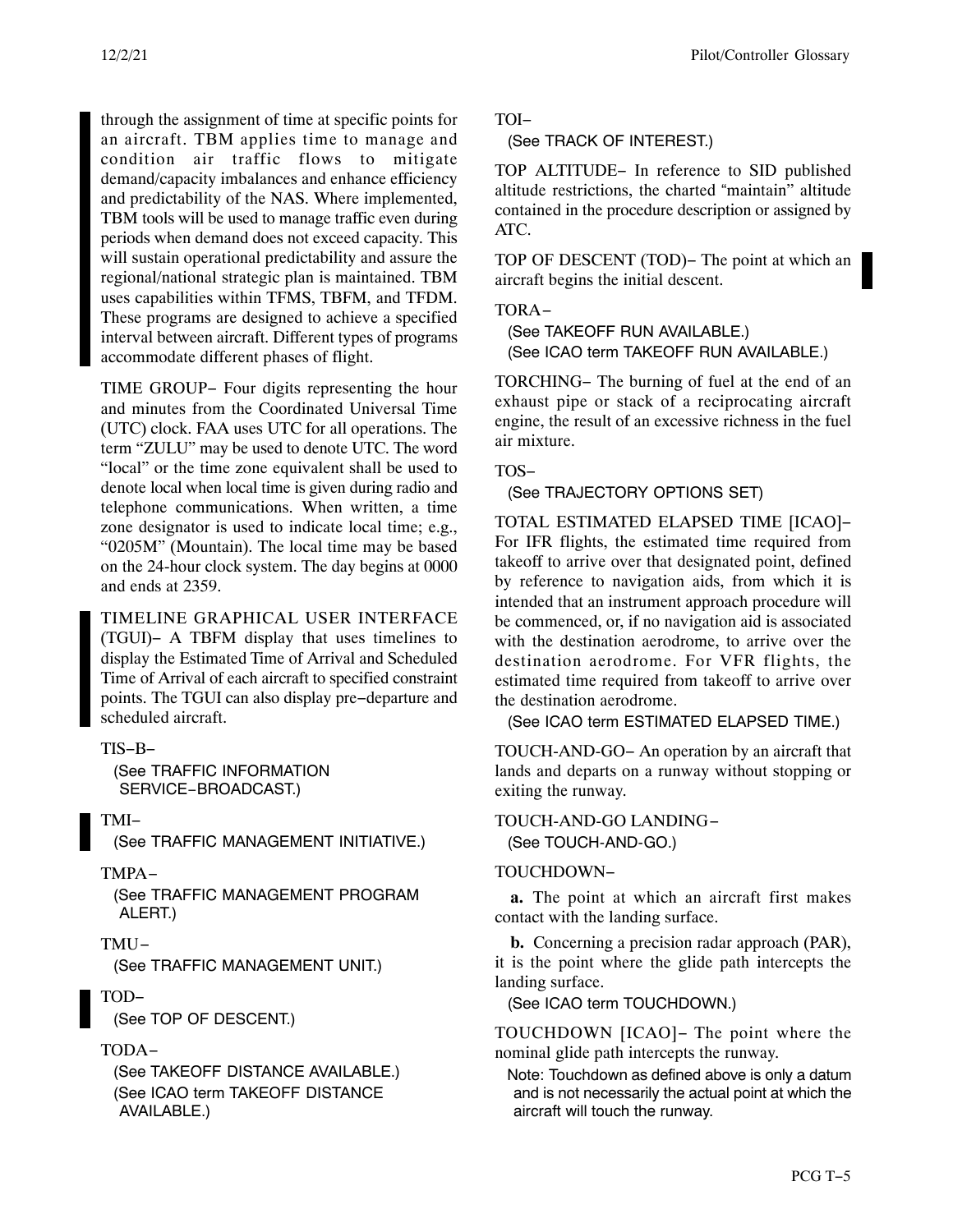through the assignment of time at specific points for an aircraft. TBM applies time to manage and condition air traffic flows to mitigate demand/capacity imbalances and enhance efficiency and predictability of the NAS. Where implemented, TBM tools will be used to manage traffic even during periods when demand does not exceed capacity. This will sustain operational predictability and assure the regional/national strategic plan is maintained. TBM uses capabilities within TFMS, TBFM, and TFDM. These programs are designed to achieve a specified interval between aircraft. Different types of programs accommodate different phases of flight.

TIME GROUP− Four digits representing the hour and minutes from the Coordinated Universal Time (UTC) clock. FAA uses UTC for all operations. The term "ZULU" may be used to denote UTC. The word "local" or the time zone equivalent shall be used to denote local when local time is given during radio and telephone communications. When written, a time zone designator is used to indicate local time; e.g., "0205M" (Mountain). The local time may be based on the 24-hour clock system. The day begins at 0000 and ends at 2359.

TIMELINE GRAPHICAL USER INTERFACE (TGUI)− A TBFM display that uses timelines to display the Estimated Time of Arrival and Scheduled Time of Arrival of each aircraft to specified constraint points. The TGUI can also display pre−departure and scheduled aircraft.

TIS−B−
(See TRAFFIC INFORMATION SERVICE−BROADCAST.)

TMI−
(See TRAFFIC MANAGEMENT INITIATIVE.)

TMPA−
(See TRAFFIC MANAGEMENT PROGRAM ALERT.)

TMU−
(See TRAFFIC MANAGEMENT UNIT.)

TOD−
(See TOP OF DESCENT.)

TODA−
(See TAKEOFF DISTANCE AVAILABLE.)
(See ICAO term TAKEOFF DISTANCE AVAILABLE.)

TOI−
(See TRACK OF INTEREST.)

TOP ALTITUDE− In reference to SID published altitude restrictions, the charted "maintain" altitude contained in the procedure description or assigned by ATC.

TOP OF DESCENT (TOD)− The point at which an aircraft begins the initial descent.

TORA−
(See TAKEOFF RUN AVAILABLE.)
(See ICAO term TAKEOFF RUN AVAILABLE.)

TORCHING− The burning of fuel at the end of an exhaust pipe or stack of a reciprocating aircraft engine, the result of an excessive richness in the fuel air mixture.

TOS−
(See TRAJECTORY OPTIONS SET)

TOTAL ESTIMATED ELAPSED TIME [ICAO]− For IFR flights, the estimated time required from takeoff to arrive over that designated point, defined by reference to navigation aids, from which it is intended that an instrument approach procedure will be commenced, or, if no navigation aid is associated with the destination aerodrome, to arrive over the destination aerodrome. For VFR flights, the estimated time required from takeoff to arrive over the destination aerodrome.
(See ICAO term ESTIMATED ELAPSED TIME.)

TOUCH-AND-GO− An operation by an aircraft that lands and departs on a runway without stopping or exiting the runway.

TOUCH-AND-GO LANDING−
(See TOUCH-AND-GO.)

TOUCHDOWN−

**a.** The point at which an aircraft first makes contact with the landing surface.

**b.** Concerning a precision radar approach (PAR), it is the point where the glide path intercepts the landing surface.
(See ICAO term TOUCHDOWN.)

TOUCHDOWN [ICAO]− The point where the nominal glide path intercepts the runway.

Note: Touchdown as defined above is only a datum and is not necessarily the actual point at which the aircraft will touch the runway.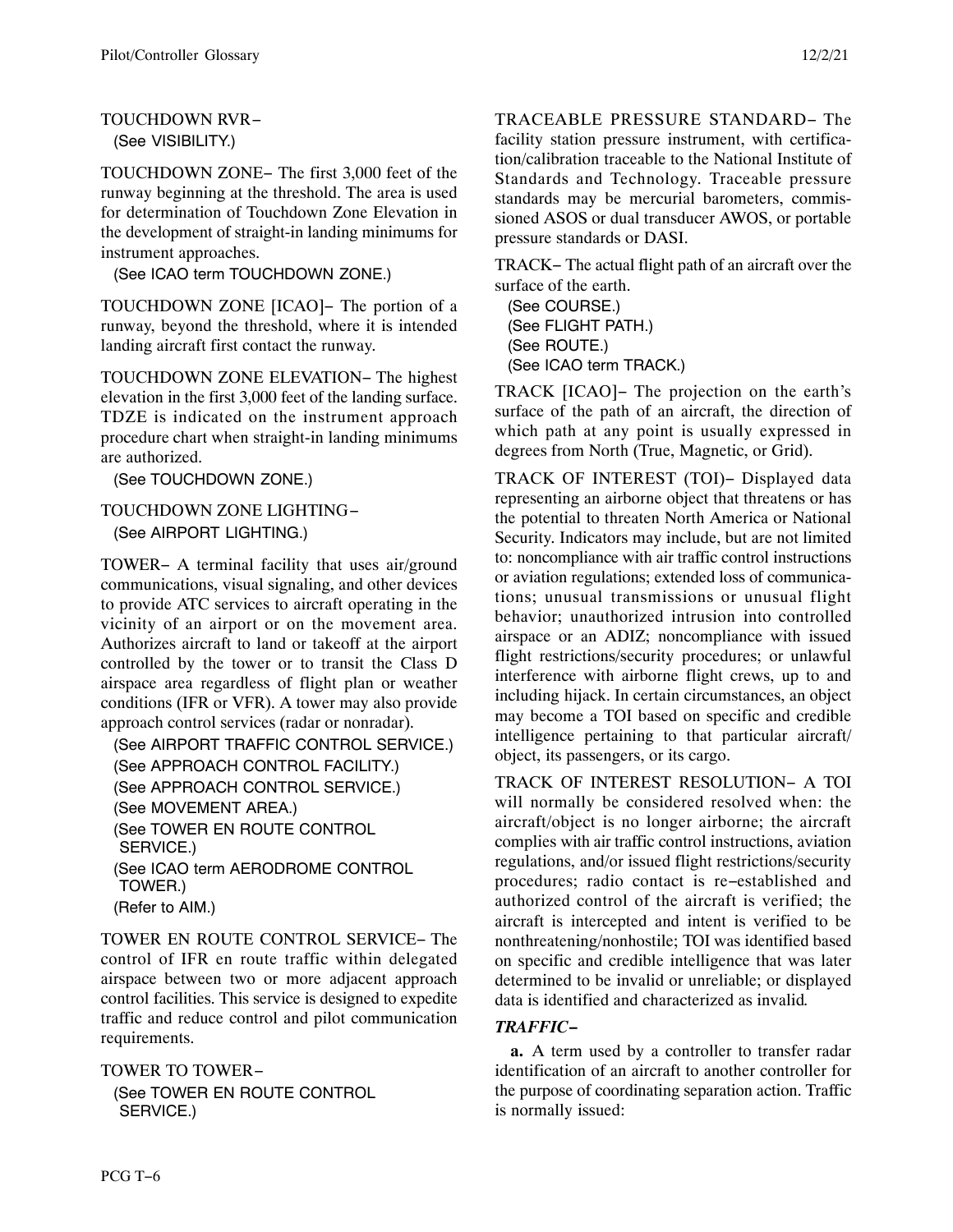TOUCHDOWN RVR−
(See VISIBILITY.)

TOUCHDOWN ZONE− The first 3,000 feet of the runway beginning at the threshold. The area is used for determination of Touchdown Zone Elevation in the development of straight-in landing minimums for instrument approaches.
(See ICAO term TOUCHDOWN ZONE.)

TOUCHDOWN ZONE [ICAO]− The portion of a runway, beyond the threshold, where it is intended landing aircraft first contact the runway.

TOUCHDOWN ZONE ELEVATION− The highest elevation in the first 3,000 feet of the landing surface. TDZE is indicated on the instrument approach procedure chart when straight-in landing minimums are authorized.
(See TOUCHDOWN ZONE.)

TOUCHDOWN ZONE LIGHTING−
(See AIRPORT LIGHTING.)

TOWER− A terminal facility that uses air/ground communications, visual signaling, and other devices to provide ATC services to aircraft operating in the vicinity of an airport or on the movement area. Authorizes aircraft to land or takeoff at the airport controlled by the tower or to transit the Class D airspace area regardless of flight plan or weather conditions (IFR or VFR). A tower may also provide approach control services (radar or nonradar).
(See AIRPORT TRAFFIC CONTROL SERVICE.)
(See APPROACH CONTROL FACILITY.)
(See APPROACH CONTROL SERVICE.)
(See MOVEMENT AREA.)
(See TOWER EN ROUTE CONTROL SERVICE.)
(See ICAO term AERODROME CONTROL TOWER.)
(Refer to AIM.)

TOWER EN ROUTE CONTROL SERVICE− The control of IFR en route traffic within delegated airspace between two or more adjacent approach control facilities. This service is designed to expedite traffic and reduce control and pilot communication requirements.

TOWER TO TOWER−
(See TOWER EN ROUTE CONTROL SERVICE.)

TRACEABLE PRESSURE STANDARD− The facility station pressure instrument, with certification/calibration traceable to the National Institute of Standards and Technology. Traceable pressure standards may be mercurial barometers, commissioned ASOS or dual transducer AWOS, or portable pressure standards or DASI.

TRACK− The actual flight path of an aircraft over the surface of the earth.
(See COURSE.)
(See FLIGHT PATH.)
(See ROUTE.)
(See ICAO term TRACK.)

TRACK [ICAO]− The projection on the earth's surface of the path of an aircraft, the direction of which path at any point is usually expressed in degrees from North (True, Magnetic, or Grid).

TRACK OF INTEREST (TOI)− Displayed data representing an airborne object that threatens or has the potential to threaten North America or National Security. Indicators may include, but are not limited to: noncompliance with air traffic control instructions or aviation regulations; extended loss of communications; unusual transmissions or unusual flight behavior; unauthorized intrusion into controlled airspace or an ADIZ; noncompliance with issued flight restrictions/security procedures; or unlawful interference with airborne flight crews, up to and including hijack. In certain circumstances, an object may become a TOI based on specific and credible intelligence pertaining to that particular aircraft/object, its passengers, or its cargo.

TRACK OF INTEREST RESOLUTION− A TOI will normally be considered resolved when: the aircraft/object is no longer airborne; the aircraft complies with air traffic control instructions, aviation regulations, and/or issued flight restrictions/security procedures; radio contact is re−established and authorized control of the aircraft is verified; the aircraft is intercepted and intent is verified to be nonthreatening/nonhostile; TOI was identified based on specific and credible intelligence that was later determined to be invalid or unreliable; or displayed data is identified and characterized as invalid.

***TRAFFIC−***

**a.** A term used by a controller to transfer radar identification of an aircraft to another controller for the purpose of coordinating separation action. Traffic is normally issued: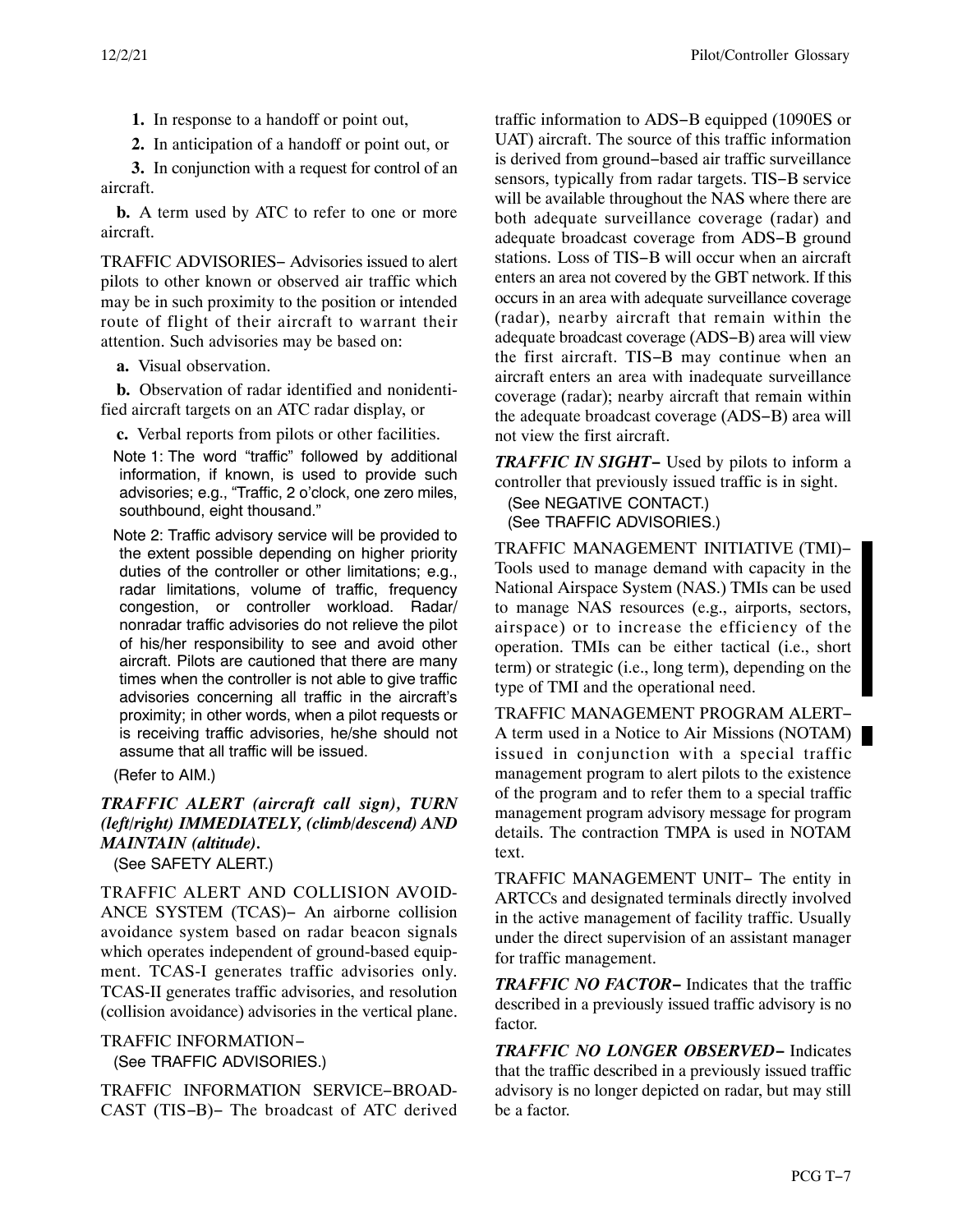**1.** In response to a handoff or point out,

**2.** In anticipation of a handoff or point out, or

**3.** In conjunction with a request for control of an aircraft.

**b.** A term used by ATC to refer to one or more aircraft.

TRAFFIC ADVISORIES− Advisories issued to alert pilots to other known or observed air traffic which may be in such proximity to the position or intended route of flight of their aircraft to warrant their attention. Such advisories may be based on:

**a.** Visual observation.

**b.** Observation of radar identified and nonidentified aircraft targets on an ATC radar display, or

**c.** Verbal reports from pilots or other facilities.

Note 1: The word "traffic" followed by additional information, if known, is used to provide such advisories; e.g., "Traffic, 2 o'clock, one zero miles, southbound, eight thousand."

Note 2: Traffic advisory service will be provided to the extent possible depending on higher priority duties of the controller or other limitations; e.g., radar limitations, volume of traffic, frequency congestion, or controller workload. Radar/nonradar traffic advisories do not relieve the pilot of his/her responsibility to see and avoid other aircraft. Pilots are cautioned that there are many times when the controller is not able to give traffic advisories concerning all traffic in the aircraft's proximity; in other words, when a pilot requests or is receiving traffic advisories, he/she should not assume that all traffic will be issued.

(Refer to AIM.)

***TRAFFIC ALERT (aircraft call sign), TURN (left/right) IMMEDIATELY, (climb/descend) AND MAINTAIN (altitude).***

(See SAFETY ALERT.)

TRAFFIC ALERT AND COLLISION AVOIDANCE SYSTEM (TCAS)− An airborne collision avoidance system based on radar beacon signals which operates independent of ground-based equipment. TCAS-I generates traffic advisories only. TCAS-II generates traffic advisories, and resolution (collision avoidance) advisories in the vertical plane.

TRAFFIC INFORMATION−

(See TRAFFIC ADVISORIES.)

TRAFFIC INFORMATION SERVICE−BROADCAST (TIS−B)− The broadcast of ATC derived traffic information to ADS−B equipped (1090ES or UAT) aircraft. The source of this traffic information is derived from ground−based air traffic surveillance sensors, typically from radar targets. TIS−B service will be available throughout the NAS where there are both adequate surveillance coverage (radar) and adequate broadcast coverage from ADS−B ground stations. Loss of TIS−B will occur when an aircraft enters an area not covered by the GBT network. If this occurs in an area with adequate surveillance coverage (radar), nearby aircraft that remain within the adequate broadcast coverage (ADS−B) area will view the first aircraft. TIS−B may continue when an aircraft enters an area with inadequate surveillance coverage (radar); nearby aircraft that remain within the adequate broadcast coverage (ADS−B) area will not view the first aircraft.

***TRAFFIC IN SIGHT***− Used by pilots to inform a controller that previously issued traffic is in sight.

(See NEGATIVE CONTACT.)
(See TRAFFIC ADVISORIES.)

TRAFFIC MANAGEMENT INITIATIVE (TMI)− Tools used to manage demand with capacity in the National Airspace System (NAS.) TMIs can be used to manage NAS resources (e.g., airports, sectors, airspace) or to increase the efficiency of the operation. TMIs can be either tactical (i.e., short term) or strategic (i.e., long term), depending on the type of TMI and the operational need.

TRAFFIC MANAGEMENT PROGRAM ALERT− A term used in a Notice to Air Missions (NOTAM) issued in conjunction with a special traffic management program to alert pilots to the existence of the program and to refer them to a special traffic management program advisory message for program details. The contraction TMPA is used in NOTAM text.

TRAFFIC MANAGEMENT UNIT− The entity in ARTCCs and designated terminals directly involved in the active management of facility traffic. Usually under the direct supervision of an assistant manager for traffic management.

***TRAFFIC NO FACTOR***− Indicates that the traffic described in a previously issued traffic advisory is no factor.

***TRAFFIC NO LONGER OBSERVED***− Indicates that the traffic described in a previously issued traffic advisory is no longer depicted on radar, but may still be a factor.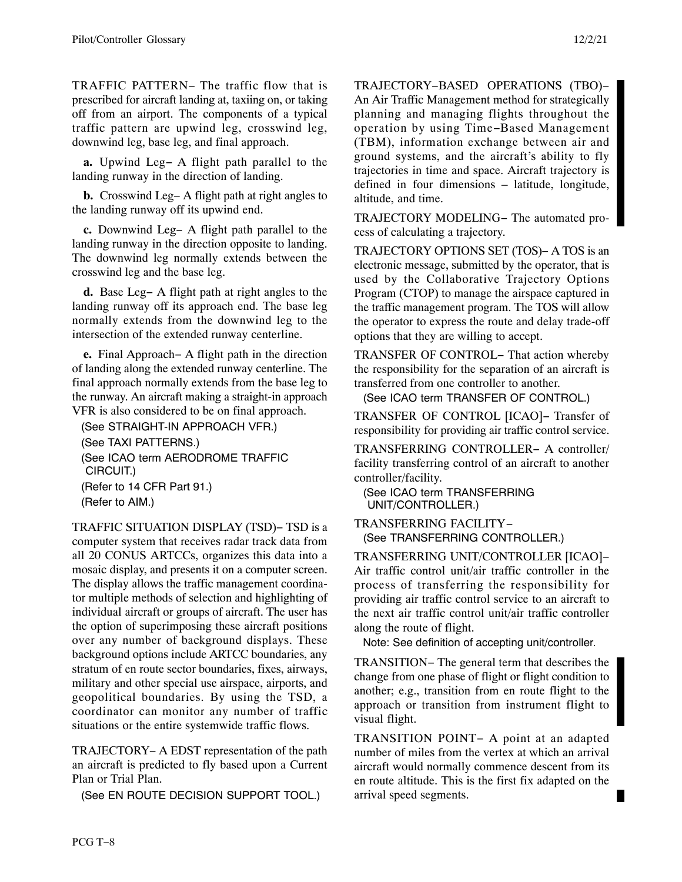TRAFFIC PATTERN− The traffic flow that is prescribed for aircraft landing at, taxiing on, or taking off from an airport. The components of a typical traffic pattern are upwind leg, crosswind leg, downwind leg, base leg, and final approach.

**a.** Upwind Leg− A flight path parallel to the landing runway in the direction of landing.

**b.** Crosswind Leg− A flight path at right angles to the landing runway off its upwind end.

**c.** Downwind Leg− A flight path parallel to the landing runway in the direction opposite to landing. The downwind leg normally extends between the crosswind leg and the base leg.

**d.** Base Leg− A flight path at right angles to the landing runway off its approach end. The base leg normally extends from the downwind leg to the intersection of the extended runway centerline.

**e.** Final Approach− A flight path in the direction of landing along the extended runway centerline. The final approach normally extends from the base leg to the runway. An aircraft making a straight-in approach VFR is also considered to be on final approach.

(See STRAIGHT-IN APPROACH VFR.)
(See TAXI PATTERNS.)
(See ICAO term AERODROME TRAFFIC CIRCUIT.)
(Refer to 14 CFR Part 91.)
(Refer to AIM.)

TRAFFIC SITUATION DISPLAY (TSD)− TSD is a computer system that receives radar track data from all 20 CONUS ARTCCs, organizes this data into a mosaic display, and presents it on a computer screen. The display allows the traffic management coordinator multiple methods of selection and highlighting of individual aircraft or groups of aircraft. The user has the option of superimposing these aircraft positions over any number of background displays. These background options include ARTCC boundaries, any stratum of en route sector boundaries, fixes, airways, military and other special use airspace, airports, and geopolitical boundaries. By using the TSD, a coordinator can monitor any number of traffic situations or the entire systemwide traffic flows.

TRAJECTORY− A EDST representation of the path an aircraft is predicted to fly based upon a Current Plan or Trial Plan.

(See EN ROUTE DECISION SUPPORT TOOL.)

TRAJECTORY−BASED OPERATIONS (TBO)− An Air Traffic Management method for strategically planning and managing flights throughout the operation by using Time−Based Management (TBM), information exchange between air and ground systems, and the aircraft's ability to fly trajectories in time and space. Aircraft trajectory is defined in four dimensions – latitude, longitude, altitude, and time.

TRAJECTORY MODELING− The automated process of calculating a trajectory.

TRAJECTORY OPTIONS SET (TOS)− A TOS is an electronic message, submitted by the operator, that is used by the Collaborative Trajectory Options Program (CTOP) to manage the airspace captured in the traffic management program. The TOS will allow the operator to express the route and delay trade-off options that they are willing to accept.

TRANSFER OF CONTROL− That action whereby the responsibility for the separation of an aircraft is transferred from one controller to another.

(See ICAO term TRANSFER OF CONTROL.)

TRANSFER OF CONTROL [ICAO]− Transfer of responsibility for providing air traffic control service.

TRANSFERRING CONTROLLER− A controller/facility transferring control of an aircraft to another controller/facility.

(See ICAO term TRANSFERRING UNIT/CONTROLLER.)

TRANSFERRING FACILITY−
(See TRANSFERRING CONTROLLER.)

TRANSFERRING UNIT/CONTROLLER [ICAO]− Air traffic control unit/air traffic controller in the process of transferring the responsibility for providing air traffic control service to an aircraft to the next air traffic control unit/air traffic controller along the route of flight.

Note: See definition of accepting unit/controller.

TRANSITION− The general term that describes the change from one phase of flight or flight condition to another; e.g., transition from en route flight to the approach or transition from instrument flight to visual flight.

TRANSITION POINT− A point at an adapted number of miles from the vertex at which an arrival aircraft would normally commence descent from its en route altitude. This is the first fix adapted on the arrival speed segments.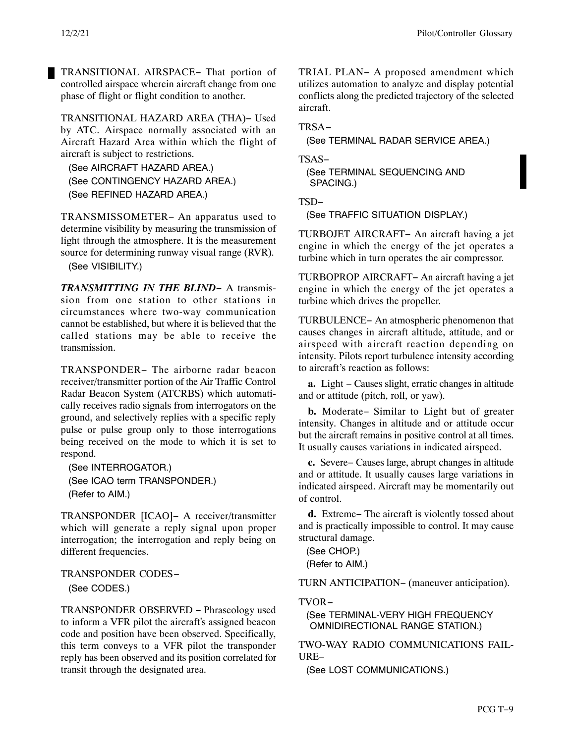TRANSITIONAL AIRSPACE− That portion of controlled airspace wherein aircraft change from one phase of flight or flight condition to another.

TRANSITIONAL HAZARD AREA (THA)− Used by ATC. Airspace normally associated with an Aircraft Hazard Area within which the flight of aircraft is subject to restrictions.

(See AIRCRAFT HAZARD AREA.)
(See CONTINGENCY HAZARD AREA.)
(See REFINED HAZARD AREA.)

TRANSMISSOMETER− An apparatus used to determine visibility by measuring the transmission of light through the atmosphere. It is the measurement source for determining runway visual range (RVR).

(See VISIBILITY.)

***TRANSMITTING IN THE BLIND−*** A transmission from one station to other stations in circumstances where two-way communication cannot be established, but where it is believed that the called stations may be able to receive the transmission.

TRANSPONDER− The airborne radar beacon receiver/transmitter portion of the Air Traffic Control Radar Beacon System (ATCRBS) which automatically receives radio signals from interrogators on the ground, and selectively replies with a specific reply pulse or pulse group only to those interrogations being received on the mode to which it is set to respond.

(See INTERROGATOR.)
(See ICAO term TRANSPONDER.)
(Refer to AIM.)

TRANSPONDER [ICAO]− A receiver/transmitter which will generate a reply signal upon proper interrogation; the interrogation and reply being on different frequencies.

TRANSPONDER CODES−

(See CODES.)

TRANSPONDER OBSERVED − Phraseology used to inform a VFR pilot the aircraft's assigned beacon code and position have been observed. Specifically, this term conveys to a VFR pilot the transponder reply has been observed and its position correlated for transit through the designated area.

TRIAL PLAN− A proposed amendment which utilizes automation to analyze and display potential conflicts along the predicted trajectory of the selected aircraft.

TRSA−

(See TERMINAL RADAR SERVICE AREA.)

TSAS−

(See TERMINAL SEQUENCING AND SPACING.)

TSD−

(See TRAFFIC SITUATION DISPLAY.)

TURBOJET AIRCRAFT− An aircraft having a jet engine in which the energy of the jet operates a turbine which in turn operates the air compressor.

TURBOPROP AIRCRAFT− An aircraft having a jet engine in which the energy of the jet operates a turbine which drives the propeller.

TURBULENCE− An atmospheric phenomenon that causes changes in aircraft altitude, attitude, and or airspeed with aircraft reaction depending on intensity. Pilots report turbulence intensity according to aircraft's reaction as follows:

**a.** Light − Causes slight, erratic changes in altitude and or attitude (pitch, roll, or yaw).

**b.** Moderate− Similar to Light but of greater intensity. Changes in altitude and or attitude occur but the aircraft remains in positive control at all times. It usually causes variations in indicated airspeed.

**c.** Severe− Causes large, abrupt changes in altitude and or attitude. It usually causes large variations in indicated airspeed. Aircraft may be momentarily out of control.

**d.** Extreme− The aircraft is violently tossed about and is practically impossible to control. It may cause structural damage.

(See CHOP.)
(Refer to AIM.)

TURN ANTICIPATION− (maneuver anticipation).

TVOR−

(See TERMINAL-VERY HIGH FREQUENCY OMNIDIRECTIONAL RANGE STATION.)

TWO-WAY RADIO COMMUNICATIONS FAILURE−

(See LOST COMMUNICATIONS.)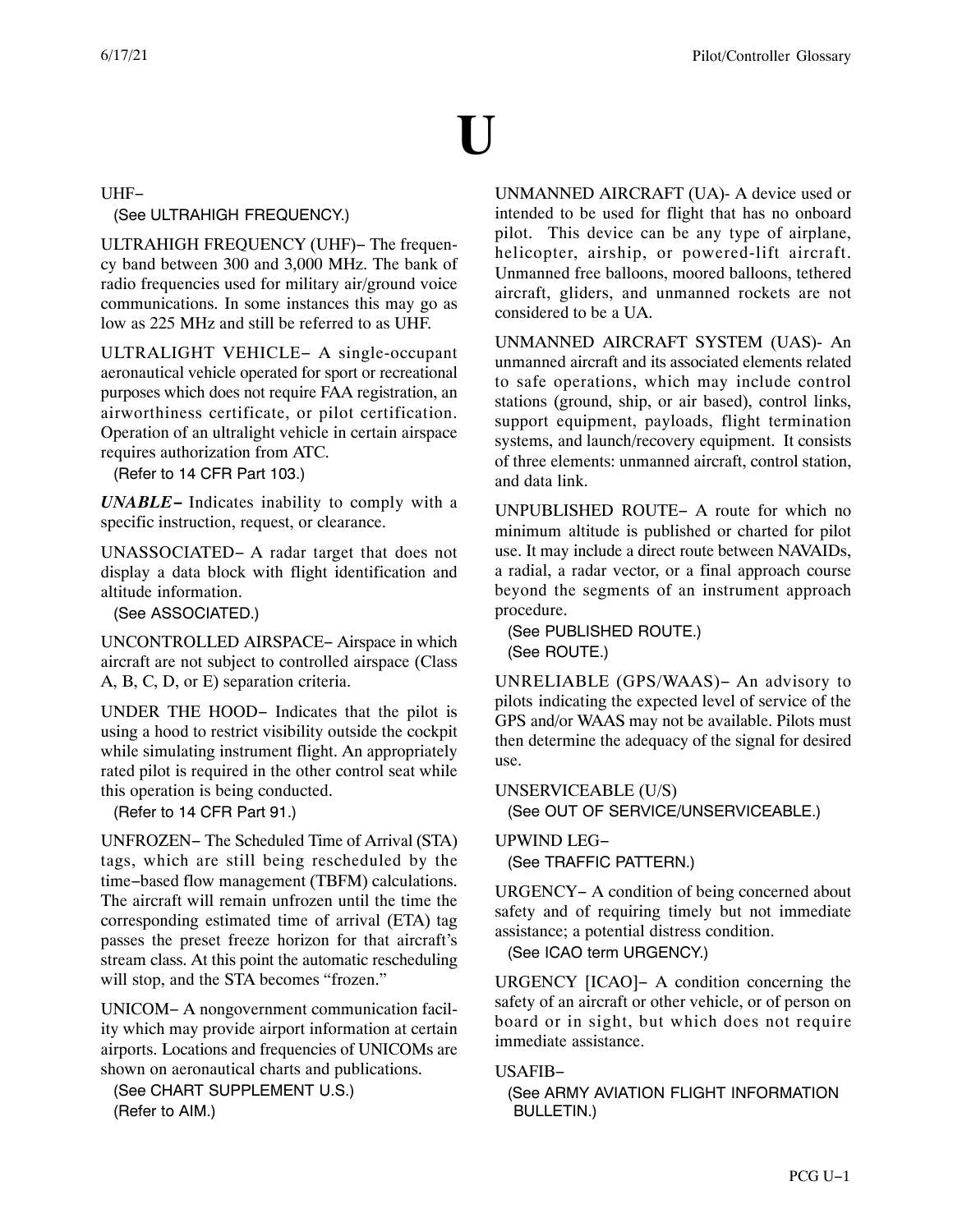# U

UHF−
(See ULTRAHIGH FREQUENCY.)

ULTRAHIGH FREQUENCY (UHF)− The frequency band between 300 and 3,000 MHz. The bank of radio frequencies used for military air/ground voice communications. In some instances this may go as low as 225 MHz and still be referred to as UHF.

ULTRALIGHT VEHICLE− A single-occupant aeronautical vehicle operated for sport or recreational purposes which does not require FAA registration, an airworthiness certificate, or pilot certification. Operation of an ultralight vehicle in certain airspace requires authorization from ATC.
(Refer to 14 CFR Part 103.)

***UNABLE−*** Indicates inability to comply with a specific instruction, request, or clearance.

UNASSOCIATED− A radar target that does not display a data block with flight identification and altitude information.
(See ASSOCIATED.)

UNCONTROLLED AIRSPACE− Airspace in which aircraft are not subject to controlled airspace (Class A, B, C, D, or E) separation criteria.

UNDER THE HOOD− Indicates that the pilot is using a hood to restrict visibility outside the cockpit while simulating instrument flight. An appropriately rated pilot is required in the other control seat while this operation is being conducted.
(Refer to 14 CFR Part 91.)

UNFROZEN− The Scheduled Time of Arrival (STA) tags, which are still being rescheduled by the time−based flow management (TBFM) calculations. The aircraft will remain unfrozen until the time the corresponding estimated time of arrival (ETA) tag passes the preset freeze horizon for that aircraft's stream class. At this point the automatic rescheduling will stop, and the STA becomes "frozen."

UNICOM− A nongovernment communication facility which may provide airport information at certain airports. Locations and frequencies of UNICOMs are shown on aeronautical charts and publications.
(See CHART SUPPLEMENT U.S.)
(Refer to AIM.)

UNMANNED AIRCRAFT (UA)- A device used or intended to be used for flight that has no onboard pilot. This device can be any type of airplane, helicopter, airship, or powered-lift aircraft. Unmanned free balloons, moored balloons, tethered aircraft, gliders, and unmanned rockets are not considered to be a UA.

UNMANNED AIRCRAFT SYSTEM (UAS)- An unmanned aircraft and its associated elements related to safe operations, which may include control stations (ground, ship, or air based), control links, support equipment, payloads, flight termination systems, and launch/recovery equipment. It consists of three elements: unmanned aircraft, control station, and data link.

UNPUBLISHED ROUTE− A route for which no minimum altitude is published or charted for pilot use. It may include a direct route between NAVAIDs, a radial, a radar vector, or a final approach course beyond the segments of an instrument approach procedure.
(See PUBLISHED ROUTE.)
(See ROUTE.)

UNRELIABLE (GPS/WAAS)− An advisory to pilots indicating the expected level of service of the GPS and/or WAAS may not be available. Pilots must then determine the adequacy of the signal for desired use.

UNSERVICEABLE (U/S)
(See OUT OF SERVICE/UNSERVICEABLE.)

UPWIND LEG−
(See TRAFFIC PATTERN.)

URGENCY− A condition of being concerned about safety and of requiring timely but not immediate assistance; a potential distress condition.
(See ICAO term URGENCY.)

URGENCY [ICAO]− A condition concerning the safety of an aircraft or other vehicle, or of person on board or in sight, but which does not require immediate assistance.

USAFIB−
(See ARMY AVIATION FLIGHT INFORMATION BULLETIN.)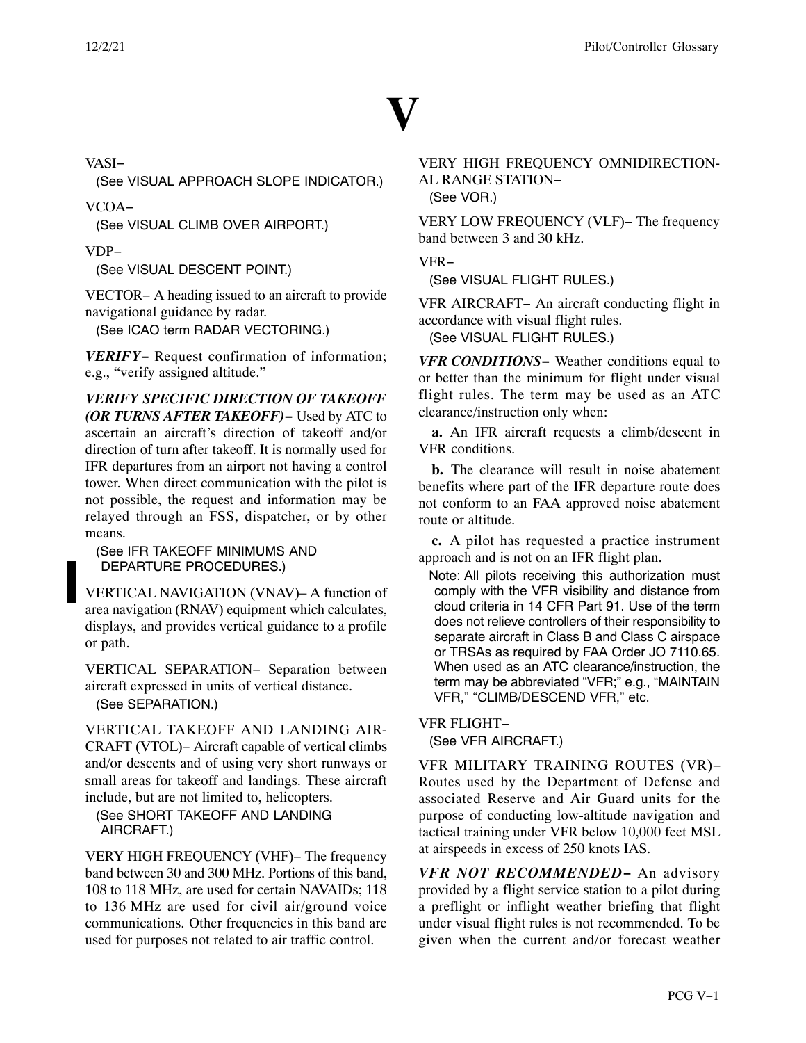# V

VASI−

(See VISUAL APPROACH SLOPE INDICATOR.)

VCOA−

(See VISUAL CLIMB OVER AIRPORT.)

VDP−

(See VISUAL DESCENT POINT.)

VECTOR− A heading issued to an aircraft to provide navigational guidance by radar.

(See ICAO term RADAR VECTORING.)

***VERIFY−*** Request confirmation of information; e.g., "verify assigned altitude."

***VERIFY SPECIFIC DIRECTION OF TAKEOFF (OR TURNS AFTER TAKEOFF)−*** Used by ATC to ascertain an aircraft's direction of takeoff and/or direction of turn after takeoff. It is normally used for IFR departures from an airport not having a control tower. When direct communication with the pilot is not possible, the request and information may be relayed through an FSS, dispatcher, or by other means.

(See IFR TAKEOFF MINIMUMS AND DEPARTURE PROCEDURES.)

VERTICAL NAVIGATION (VNAV)– A function of area navigation (RNAV) equipment which calculates, displays, and provides vertical guidance to a profile or path.

VERTICAL SEPARATION− Separation between aircraft expressed in units of vertical distance.

(See SEPARATION.)

VERTICAL TAKEOFF AND LANDING AIRCRAFT (VTOL)− Aircraft capable of vertical climbs and/or descents and of using very short runways or small areas for takeoff and landings. These aircraft include, but are not limited to, helicopters.

(See SHORT TAKEOFF AND LANDING AIRCRAFT.)

VERY HIGH FREQUENCY (VHF)− The frequency band between 30 and 300 MHz. Portions of this band, 108 to 118 MHz, are used for certain NAVAIDs; 118 to 136 MHz are used for civil air/ground voice communications. Other frequencies in this band are used for purposes not related to air traffic control.

VERY HIGH FREQUENCY OMNIDIRECTIONAL RANGE STATION−

(See VOR.)

VERY LOW FREQUENCY (VLF)− The frequency band between 3 and 30 kHz.

VFR−

(See VISUAL FLIGHT RULES.)

VFR AIRCRAFT− An aircraft conducting flight in accordance with visual flight rules.

(See VISUAL FLIGHT RULES.)

***VFR CONDITIONS−*** Weather conditions equal to or better than the minimum for flight under visual flight rules. The term may be used as an ATC clearance/instruction only when:

**a.** An IFR aircraft requests a climb/descent in VFR conditions.

**b.** The clearance will result in noise abatement benefits where part of the IFR departure route does not conform to an FAA approved noise abatement route or altitude.

**c.** A pilot has requested a practice instrument approach and is not on an IFR flight plan.

Note: All pilots receiving this authorization must comply with the VFR visibility and distance from cloud criteria in 14 CFR Part 91. Use of the term does not relieve controllers of their responsibility to separate aircraft in Class B and Class C airspace or TRSAs as required by FAA Order JO 7110.65. When used as an ATC clearance/instruction, the term may be abbreviated "VFR;" e.g., "MAINTAIN VFR," "CLIMB/DESCEND VFR," etc.

VFR FLIGHT−

(See VFR AIRCRAFT.)

VFR MILITARY TRAINING ROUTES (VR)− Routes used by the Department of Defense and associated Reserve and Air Guard units for the purpose of conducting low-altitude navigation and tactical training under VFR below 10,000 feet MSL at airspeeds in excess of 250 knots IAS.

***VFR NOT RECOMMENDED−*** An advisory provided by a flight service station to a pilot during a preflight or inflight weather briefing that flight under visual flight rules is not recommended. To be given when the current and/or forecast weather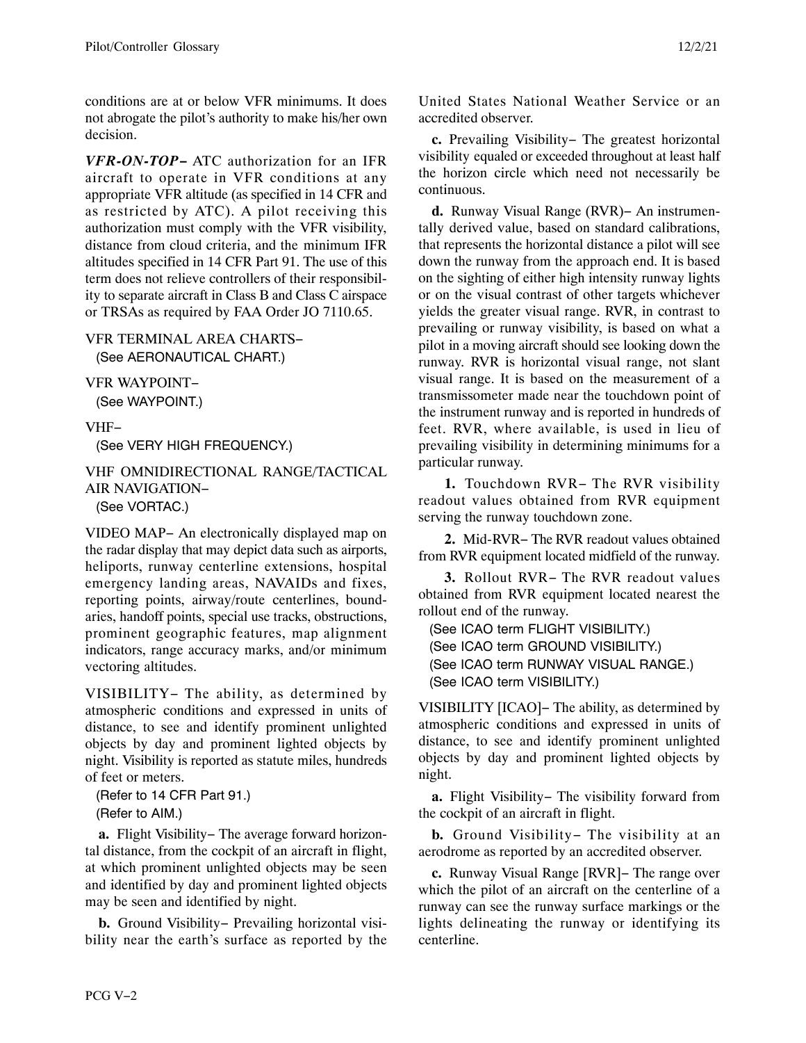conditions are at or below VFR minimums. It does not abrogate the pilot's authority to make his/her own decision.

***VFR-ON-TOP−*** ATC authorization for an IFR aircraft to operate in VFR conditions at any appropriate VFR altitude (as specified in 14 CFR and as restricted by ATC). A pilot receiving this authorization must comply with the VFR visibility, distance from cloud criteria, and the minimum IFR altitudes specified in 14 CFR Part 91. The use of this term does not relieve controllers of their responsibility to separate aircraft in Class B and Class C airspace or TRSAs as required by FAA Order JO 7110.65.

VFR TERMINAL AREA CHARTS−
(See AERONAUTICAL CHART.)

VFR WAYPOINT−
(See WAYPOINT.)

VHF−
(See VERY HIGH FREQUENCY.)

VHF OMNIDIRECTIONAL RANGE/TACTICAL AIR NAVIGATION−
(See VORTAC.)

VIDEO MAP− An electronically displayed map on the radar display that may depict data such as airports, heliports, runway centerline extensions, hospital emergency landing areas, NAVAIDs and fixes, reporting points, airway/route centerlines, boundaries, handoff points, special use tracks, obstructions, prominent geographic features, map alignment indicators, range accuracy marks, and/or minimum vectoring altitudes.

VISIBILITY− The ability, as determined by atmospheric conditions and expressed in units of distance, to see and identify prominent unlighted objects by day and prominent lighted objects by night. Visibility is reported as statute miles, hundreds of feet or meters.

(Refer to 14 CFR Part 91.)
(Refer to AIM.)

**a.** Flight Visibility− The average forward horizontal distance, from the cockpit of an aircraft in flight, at which prominent unlighted objects may be seen and identified by day and prominent lighted objects may be seen and identified by night.

**b.** Ground Visibility− Prevailing horizontal visibility near the earth's surface as reported by the United States National Weather Service or an accredited observer.

**c.** Prevailing Visibility− The greatest horizontal visibility equaled or exceeded throughout at least half the horizon circle which need not necessarily be continuous.

**d.** Runway Visual Range (RVR)− An instrumentally derived value, based on standard calibrations, that represents the horizontal distance a pilot will see down the runway from the approach end. It is based on the sighting of either high intensity runway lights or on the visual contrast of other targets whichever yields the greater visual range. RVR, in contrast to prevailing or runway visibility, is based on what a pilot in a moving aircraft should see looking down the runway. RVR is horizontal visual range, not slant visual range. It is based on the measurement of a transmissometer made near the touchdown point of the instrument runway and is reported in hundreds of feet. RVR, where available, is used in lieu of prevailing visibility in determining minimums for a particular runway.

**1.** Touchdown RVR− The RVR visibility readout values obtained from RVR equipment serving the runway touchdown zone.

**2.** Mid-RVR− The RVR readout values obtained from RVR equipment located midfield of the runway.

**3.** Rollout RVR− The RVR readout values obtained from RVR equipment located nearest the rollout end of the runway.

(See ICAO term FLIGHT VISIBILITY.)
(See ICAO term GROUND VISIBILITY.)
(See ICAO term RUNWAY VISUAL RANGE.)
(See ICAO term VISIBILITY.)

VISIBILITY [ICAO]− The ability, as determined by atmospheric conditions and expressed in units of distance, to see and identify prominent unlighted objects by day and prominent lighted objects by night.

**a.** Flight Visibility− The visibility forward from the cockpit of an aircraft in flight.

**b.** Ground Visibility− The visibility at an aerodrome as reported by an accredited observer.

**c.** Runway Visual Range [RVR]− The range over which the pilot of an aircraft on the centerline of a runway can see the runway surface markings or the lights delineating the runway or identifying its centerline.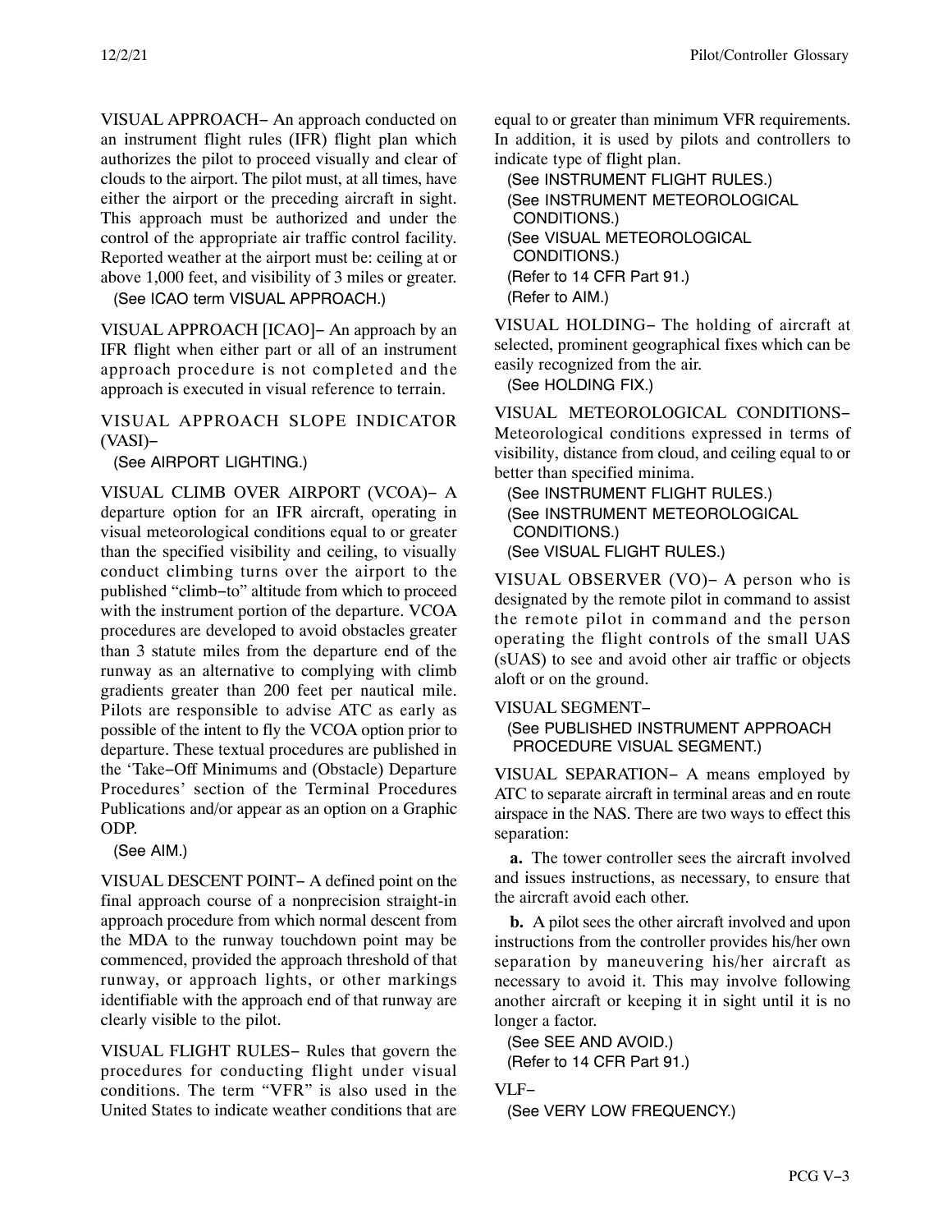VISUAL APPROACH− An approach conducted on an instrument flight rules (IFR) flight plan which authorizes the pilot to proceed visually and clear of clouds to the airport. The pilot must, at all times, have either the airport or the preceding aircraft in sight. This approach must be authorized and under the control of the appropriate air traffic control facility. Reported weather at the airport must be: ceiling at or above 1,000 feet, and visibility of 3 miles or greater.

(See ICAO term VISUAL APPROACH.)

VISUAL APPROACH [ICAO]− An approach by an IFR flight when either part or all of an instrument approach procedure is not completed and the approach is executed in visual reference to terrain.

VISUAL APPROACH SLOPE INDICATOR (VASI)−

(See AIRPORT LIGHTING.)

VISUAL CLIMB OVER AIRPORT (VCOA)− A departure option for an IFR aircraft, operating in visual meteorological conditions equal to or greater than the specified visibility and ceiling, to visually conduct climbing turns over the airport to the published "climb−to" altitude from which to proceed with the instrument portion of the departure. VCOA procedures are developed to avoid obstacles greater than 3 statute miles from the departure end of the runway as an alternative to complying with climb gradients greater than 200 feet per nautical mile. Pilots are responsible to advise ATC as early as possible of the intent to fly the VCOA option prior to departure. These textual procedures are published in the 'Take−Off Minimums and (Obstacle) Departure Procedures' section of the Terminal Procedures Publications and/or appear as an option on a Graphic ODP.

(See AIM.)

VISUAL DESCENT POINT− A defined point on the final approach course of a nonprecision straight-in approach procedure from which normal descent from the MDA to the runway touchdown point may be commenced, provided the approach threshold of that runway, or approach lights, or other markings identifiable with the approach end of that runway are clearly visible to the pilot.

VISUAL FLIGHT RULES− Rules that govern the procedures for conducting flight under visual conditions. The term "VFR" is also used in the United States to indicate weather conditions that are equal to or greater than minimum VFR requirements. In addition, it is used by pilots and controllers to indicate type of flight plan.

(See INSTRUMENT FLIGHT RULES.)
(See INSTRUMENT METEOROLOGICAL CONDITIONS.)
(See VISUAL METEOROLOGICAL CONDITIONS.)
(Refer to 14 CFR Part 91.)
(Refer to AIM.)

VISUAL HOLDING− The holding of aircraft at selected, prominent geographical fixes which can be easily recognized from the air.

(See HOLDING FIX.)

VISUAL METEOROLOGICAL CONDITIONS− Meteorological conditions expressed in terms of visibility, distance from cloud, and ceiling equal to or better than specified minima.

(See INSTRUMENT FLIGHT RULES.)
(See INSTRUMENT METEOROLOGICAL CONDITIONS.)
(See VISUAL FLIGHT RULES.)

VISUAL OBSERVER (VO)− A person who is designated by the remote pilot in command to assist the remote pilot in command and the person operating the flight controls of the small UAS (sUAS) to see and avoid other air traffic or objects aloft or on the ground.

VISUAL SEGMENT−

(See PUBLISHED INSTRUMENT APPROACH PROCEDURE VISUAL SEGMENT.)

VISUAL SEPARATION− A means employed by ATC to separate aircraft in terminal areas and en route airspace in the NAS. There are two ways to effect this separation:

**a.** The tower controller sees the aircraft involved and issues instructions, as necessary, to ensure that the aircraft avoid each other.

**b.** A pilot sees the other aircraft involved and upon instructions from the controller provides his/her own separation by maneuvering his/her aircraft as necessary to avoid it. This may involve following another aircraft or keeping it in sight until it is no longer a factor.

(See SEE AND AVOID.)
(Refer to 14 CFR Part 91.)

VLF−

(See VERY LOW FREQUENCY.)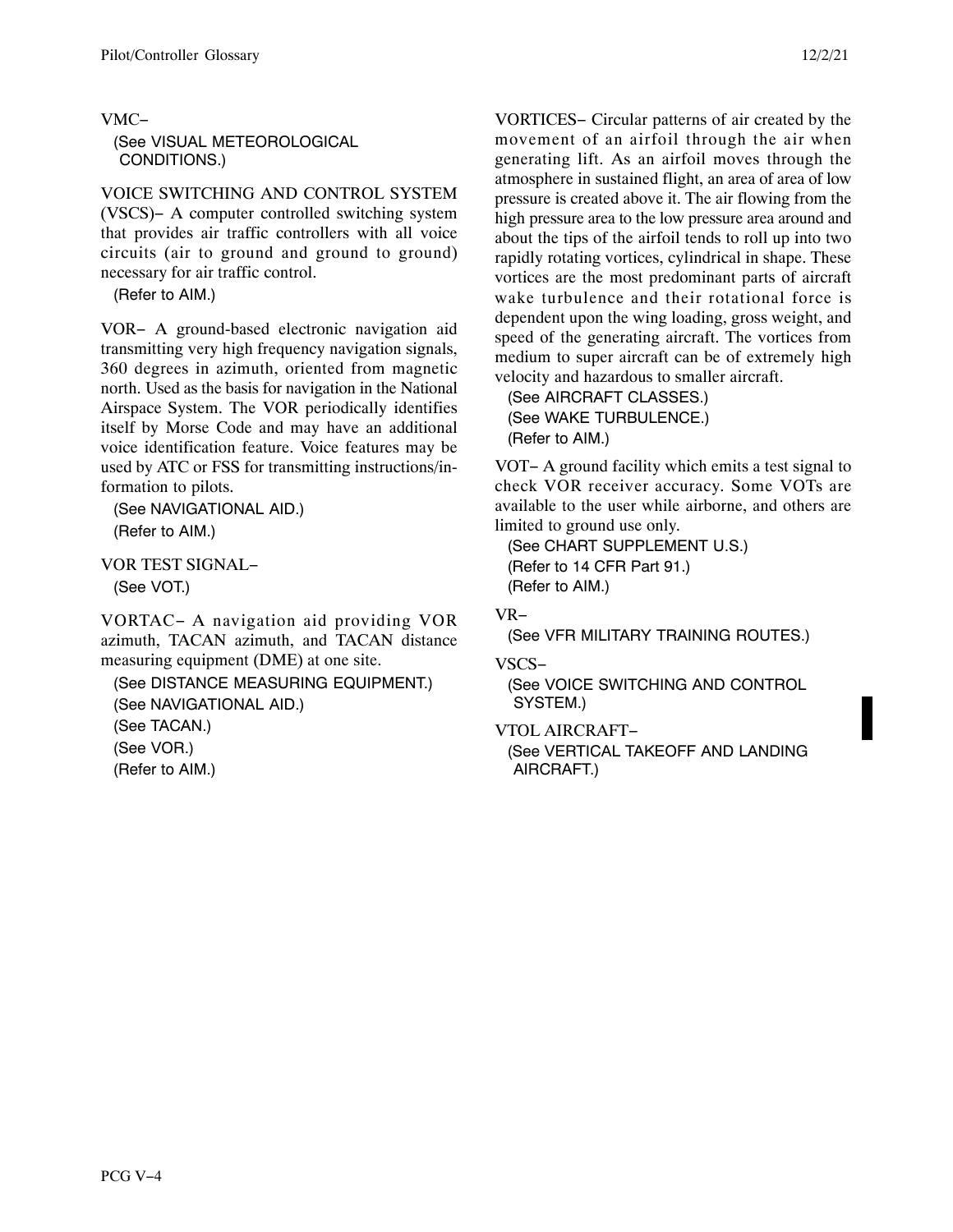VMC−

(See VISUAL METEOROLOGICAL CONDITIONS.)

VOICE SWITCHING AND CONTROL SYSTEM (VSCS)− A computer controlled switching system that provides air traffic controllers with all voice circuits (air to ground and ground to ground) necessary for air traffic control.

(Refer to AIM.)

VOR− A ground-based electronic navigation aid transmitting very high frequency navigation signals, 360 degrees in azimuth, oriented from magnetic north. Used as the basis for navigation in the National Airspace System. The VOR periodically identifies itself by Morse Code and may have an additional voice identification feature. Voice features may be used by ATC or FSS for transmitting instructions/information to pilots.

(See NAVIGATIONAL AID.)
(Refer to AIM.)

VOR TEST SIGNAL−

(See VOT.)

VORTAC− A navigation aid providing VOR azimuth, TACAN azimuth, and TACAN distance measuring equipment (DME) at one site.

(See DISTANCE MEASURING EQUIPMENT.)
(See NAVIGATIONAL AID.)
(See TACAN.)
(See VOR.)
(Refer to AIM.)

VORTICES− Circular patterns of air created by the movement of an airfoil through the air when generating lift. As an airfoil moves through the atmosphere in sustained flight, an area of area of low pressure is created above it. The air flowing from the high pressure area to the low pressure area around and about the tips of the airfoil tends to roll up into two rapidly rotating vortices, cylindrical in shape. These vortices are the most predominant parts of aircraft wake turbulence and their rotational force is dependent upon the wing loading, gross weight, and speed of the generating aircraft. The vortices from medium to super aircraft can be of extremely high velocity and hazardous to smaller aircraft.

(See AIRCRAFT CLASSES.)
(See WAKE TURBULENCE.)
(Refer to AIM.)

VOT− A ground facility which emits a test signal to check VOR receiver accuracy. Some VOTs are available to the user while airborne, and others are limited to ground use only.

(See CHART SUPPLEMENT U.S.)
(Refer to 14 CFR Part 91.)
(Refer to AIM.)

VR−

(See VFR MILITARY TRAINING ROUTES.)

VSCS−

(See VOICE SWITCHING AND CONTROL SYSTEM.)

VTOL AIRCRAFT−

(See VERTICAL TAKEOFF AND LANDING AIRCRAFT.)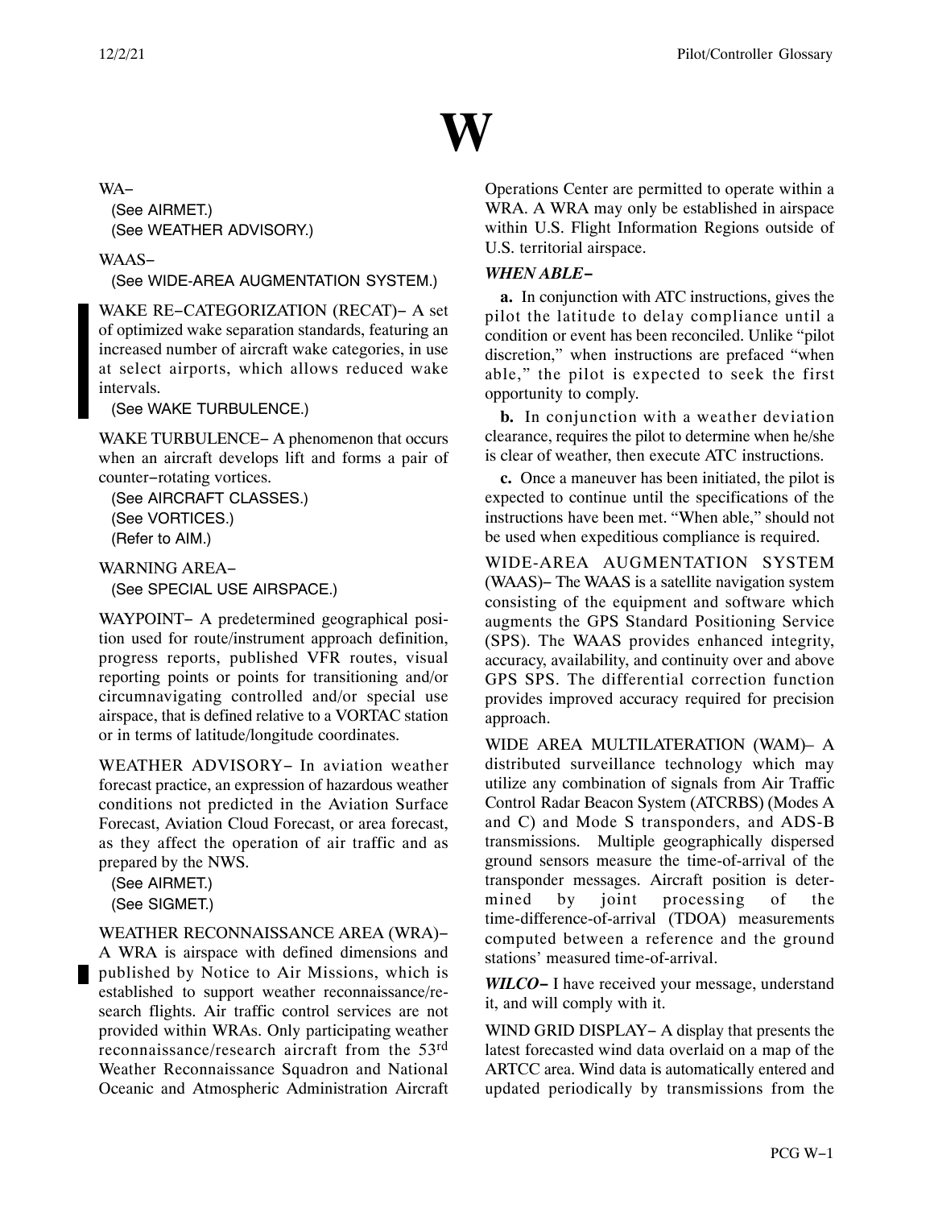# W

WA−

(See AIRMET.)
(See WEATHER ADVISORY.)

WAAS−

(See WIDE-AREA AUGMENTATION SYSTEM.)

WAKE RE−CATEGORIZATION (RECAT)− A set of optimized wake separation standards, featuring an increased number of aircraft wake categories, in use at select airports, which allows reduced wake intervals.

(See WAKE TURBULENCE.)

WAKE TURBULENCE− A phenomenon that occurs when an aircraft develops lift and forms a pair of counter−rotating vortices.

(See AIRCRAFT CLASSES.)
(See VORTICES.)
(Refer to AIM.)

WARNING AREA−

(See SPECIAL USE AIRSPACE.)

WAYPOINT− A predetermined geographical position used for route/instrument approach definition, progress reports, published VFR routes, visual reporting points or points for transitioning and/or circumnavigating controlled and/or special use airspace, that is defined relative to a VORTAC station or in terms of latitude/longitude coordinates.

WEATHER ADVISORY− In aviation weather forecast practice, an expression of hazardous weather conditions not predicted in the Aviation Surface Forecast, Aviation Cloud Forecast, or area forecast, as they affect the operation of air traffic and as prepared by the NWS.

(See AIRMET.)
(See SIGMET.)

WEATHER RECONNAISSANCE AREA (WRA)− A WRA is airspace with defined dimensions and published by Notice to Air Missions, which is established to support weather reconnaissance/research flights. Air traffic control services are not provided within WRAs. Only participating weather reconnaissance/research aircraft from the 53rd Weather Reconnaissance Squadron and National Oceanic and Atmospheric Administration Aircraft Operations Center are permitted to operate within a WRA. A WRA may only be established in airspace within U.S. Flight Information Regions outside of U.S. territorial airspace.

***WHEN ABLE−***

**a.** In conjunction with ATC instructions, gives the pilot the latitude to delay compliance until a condition or event has been reconciled. Unlike "pilot discretion," when instructions are prefaced "when able," the pilot is expected to seek the first opportunity to comply.

**b.** In conjunction with a weather deviation clearance, requires the pilot to determine when he/she is clear of weather, then execute ATC instructions.

**c.** Once a maneuver has been initiated, the pilot is expected to continue until the specifications of the instructions have been met. "When able," should not be used when expeditious compliance is required.

WIDE-AREA AUGMENTATION SYSTEM (WAAS)− The WAAS is a satellite navigation system consisting of the equipment and software which augments the GPS Standard Positioning Service (SPS). The WAAS provides enhanced integrity, accuracy, availability, and continuity over and above GPS SPS. The differential correction function provides improved accuracy required for precision approach.

WIDE AREA MULTILATERATION (WAM)− A distributed surveillance technology which may utilize any combination of signals from Air Traffic Control Radar Beacon System (ATCRBS) (Modes A and C) and Mode S transponders, and ADS-B transmissions. Multiple geographically dispersed ground sensors measure the time-of-arrival of the transponder messages. Aircraft position is determined by joint processing of the time-difference-of-arrival (TDOA) measurements computed between a reference and the ground stations' measured time-of-arrival.

***WILCO−*** I have received your message, understand it, and will comply with it.

WIND GRID DISPLAY− A display that presents the latest forecasted wind data overlaid on a map of the ARTCC area. Wind data is automatically entered and updated periodically by transmissions from the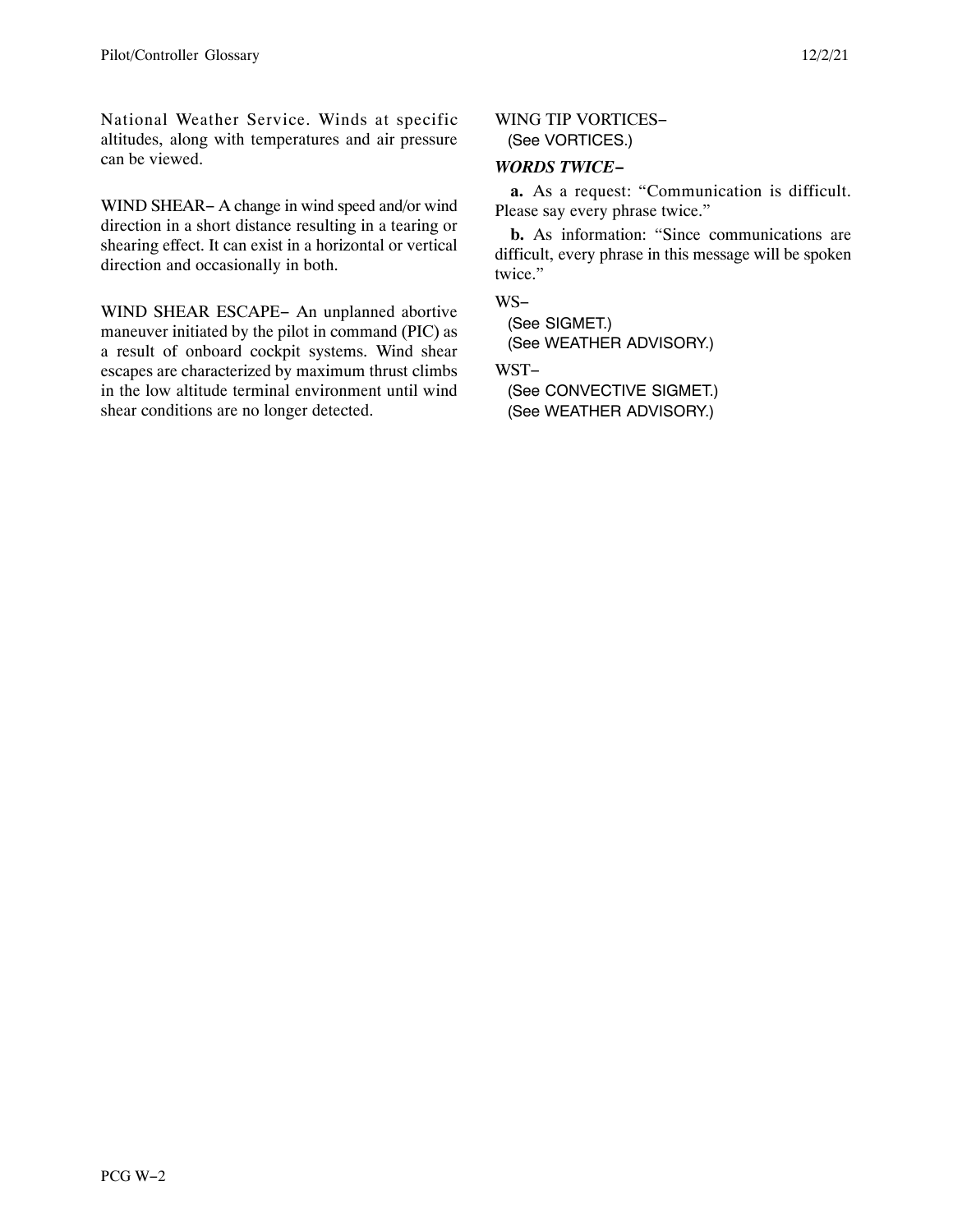National Weather Service. Winds at specific altitudes, along with temperatures and air pressure can be viewed.

WIND SHEAR− A change in wind speed and/or wind direction in a short distance resulting in a tearing or shearing effect. It can exist in a horizontal or vertical direction and occasionally in both.

WIND SHEAR ESCAPE− An unplanned abortive maneuver initiated by the pilot in command (PIC) as a result of onboard cockpit systems. Wind shear escapes are characterized by maximum thrust climbs in the low altitude terminal environment until wind shear conditions are no longer detected.

WING TIP VORTICES−
(See VORTICES.)

***WORDS TWICE−***

**a.** As a request: "Communication is difficult. Please say every phrase twice."

**b.** As information: "Since communications are difficult, every phrase in this message will be spoken twice."

WS−
(See SIGMET.)
(See WEATHER ADVISORY.)

WST−
(See CONVECTIVE SIGMET.)
(See WEATHER ADVISORY.)